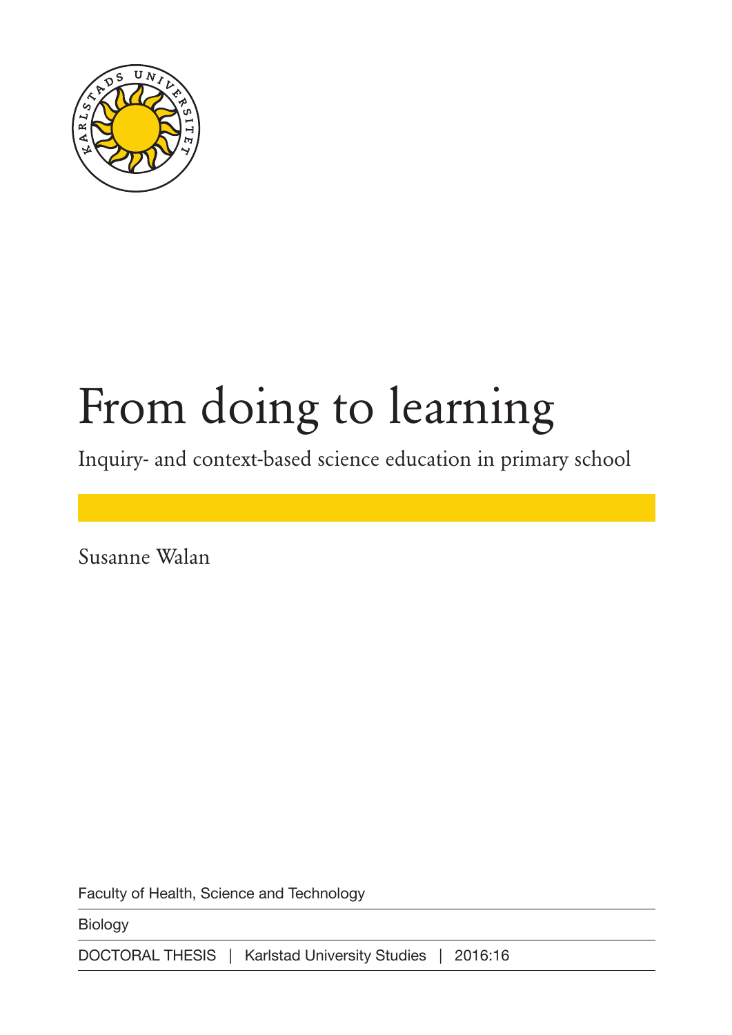# From doing to learning

Inquiry- and context-based science education in primary school

Susanne Walan

Faculty of Health, Science and Technology

Biology

DOCTORAL THESIS | Karlstad University Studies | 2016:16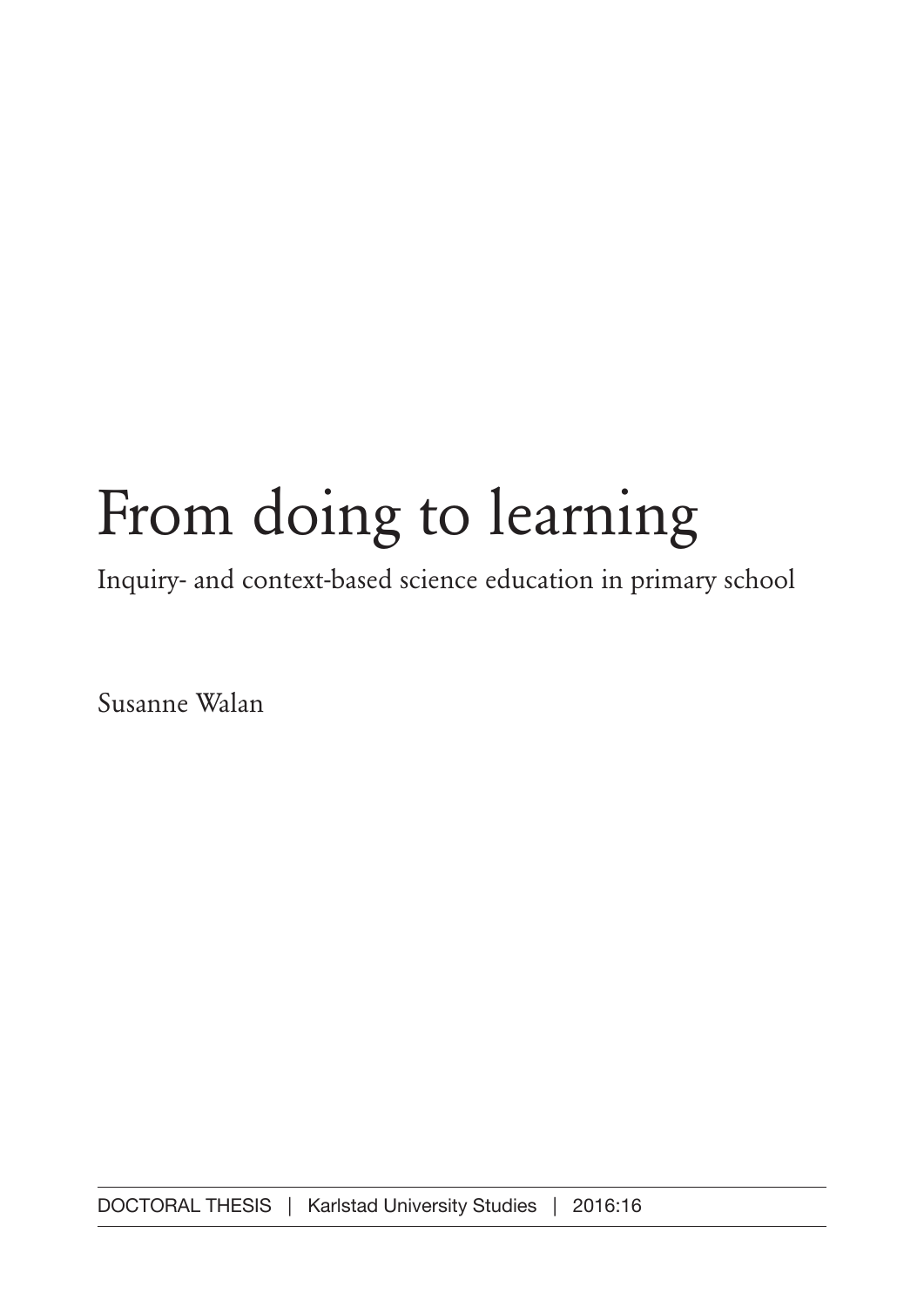# From doing to learning

Inquiry- and context-based science education in primary school

Susanne Walan

DOCTORAL THESIS | Karlstad University Studies | 2016:16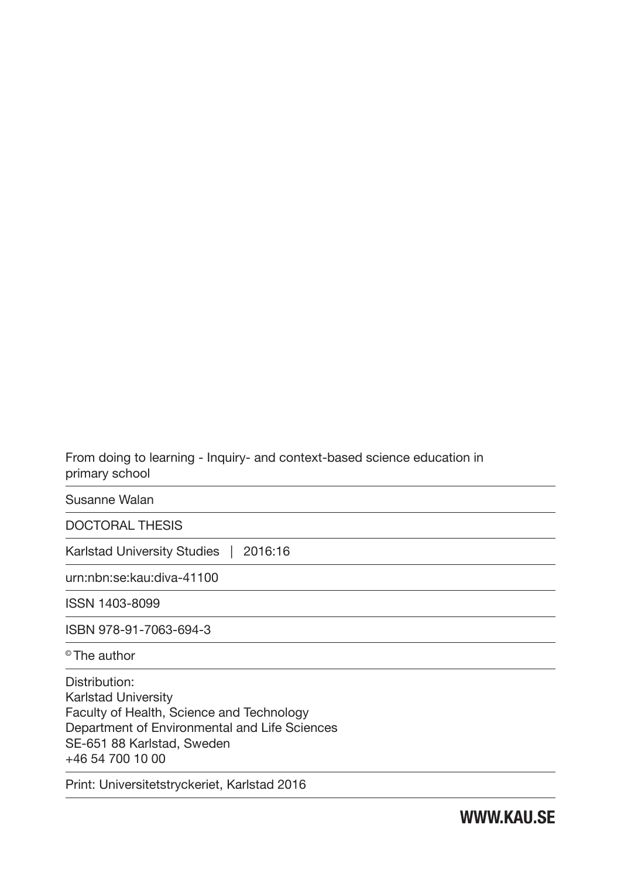From doing to learning - Inquiry- and context-based science education in primary school

Susanne Walan

DOCTORAL THESIS

Karlstad University Studies | 2016:16

urn:nbn:se:kau:diva-41100

ISSN 1403-8099

ISBN 978-91-7063-694-3

© The author

Distribution:
Karlstad University
Faculty of Health, Science and Technology
Department of Environmental and Life Sciences
SE-651 88 Karlstad, Sweden
+46 54 700 10 00

Print: Universitetstryckeriet, Karlstad 2016

**WWW.KAU.SE**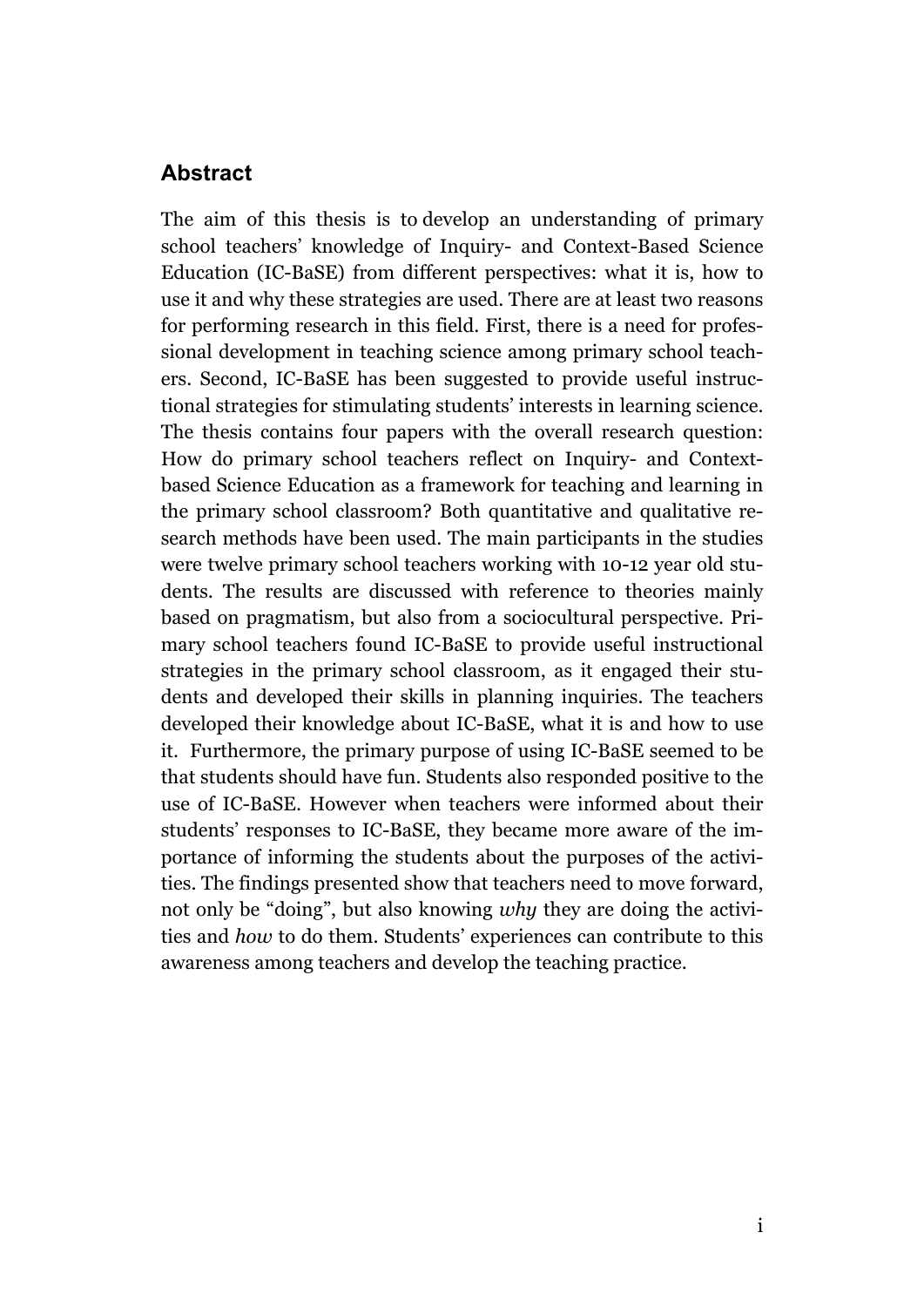## Abstract

The aim of this thesis is to develop an understanding of primary school teachers' knowledge of Inquiry- and Context-Based Science Education (IC-BaSE) from different perspectives: what it is, how to use it and why these strategies are used. There are at least two reasons for performing research in this field. First, there is a need for professional development in teaching science among primary school teachers. Second, IC-BaSE has been suggested to provide useful instructional strategies for stimulating students' interests in learning science. The thesis contains four papers with the overall research question: How do primary school teachers reflect on Inquiry- and Context-based Science Education as a framework for teaching and learning in the primary school classroom? Both quantitative and qualitative research methods have been used. The main participants in the studies were twelve primary school teachers working with 10-12 year old students. The results are discussed with reference to theories mainly based on pragmatism, but also from a sociocultural perspective. Primary school teachers found IC-BaSE to provide useful instructional strategies in the primary school classroom, as it engaged their students and developed their skills in planning inquiries. The teachers developed their knowledge about IC-BaSE, what it is and how to use it. Furthermore, the primary purpose of using IC-BaSE seemed to be that students should have fun. Students also responded positive to the use of IC-BaSE. However when teachers were informed about their students' responses to IC-BaSE, they became more aware of the importance of informing the students about the purposes of the activities. The findings presented show that teachers need to move forward, not only be "doing", but also knowing *why* they are doing the activities and *how* to do them. Students' experiences can contribute to this awareness among teachers and develop the teaching practice.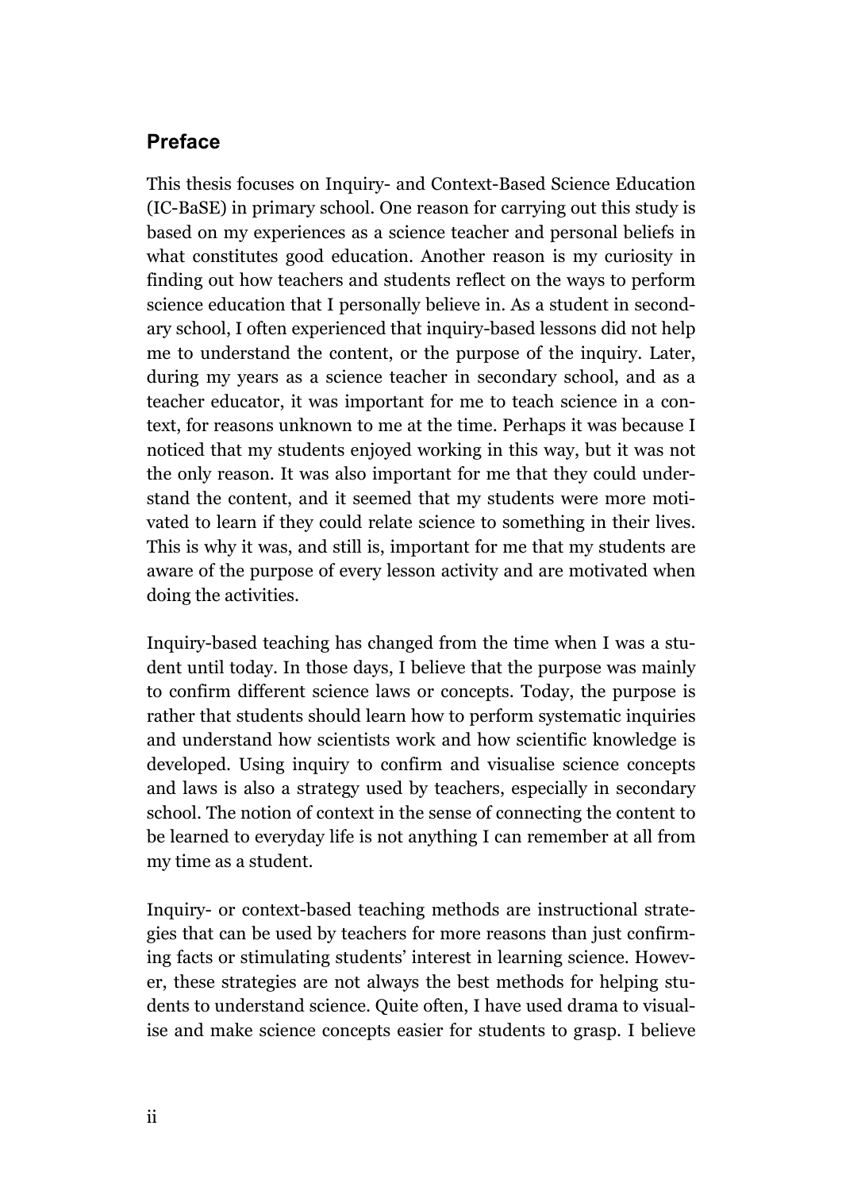## Preface

This thesis focuses on Inquiry- and Context-Based Science Education (IC-BaSE) in primary school. One reason for carrying out this study is based on my experiences as a science teacher and personal beliefs in what constitutes good education. Another reason is my curiosity in finding out how teachers and students reflect on the ways to perform science education that I personally believe in. As a student in secondary school, I often experienced that inquiry-based lessons did not help me to understand the content, or the purpose of the inquiry. Later, during my years as a science teacher in secondary school, and as a teacher educator, it was important for me to teach science in a context, for reasons unknown to me at the time. Perhaps it was because I noticed that my students enjoyed working in this way, but it was not the only reason. It was also important for me that they could understand the content, and it seemed that my students were more motivated to learn if they could relate science to something in their lives. This is why it was, and still is, important for me that my students are aware of the purpose of every lesson activity and are motivated when doing the activities.

Inquiry-based teaching has changed from the time when I was a student until today. In those days, I believe that the purpose was mainly to confirm different science laws or concepts. Today, the purpose is rather that students should learn how to perform systematic inquiries and understand how scientists work and how scientific knowledge is developed. Using inquiry to confirm and visualise science concepts and laws is also a strategy used by teachers, especially in secondary school. The notion of context in the sense of connecting the content to be learned to everyday life is not anything I can remember at all from my time as a student.

Inquiry- or context-based teaching methods are instructional strategies that can be used by teachers for more reasons than just confirming facts or stimulating students' interest in learning science. However, these strategies are not always the best methods for helping students to understand science. Quite often, I have used drama to visualise and make science concepts easier for students to grasp. I believe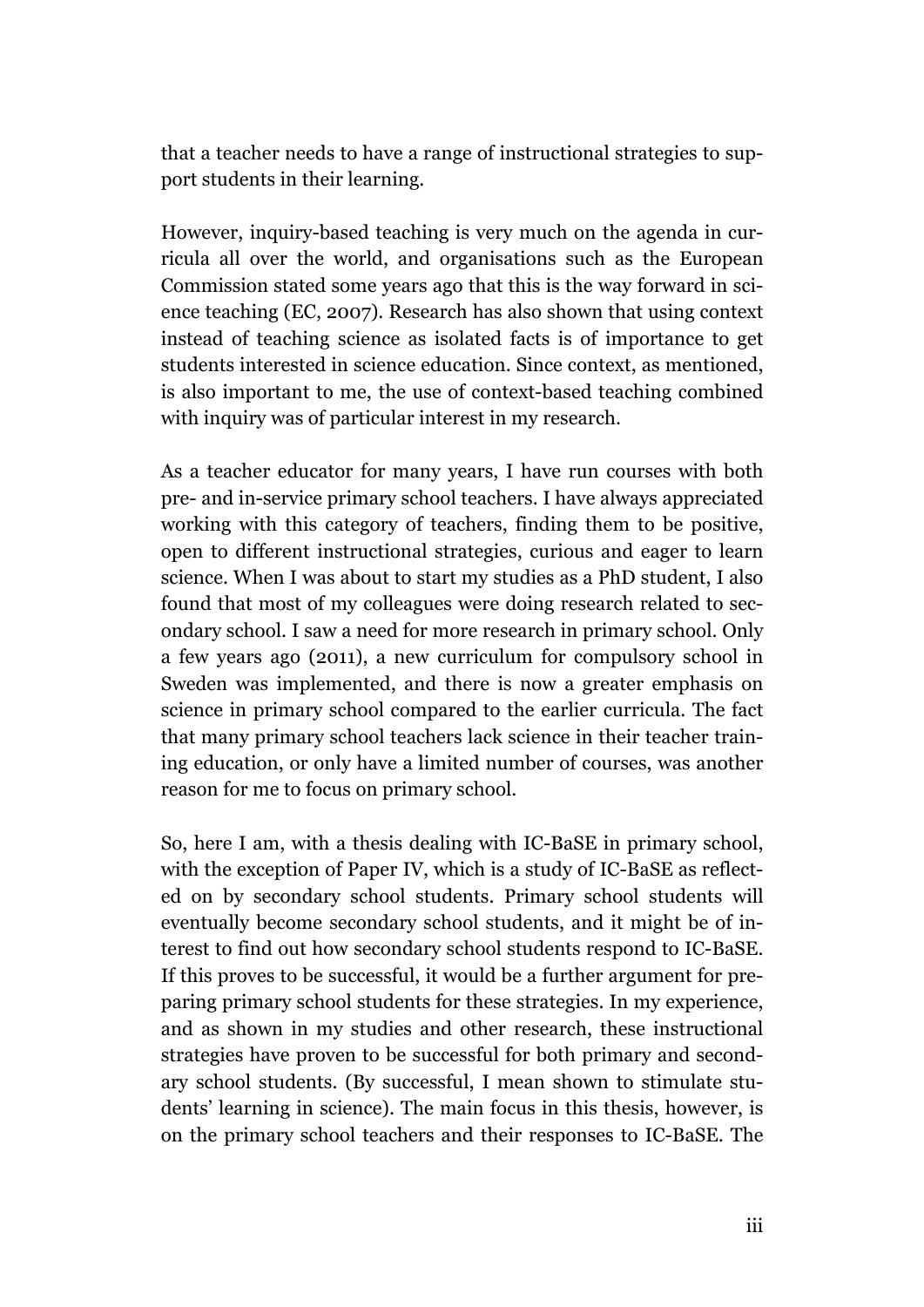that a teacher needs to have a range of instructional strategies to support students in their learning.

However, inquiry-based teaching is very much on the agenda in curricula all over the world, and organisations such as the European Commission stated some years ago that this is the way forward in science teaching (EC, 2007). Research has also shown that using context instead of teaching science as isolated facts is of importance to get students interested in science education. Since context, as mentioned, is also important to me, the use of context-based teaching combined with inquiry was of particular interest in my research.

As a teacher educator for many years, I have run courses with both pre- and in-service primary school teachers. I have always appreciated working with this category of teachers, finding them to be positive, open to different instructional strategies, curious and eager to learn science. When I was about to start my studies as a PhD student, I also found that most of my colleagues were doing research related to secondary school. I saw a need for more research in primary school. Only a few years ago (2011), a new curriculum for compulsory school in Sweden was implemented, and there is now a greater emphasis on science in primary school compared to the earlier curricula. The fact that many primary school teachers lack science in their teacher training education, or only have a limited number of courses, was another reason for me to focus on primary school.

So, here I am, with a thesis dealing with IC-BaSE in primary school, with the exception of Paper IV, which is a study of IC-BaSE as reflected on by secondary school students. Primary school students will eventually become secondary school students, and it might be of interest to find out how secondary school students respond to IC-BaSE. If this proves to be successful, it would be a further argument for preparing primary school students for these strategies. In my experience, and as shown in my studies and other research, these instructional strategies have proven to be successful for both primary and secondary school students. (By successful, I mean shown to stimulate students' learning in science). The main focus in this thesis, however, is on the primary school teachers and their responses to IC-BaSE. The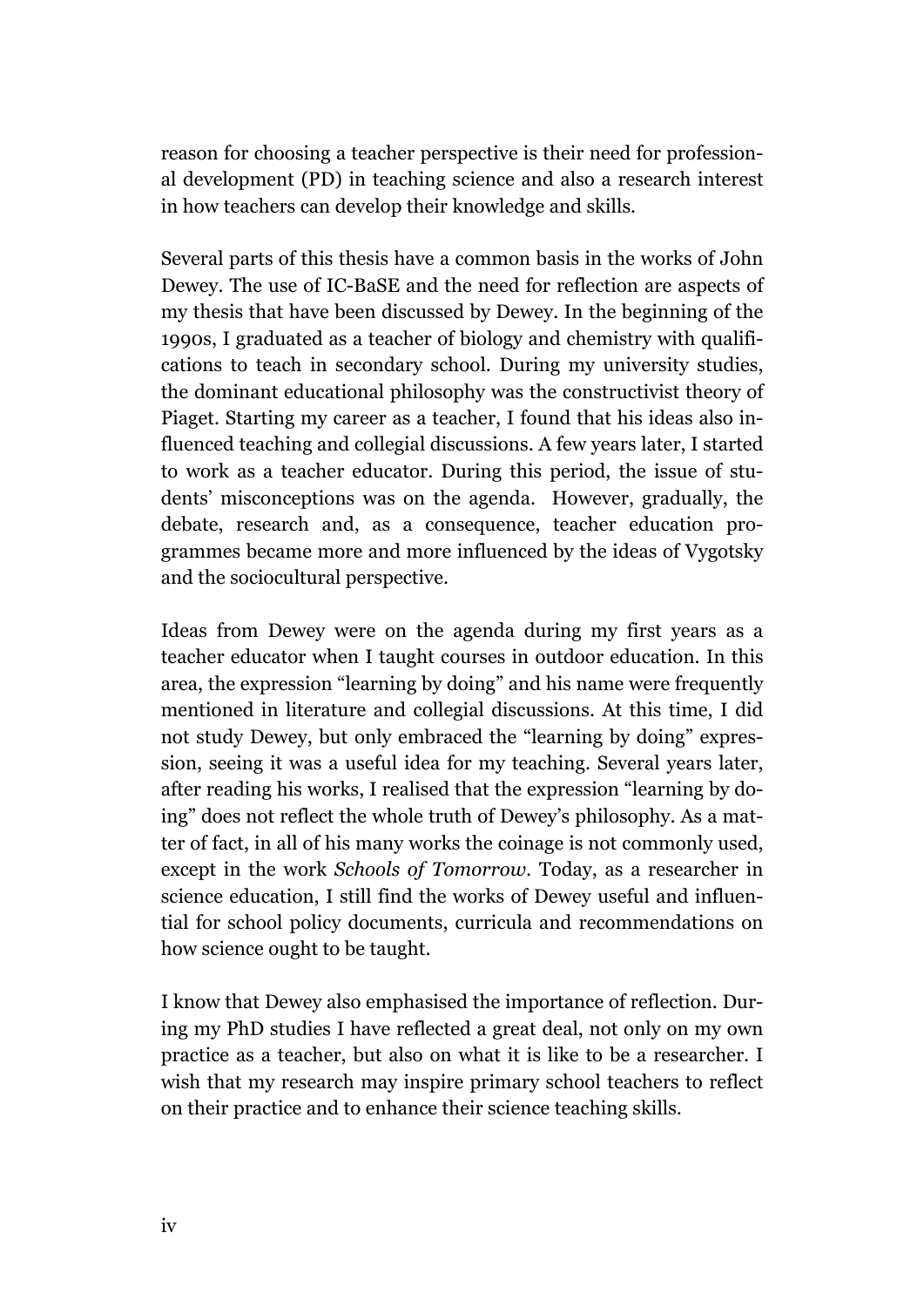reason for choosing a teacher perspective is their need for professional development (PD) in teaching science and also a research interest in how teachers can develop their knowledge and skills.

Several parts of this thesis have a common basis in the works of John Dewey. The use of IC-BaSE and the need for reflection are aspects of my thesis that have been discussed by Dewey. In the beginning of the 1990s, I graduated as a teacher of biology and chemistry with qualifications to teach in secondary school. During my university studies, the dominant educational philosophy was the constructivist theory of Piaget. Starting my career as a teacher, I found that his ideas also influenced teaching and collegial discussions. A few years later, I started to work as a teacher educator. During this period, the issue of students' misconceptions was on the agenda. However, gradually, the debate, research and, as a consequence, teacher education programmes became more and more influenced by the ideas of Vygotsky and the sociocultural perspective.

Ideas from Dewey were on the agenda during my first years as a teacher educator when I taught courses in outdoor education. In this area, the expression "learning by doing" and his name were frequently mentioned in literature and collegial discussions. At this time, I did not study Dewey, but only embraced the "learning by doing" expression, seeing it was a useful idea for my teaching. Several years later, after reading his works, I realised that the expression "learning by doing" does not reflect the whole truth of Dewey's philosophy. As a matter of fact, in all of his many works the coinage is not commonly used, except in the work *Schools of Tomorrow*. Today, as a researcher in science education, I still find the works of Dewey useful and influential for school policy documents, curricula and recommendations on how science ought to be taught.

I know that Dewey also emphasised the importance of reflection. During my PhD studies I have reflected a great deal, not only on my own practice as a teacher, but also on what it is like to be a researcher. I wish that my research may inspire primary school teachers to reflect on their practice and to enhance their science teaching skills.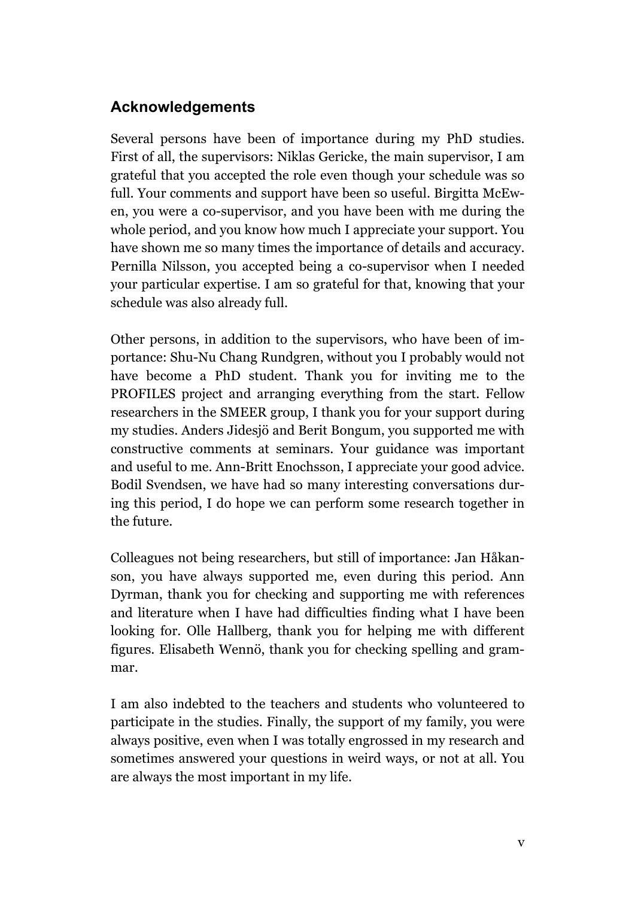## Acknowledgements

Several persons have been of importance during my PhD studies. First of all, the supervisors: Niklas Gericke, the main supervisor, I am grateful that you accepted the role even though your schedule was so full. Your comments and support have been so useful. Birgitta McEwen, you were a co-supervisor, and you have been with me during the whole period, and you know how much I appreciate your support. You have shown me so many times the importance of details and accuracy. Pernilla Nilsson, you accepted being a co-supervisor when I needed your particular expertise. I am so grateful for that, knowing that your schedule was also already full.

Other persons, in addition to the supervisors, who have been of importance: Shu-Nu Chang Rundgren, without you I probably would not have become a PhD student. Thank you for inviting me to the PROFILES project and arranging everything from the start. Fellow researchers in the SMEER group, I thank you for your support during my studies. Anders Jidesjö and Berit Bongum, you supported me with constructive comments at seminars. Your guidance was important and useful to me. Ann-Britt Enochsson, I appreciate your good advice. Bodil Svendsen, we have had so many interesting conversations during this period, I do hope we can perform some research together in the future.

Colleagues not being researchers, but still of importance: Jan Håkanson, you have always supported me, even during this period. Ann Dyrman, thank you for checking and supporting me with references and literature when I have had difficulties finding what I have been looking for. Olle Hallberg, thank you for helping me with different figures. Elisabeth Wennö, thank you for checking spelling and grammar.

I am also indebted to the teachers and students who volunteered to participate in the studies. Finally, the support of my family, you were always positive, even when I was totally engrossed in my research and sometimes answered your questions in weird ways, or not at all. You are always the most important in my life.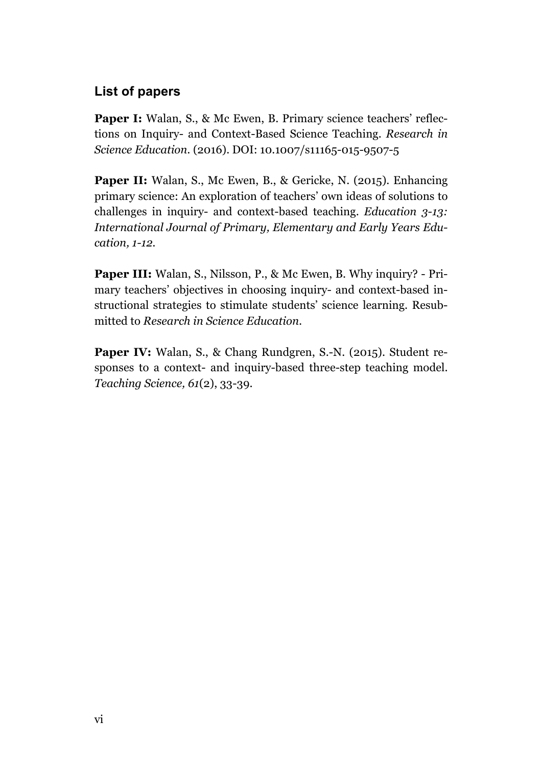## List of papers

**Paper I:** Walan, S., & Mc Ewen, B. Primary science teachers' reflections on Inquiry- and Context-Based Science Teaching. *Research in Science Education*. (2016). DOI: 10.1007/s11165-015-9507-5

**Paper II:** Walan, S., Mc Ewen, B., & Gericke, N. (2015). Enhancing primary science: An exploration of teachers' own ideas of solutions to challenges in inquiry- and context-based teaching. *Education 3-13: International Journal of Primary, Elementary and Early Years Education, 1-12.*

**Paper III:** Walan, S., Nilsson, P., & Mc Ewen, B. Why inquiry? - Primary teachers' objectives in choosing inquiry- and context-based instructional strategies to stimulate students' science learning. Resubmitted to *Research in Science Education*.

**Paper IV:** Walan, S., & Chang Rundgren, S.-N. (2015). Student responses to a context- and inquiry-based three-step teaching model. *Teaching Science, 61*(2), 33-39.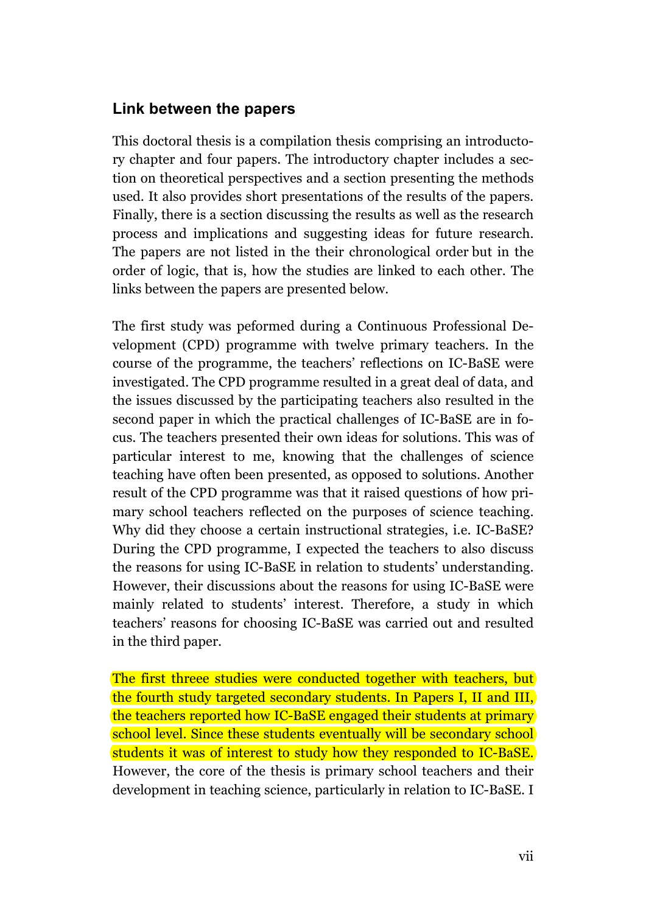## Link between the papers

This doctoral thesis is a compilation thesis comprising an introductory chapter and four papers. The introductory chapter includes a section on theoretical perspectives and a section presenting the methods used. It also provides short presentations of the results of the papers. Finally, there is a section discussing the results as well as the research process and implications and suggesting ideas for future research. The papers are not listed in the their chronological order but in the order of logic, that is, how the studies are linked to each other. The links between the papers are presented below.

The first study was peformed during a Continuous Professional Development (CPD) programme with twelve primary teachers. In the course of the programme, the teachers' reflections on IC-BaSE were investigated. The CPD programme resulted in a great deal of data, and the issues discussed by the participating teachers also resulted in the second paper in which the practical challenges of IC-BaSE are in focus. The teachers presented their own ideas for solutions. This was of particular interest to me, knowing that the challenges of science teaching have often been presented, as opposed to solutions. Another result of the CPD programme was that it raised questions of how primary school teachers reflected on the purposes of science teaching. Why did they choose a certain instructional strategies, i.e. IC-BaSE? During the CPD programme, I expected the teachers to also discuss the reasons for using IC-BaSE in relation to students' understanding. However, their discussions about the reasons for using IC-BaSE were mainly related to students' interest. Therefore, a study in which teachers' reasons for choosing IC-BaSE was carried out and resulted in the third paper.

The first threee studies were conducted together with teachers, but the fourth study targeted secondary students. In Papers I, II and III, the teachers reported how IC-BaSE engaged their students at primary school level. Since these students eventually will be secondary school students it was of interest to study how they responded to IC-BaSE. However, the core of the thesis is primary school teachers and their development in teaching science, particularly in relation to IC-BaSE. I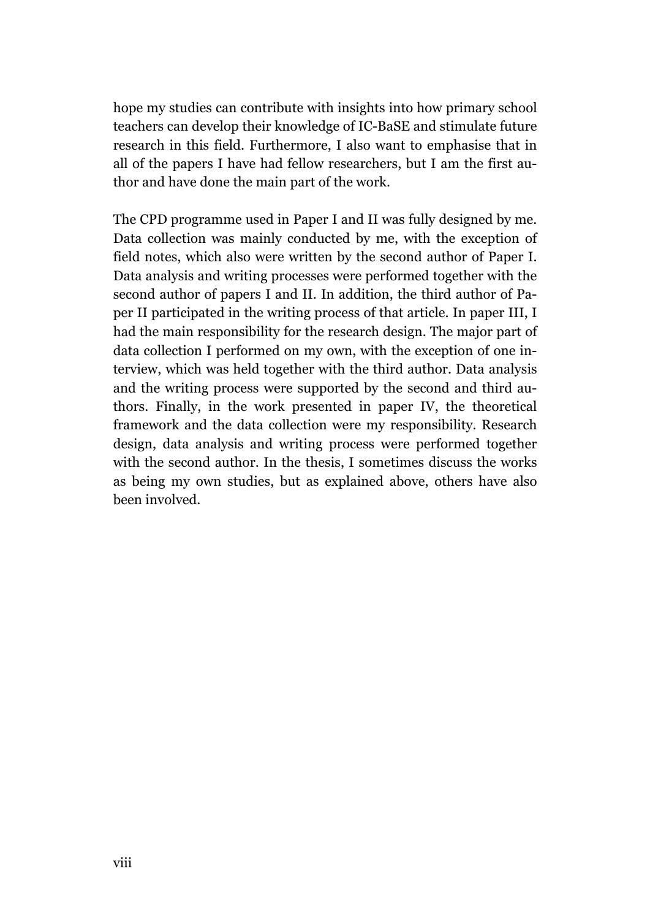hope my studies can contribute with insights into how primary school teachers can develop their knowledge of IC-BaSE and stimulate future research in this field. Furthermore, I also want to emphasise that in all of the papers I have had fellow researchers, but I am the first author and have done the main part of the work.

The CPD programme used in Paper I and II was fully designed by me. Data collection was mainly conducted by me, with the exception of field notes, which also were written by the second author of Paper I. Data analysis and writing processes were performed together with the second author of papers I and II. In addition, the third author of Paper II participated in the writing process of that article. In paper III, I had the main responsibility for the research design. The major part of data collection I performed on my own, with the exception of one interview, which was held together with the third author. Data analysis and the writing process were supported by the second and third authors. Finally, in the work presented in paper IV, the theoretical framework and the data collection were my responsibility. Research design, data analysis and writing process were performed together with the second author. In the thesis, I sometimes discuss the works as being my own studies, but as explained above, others have also been involved.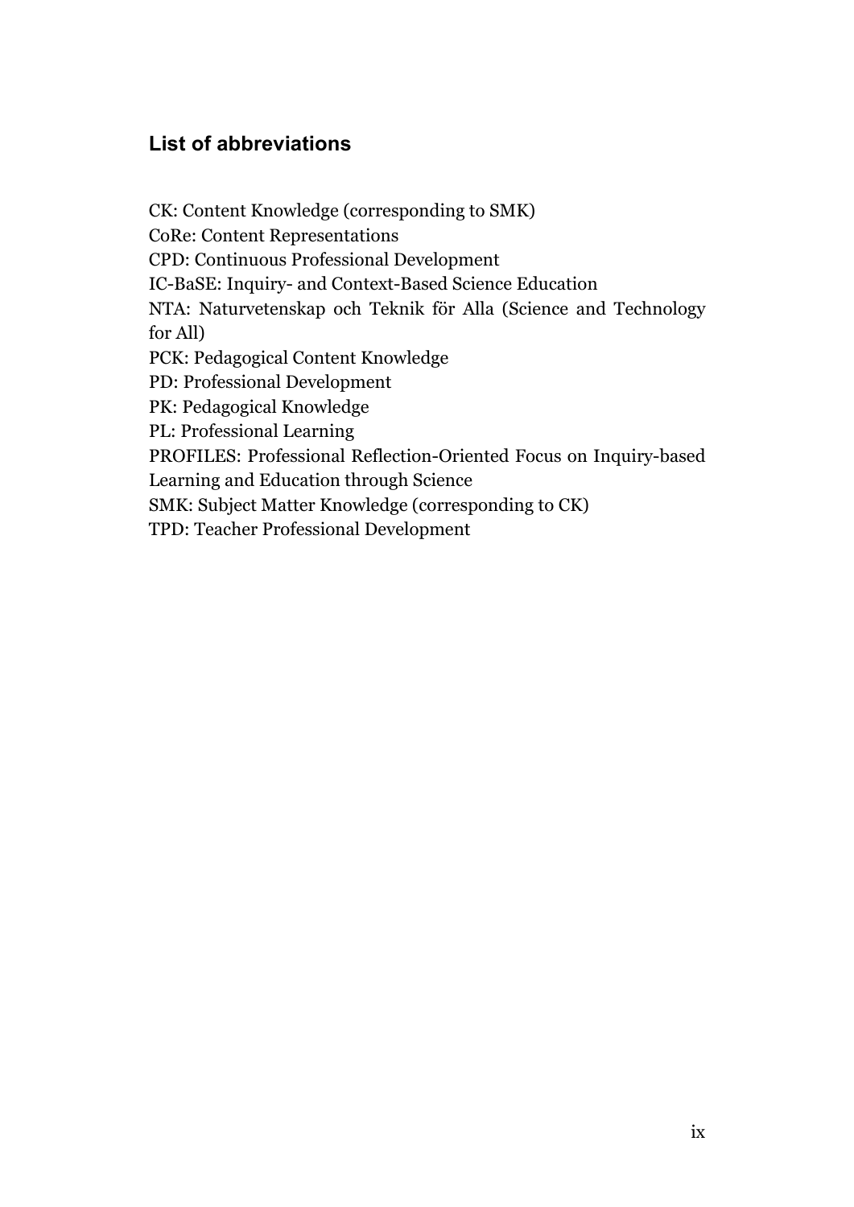## List of abbreviations

CK: Content Knowledge (corresponding to SMK)  
CoRe: Content Representations  
CPD: Continuous Professional Development  
IC-BaSE: Inquiry- and Context-Based Science Education  
NTA: Naturvetenskap och Teknik för Alla (Science and Technology for All)  
PCK: Pedagogical Content Knowledge  
PD: Professional Development  
PK: Pedagogical Knowledge  
PL: Professional Learning  
PROFILES: Professional Reflection-Oriented Focus on Inquiry-based Learning and Education through Science  
SMK: Subject Matter Knowledge (corresponding to CK)  
TPD: Teacher Professional Development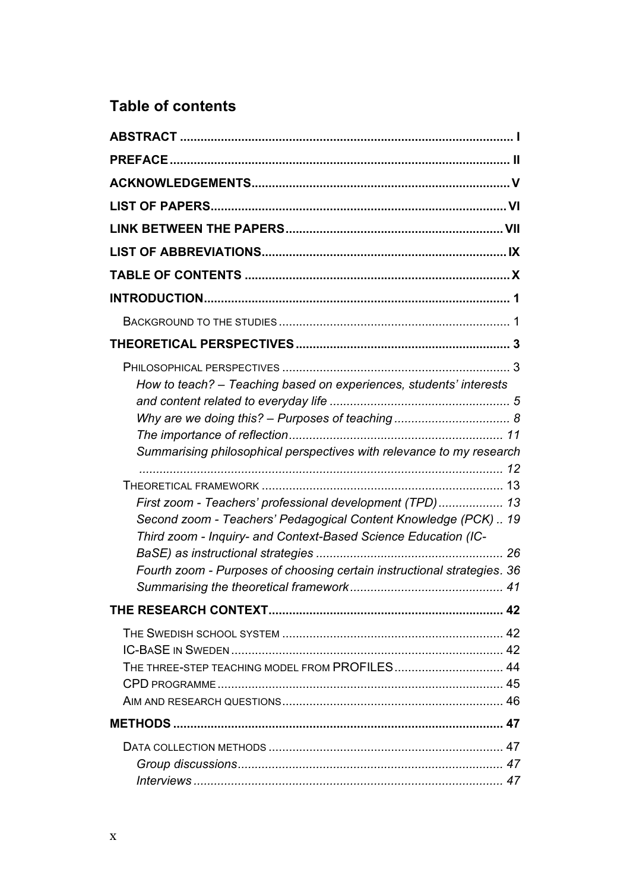## Table of contents

**ABSTRACT** ........ **I**

**PREFACE** ........ **II**

**ACKNOWLEDGEMENTS** ........ **V**

**LIST OF PAPERS** ........ **VI**

**LINK BETWEEN THE PAPERS** ........ **VII**

**LIST OF ABBREVIATIONS** ........ **IX**

**TABLE OF CONTENTS** ........ **X**

**INTRODUCTION** ........ **1**

- BACKGROUND TO THE STUDIES ........ 1

**THEORETICAL PERSPECTIVES** ........ **3**

- PHILOSOPHICAL PERSPECTIVES ........ 3
  - *How to teach? – Teaching based on experiences, students' interests and content related to everyday life* ........ *5*
  - *Why are we doing this? – Purposes of teaching* ........ *8*
  - *The importance of reflection* ........ *11*
  - *Summarising philosophical perspectives with relevance to my research* ........ *12*
- THEORETICAL FRAMEWORK ........ 13
  - *First zoom - Teachers' professional development (TPD)* ........ *13*
  - *Second zoom - Teachers' Pedagogical Content Knowledge (PCK)* ........ *19*
  - *Third zoom - Inquiry- and Context-Based Science Education (IC-BaSE) as instructional strategies* ........ *26*
  - *Fourth zoom - Purposes of choosing certain instructional strategies* ........ *36*
  - *Summarising the theoretical framework* ........ *41*

**THE RESEARCH CONTEXT** ........ **42**

- THE SWEDISH SCHOOL SYSTEM ........ 42
- IC-BASE IN SWEDEN ........ 42
- THE THREE-STEP TEACHING MODEL FROM PROFILES ........ 44
- CPD PROGRAMME ........ 45
- AIM AND RESEARCH QUESTIONS ........ 46

**METHODS** ........ **47**

- DATA COLLECTION METHODS ........ 47
  - *Group discussions* ........ *47*
  - *Interviews* ........ *47*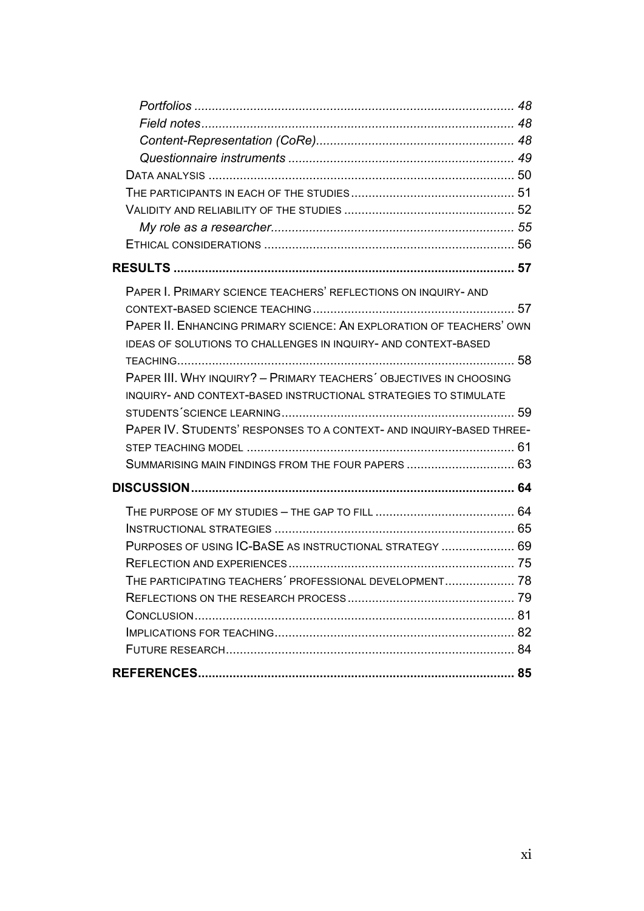*Portfolios* ........................................................................................ *48*
*Field notes* ....................................................................................... *48*
*Content-Representation (CoRe)* ......................................................... *48*
*Questionnaire instruments* ................................................................ *49*
DATA ANALYSIS ......................................................................................... 50
THE PARTICIPANTS IN EACH OF THE STUDIES ................................................ 51
VALIDITY AND RELIABILITY OF THE STUDIES .................................................. 52
*My role as a researcher* ...................................................................... *55*
ETHICAL CONSIDERATIONS ........................................................................ 56

**RESULTS** .................................................................................................. **57**

PAPER I. PRIMARY SCIENCE TEACHERS' REFLECTIONS ON INQUIRY- AND CONTEXT-BASED SCIENCE TEACHING ........................................................... 57
PAPER II. ENHANCING PRIMARY SCIENCE: AN EXPLORATION OF TEACHERS' OWN IDEAS OF SOLUTIONS TO CHALLENGES IN INQUIRY- AND CONTEXT-BASED TEACHING ................................................................................................. 58
PAPER III. WHY INQUIRY? – PRIMARY TEACHERS´ OBJECTIVES IN CHOOSING INQUIRY- AND CONTEXT-BASED INSTRUCTIONAL STRATEGIES TO STIMULATE STUDENTS´SCIENCE LEARNING ................................................................... 59
PAPER IV. STUDENTS' RESPONSES TO A CONTEXT- AND INQUIRY-BASED THREE-STEP TEACHING MODEL ............................................................................. 61
SUMMARISING MAIN FINDINGS FROM THE FOUR PAPERS ................................ 63

**DISCUSSION** ............................................................................................. **64**

THE PURPOSE OF MY STUDIES – THE GAP TO FILL ........................................ 64
INSTRUCTIONAL STRATEGIES ..................................................................... 65
PURPOSES OF USING IC-BASE AS INSTRUCTIONAL STRATEGY ..................... 69
REFLECTION AND EXPERIENCES .................................................................. 75
THE PARTICIPATING TEACHERS´ PROFESSIONAL DEVELOPMENT .................... 78
REFLECTIONS ON THE RESEARCH PROCESS ................................................. 79
CONCLUSION ............................................................................................. 81
IMPLICATIONS FOR TEACHING ..................................................................... 82
FUTURE RESEARCH .................................................................................... 84

**REFERENCES** ........................................................................................... **85**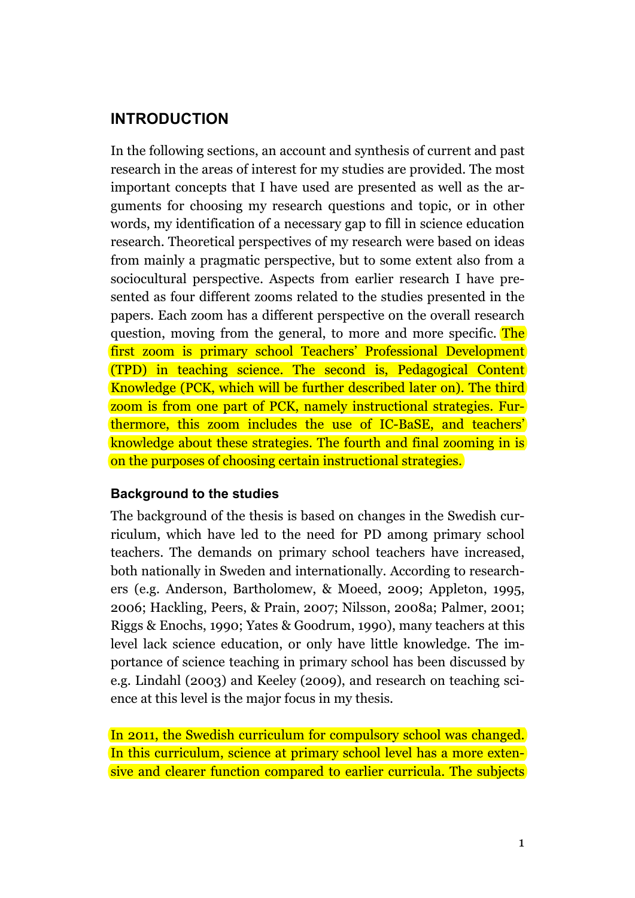## INTRODUCTION

In the following sections, an account and synthesis of current and past research in the areas of interest for my studies are provided. The most important concepts that I have used are presented as well as the arguments for choosing my research questions and topic, or in other words, my identification of a necessary gap to fill in science education research. Theoretical perspectives of my research were based on ideas from mainly a pragmatic perspective, but to some extent also from a sociocultural perspective. Aspects from earlier research I have presented as four different zooms related to the studies presented in the papers. Each zoom has a different perspective on the overall research question, moving from the general, to more and more specific. The first zoom is primary school Teachers' Professional Development (TPD) in teaching science. The second is, Pedagogical Content Knowledge (PCK, which will be further described later on). The third zoom is from one part of PCK, namely instructional strategies. Furthermore, this zoom includes the use of IC-BaSE, and teachers' knowledge about these strategies. The fourth and final zooming in is on the purposes of choosing certain instructional strategies.

### Background to the studies

The background of the thesis is based on changes in the Swedish curriculum, which have led to the need for PD among primary school teachers. The demands on primary school teachers have increased, both nationally in Sweden and internationally. According to researchers (e.g. Anderson, Bartholomew, & Moeed, 2009; Appleton, 1995, 2006; Hackling, Peers, & Prain, 2007; Nilsson, 2008a; Palmer, 2001; Riggs & Enochs, 1990; Yates & Goodrum, 1990), many teachers at this level lack science education, or only have little knowledge. The importance of science teaching in primary school has been discussed by e.g. Lindahl (2003) and Keeley (2009), and research on teaching science at this level is the major focus in my thesis.

In 2011, the Swedish curriculum for compulsory school was changed. In this curriculum, science at primary school level has a more extensive and clearer function compared to earlier curricula. The subjects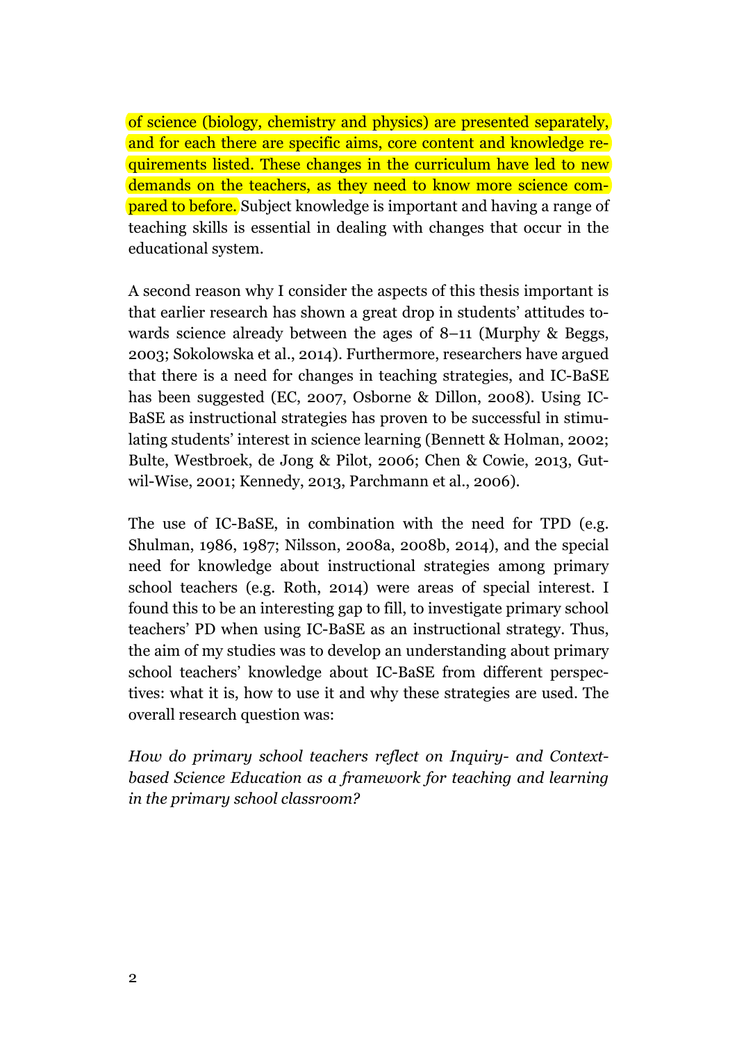of science (biology, chemistry and physics) are presented separately, and for each there are specific aims, core content and knowledge requirements listed. These changes in the curriculum have led to new demands on the teachers, as they need to know more science compared to before. Subject knowledge is important and having a range of teaching skills is essential in dealing with changes that occur in the educational system.

A second reason why I consider the aspects of this thesis important is that earlier research has shown a great drop in students' attitudes towards science already between the ages of 8–11 (Murphy & Beggs, 2003; Sokolowska et al., 2014). Furthermore, researchers have argued that there is a need for changes in teaching strategies, and IC-BaSE has been suggested (EC, 2007, Osborne & Dillon, 2008). Using IC-BaSE as instructional strategies has proven to be successful in stimulating students' interest in science learning (Bennett & Holman, 2002; Bulte, Westbroek, de Jong & Pilot, 2006; Chen & Cowie, 2013, Gutwil-Wise, 2001; Kennedy, 2013, Parchmann et al., 2006).

The use of IC-BaSE, in combination with the need for TPD (e.g. Shulman, 1986, 1987; Nilsson, 2008a, 2008b, 2014), and the special need for knowledge about instructional strategies among primary school teachers (e.g. Roth, 2014) were areas of special interest. I found this to be an interesting gap to fill, to investigate primary school teachers' PD when using IC-BaSE as an instructional strategy. Thus, the aim of my studies was to develop an understanding about primary school teachers' knowledge about IC-BaSE from different perspectives: what it is, how to use it and why these strategies are used. The overall research question was:

*How do primary school teachers reflect on Inquiry- and Context-based Science Education as a framework for teaching and learning in the primary school classroom?*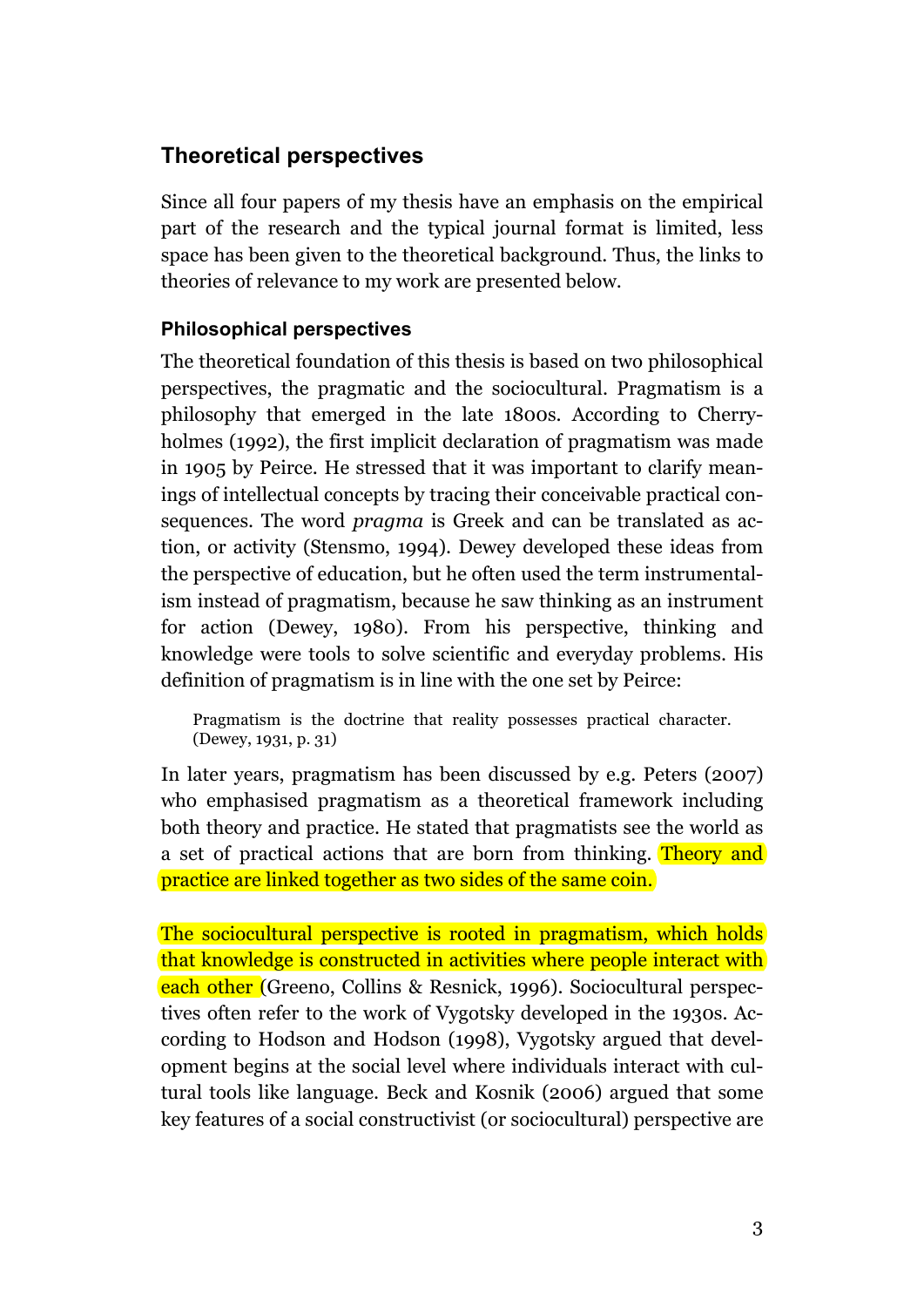## Theoretical perspectives

Since all four papers of my thesis have an emphasis on the empirical part of the research and the typical journal format is limited, less space has been given to the theoretical background. Thus, the links to theories of relevance to my work are presented below.

### Philosophical perspectives

The theoretical foundation of this thesis is based on two philosophical perspectives, the pragmatic and the sociocultural. Pragmatism is a philosophy that emerged in the late 1800s. According to Cherryholmes (1992), the first implicit declaration of pragmatism was made in 1905 by Peirce. He stressed that it was important to clarify meanings of intellectual concepts by tracing their conceivable practical consequences. The word *pragma* is Greek and can be translated as action, or activity (Stensmo, 1994). Dewey developed these ideas from the perspective of education, but he often used the term instrumentalism instead of pragmatism, because he saw thinking as an instrument for action (Dewey, 1980). From his perspective, thinking and knowledge were tools to solve scientific and everyday problems. His definition of pragmatism is in line with the one set by Peirce:

> Pragmatism is the doctrine that reality possesses practical character. (Dewey, 1931, p. 31)

In later years, pragmatism has been discussed by e.g. Peters (2007) who emphasised pragmatism as a theoretical framework including both theory and practice. He stated that pragmatists see the world as a set of practical actions that are born from thinking. Theory and practice are linked together as two sides of the same coin.

The sociocultural perspective is rooted in pragmatism, which holds that knowledge is constructed in activities where people interact with each other (Greeno, Collins & Resnick, 1996). Sociocultural perspectives often refer to the work of Vygotsky developed in the 1930s. According to Hodson and Hodson (1998), Vygotsky argued that development begins at the social level where individuals interact with cultural tools like language. Beck and Kosnik (2006) argued that some key features of a social constructivist (or sociocultural) perspective are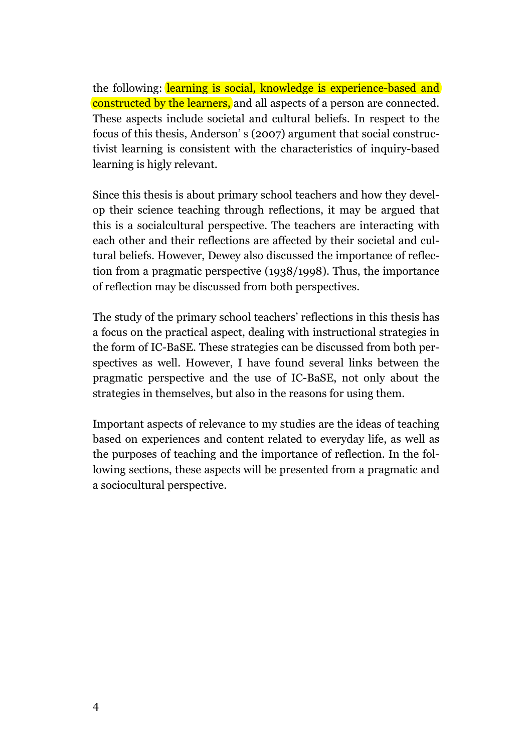the following: learning is social, knowledge is experience-based and constructed by the learners, and all aspects of a person are connected. These aspects include societal and cultural beliefs. In respect to the focus of this thesis, Anderson' s (2007) argument that social constructivist learning is consistent with the characteristics of inquiry-based learning is higly relevant.

Since this thesis is about primary school teachers and how they develop their science teaching through reflections, it may be argued that this is a socialcultural perspective. The teachers are interacting with each other and their reflections are affected by their societal and cultural beliefs. However, Dewey also discussed the importance of reflection from a pragmatic perspective (1938/1998). Thus, the importance of reflection may be discussed from both perspectives.

The study of the primary school teachers' reflections in this thesis has a focus on the practical aspect, dealing with instructional strategies in the form of IC-BaSE. These strategies can be discussed from both perspectives as well. However, I have found several links between the pragmatic perspective and the use of IC-BaSE, not only about the strategies in themselves, but also in the reasons for using them.

Important aspects of relevance to my studies are the ideas of teaching based on experiences and content related to everyday life, as well as the purposes of teaching and the importance of reflection. In the following sections, these aspects will be presented from a pragmatic and a sociocultural perspective.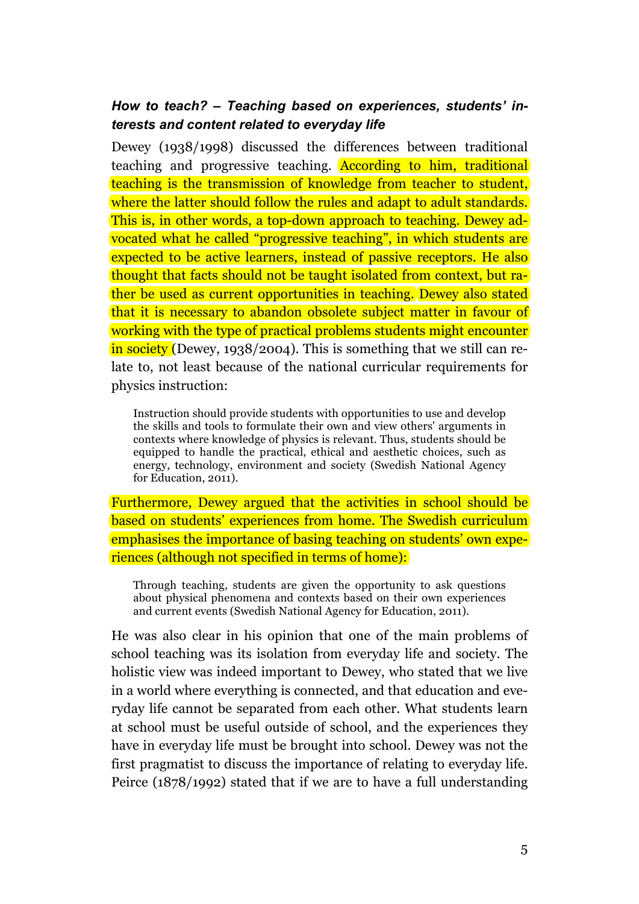***How to teach? – Teaching based on experiences, students' interests and content related to everyday life***

Dewey (1938/1998) discussed the differences between traditional teaching and progressive teaching. According to him, traditional teaching is the transmission of knowledge from teacher to student, where the latter should follow the rules and adapt to adult standards. This is, in other words, a top-down approach to teaching. Dewey advocated what he called "progressive teaching", in which students are expected to be active learners, instead of passive receptors. He also thought that facts should not be taught isolated from context, but rather be used as current opportunities in teaching. Dewey also stated that it is necessary to abandon obsolete subject matter in favour of working with the type of practical problems students might encounter in society (Dewey, 1938/2004). This is something that we still can relate to, not least because of the national curricular requirements for physics instruction:

> Instruction should provide students with opportunities to use and develop the skills and tools to formulate their own and view others' arguments in contexts where knowledge of physics is relevant. Thus, students should be equipped to handle the practical, ethical and aesthetic choices, such as energy, technology, environment and society (Swedish National Agency for Education, 2011).

Furthermore, Dewey argued that the activities in school should be based on students' experiences from home. The Swedish curriculum emphasises the importance of basing teaching on students' own experiences (although not specified in terms of home):

> Through teaching, students are given the opportunity to ask questions about physical phenomena and contexts based on their own experiences and current events (Swedish National Agency for Education, 2011).

He was also clear in his opinion that one of the main problems of school teaching was its isolation from everyday life and society. The holistic view was indeed important to Dewey, who stated that we live in a world where everything is connected, and that education and everyday life cannot be separated from each other. What students learn at school must be useful outside of school, and the experiences they have in everyday life must be brought into school. Dewey was not the first pragmatist to discuss the importance of relating to everyday life. Peirce (1878/1992) stated that if we are to have a full understanding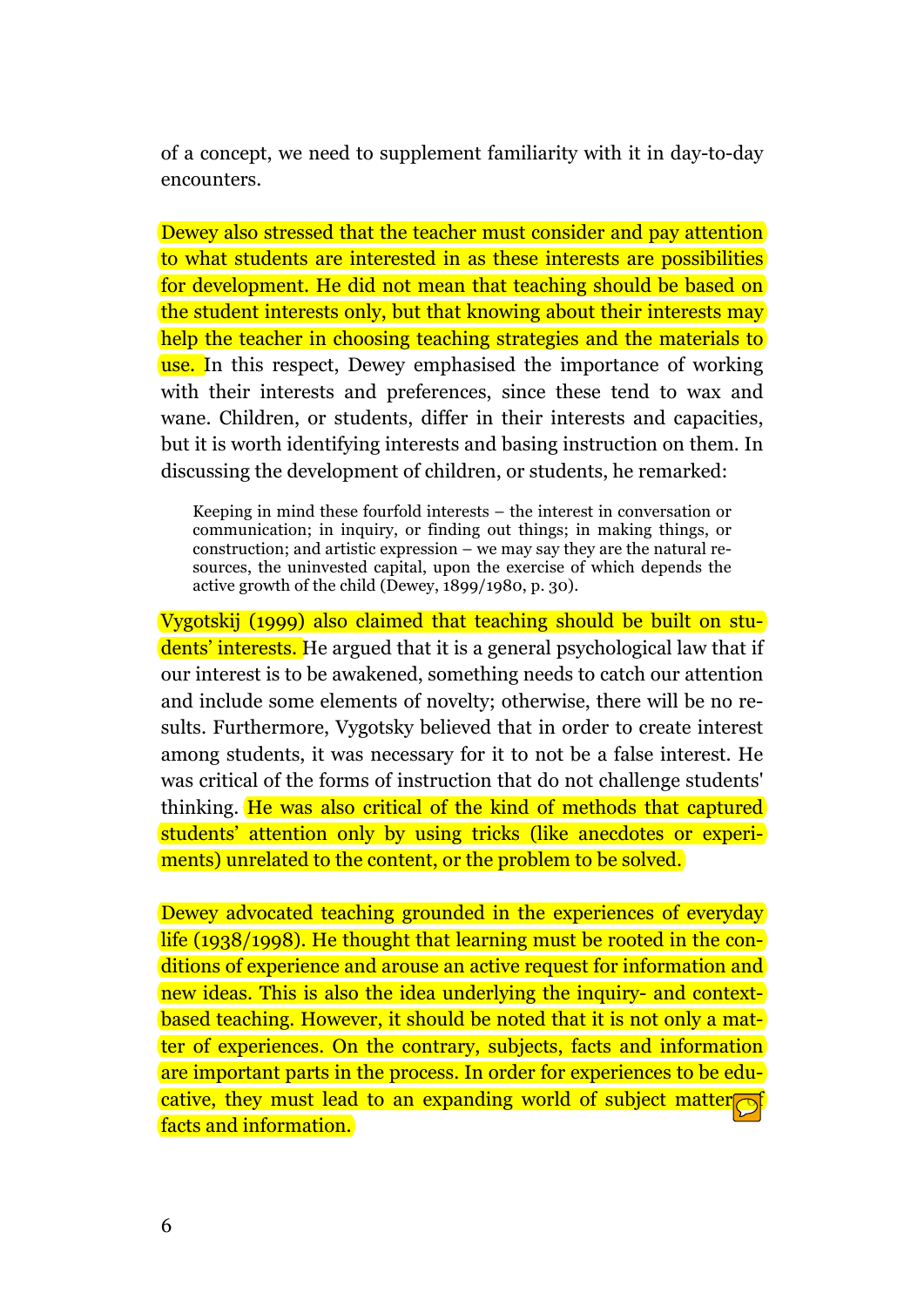of a concept, we need to supplement familiarity with it in day-to-day encounters.

Dewey also stressed that the teacher must consider and pay attention to what students are interested in as these interests are possibilities for development. He did not mean that teaching should be based on the student interests only, but that knowing about their interests may help the teacher in choosing teaching strategies and the materials to use. In this respect, Dewey emphasised the importance of working with their interests and preferences, since these tend to wax and wane. Children, or students, differ in their interests and capacities, but it is worth identifying interests and basing instruction on them. In discussing the development of children, or students, he remarked:

> Keeping in mind these fourfold interests – the interest in conversation or communication; in inquiry, or finding out things; in making things, or construction; and artistic expression – we may say they are the natural resources, the uninvested capital, upon the exercise of which depends the active growth of the child (Dewey, 1899/1980, p. 30).

Vygotskij (1999) also claimed that teaching should be built on students' interests. He argued that it is a general psychological law that if our interest is to be awakened, something needs to catch our attention and include some elements of novelty; otherwise, there will be no results. Furthermore, Vygotsky believed that in order to create interest among students, it was necessary for it to not be a false interest. He was critical of the forms of instruction that do not challenge students' thinking. He was also critical of the kind of methods that captured students' attention only by using tricks (like anecdotes or experiments) unrelated to the content, or the problem to be solved.

Dewey advocated teaching grounded in the experiences of everyday life (1938/1998). He thought that learning must be rooted in the conditions of experience and arouse an active request for information and new ideas. This is also the idea underlying the inquiry- and context-based teaching. However, it should be noted that it is not only a matter of experiences. On the contrary, subjects, facts and information are important parts in the process. In order for experiences to be educative, they must lead to an expanding world of subject matter of facts and information.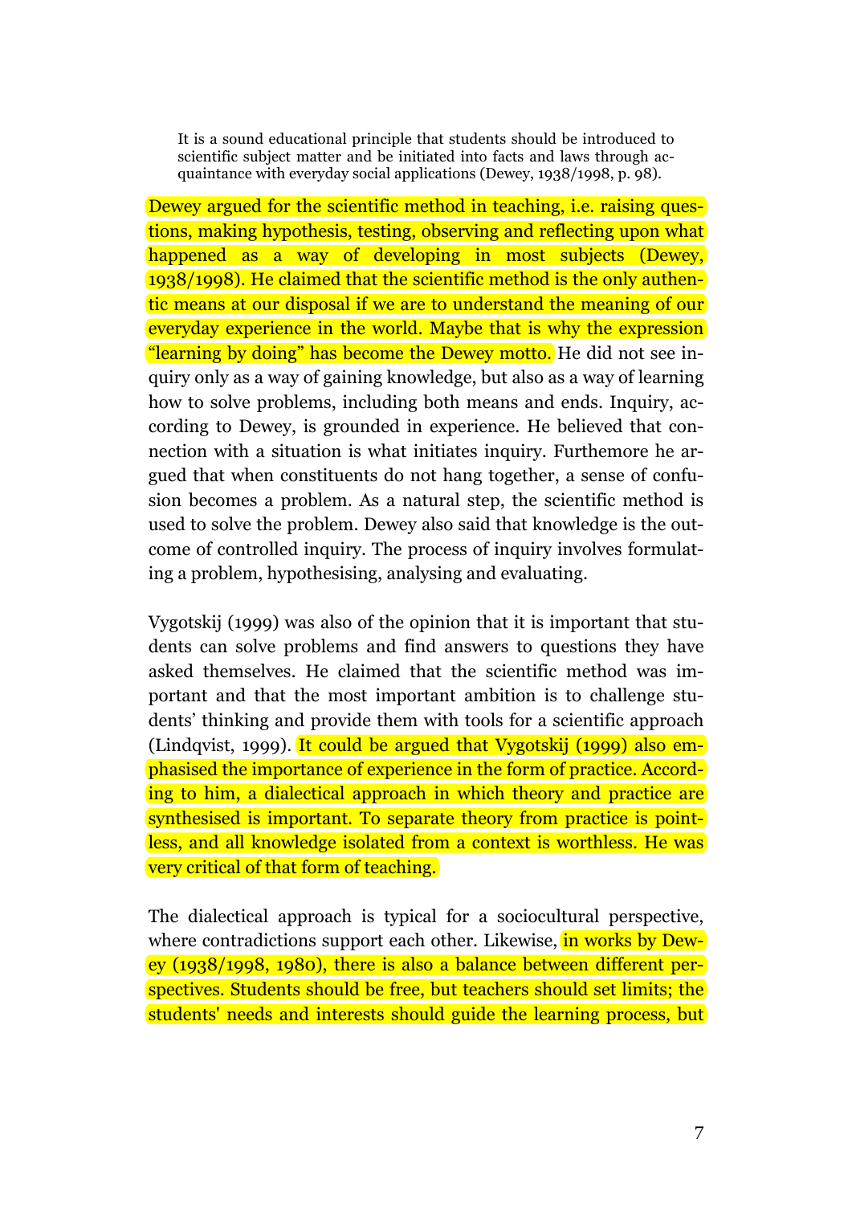> It is a sound educational principle that students should be introduced to scientific subject matter and be initiated into facts and laws through acquaintance with everyday social applications (Dewey, 1938/1998, p. 98).

Dewey argued for the scientific method in teaching, i.e. raising questions, making hypothesis, testing, observing and reflecting upon what happened as a way of developing in most subjects (Dewey, 1938/1998). He claimed that the scientific method is the only authentic means at our disposal if we are to understand the meaning of our everyday experience in the world. Maybe that is why the expression "learning by doing" has become the Dewey motto. He did not see inquiry only as a way of gaining knowledge, but also as a way of learning how to solve problems, including both means and ends. Inquiry, according to Dewey, is grounded in experience. He believed that connection with a situation is what initiates inquiry. Furthermore he argued that when constituents do not hang together, a sense of confusion becomes a problem. As a natural step, the scientific method is used to solve the problem. Dewey also said that knowledge is the outcome of controlled inquiry. The process of inquiry involves formulating a problem, hypothesising, analysing and evaluating.

Vygotskij (1999) was also of the opinion that it is important that students can solve problems and find answers to questions they have asked themselves. He claimed that the scientific method was important and that the most important ambition is to challenge students' thinking and provide them with tools for a scientific approach (Lindqvist, 1999). It could be argued that Vygotskij (1999) also emphasised the importance of experience in the form of practice. According to him, a dialectical approach in which theory and practice are synthesised is important. To separate theory from practice is pointless, and all knowledge isolated from a context is worthless. He was very critical of that form of teaching.

The dialectical approach is typical for a sociocultural perspective, where contradictions support each other. Likewise, in works by Dewey (1938/1998, 1980), there is also a balance between different perspectives. Students should be free, but teachers should set limits; the students' needs and interests should guide the learning process, but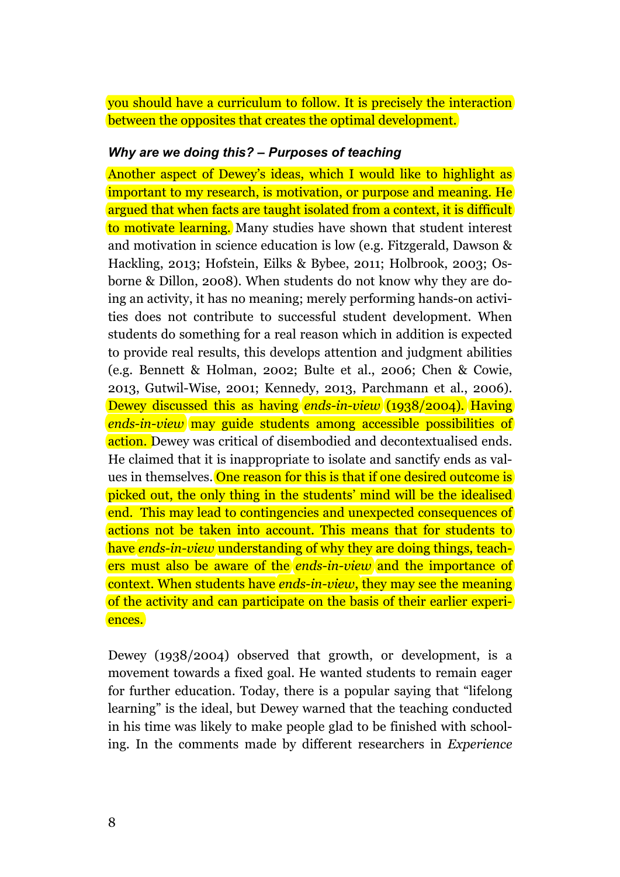you should have a curriculum to follow. It is precisely the interaction between the opposites that creates the optimal development.

***Why are we doing this? – Purposes of teaching***

Another aspect of Dewey's ideas, which I would like to highlight as important to my research, is motivation, or purpose and meaning. He argued that when facts are taught isolated from a context, it is difficult to motivate learning. Many studies have shown that student interest and motivation in science education is low (e.g. Fitzgerald, Dawson & Hackling, 2013; Hofstein, Eilks & Bybee, 2011; Holbrook, 2003; Osborne & Dillon, 2008). When students do not know why they are doing an activity, it has no meaning; merely performing hands-on activities does not contribute to successful student development. When students do something for a real reason which in addition is expected to provide real results, this develops attention and judgment abilities (e.g. Bennett & Holman, 2002; Bulte et al., 2006; Chen & Cowie, 2013, Gutwil-Wise, 2001; Kennedy, 2013, Parchmann et al., 2006). Dewey discussed this as having *ends-in-view* (1938/2004). Having *ends-in-view* may guide students among accessible possibilities of action. Dewey was critical of disembodied and decontextualised ends. He claimed that it is inappropriate to isolate and sanctify ends as values in themselves. One reason for this is that if one desired outcome is picked out, the only thing in the students' mind will be the idealised end. This may lead to contingencies and unexpected consequences of actions not be taken into account. This means that for students to have *ends-in-view* understanding of why they are doing things, teachers must also be aware of the *ends-in-view* and the importance of context. When students have *ends-in-view*, they may see the meaning of the activity and can participate on the basis of their earlier experiences.

Dewey (1938/2004) observed that growth, or development, is a movement towards a fixed goal. He wanted students to remain eager for further education. Today, there is a popular saying that "lifelong learning" is the ideal, but Dewey warned that the teaching conducted in his time was likely to make people glad to be finished with schooling. In the comments made by different researchers in *Experience*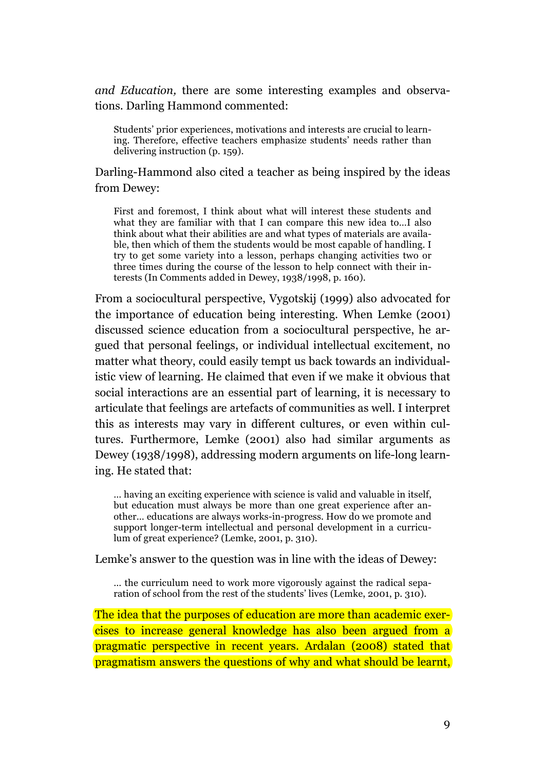*and Education,* there are some interesting examples and observations. Darling Hammond commented:

> Students' prior experiences, motivations and interests are crucial to learning. Therefore, effective teachers emphasize students' needs rather than delivering instruction (p. 159).

Darling-Hammond also cited a teacher as being inspired by the ideas from Dewey:

> First and foremost, I think about what will interest these students and what they are familiar with that I can compare this new idea to…I also think about what their abilities are and what types of materials are available, then which of them the students would be most capable of handling. I try to get some variety into a lesson, perhaps changing activities two or three times during the course of the lesson to help connect with their interests (In Comments added in Dewey, 1938/1998, p. 160).

From a sociocultural perspective, Vygotskij (1999) also advocated for the importance of education being interesting. When Lemke (2001) discussed science education from a sociocultural perspective, he argued that personal feelings, or individual intellectual excitement, no matter what theory, could easily tempt us back towards an individualistic view of learning. He claimed that even if we make it obvious that social interactions are an essential part of learning, it is necessary to articulate that feelings are artefacts of communities as well. I interpret this as interests may vary in different cultures, or even within cultures. Furthermore, Lemke (2001) also had similar arguments as Dewey (1938/1998), addressing modern arguments on life-long learning. He stated that:

> … having an exciting experience with science is valid and valuable in itself, but education must always be more than one great experience after another… educations are always works-in-progress. How do we promote and support longer-term intellectual and personal development in a curriculum of great experience? (Lemke, 2001, p. 310).

Lemke's answer to the question was in line with the ideas of Dewey:

> … the curriculum need to work more vigorously against the radical separation of school from the rest of the students' lives (Lemke, 2001, p. 310).

The idea that the purposes of education are more than academic exercises to increase general knowledge has also been argued from a pragmatic perspective in recent years. Ardalan (2008) stated that pragmatism answers the questions of why and what should be learnt,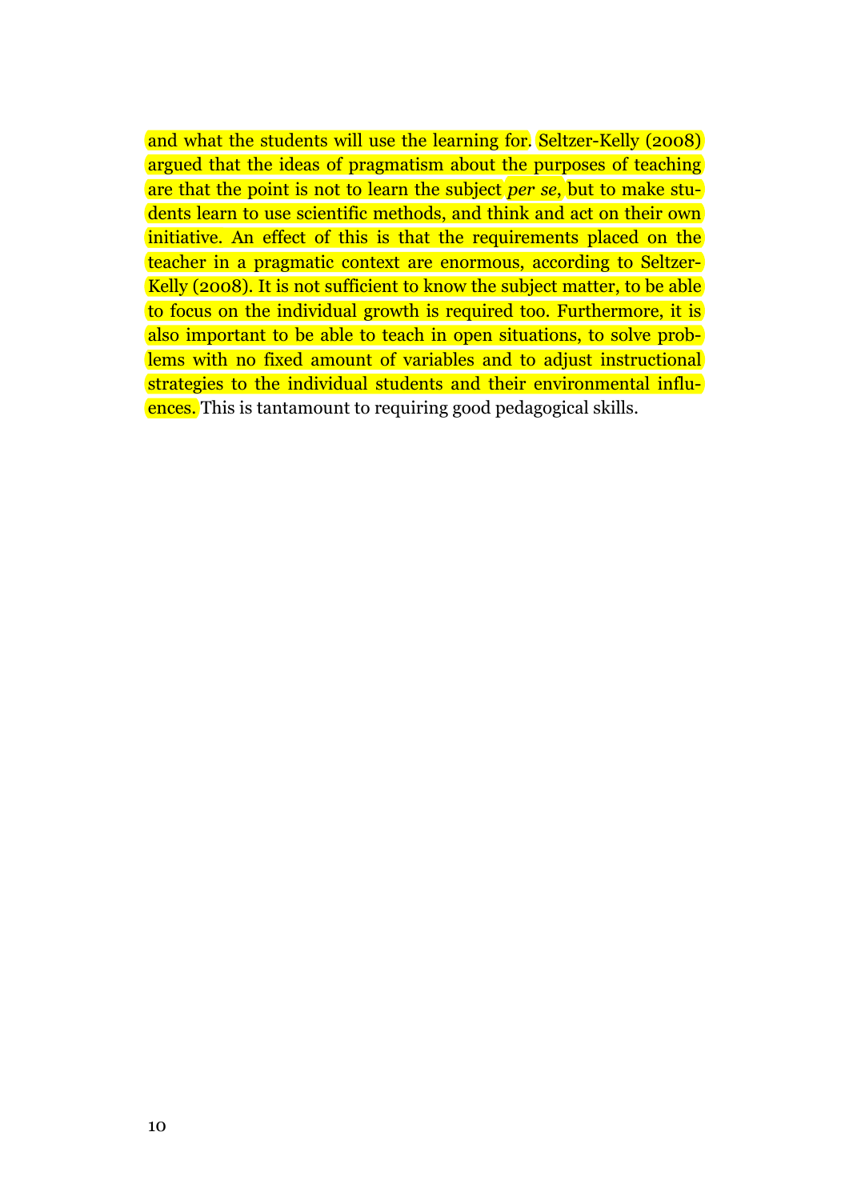and what the students will use the learning for. Seltzer-Kelly (2008) argued that the ideas of pragmatism about the purposes of teaching are that the point is not to learn the subject *per se*, but to make students learn to use scientific methods, and think and act on their own initiative. An effect of this is that the requirements placed on the teacher in a pragmatic context are enormous, according to Seltzer-Kelly (2008). It is not sufficient to know the subject matter, to be able to focus on the individual growth is required too. Furthermore, it is also important to be able to teach in open situations, to solve problems with no fixed amount of variables and to adjust instructional strategies to the individual students and their environmental influences. This is tantamount to requiring good pedagogical skills.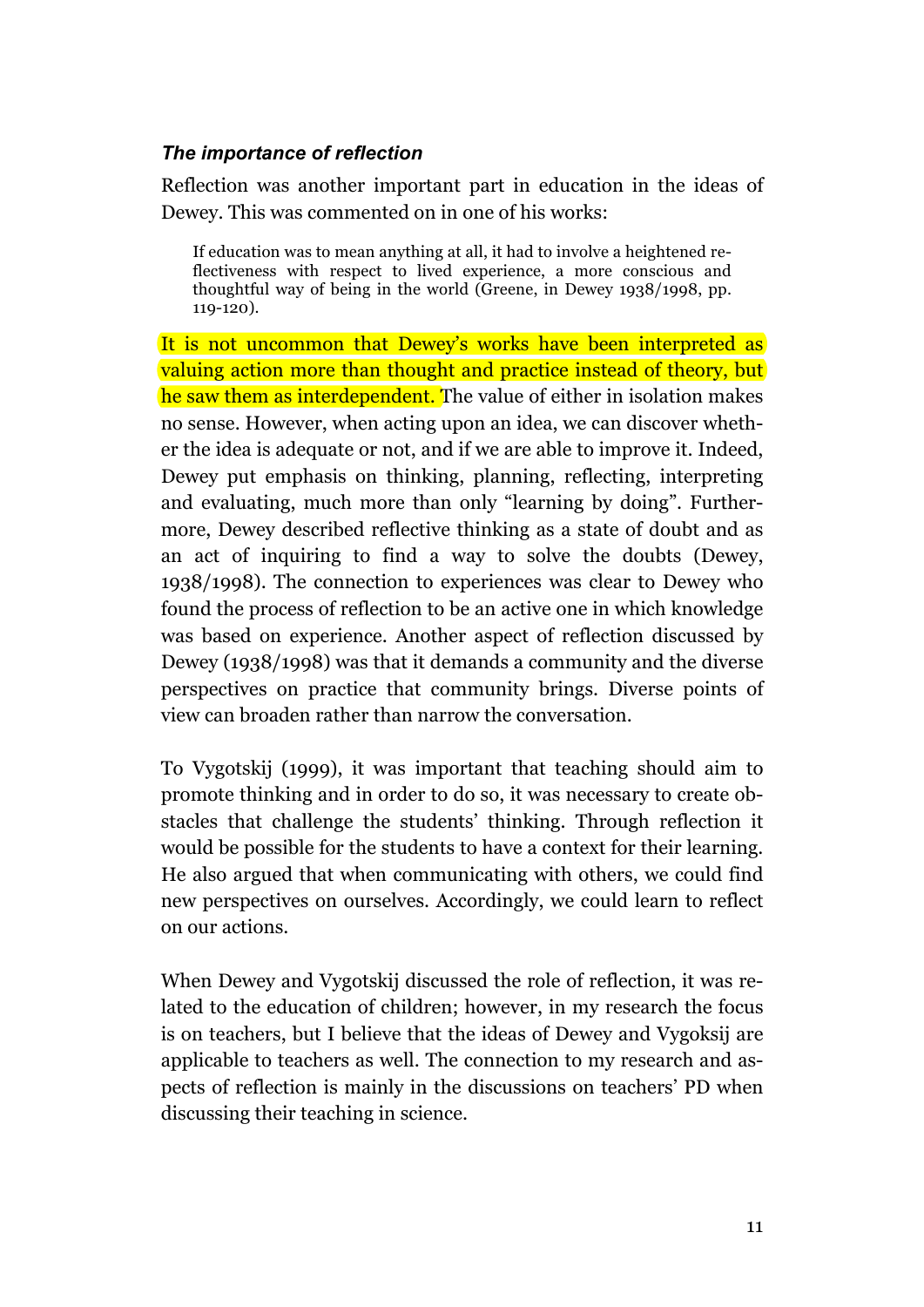### *The importance of reflection*

Reflection was another important part in education in the ideas of Dewey. This was commented on in one of his works:

> If education was to mean anything at all, it had to involve a heightened reflectiveness with respect to lived experience, a more conscious and thoughtful way of being in the world (Greene, in Dewey 1938/1998, pp. 119-120).

It is not uncommon that Dewey's works have been interpreted as valuing action more than thought and practice instead of theory, but he saw them as interdependent. The value of either in isolation makes no sense. However, when acting upon an idea, we can discover whether the idea is adequate or not, and if we are able to improve it. Indeed, Dewey put emphasis on thinking, planning, reflecting, interpreting and evaluating, much more than only "learning by doing". Furthermore, Dewey described reflective thinking as a state of doubt and as an act of inquiring to find a way to solve the doubts (Dewey, 1938/1998). The connection to experiences was clear to Dewey who found the process of reflection to be an active one in which knowledge was based on experience. Another aspect of reflection discussed by Dewey (1938/1998) was that it demands a community and the diverse perspectives on practice that community brings. Diverse points of view can broaden rather than narrow the conversation.

To Vygotskij (1999), it was important that teaching should aim to promote thinking and in order to do so, it was necessary to create obstacles that challenge the students' thinking. Through reflection it would be possible for the students to have a context for their learning. He also argued that when communicating with others, we could find new perspectives on ourselves. Accordingly, we could learn to reflect on our actions.

When Dewey and Vygotskij discussed the role of reflection, it was related to the education of children; however, in my research the focus is on teachers, but I believe that the ideas of Dewey and Vygoksij are applicable to teachers as well. The connection to my research and aspects of reflection is mainly in the discussions on teachers' PD when discussing their teaching in science.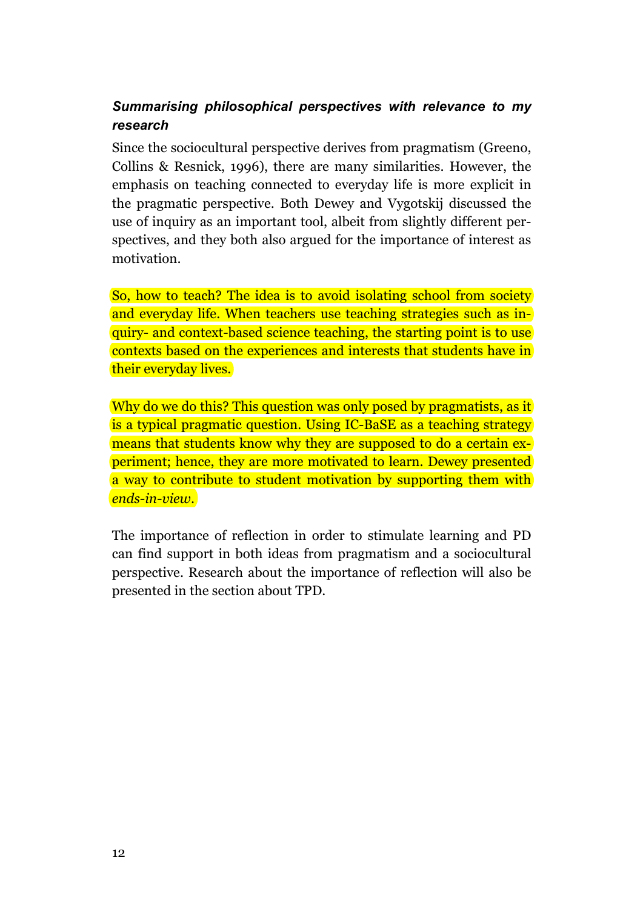### *Summarising philosophical perspectives with relevance to my research*

Since the sociocultural perspective derives from pragmatism (Greeno, Collins & Resnick, 1996), there are many similarities. However, the emphasis on teaching connected to everyday life is more explicit in the pragmatic perspective. Both Dewey and Vygotskij discussed the use of inquiry as an important tool, albeit from slightly different perspectives, and they both also argued for the importance of interest as motivation.

So, how to teach? The idea is to avoid isolating school from society and everyday life. When teachers use teaching strategies such as inquiry- and context-based science teaching, the starting point is to use contexts based on the experiences and interests that students have in their everyday lives.

Why do we do this? This question was only posed by pragmatists, as it is a typical pragmatic question. Using IC-BaSE as a teaching strategy means that students know why they are supposed to do a certain experiment; hence, they are more motivated to learn. Dewey presented a way to contribute to student motivation by supporting them with *ends-in-view*.

The importance of reflection in order to stimulate learning and PD can find support in both ideas from pragmatism and a sociocultural perspective. Research about the importance of reflection will also be presented in the section about TPD.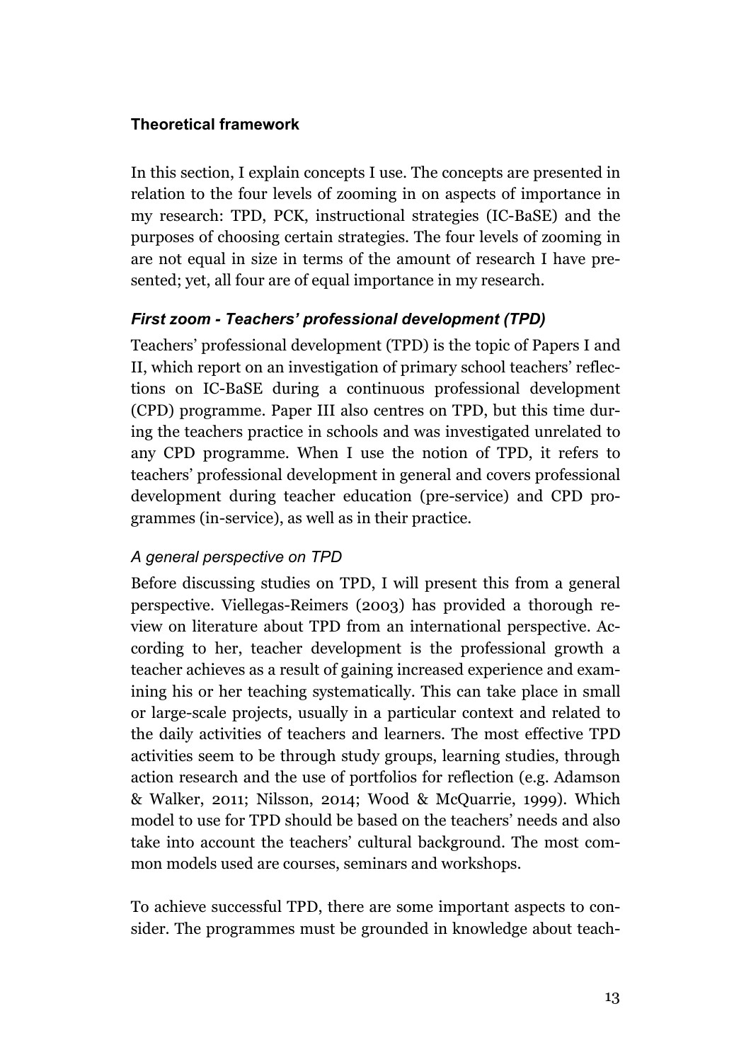## Theoretical framework

In this section, I explain concepts I use. The concepts are presented in relation to the four levels of zooming in on aspects of importance in my research: TPD, PCK, instructional strategies (IC-BaSE) and the purposes of choosing certain strategies. The four levels of zooming in are not equal in size in terms of the amount of research I have presented; yet, all four are of equal importance in my research.

### *First zoom - Teachers' professional development (TPD)*

Teachers' professional development (TPD) is the topic of Papers I and II, which report on an investigation of primary school teachers' reflections on IC-BaSE during a continuous professional development (CPD) programme. Paper III also centres on TPD, but this time during the teachers practice in schools and was investigated unrelated to any CPD programme. When I use the notion of TPD, it refers to teachers' professional development in general and covers professional development during teacher education (pre-service) and CPD programmes (in-service), as well as in their practice.

#### *A general perspective on TPD*

Before discussing studies on TPD, I will present this from a general perspective. Viellegas-Reimers (2003) has provided a thorough review on literature about TPD from an international perspective. According to her, teacher development is the professional growth a teacher achieves as a result of gaining increased experience and examining his or her teaching systematically. This can take place in small or large-scale projects, usually in a particular context and related to the daily activities of teachers and learners. The most effective TPD activities seem to be through study groups, learning studies, through action research and the use of portfolios for reflection (e.g. Adamson & Walker, 2011; Nilsson, 2014; Wood & McQuarrie, 1999). Which model to use for TPD should be based on the teachers' needs and also take into account the teachers' cultural background. The most common models used are courses, seminars and workshops.

To achieve successful TPD, there are some important aspects to consider. The programmes must be grounded in knowledge about teach-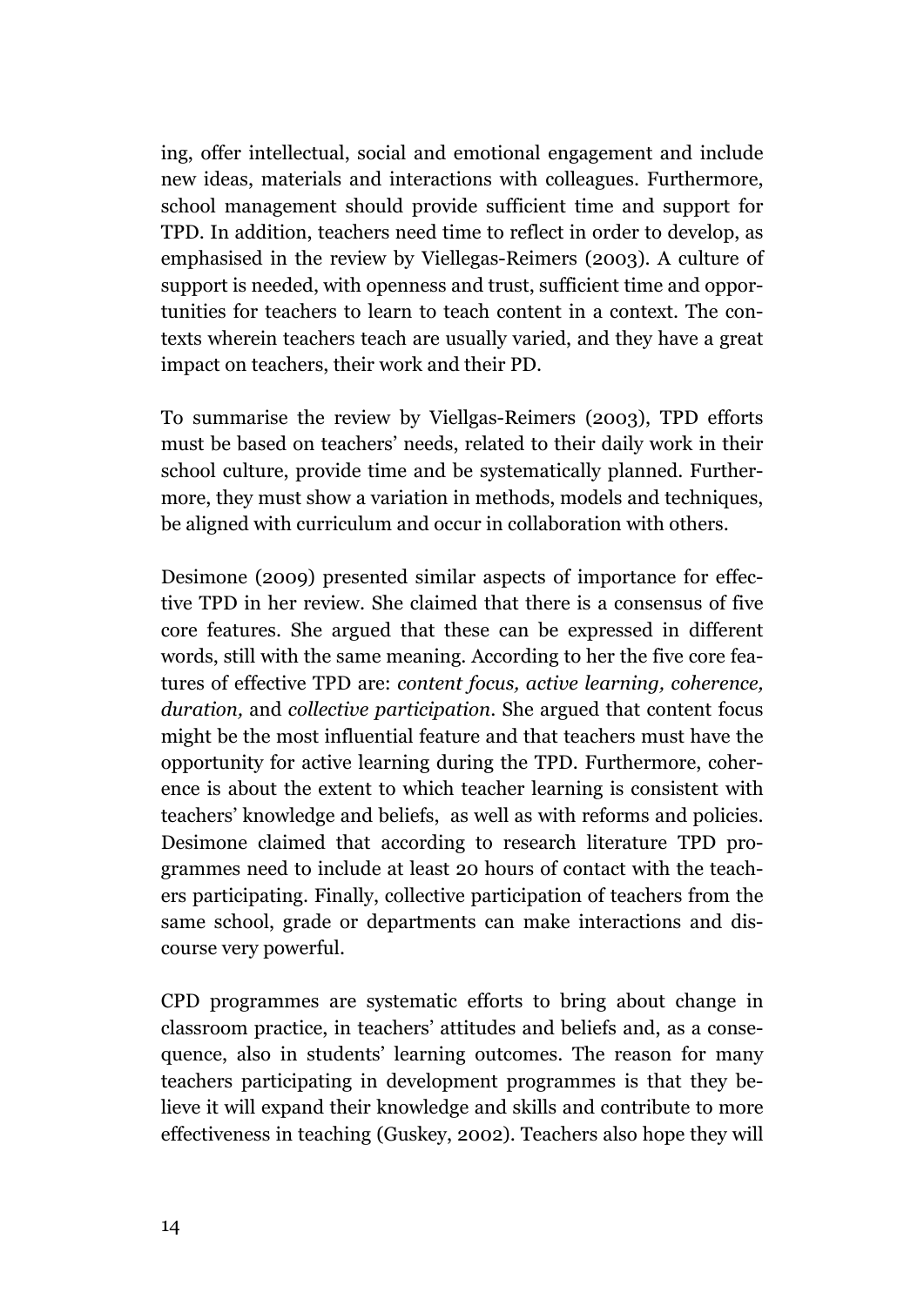ing, offer intellectual, social and emotional engagement and include new ideas, materials and interactions with colleagues. Furthermore, school management should provide sufficient time and support for TPD. In addition, teachers need time to reflect in order to develop, as emphasised in the review by Viellegas-Reimers (2003). A culture of support is needed, with openness and trust, sufficient time and opportunities for teachers to learn to teach content in a context. The contexts wherein teachers teach are usually varied, and they have a great impact on teachers, their work and their PD.

To summarise the review by Viellgas-Reimers (2003), TPD efforts must be based on teachers' needs, related to their daily work in their school culture, provide time and be systematically planned. Furthermore, they must show a variation in methods, models and techniques, be aligned with curriculum and occur in collaboration with others.

Desimone (2009) presented similar aspects of importance for effective TPD in her review. She claimed that there is a consensus of five core features. She argued that these can be expressed in different words, still with the same meaning. According to her the five core features of effective TPD are: *content focus, active learning, coherence, duration,* and *collective participation*. She argued that content focus might be the most influential feature and that teachers must have the opportunity for active learning during the TPD. Furthermore, coherence is about the extent to which teacher learning is consistent with teachers' knowledge and beliefs, as well as with reforms and policies. Desimone claimed that according to research literature TPD programmes need to include at least 20 hours of contact with the teachers participating. Finally, collective participation of teachers from the same school, grade or departments can make interactions and discourse very powerful.

CPD programmes are systematic efforts to bring about change in classroom practice, in teachers' attitudes and beliefs and, as a consequence, also in students' learning outcomes. The reason for many teachers participating in development programmes is that they believe it will expand their knowledge and skills and contribute to more effectiveness in teaching (Guskey, 2002). Teachers also hope they will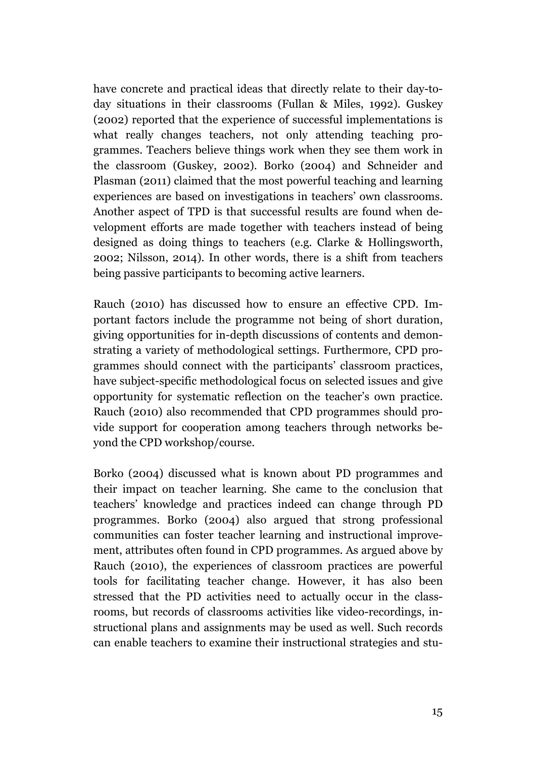have concrete and practical ideas that directly relate to their day-to-day situations in their classrooms (Fullan & Miles, 1992). Guskey (2002) reported that the experience of successful implementations is what really changes teachers, not only attending teaching programmes. Teachers believe things work when they see them work in the classroom (Guskey, 2002). Borko (2004) and Schneider and Plasman (2011) claimed that the most powerful teaching and learning experiences are based on investigations in teachers' own classrooms. Another aspect of TPD is that successful results are found when development efforts are made together with teachers instead of being designed as doing things to teachers (e.g. Clarke & Hollingsworth, 2002; Nilsson, 2014). In other words, there is a shift from teachers being passive participants to becoming active learners.

Rauch (2010) has discussed how to ensure an effective CPD. Important factors include the programme not being of short duration, giving opportunities for in-depth discussions of contents and demonstrating a variety of methodological settings. Furthermore, CPD programmes should connect with the participants' classroom practices, have subject-specific methodological focus on selected issues and give opportunity for systematic reflection on the teacher's own practice. Rauch (2010) also recommended that CPD programmes should provide support for cooperation among teachers through networks beyond the CPD workshop/course.

Borko (2004) discussed what is known about PD programmes and their impact on teacher learning. She came to the conclusion that teachers' knowledge and practices indeed can change through PD programmes. Borko (2004) also argued that strong professional communities can foster teacher learning and instructional improvement, attributes often found in CPD programmes. As argued above by Rauch (2010), the experiences of classroom practices are powerful tools for facilitating teacher change. However, it has also been stressed that the PD activities need to actually occur in the classrooms, but records of classrooms activities like video-recordings, instructional plans and assignments may be used as well. Such records can enable teachers to examine their instructional strategies and stu-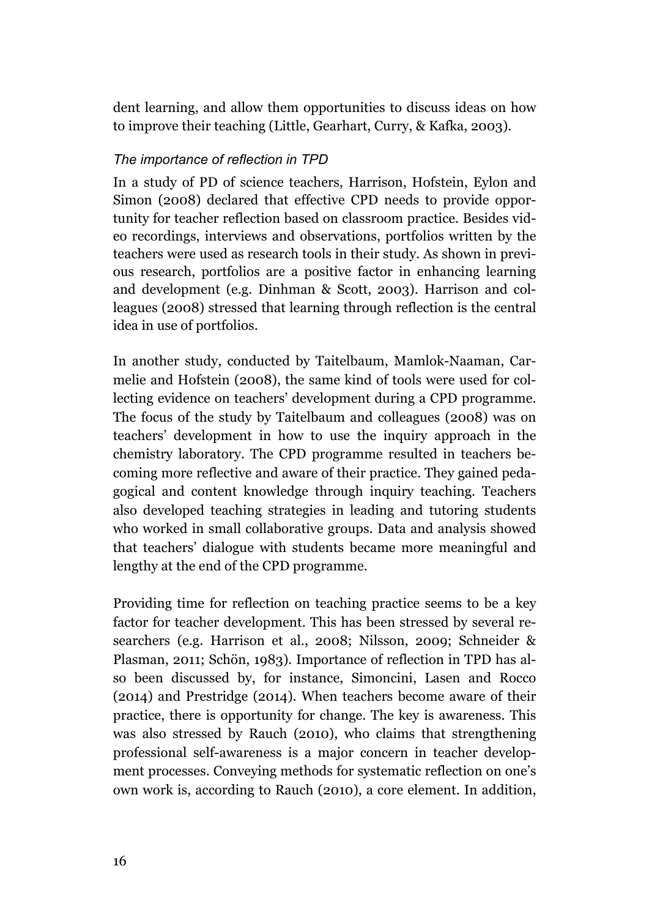dent learning, and allow them opportunities to discuss ideas on how to improve their teaching (Little, Gearhart, Curry, & Kafka, 2003).

### *The importance of reflection in TPD*

In a study of PD of science teachers, Harrison, Hofstein, Eylon and Simon (2008) declared that effective CPD needs to provide opportunity for teacher reflection based on classroom practice. Besides video recordings, interviews and observations, portfolios written by the teachers were used as research tools in their study. As shown in previous research, portfolios are a positive factor in enhancing learning and development (e.g. Dinhman & Scott, 2003). Harrison and colleagues (2008) stressed that learning through reflection is the central idea in use of portfolios.

In another study, conducted by Taitelbaum, Mamlok-Naaman, Carmelie and Hofstein (2008), the same kind of tools were used for collecting evidence on teachers' development during a CPD programme. The focus of the study by Taitelbaum and colleagues (2008) was on teachers' development in how to use the inquiry approach in the chemistry laboratory. The CPD programme resulted in teachers becoming more reflective and aware of their practice. They gained pedagogical and content knowledge through inquiry teaching. Teachers also developed teaching strategies in leading and tutoring students who worked in small collaborative groups. Data and analysis showed that teachers' dialogue with students became more meaningful and lengthy at the end of the CPD programme.

Providing time for reflection on teaching practice seems to be a key factor for teacher development. This has been stressed by several researchers (e.g. Harrison et al., 2008; Nilsson, 2009; Schneider & Plasman, 2011; Schön, 1983). Importance of reflection in TPD has also been discussed by, for instance, Simoncini, Lasen and Rocco (2014) and Prestridge (2014). When teachers become aware of their practice, there is opportunity for change. The key is awareness. This was also stressed by Rauch (2010), who claims that strengthening professional self-awareness is a major concern in teacher development processes. Conveying methods for systematic reflection on one's own work is, according to Rauch (2010), a core element. In addition,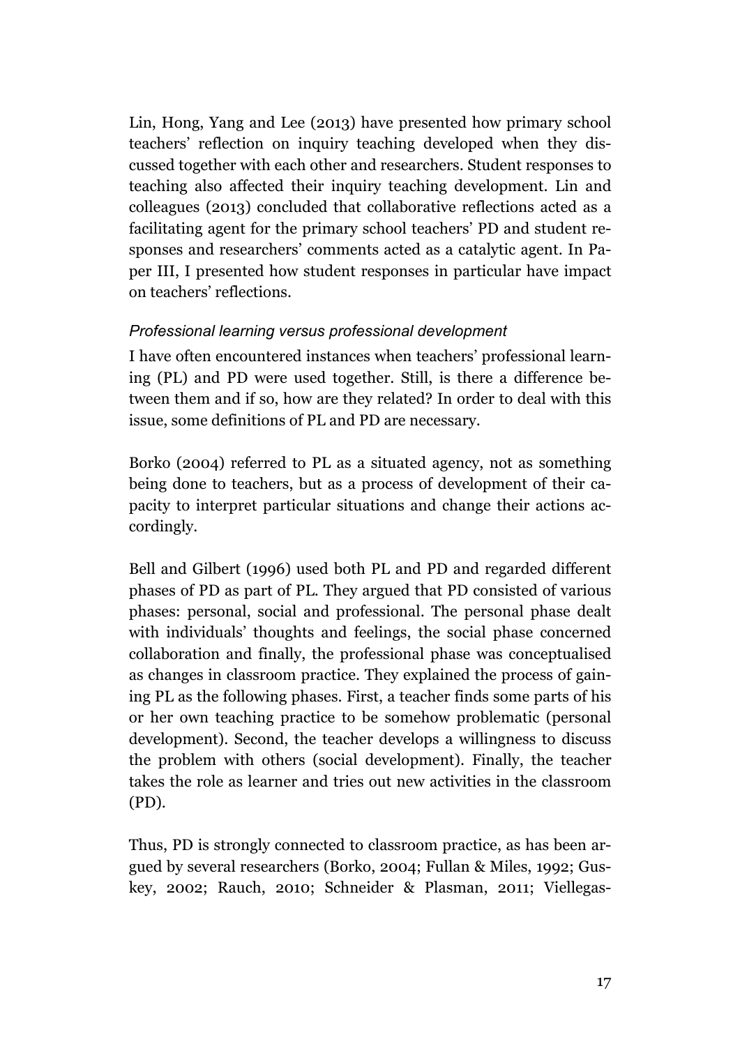Lin, Hong, Yang and Lee (2013) have presented how primary school teachers' reflection on inquiry teaching developed when they discussed together with each other and researchers. Student responses to teaching also affected their inquiry teaching development. Lin and colleagues (2013) concluded that collaborative reflections acted as a facilitating agent for the primary school teachers' PD and student responses and researchers' comments acted as a catalytic agent. In Paper III, I presented how student responses in particular have impact on teachers' reflections.

### *Professional learning versus professional development*

I have often encountered instances when teachers' professional learning (PL) and PD were used together. Still, is there a difference between them and if so, how are they related? In order to deal with this issue, some definitions of PL and PD are necessary.

Borko (2004) referred to PL as a situated agency, not as something being done to teachers, but as a process of development of their capacity to interpret particular situations and change their actions accordingly.

Bell and Gilbert (1996) used both PL and PD and regarded different phases of PD as part of PL. They argued that PD consisted of various phases: personal, social and professional. The personal phase dealt with individuals' thoughts and feelings, the social phase concerned collaboration and finally, the professional phase was conceptualised as changes in classroom practice. They explained the process of gaining PL as the following phases. First, a teacher finds some parts of his or her own teaching practice to be somehow problematic (personal development). Second, the teacher develops a willingness to discuss the problem with others (social development). Finally, the teacher takes the role as learner and tries out new activities in the classroom (PD).

Thus, PD is strongly connected to classroom practice, as has been argued by several researchers (Borko, 2004; Fullan & Miles, 1992; Guskey, 2002; Rauch, 2010; Schneider & Plasman, 2011; Viellegas-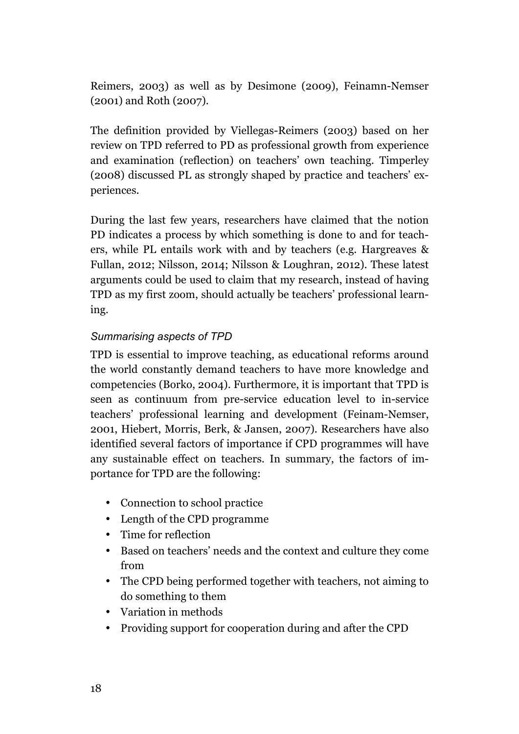Reimers, 2003) as well as by Desimone (2009), Feinamn-Nemser (2001) and Roth (2007).

The definition provided by Viellegas-Reimers (2003) based on her review on TPD referred to PD as professional growth from experience and examination (reflection) on teachers' own teaching. Timperley (2008) discussed PL as strongly shaped by practice and teachers' experiences.

During the last few years, researchers have claimed that the notion PD indicates a process by which something is done to and for teachers, while PL entails work with and by teachers (e.g. Hargreaves & Fullan, 2012; Nilsson, 2014; Nilsson & Loughran, 2012). These latest arguments could be used to claim that my research, instead of having TPD as my first zoom, should actually be teachers' professional learning.

#### *Summarising aspects of TPD*

TPD is essential to improve teaching, as educational reforms around the world constantly demand teachers to have more knowledge and competencies (Borko, 2004). Furthermore, it is important that TPD is seen as continuum from pre-service education level to in-service teachers' professional learning and development (Feinam-Nemser, 2001, Hiebert, Morris, Berk, & Jansen, 2007). Researchers have also identified several factors of importance if CPD programmes will have any sustainable effect on teachers. In summary, the factors of importance for TPD are the following:

- Connection to school practice
- Length of the CPD programme
- Time for reflection
- Based on teachers' needs and the context and culture they come from
- The CPD being performed together with teachers, not aiming to do something to them
- Variation in methods
- Providing support for cooperation during and after the CPD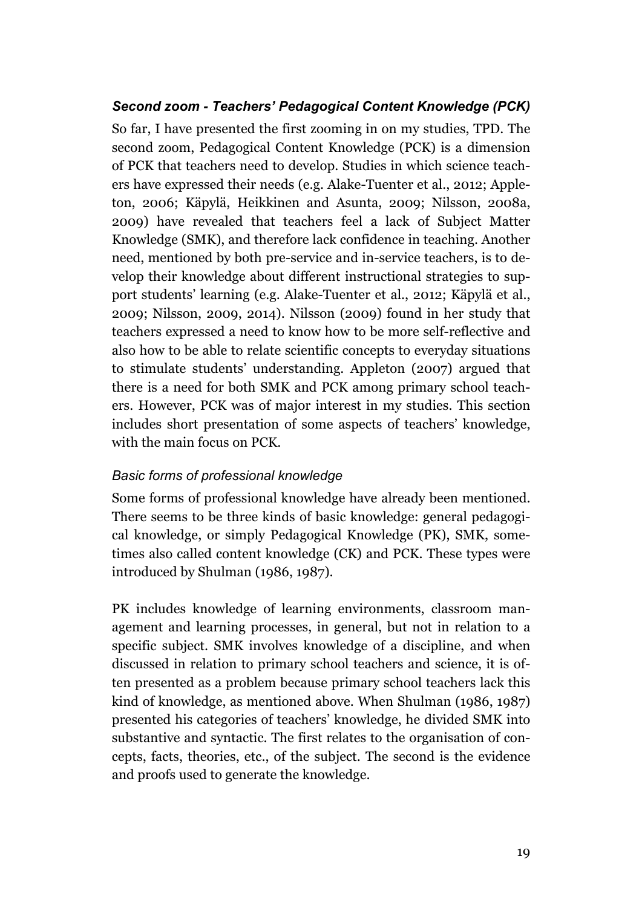### *Second zoom - Teachers' Pedagogical Content Knowledge (PCK)*

So far, I have presented the first zooming in on my studies, TPD. The second zoom, Pedagogical Content Knowledge (PCK) is a dimension of PCK that teachers need to develop. Studies in which science teachers have expressed their needs (e.g. Alake-Tuenter et al., 2012; Appleton, 2006; Käpylä, Heikkinen and Asunta, 2009; Nilsson, 2008a, 2009) have revealed that teachers feel a lack of Subject Matter Knowledge (SMK), and therefore lack confidence in teaching. Another need, mentioned by both pre-service and in-service teachers, is to develop their knowledge about different instructional strategies to support students' learning (e.g. Alake-Tuenter et al., 2012; Käpylä et al., 2009; Nilsson, 2009, 2014). Nilsson (2009) found in her study that teachers expressed a need to know how to be more self-reflective and also how to be able to relate scientific concepts to everyday situations to stimulate students' understanding. Appleton (2007) argued that there is a need for both SMK and PCK among primary school teachers. However, PCK was of major interest in my studies. This section includes short presentation of some aspects of teachers' knowledge, with the main focus on PCK.

#### *Basic forms of professional knowledge*

Some forms of professional knowledge have already been mentioned. There seems to be three kinds of basic knowledge: general pedagogical knowledge, or simply Pedagogical Knowledge (PK), SMK, sometimes also called content knowledge (CK) and PCK. These types were introduced by Shulman (1986, 1987).

PK includes knowledge of learning environments, classroom management and learning processes, in general, but not in relation to a specific subject. SMK involves knowledge of a discipline, and when discussed in relation to primary school teachers and science, it is often presented as a problem because primary school teachers lack this kind of knowledge, as mentioned above. When Shulman (1986, 1987) presented his categories of teachers' knowledge, he divided SMK into substantive and syntactic. The first relates to the organisation of concepts, facts, theories, etc., of the subject. The second is the evidence and proofs used to generate the knowledge.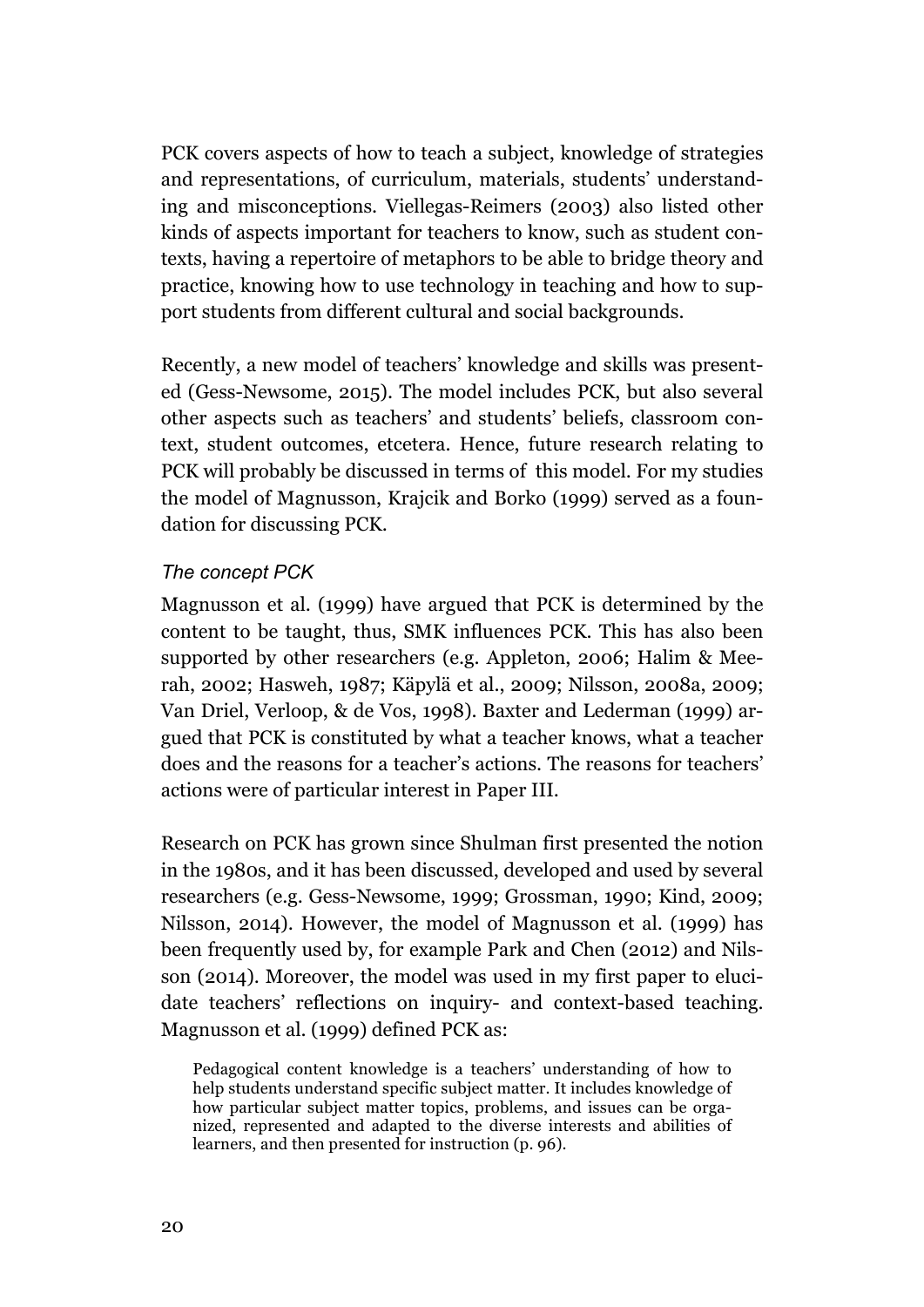PCK covers aspects of how to teach a subject, knowledge of strategies and representations, of curriculum, materials, students' understanding and misconceptions. Viellegas-Reimers (2003) also listed other kinds of aspects important for teachers to know, such as student contexts, having a repertoire of metaphors to be able to bridge theory and practice, knowing how to use technology in teaching and how to support students from different cultural and social backgrounds.

Recently, a new model of teachers' knowledge and skills was presented (Gess-Newsome, 2015). The model includes PCK, but also several other aspects such as teachers' and students' beliefs, classroom context, student outcomes, etcetera. Hence, future research relating to PCK will probably be discussed in terms of this model. For my studies the model of Magnusson, Krajcik and Borko (1999) served as a foundation for discussing PCK.

### *The concept PCK*

Magnusson et al. (1999) have argued that PCK is determined by the content to be taught, thus, SMK influences PCK. This has also been supported by other researchers (e.g. Appleton, 2006; Halim & Meerah, 2002; Hasweh, 1987; Käpylä et al., 2009; Nilsson, 2008a, 2009; Van Driel, Verloop, & de Vos, 1998). Baxter and Lederman (1999) argued that PCK is constituted by what a teacher knows, what a teacher does and the reasons for a teacher's actions. The reasons for teachers' actions were of particular interest in Paper III.

Research on PCK has grown since Shulman first presented the notion in the 1980s, and it has been discussed, developed and used by several researchers (e.g. Gess-Newsome, 1999; Grossman, 1990; Kind, 2009; Nilsson, 2014). However, the model of Magnusson et al. (1999) has been frequently used by, for example Park and Chen (2012) and Nilsson (2014). Moreover, the model was used in my first paper to elucidate teachers' reflections on inquiry- and context-based teaching. Magnusson et al. (1999) defined PCK as:

> Pedagogical content knowledge is a teachers' understanding of how to help students understand specific subject matter. It includes knowledge of how particular subject matter topics, problems, and issues can be organized, represented and adapted to the diverse interests and abilities of learners, and then presented for instruction (p. 96).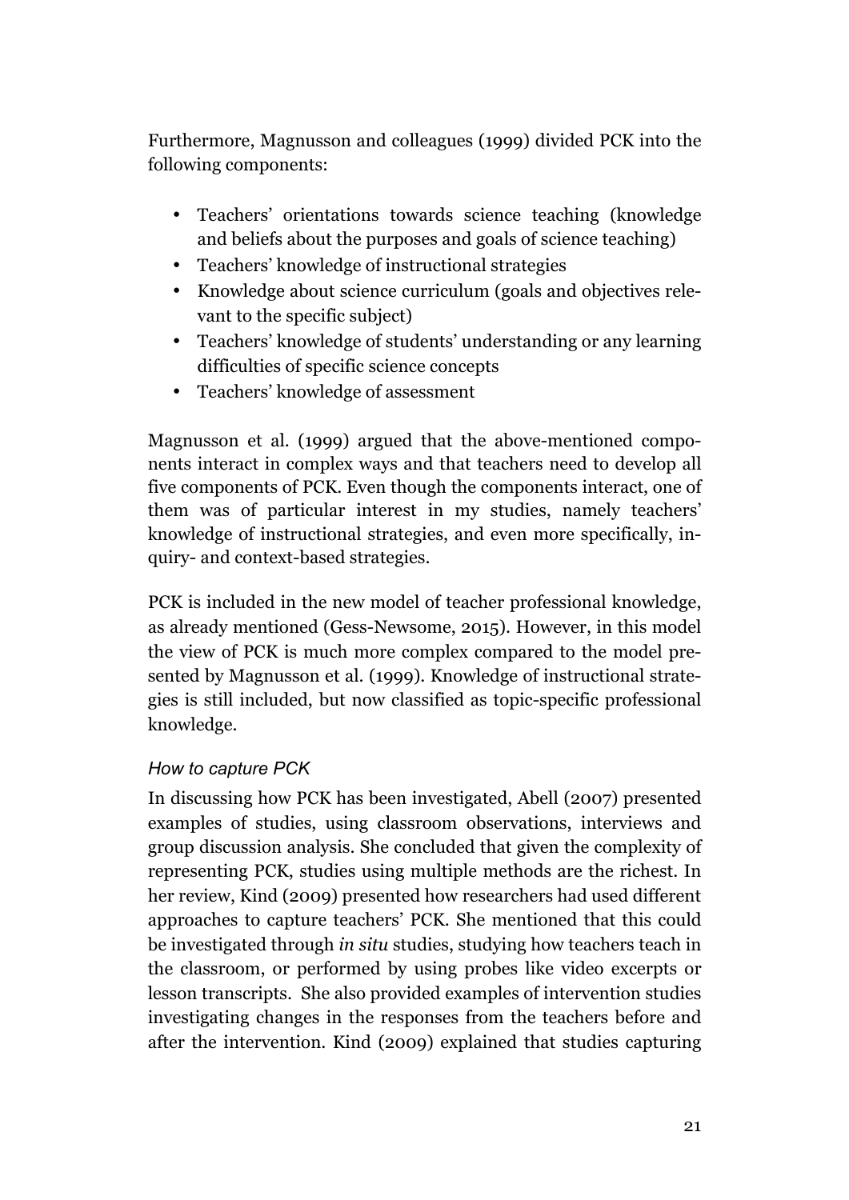Furthermore, Magnusson and colleagues (1999) divided PCK into the following components:

- Teachers' orientations towards science teaching (knowledge and beliefs about the purposes and goals of science teaching)
- Teachers' knowledge of instructional strategies
- Knowledge about science curriculum (goals and objectives relevant to the specific subject)
- Teachers' knowledge of students' understanding or any learning difficulties of specific science concepts
- Teachers' knowledge of assessment

Magnusson et al. (1999) argued that the above-mentioned components interact in complex ways and that teachers need to develop all five components of PCK. Even though the components interact, one of them was of particular interest in my studies, namely teachers' knowledge of instructional strategies, and even more specifically, inquiry- and context-based strategies.

PCK is included in the new model of teacher professional knowledge, as already mentioned (Gess-Newsome, 2015). However, in this model the view of PCK is much more complex compared to the model presented by Magnusson et al. (1999). Knowledge of instructional strategies is still included, but now classified as topic-specific professional knowledge.

### *How to capture PCK*

In discussing how PCK has been investigated, Abell (2007) presented examples of studies, using classroom observations, interviews and group discussion analysis. She concluded that given the complexity of representing PCK, studies using multiple methods are the richest. In her review, Kind (2009) presented how researchers had used different approaches to capture teachers' PCK. She mentioned that this could be investigated through *in situ* studies, studying how teachers teach in the classroom, or performed by using probes like video excerpts or lesson transcripts. She also provided examples of intervention studies investigating changes in the responses from the teachers before and after the intervention. Kind (2009) explained that studies capturing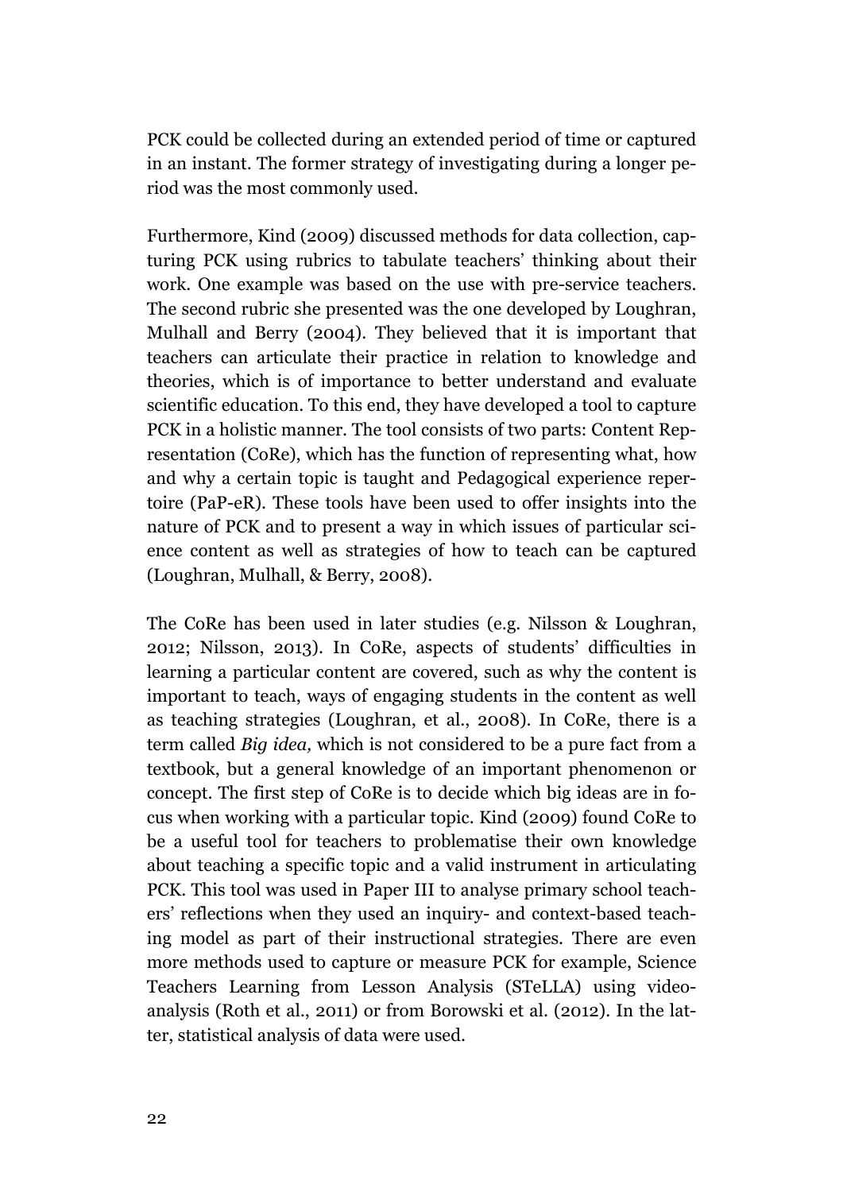PCK could be collected during an extended period of time or captured in an instant. The former strategy of investigating during a longer period was the most commonly used.

Furthermore, Kind (2009) discussed methods for data collection, capturing PCK using rubrics to tabulate teachers' thinking about their work. One example was based on the use with pre-service teachers. The second rubric she presented was the one developed by Loughran, Mulhall and Berry (2004). They believed that it is important that teachers can articulate their practice in relation to knowledge and theories, which is of importance to better understand and evaluate scientific education. To this end, they have developed a tool to capture PCK in a holistic manner. The tool consists of two parts: Content Representation (CoRe), which has the function of representing what, how and why a certain topic is taught and Pedagogical experience repertoire (PaP-eR). These tools have been used to offer insights into the nature of PCK and to present a way in which issues of particular science content as well as strategies of how to teach can be captured (Loughran, Mulhall, & Berry, 2008).

The CoRe has been used in later studies (e.g. Nilsson & Loughran, 2012; Nilsson, 2013). In CoRe, aspects of students' difficulties in learning a particular content are covered, such as why the content is important to teach, ways of engaging students in the content as well as teaching strategies (Loughran, et al., 2008). In CoRe, there is a term called *Big idea,* which is not considered to be a pure fact from a textbook, but a general knowledge of an important phenomenon or concept. The first step of CoRe is to decide which big ideas are in focus when working with a particular topic. Kind (2009) found CoRe to be a useful tool for teachers to problematise their own knowledge about teaching a specific topic and a valid instrument in articulating PCK. This tool was used in Paper III to analyse primary school teachers' reflections when they used an inquiry- and context-based teaching model as part of their instructional strategies. There are even more methods used to capture or measure PCK for example, Science Teachers Learning from Lesson Analysis (STeLLA) using video-analysis (Roth et al., 2011) or from Borowski et al. (2012). In the latter, statistical analysis of data were used.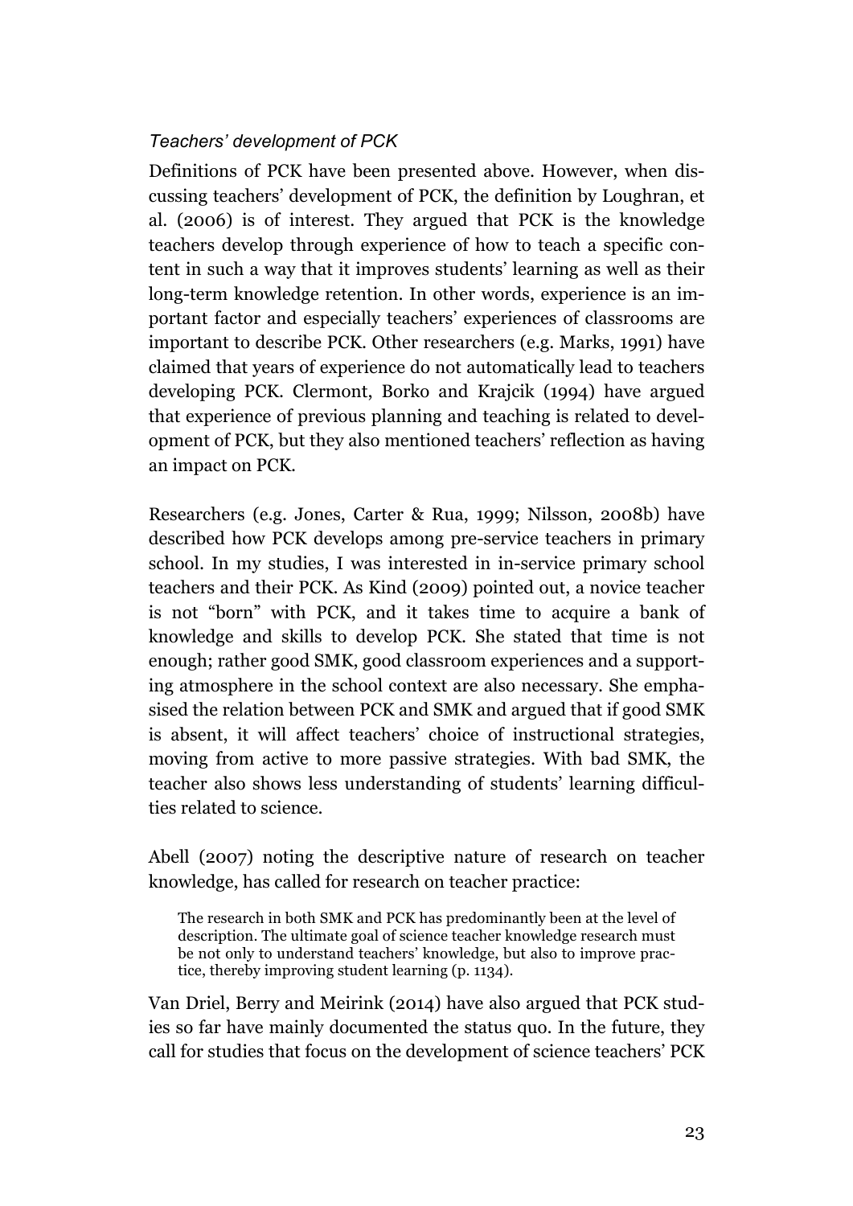*Teachers' development of PCK*

Definitions of PCK have been presented above. However, when discussing teachers' development of PCK, the definition by Loughran, et al. (2006) is of interest. They argued that PCK is the knowledge teachers develop through experience of how to teach a specific content in such a way that it improves students' learning as well as their long-term knowledge retention. In other words, experience is an important factor and especially teachers' experiences of classrooms are important to describe PCK. Other researchers (e.g. Marks, 1991) have claimed that years of experience do not automatically lead to teachers developing PCK. Clermont, Borko and Krajcik (1994) have argued that experience of previous planning and teaching is related to development of PCK, but they also mentioned teachers' reflection as having an impact on PCK.

Researchers (e.g. Jones, Carter & Rua, 1999; Nilsson, 2008b) have described how PCK develops among pre-service teachers in primary school. In my studies, I was interested in in-service primary school teachers and their PCK. As Kind (2009) pointed out, a novice teacher is not "born" with PCK, and it takes time to acquire a bank of knowledge and skills to develop PCK. She stated that time is not enough; rather good SMK, good classroom experiences and a supporting atmosphere in the school context are also necessary. She emphasised the relation between PCK and SMK and argued that if good SMK is absent, it will affect teachers' choice of instructional strategies, moving from active to more passive strategies. With bad SMK, the teacher also shows less understanding of students' learning difficulties related to science.

Abell (2007) noting the descriptive nature of research on teacher knowledge, has called for research on teacher practice:

> The research in both SMK and PCK has predominantly been at the level of description. The ultimate goal of science teacher knowledge research must be not only to understand teachers' knowledge, but also to improve practice, thereby improving student learning (p. 1134).

Van Driel, Berry and Meirink (2014) have also argued that PCK studies so far have mainly documented the status quo. In the future, they call for studies that focus on the development of science teachers' PCK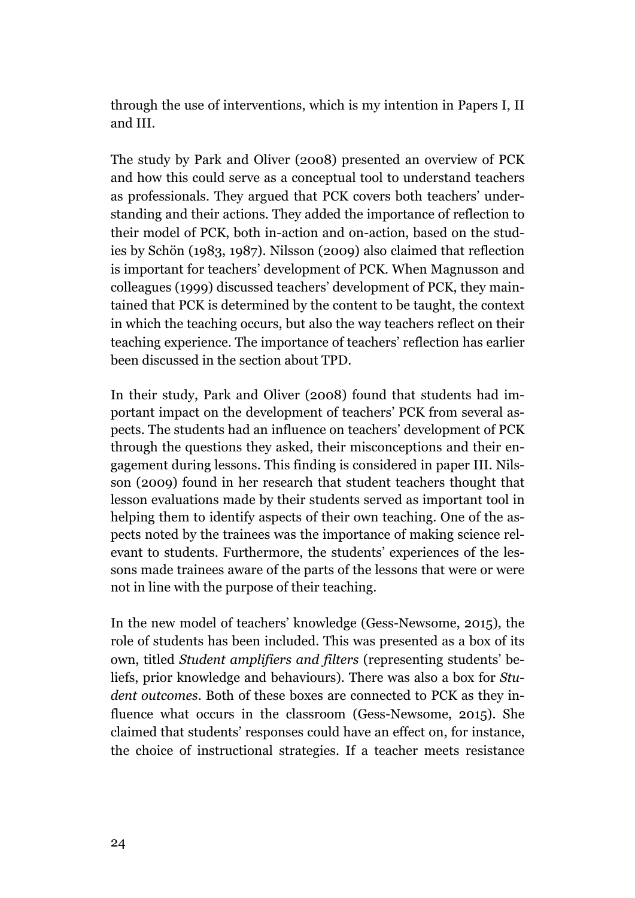through the use of interventions, which is my intention in Papers I, II and III.

The study by Park and Oliver (2008) presented an overview of PCK and how this could serve as a conceptual tool to understand teachers as professionals. They argued that PCK covers both teachers' understanding and their actions. They added the importance of reflection to their model of PCK, both in-action and on-action, based on the studies by Schön (1983, 1987). Nilsson (2009) also claimed that reflection is important for teachers' development of PCK. When Magnusson and colleagues (1999) discussed teachers' development of PCK, they maintained that PCK is determined by the content to be taught, the context in which the teaching occurs, but also the way teachers reflect on their teaching experience. The importance of teachers' reflection has earlier been discussed in the section about TPD.

In their study, Park and Oliver (2008) found that students had important impact on the development of teachers' PCK from several aspects. The students had an influence on teachers' development of PCK through the questions they asked, their misconceptions and their engagement during lessons. This finding is considered in paper III. Nilsson (2009) found in her research that student teachers thought that lesson evaluations made by their students served as important tool in helping them to identify aspects of their own teaching. One of the aspects noted by the trainees was the importance of making science relevant to students. Furthermore, the students' experiences of the lessons made trainees aware of the parts of the lessons that were or were not in line with the purpose of their teaching.

In the new model of teachers' knowledge (Gess-Newsome, 2015), the role of students has been included. This was presented as a box of its own, titled *Student amplifiers and filters* (representing students' beliefs, prior knowledge and behaviours). There was also a box for *Student outcomes*. Both of these boxes are connected to PCK as they influence what occurs in the classroom (Gess-Newsome, 2015). She claimed that students' responses could have an effect on, for instance, the choice of instructional strategies. If a teacher meets resistance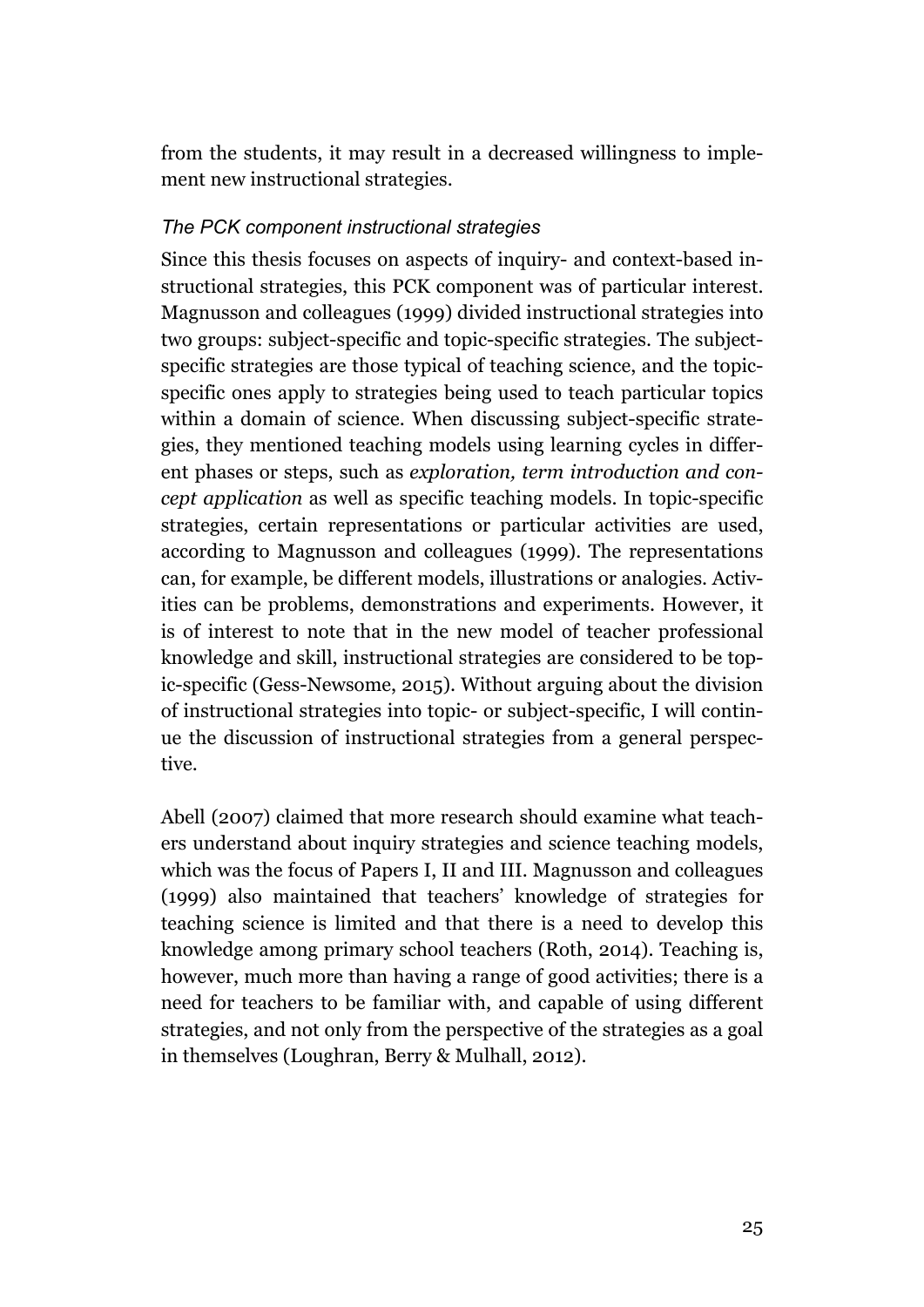from the students, it may result in a decreased willingness to implement new instructional strategies.

### *The PCK component instructional strategies*

Since this thesis focuses on aspects of inquiry- and context-based instructional strategies, this PCK component was of particular interest. Magnusson and colleagues (1999) divided instructional strategies into two groups: subject-specific and topic-specific strategies. The subject-specific strategies are those typical of teaching science, and the topic-specific ones apply to strategies being used to teach particular topics within a domain of science. When discussing subject-specific strategies, they mentioned teaching models using learning cycles in different phases or steps, such as *exploration, term introduction and concept application* as well as specific teaching models. In topic-specific strategies, certain representations or particular activities are used, according to Magnusson and colleagues (1999). The representations can, for example, be different models, illustrations or analogies. Activities can be problems, demonstrations and experiments. However, it is of interest to note that in the new model of teacher professional knowledge and skill, instructional strategies are considered to be topic-specific (Gess-Newsome, 2015). Without arguing about the division of instructional strategies into topic- or subject-specific, I will continue the discussion of instructional strategies from a general perspective.

Abell (2007) claimed that more research should examine what teachers understand about inquiry strategies and science teaching models, which was the focus of Papers I, II and III. Magnusson and colleagues (1999) also maintained that teachers' knowledge of strategies for teaching science is limited and that there is a need to develop this knowledge among primary school teachers (Roth, 2014). Teaching is, however, much more than having a range of good activities; there is a need for teachers to be familiar with, and capable of using different strategies, and not only from the perspective of the strategies as a goal in themselves (Loughran, Berry & Mulhall, 2012).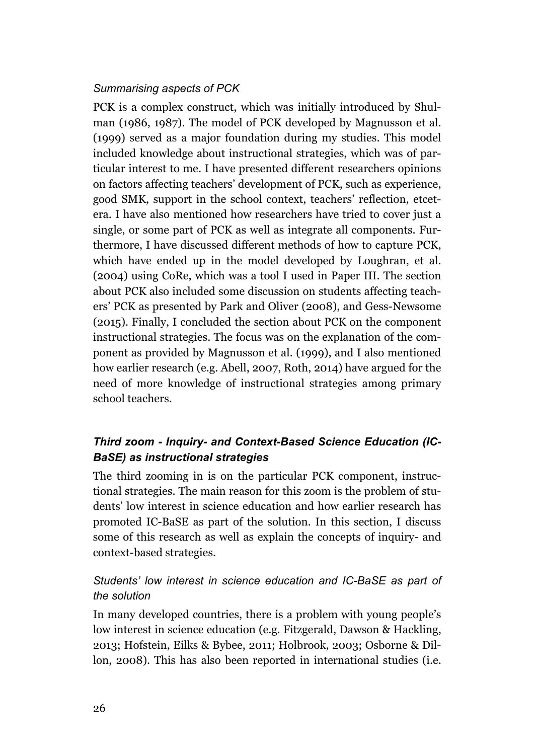*Summarising aspects of PCK*

PCK is a complex construct, which was initially introduced by Shulman (1986, 1987). The model of PCK developed by Magnusson et al. (1999) served as a major foundation during my studies. This model included knowledge about instructional strategies, which was of particular interest to me. I have presented different researchers opinions on factors affecting teachers' development of PCK, such as experience, good SMK, support in the school context, teachers' reflection, etcetera. I have also mentioned how researchers have tried to cover just a single, or some part of PCK as well as integrate all components. Furthermore, I have discussed different methods of how to capture PCK, which have ended up in the model developed by Loughran, et al. (2004) using CoRe, which was a tool I used in Paper III. The section about PCK also included some discussion on students affecting teachers' PCK as presented by Park and Oliver (2008), and Gess-Newsome (2015). Finally, I concluded the section about PCK on the component instructional strategies. The focus was on the explanation of the component as provided by Magnusson et al. (1999), and I also mentioned how earlier research (e.g. Abell, 2007, Roth, 2014) have argued for the need of more knowledge of instructional strategies among primary school teachers.

### *Third zoom - Inquiry- and Context-Based Science Education (IC-BaSE) as instructional strategies*

The third zooming in is on the particular PCK component, instructional strategies. The main reason for this zoom is the problem of students' low interest in science education and how earlier research has promoted IC-BaSE as part of the solution. In this section, I discuss some of this research as well as explain the concepts of inquiry- and context-based strategies.

*Students' low interest in science education and IC-BaSE as part of the solution*

In many developed countries, there is a problem with young people's low interest in science education (e.g. Fitzgerald, Dawson & Hackling, 2013; Hofstein, Eilks & Bybee, 2011; Holbrook, 2003; Osborne & Dillon, 2008). This has also been reported in international studies (i.e.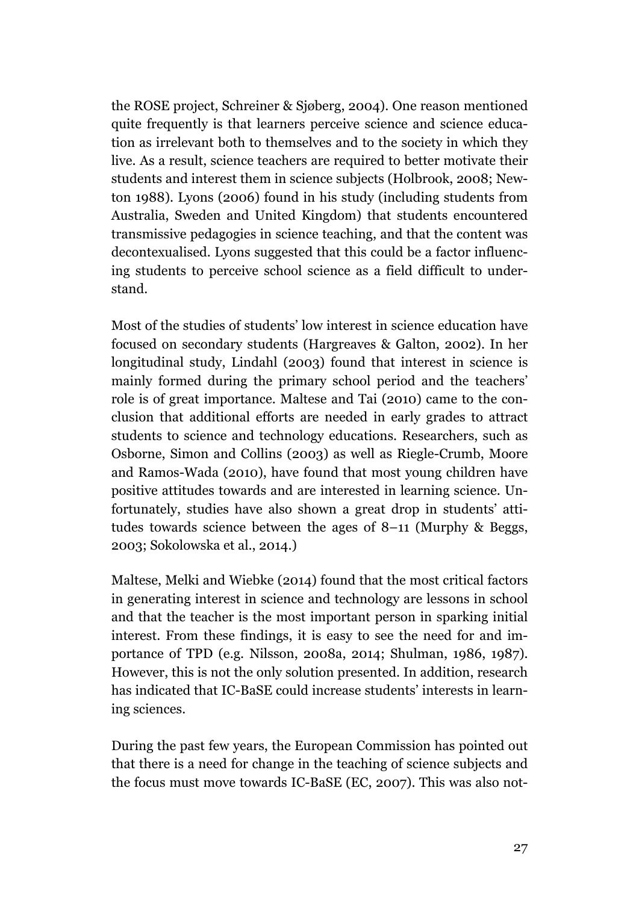the ROSE project, Schreiner & Sjøberg, 2004). One reason mentioned quite frequently is that learners perceive science and science education as irrelevant both to themselves and to the society in which they live. As a result, science teachers are required to better motivate their students and interest them in science subjects (Holbrook, 2008; Newton 1988). Lyons (2006) found in his study (including students from Australia, Sweden and United Kingdom) that students encountered transmissive pedagogies in science teaching, and that the content was decontexualised. Lyons suggested that this could be a factor influencing students to perceive school science as a field difficult to understand.

Most of the studies of students' low interest in science education have focused on secondary students (Hargreaves & Galton, 2002). In her longitudinal study, Lindahl (2003) found that interest in science is mainly formed during the primary school period and the teachers' role is of great importance. Maltese and Tai (2010) came to the conclusion that additional efforts are needed in early grades to attract students to science and technology educations. Researchers, such as Osborne, Simon and Collins (2003) as well as Riegle-Crumb, Moore and Ramos-Wada (2010), have found that most young children have positive attitudes towards and are interested in learning science. Unfortunately, studies have also shown a great drop in students' attitudes towards science between the ages of 8–11 (Murphy & Beggs, 2003; Sokolowska et al., 2014.)

Maltese, Melki and Wiebke (2014) found that the most critical factors in generating interest in science and technology are lessons in school and that the teacher is the most important person in sparking initial interest. From these findings, it is easy to see the need for and importance of TPD (e.g. Nilsson, 2008a, 2014; Shulman, 1986, 1987). However, this is not the only solution presented. In addition, research has indicated that IC-BaSE could increase students' interests in learning sciences.

During the past few years, the European Commission has pointed out that there is a need for change in the teaching of science subjects and the focus must move towards IC-BaSE (EC, 2007). This was also not-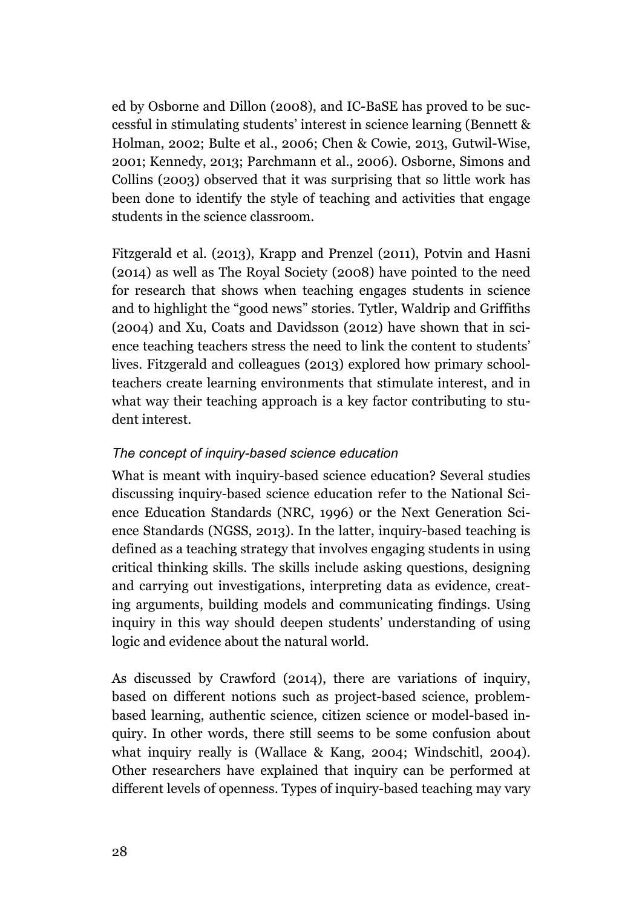ed by Osborne and Dillon (2008), and IC-BaSE has proved to be successful in stimulating students' interest in science learning (Bennett & Holman, 2002; Bulte et al., 2006; Chen & Cowie, 2013, Gutwil-Wise, 2001; Kennedy, 2013; Parchmann et al., 2006). Osborne, Simons and Collins (2003) observed that it was surprising that so little work has been done to identify the style of teaching and activities that engage students in the science classroom.

Fitzgerald et al. (2013), Krapp and Prenzel (2011), Potvin and Hasni (2014) as well as The Royal Society (2008) have pointed to the need for research that shows when teaching engages students in science and to highlight the "good news" stories. Tytler, Waldrip and Griffiths (2004) and Xu, Coats and Davidsson (2012) have shown that in science teaching teachers stress the need to link the content to students' lives. Fitzgerald and colleagues (2013) explored how primary schoolteachers create learning environments that stimulate interest, and in what way their teaching approach is a key factor contributing to student interest.

### *The concept of inquiry-based science education*

What is meant with inquiry-based science education? Several studies discussing inquiry-based science education refer to the National Science Education Standards (NRC, 1996) or the Next Generation Science Standards (NGSS, 2013). In the latter, inquiry-based teaching is defined as a teaching strategy that involves engaging students in using critical thinking skills. The skills include asking questions, designing and carrying out investigations, interpreting data as evidence, creating arguments, building models and communicating findings. Using inquiry in this way should deepen students' understanding of using logic and evidence about the natural world.

As discussed by Crawford (2014), there are variations of inquiry, based on different notions such as project-based science, problem-based learning, authentic science, citizen science or model-based inquiry. In other words, there still seems to be some confusion about what inquiry really is (Wallace & Kang, 2004; Windschitl, 2004). Other researchers have explained that inquiry can be performed at different levels of openness. Types of inquiry-based teaching may vary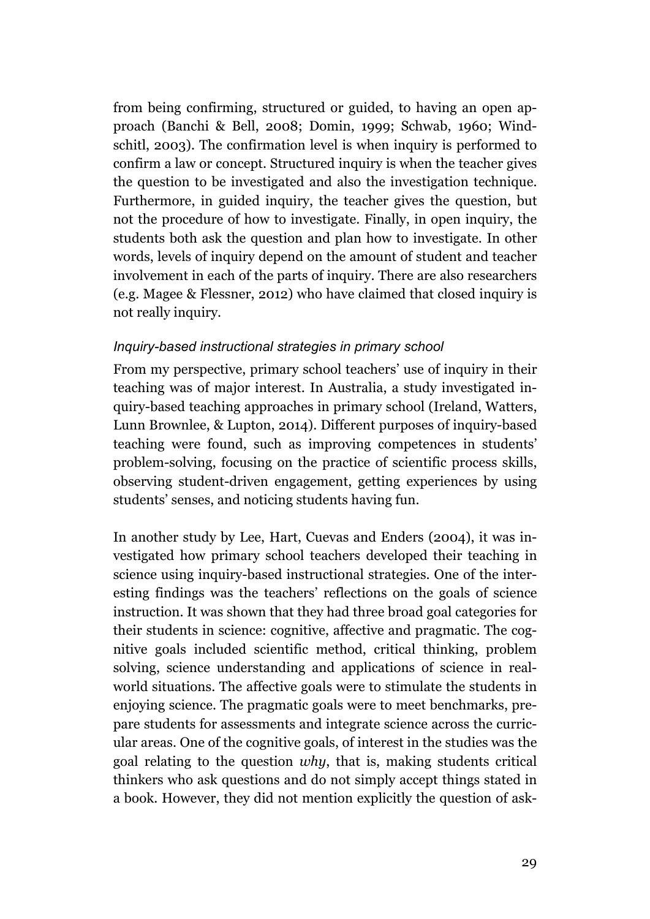from being confirming, structured or guided, to having an open approach (Banchi & Bell, 2008; Domin, 1999; Schwab, 1960; Windschitl, 2003). The confirmation level is when inquiry is performed to confirm a law or concept. Structured inquiry is when the teacher gives the question to be investigated and also the investigation technique. Furthermore, in guided inquiry, the teacher gives the question, but not the procedure of how to investigate. Finally, in open inquiry, the students both ask the question and plan how to investigate. In other words, levels of inquiry depend on the amount of student and teacher involvement in each of the parts of inquiry. There are also researchers (e.g. Magee & Flessner, 2012) who have claimed that closed inquiry is not really inquiry.

### *Inquiry-based instructional strategies in primary school*

From my perspective, primary school teachers' use of inquiry in their teaching was of major interest. In Australia, a study investigated inquiry-based teaching approaches in primary school (Ireland, Watters, Lunn Brownlee, & Lupton, 2014). Different purposes of inquiry-based teaching were found, such as improving competences in students' problem-solving, focusing on the practice of scientific process skills, observing student-driven engagement, getting experiences by using students' senses, and noticing students having fun.

In another study by Lee, Hart, Cuevas and Enders (2004), it was investigated how primary school teachers developed their teaching in science using inquiry-based instructional strategies. One of the interesting findings was the teachers' reflections on the goals of science instruction. It was shown that they had three broad goal categories for their students in science: cognitive, affective and pragmatic. The cognitive goals included scientific method, critical thinking, problem solving, science understanding and applications of science in real-world situations. The affective goals were to stimulate the students in enjoying science. The pragmatic goals were to meet benchmarks, prepare students for assessments and integrate science across the curricular areas. One of the cognitive goals, of interest in the studies was the goal relating to the question *why*, that is, making students critical thinkers who ask questions and do not simply accept things stated in a book. However, they did not mention explicitly the question of ask-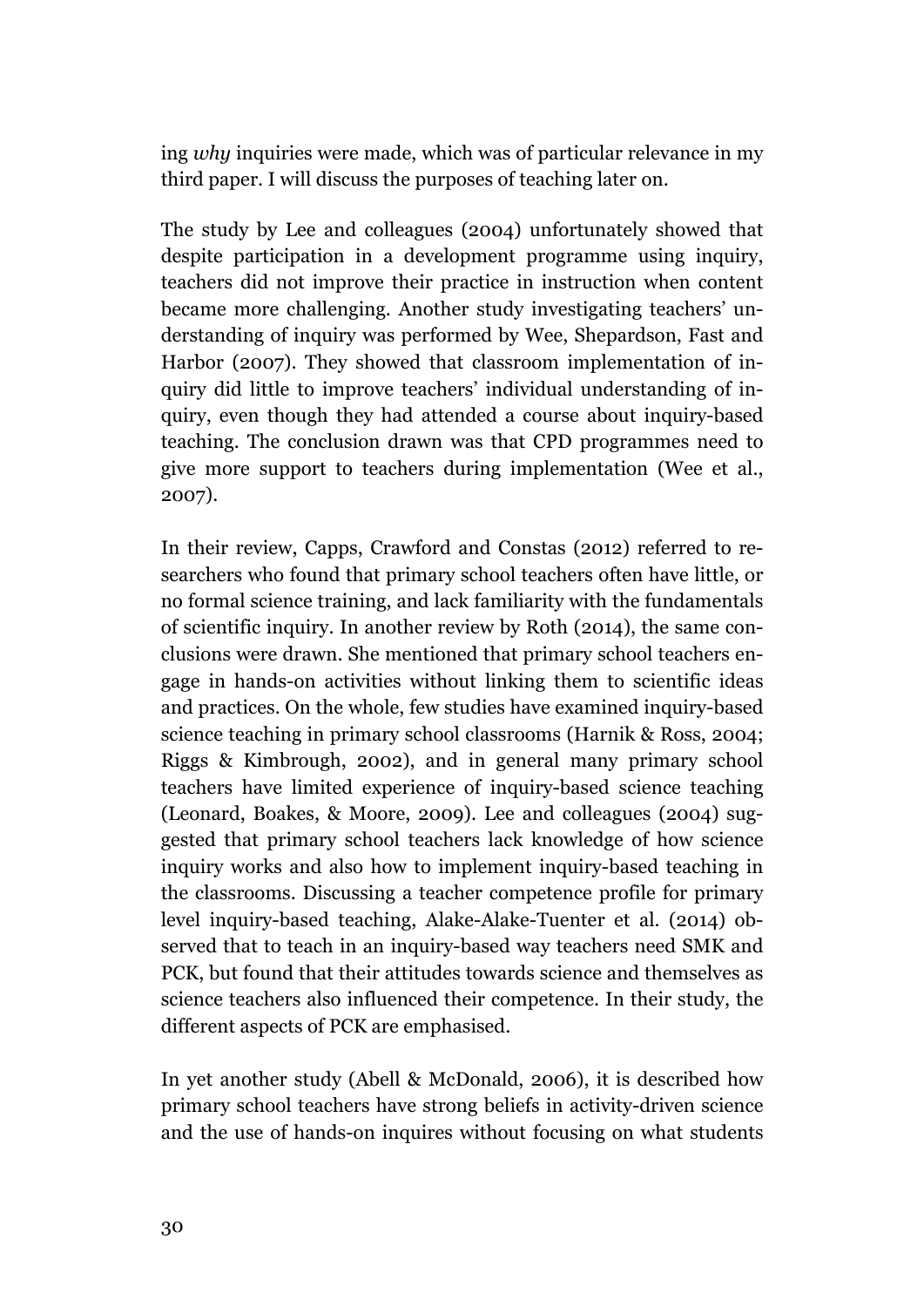ing *why* inquiries were made, which was of particular relevance in my third paper. I will discuss the purposes of teaching later on.

The study by Lee and colleagues (2004) unfortunately showed that despite participation in a development programme using inquiry, teachers did not improve their practice in instruction when content became more challenging. Another study investigating teachers' understanding of inquiry was performed by Wee, Shepardson, Fast and Harbor (2007). They showed that classroom implementation of inquiry did little to improve teachers' individual understanding of inquiry, even though they had attended a course about inquiry-based teaching. The conclusion drawn was that CPD programmes need to give more support to teachers during implementation (Wee et al., 2007).

In their review, Capps, Crawford and Constas (2012) referred to researchers who found that primary school teachers often have little, or no formal science training, and lack familiarity with the fundamentals of scientific inquiry. In another review by Roth (2014), the same conclusions were drawn. She mentioned that primary school teachers engage in hands-on activities without linking them to scientific ideas and practices. On the whole, few studies have examined inquiry-based science teaching in primary school classrooms (Harnik & Ross, 2004; Riggs & Kimbrough, 2002), and in general many primary school teachers have limited experience of inquiry-based science teaching (Leonard, Boakes, & Moore, 2009). Lee and colleagues (2004) suggested that primary school teachers lack knowledge of how science inquiry works and also how to implement inquiry-based teaching in the classrooms. Discussing a teacher competence profile for primary level inquiry-based teaching, Alake-Alake-Tuenter et al. (2014) observed that to teach in an inquiry-based way teachers need SMK and PCK, but found that their attitudes towards science and themselves as science teachers also influenced their competence. In their study, the different aspects of PCK are emphasised.

In yet another study (Abell & McDonald, 2006), it is described how primary school teachers have strong beliefs in activity-driven science and the use of hands-on inquires without focusing on what students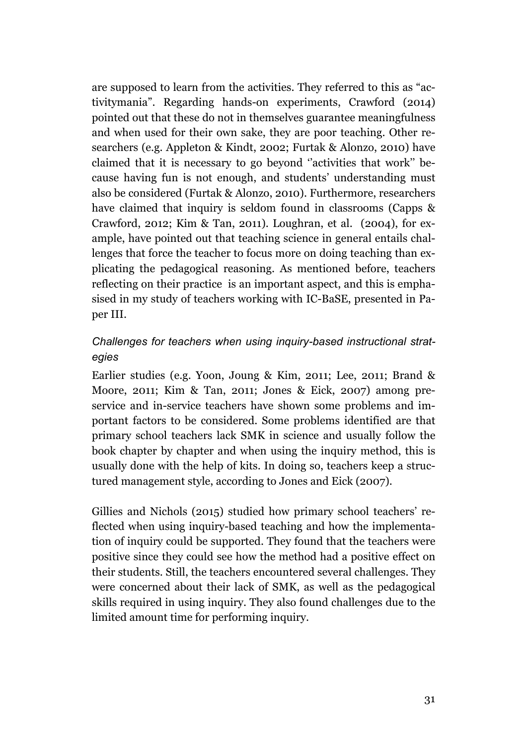are supposed to learn from the activities. They referred to this as "activitymania". Regarding hands-on experiments, Crawford (2014) pointed out that these do not in themselves guarantee meaningfulness and when used for their own sake, they are poor teaching. Other researchers (e.g. Appleton & Kindt, 2002; Furtak & Alonzo, 2010) have claimed that it is necessary to go beyond ''activities that work'' because having fun is not enough, and students' understanding must also be considered (Furtak & Alonzo, 2010). Furthermore, researchers have claimed that inquiry is seldom found in classrooms (Capps & Crawford, 2012; Kim & Tan, 2011). Loughran, et al. (2004), for example, have pointed out that teaching science in general entails challenges that force the teacher to focus more on doing teaching than explicating the pedagogical reasoning. As mentioned before, teachers reflecting on their practice is an important aspect, and this is emphasised in my study of teachers working with IC-BaSE, presented in Paper III.

### *Challenges for teachers when using inquiry-based instructional strategies*

Earlier studies (e.g. Yoon, Joung & Kim, 2011; Lee, 2011; Brand & Moore, 2011; Kim & Tan, 2011; Jones & Eick, 2007) among preservice and in-service teachers have shown some problems and important factors to be considered. Some problems identified are that primary school teachers lack SMK in science and usually follow the book chapter by chapter and when using the inquiry method, this is usually done with the help of kits. In doing so, teachers keep a structured management style, according to Jones and Eick (2007).

Gillies and Nichols (2015) studied how primary school teachers' reflected when using inquiry-based teaching and how the implementation of inquiry could be supported. They found that the teachers were positive since they could see how the method had a positive effect on their students. Still, the teachers encountered several challenges. They were concerned about their lack of SMK, as well as the pedagogical skills required in using inquiry. They also found challenges due to the limited amount time for performing inquiry.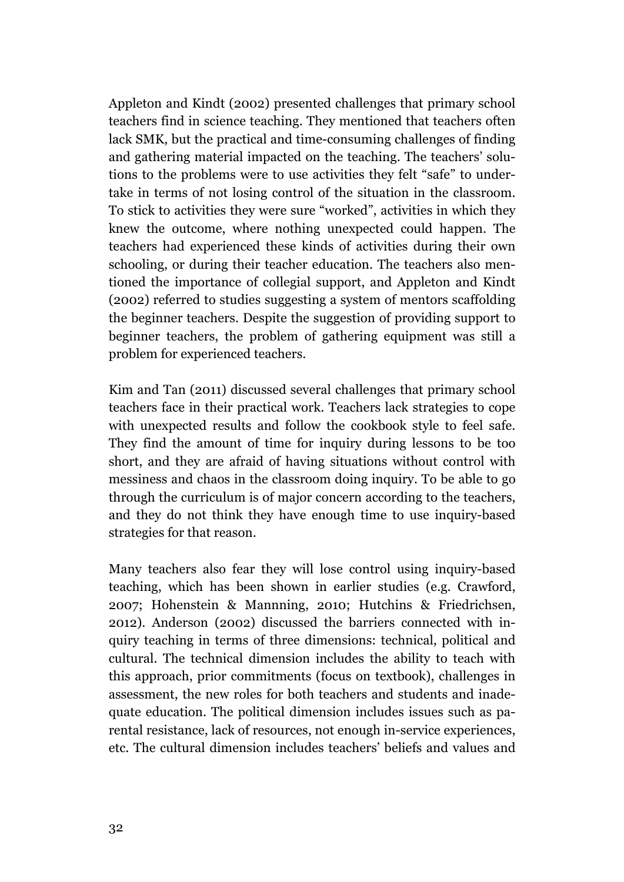Appleton and Kindt (2002) presented challenges that primary school teachers find in science teaching. They mentioned that teachers often lack SMK, but the practical and time-consuming challenges of finding and gathering material impacted on the teaching. The teachers' solutions to the problems were to use activities they felt "safe" to undertake in terms of not losing control of the situation in the classroom. To stick to activities they were sure "worked", activities in which they knew the outcome, where nothing unexpected could happen. The teachers had experienced these kinds of activities during their own schooling, or during their teacher education. The teachers also mentioned the importance of collegial support, and Appleton and Kindt (2002) referred to studies suggesting a system of mentors scaffolding the beginner teachers. Despite the suggestion of providing support to beginner teachers, the problem of gathering equipment was still a problem for experienced teachers.

Kim and Tan (2011) discussed several challenges that primary school teachers face in their practical work. Teachers lack strategies to cope with unexpected results and follow the cookbook style to feel safe. They find the amount of time for inquiry during lessons to be too short, and they are afraid of having situations without control with messiness and chaos in the classroom doing inquiry. To be able to go through the curriculum is of major concern according to the teachers, and they do not think they have enough time to use inquiry-based strategies for that reason.

Many teachers also fear they will lose control using inquiry-based teaching, which has been shown in earlier studies (e.g. Crawford, 2007; Hohenstein & Mannning, 2010; Hutchins & Friedrichsen, 2012). Anderson (2002) discussed the barriers connected with inquiry teaching in terms of three dimensions: technical, political and cultural. The technical dimension includes the ability to teach with this approach, prior commitments (focus on textbook), challenges in assessment, the new roles for both teachers and students and inadequate education. The political dimension includes issues such as parental resistance, lack of resources, not enough in-service experiences, etc. The cultural dimension includes teachers' beliefs and values and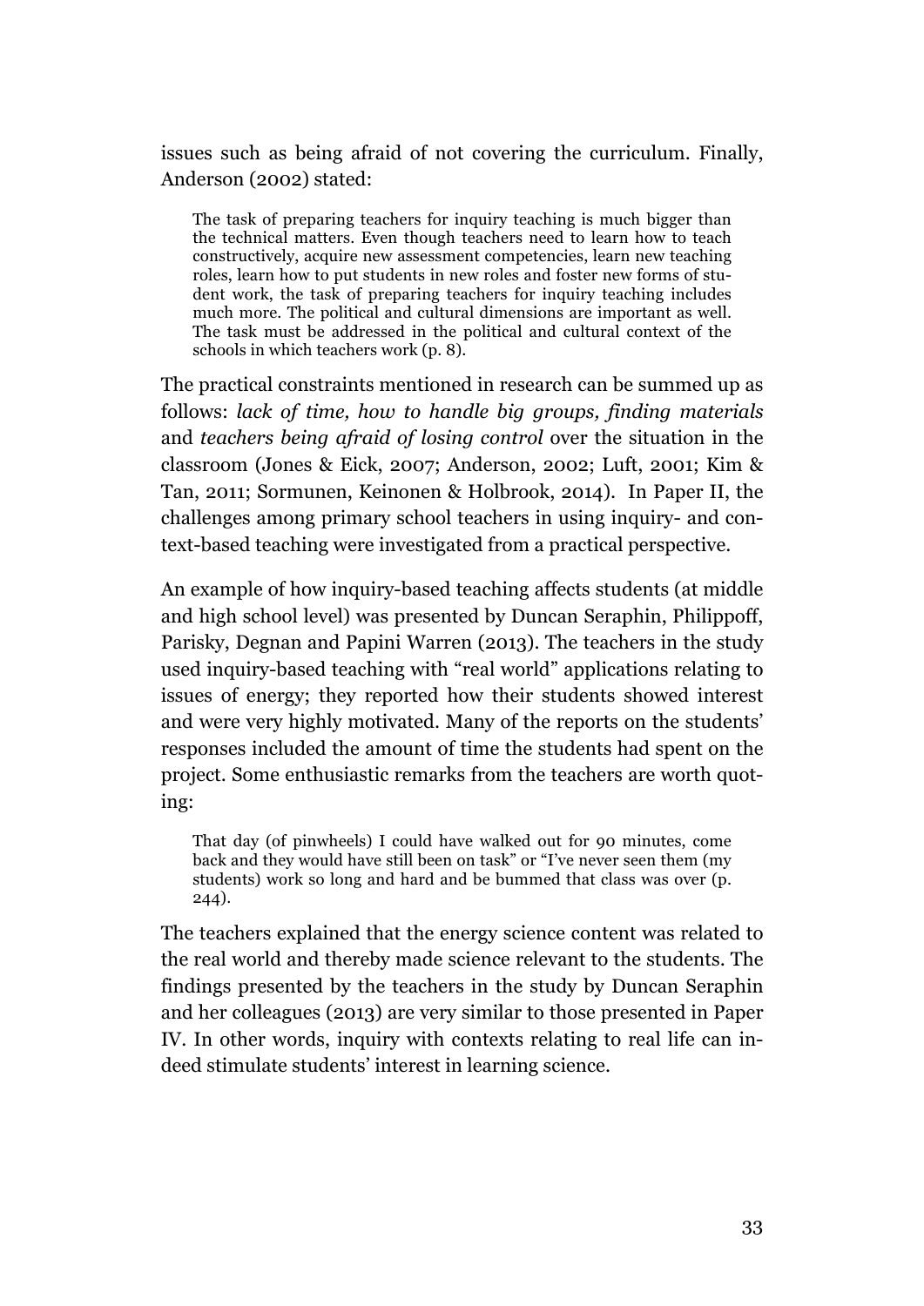issues such as being afraid of not covering the curriculum. Finally, Anderson (2002) stated:

> The task of preparing teachers for inquiry teaching is much bigger than the technical matters. Even though teachers need to learn how to teach constructively, acquire new assessment competencies, learn new teaching roles, learn how to put students in new roles and foster new forms of student work, the task of preparing teachers for inquiry teaching includes much more. The political and cultural dimensions are important as well. The task must be addressed in the political and cultural context of the schools in which teachers work (p. 8).

The practical constraints mentioned in research can be summed up as follows: *lack of time, how to handle big groups, finding materials* and *teachers being afraid of losing control* over the situation in the classroom (Jones & Eick, 2007; Anderson, 2002; Luft, 2001; Kim & Tan, 2011; Sormunen, Keinonen & Holbrook, 2014). In Paper II, the challenges among primary school teachers in using inquiry- and context-based teaching were investigated from a practical perspective.

An example of how inquiry-based teaching affects students (at middle and high school level) was presented by Duncan Seraphin, Philippoff, Parisky, Degnan and Papini Warren (2013). The teachers in the study used inquiry-based teaching with "real world" applications relating to issues of energy; they reported how their students showed interest and were very highly motivated. Many of the reports on the students' responses included the amount of time the students had spent on the project. Some enthusiastic remarks from the teachers are worth quoting:

> That day (of pinwheels) I could have walked out for 90 minutes, come back and they would have still been on task" or "I've never seen them (my students) work so long and hard and be bummed that class was over (p. 244).

The teachers explained that the energy science content was related to the real world and thereby made science relevant to the students. The findings presented by the teachers in the study by Duncan Seraphin and her colleagues (2013) are very similar to those presented in Paper IV. In other words, inquiry with contexts relating to real life can indeed stimulate students' interest in learning science.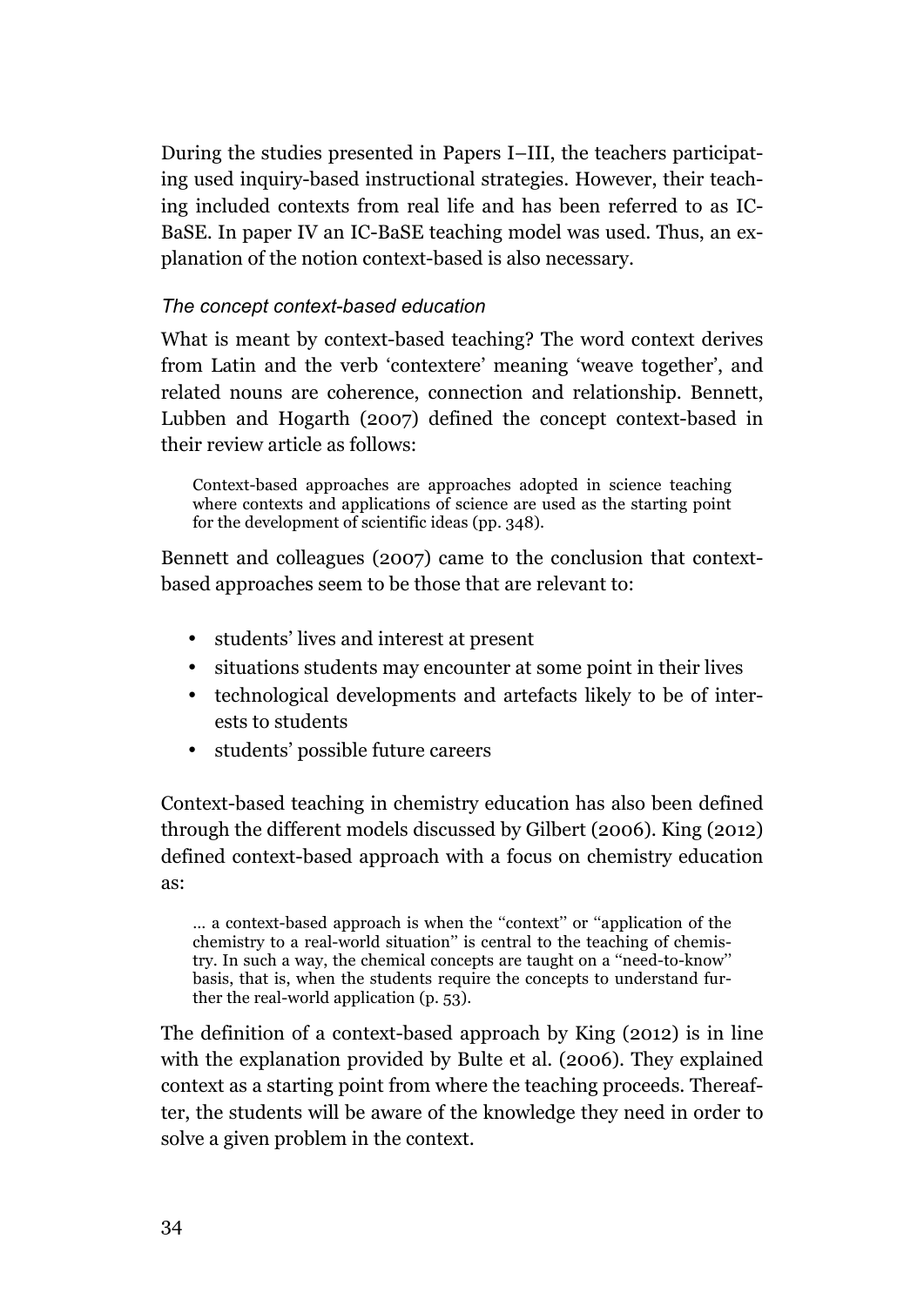During the studies presented in Papers I–III, the teachers participating used inquiry-based instructional strategies. However, their teaching included contexts from real life and has been referred to as IC-BaSE. In paper IV an IC-BaSE teaching model was used. Thus, an explanation of the notion context-based is also necessary.

### *The concept context-based education*

What is meant by context-based teaching? The word context derives from Latin and the verb 'contextere' meaning 'weave together', and related nouns are coherence, connection and relationship. Bennett, Lubben and Hogarth (2007) defined the concept context-based in their review article as follows:

> Context-based approaches are approaches adopted in science teaching where contexts and applications of science are used as the starting point for the development of scientific ideas (pp. 348).

Bennett and colleagues (2007) came to the conclusion that context-based approaches seem to be those that are relevant to:

- students' lives and interest at present
- situations students may encounter at some point in their lives
- technological developments and artefacts likely to be of interests to students
- students' possible future careers

Context-based teaching in chemistry education has also been defined through the different models discussed by Gilbert (2006). King (2012) defined context-based approach with a focus on chemistry education as:

> … a context-based approach is when the "context" or "application of the chemistry to a real-world situation" is central to the teaching of chemistry. In such a way, the chemical concepts are taught on a "need-to-know" basis, that is, when the students require the concepts to understand further the real-world application (p. 53).

The definition of a context-based approach by King (2012) is in line with the explanation provided by Bulte et al. (2006). They explained context as a starting point from where the teaching proceeds. Thereafter, the students will be aware of the knowledge they need in order to solve a given problem in the context.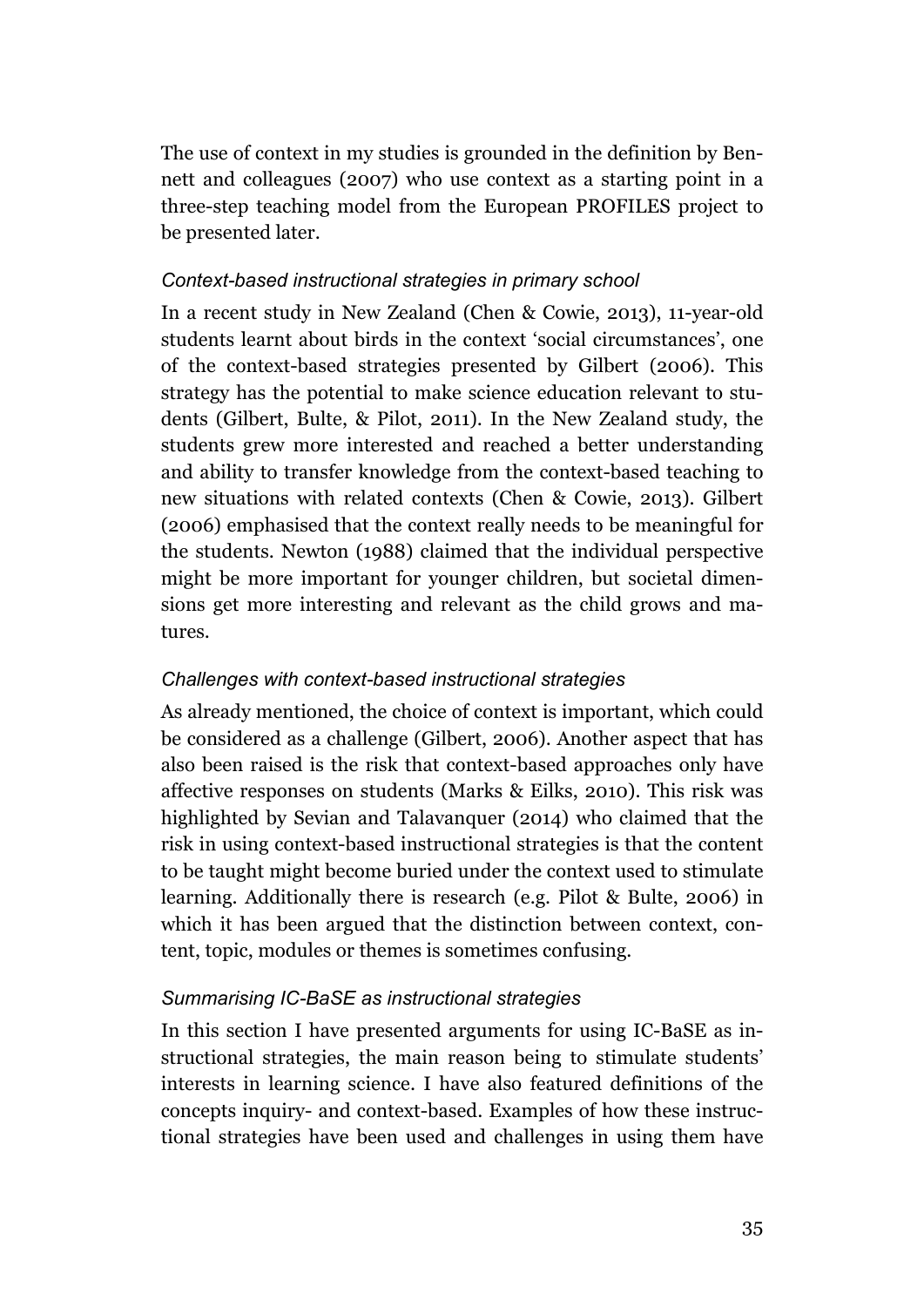The use of context in my studies is grounded in the definition by Bennett and colleagues (2007) who use context as a starting point in a three-step teaching model from the European PROFILES project to be presented later.

#### *Context-based instructional strategies in primary school*

In a recent study in New Zealand (Chen & Cowie, 2013), 11-year-old students learnt about birds in the context 'social circumstances', one of the context-based strategies presented by Gilbert (2006). This strategy has the potential to make science education relevant to students (Gilbert, Bulte, & Pilot, 2011). In the New Zealand study, the students grew more interested and reached a better understanding and ability to transfer knowledge from the context-based teaching to new situations with related contexts (Chen & Cowie, 2013). Gilbert (2006) emphasised that the context really needs to be meaningful for the students. Newton (1988) claimed that the individual perspective might be more important for younger children, but societal dimensions get more interesting and relevant as the child grows and matures.

#### *Challenges with context-based instructional strategies*

As already mentioned, the choice of context is important, which could be considered as a challenge (Gilbert, 2006). Another aspect that has also been raised is the risk that context-based approaches only have affective responses on students (Marks & Eilks, 2010). This risk was highlighted by Sevian and Talavanquer (2014) who claimed that the risk in using context-based instructional strategies is that the content to be taught might become buried under the context used to stimulate learning. Additionally there is research (e.g. Pilot & Bulte, 2006) in which it has been argued that the distinction between context, content, topic, modules or themes is sometimes confusing.

#### *Summarising IC-BaSE as instructional strategies*

In this section I have presented arguments for using IC-BaSE as instructional strategies, the main reason being to stimulate students' interests in learning science. I have also featured definitions of the concepts inquiry- and context-based. Examples of how these instructional strategies have been used and challenges in using them have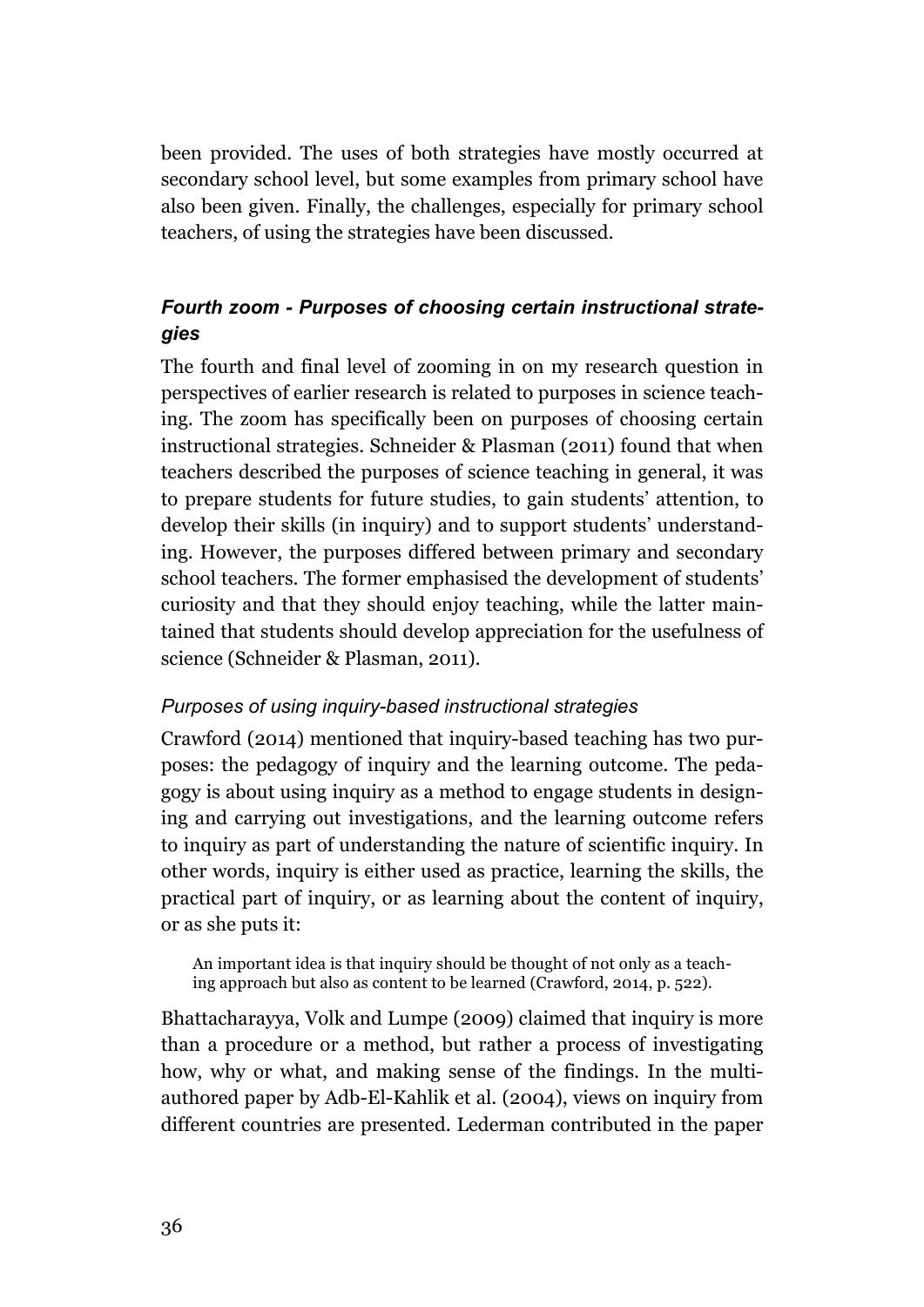been provided. The uses of both strategies have mostly occurred at secondary school level, but some examples from primary school have also been given. Finally, the challenges, especially for primary school teachers, of using the strategies have been discussed.

### *Fourth zoom - Purposes of choosing certain instructional strategies*

The fourth and final level of zooming in on my research question in perspectives of earlier research is related to purposes in science teaching. The zoom has specifically been on purposes of choosing certain instructional strategies. Schneider & Plasman (2011) found that when teachers described the purposes of science teaching in general, it was to prepare students for future studies, to gain students' attention, to develop their skills (in inquiry) and to support students' understanding. However, the purposes differed between primary and secondary school teachers. The former emphasised the development of students' curiosity and that they should enjoy teaching, while the latter maintained that students should develop appreciation for the usefulness of science (Schneider & Plasman, 2011).

#### *Purposes of using inquiry-based instructional strategies*

Crawford (2014) mentioned that inquiry-based teaching has two purposes: the pedagogy of inquiry and the learning outcome. The pedagogy is about using inquiry as a method to engage students in designing and carrying out investigations, and the learning outcome refers to inquiry as part of understanding the nature of scientific inquiry. In other words, inquiry is either used as practice, learning the skills, the practical part of inquiry, or as learning about the content of inquiry, or as she puts it:

> An important idea is that inquiry should be thought of not only as a teaching approach but also as content to be learned (Crawford, 2014, p. 522).

Bhattacharayya, Volk and Lumpe (2009) claimed that inquiry is more than a procedure or a method, but rather a process of investigating how, why or what, and making sense of the findings. In the multi-authored paper by Adb-El-Kahlik et al. (2004), views on inquiry from different countries are presented. Lederman contributed in the paper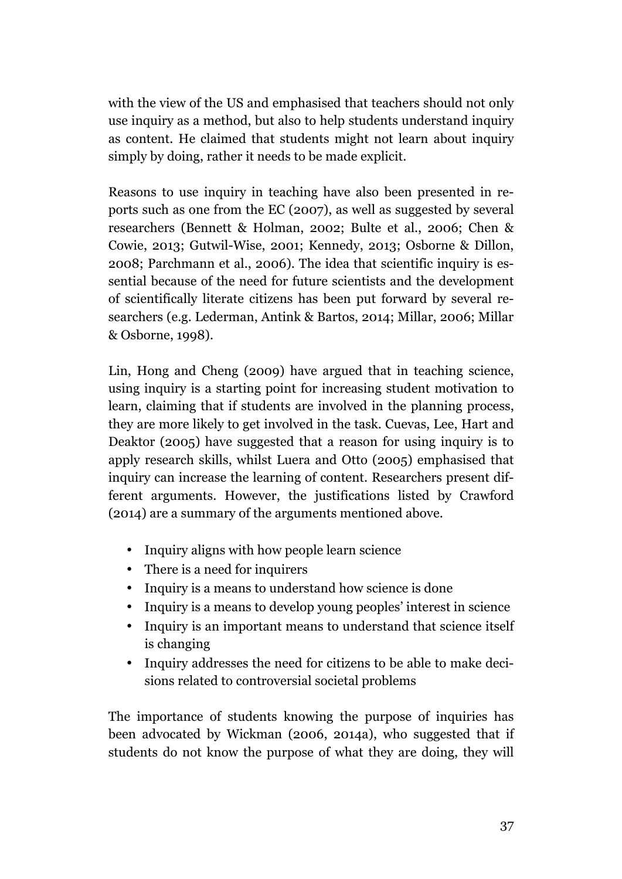with the view of the US and emphasised that teachers should not only use inquiry as a method, but also to help students understand inquiry as content. He claimed that students might not learn about inquiry simply by doing, rather it needs to be made explicit.

Reasons to use inquiry in teaching have also been presented in reports such as one from the EC (2007), as well as suggested by several researchers (Bennett & Holman, 2002; Bulte et al., 2006; Chen & Cowie, 2013; Gutwil-Wise, 2001; Kennedy, 2013; Osborne & Dillon, 2008; Parchmann et al., 2006). The idea that scientific inquiry is essential because of the need for future scientists and the development of scientifically literate citizens has been put forward by several researchers (e.g. Lederman, Antink & Bartos, 2014; Millar, 2006; Millar & Osborne, 1998).

Lin, Hong and Cheng (2009) have argued that in teaching science, using inquiry is a starting point for increasing student motivation to learn, claiming that if students are involved in the planning process, they are more likely to get involved in the task. Cuevas, Lee, Hart and Deaktor (2005) have suggested that a reason for using inquiry is to apply research skills, whilst Luera and Otto (2005) emphasised that inquiry can increase the learning of content. Researchers present different arguments. However, the justifications listed by Crawford (2014) are a summary of the arguments mentioned above.

- Inquiry aligns with how people learn science
- There is a need for inquirers
- Inquiry is a means to understand how science is done
- Inquiry is a means to develop young peoples' interest in science
- Inquiry is an important means to understand that science itself is changing
- Inquiry addresses the need for citizens to be able to make decisions related to controversial societal problems

The importance of students knowing the purpose of inquiries has been advocated by Wickman (2006, 2014a), who suggested that if students do not know the purpose of what they are doing, they will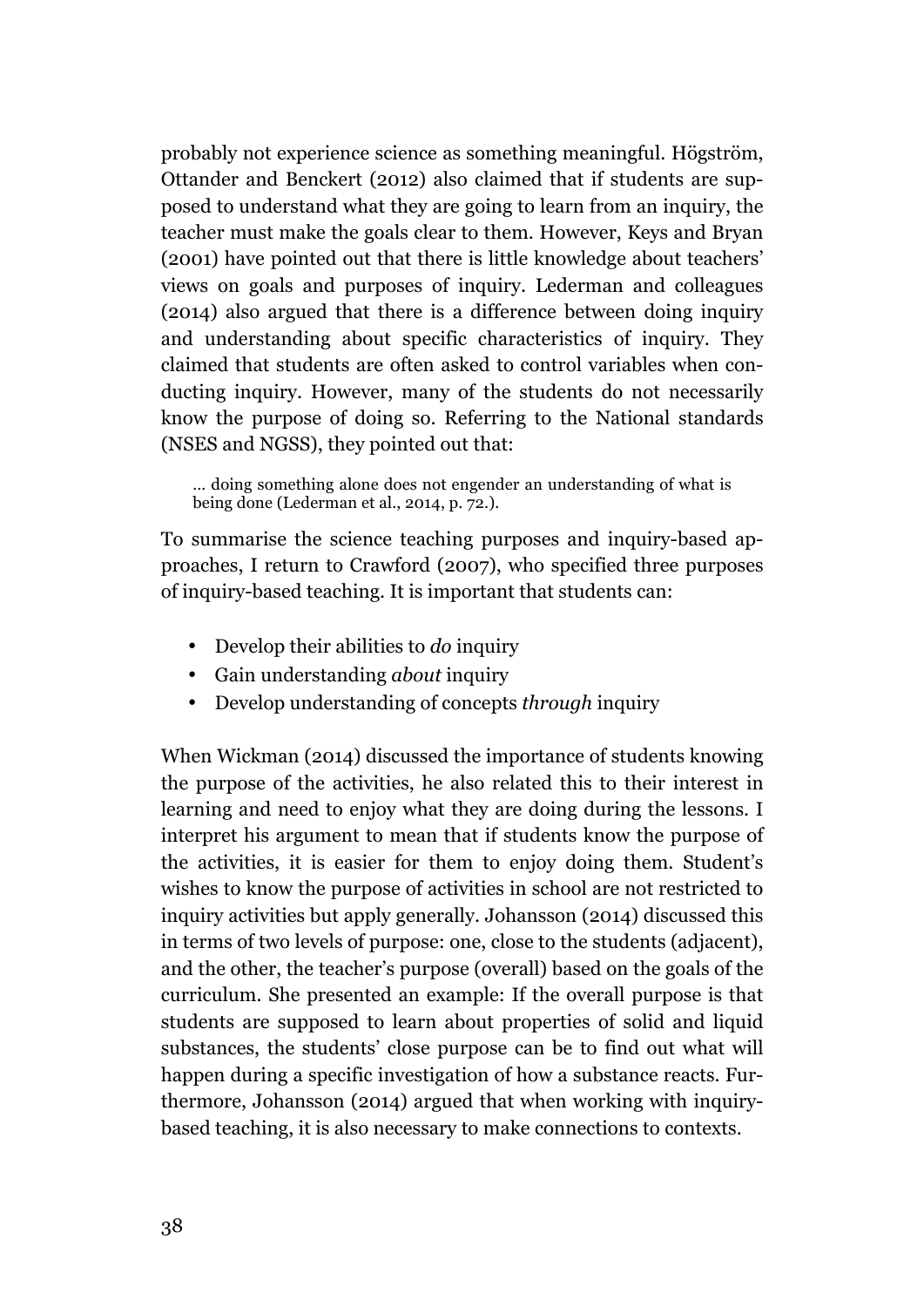probably not experience science as something meaningful. Högström, Ottander and Benckert (2012) also claimed that if students are supposed to understand what they are going to learn from an inquiry, the teacher must make the goals clear to them. However, Keys and Bryan (2001) have pointed out that there is little knowledge about teachers' views on goals and purposes of inquiry. Lederman and colleagues (2014) also argued that there is a difference between doing inquiry and understanding about specific characteristics of inquiry. They claimed that students are often asked to control variables when conducting inquiry. However, many of the students do not necessarily know the purpose of doing so. Referring to the National standards (NSES and NGSS), they pointed out that:

> … doing something alone does not engender an understanding of what is being done (Lederman et al., 2014, p. 72.).

To summarise the science teaching purposes and inquiry-based approaches, I return to Crawford (2007), who specified three purposes of inquiry-based teaching. It is important that students can:

- Develop their abilities to *do* inquiry
- Gain understanding *about* inquiry
- Develop understanding of concepts *through* inquiry

When Wickman (2014) discussed the importance of students knowing the purpose of the activities, he also related this to their interest in learning and need to enjoy what they are doing during the lessons. I interpret his argument to mean that if students know the purpose of the activities, it is easier for them to enjoy doing them. Student's wishes to know the purpose of activities in school are not restricted to inquiry activities but apply generally. Johansson (2014) discussed this in terms of two levels of purpose: one, close to the students (adjacent), and the other, the teacher's purpose (overall) based on the goals of the curriculum. She presented an example: If the overall purpose is that students are supposed to learn about properties of solid and liquid substances, the students' close purpose can be to find out what will happen during a specific investigation of how a substance reacts. Furthermore, Johansson (2014) argued that when working with inquiry-based teaching, it is also necessary to make connections to contexts.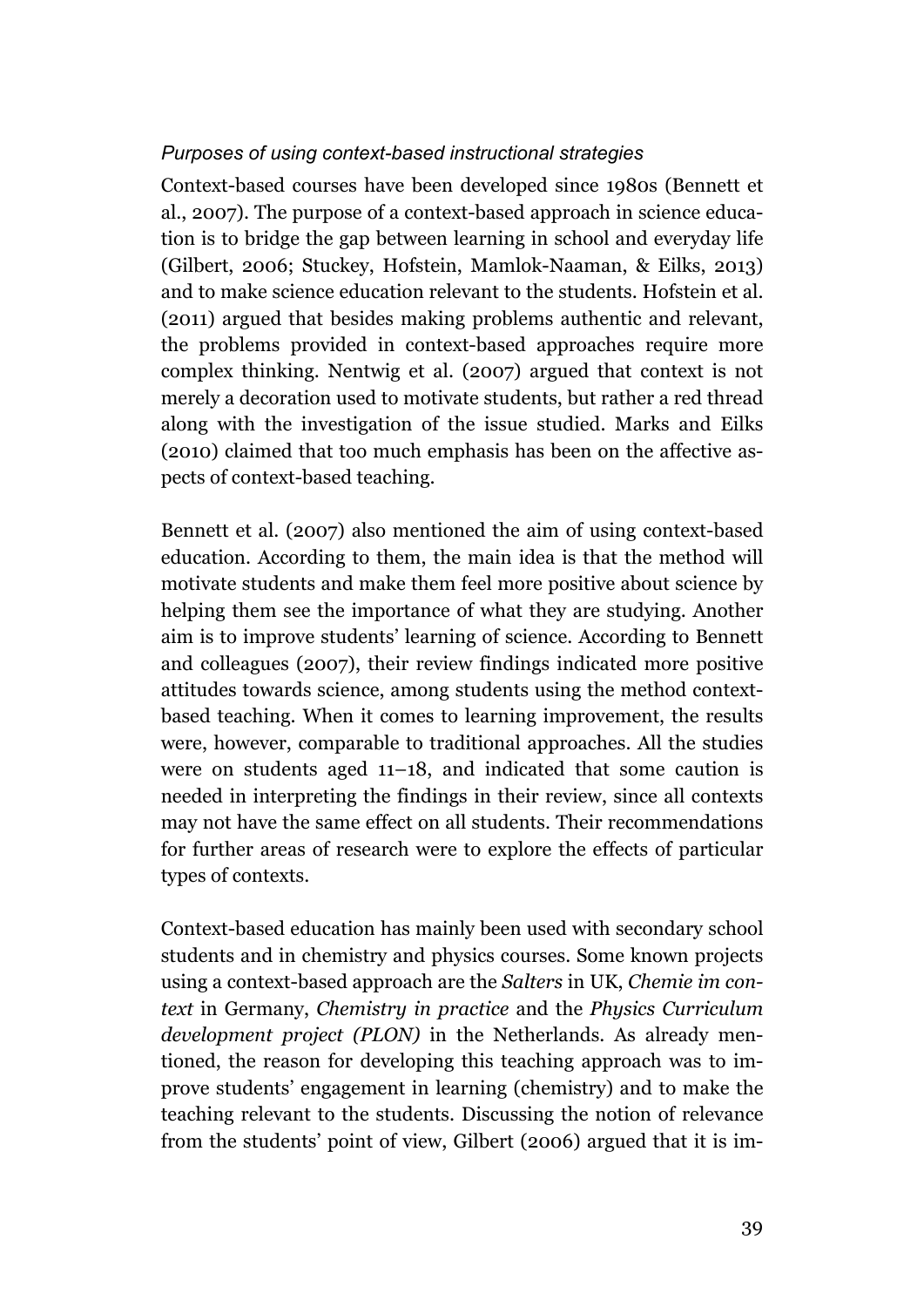### *Purposes of using context-based instructional strategies*

Context-based courses have been developed since 1980s (Bennett et al., 2007). The purpose of a context-based approach in science education is to bridge the gap between learning in school and everyday life (Gilbert, 2006; Stuckey, Hofstein, Mamlok-Naaman, & Eilks, 2013) and to make science education relevant to the students. Hofstein et al. (2011) argued that besides making problems authentic and relevant, the problems provided in context-based approaches require more complex thinking. Nentwig et al. (2007) argued that context is not merely a decoration used to motivate students, but rather a red thread along with the investigation of the issue studied. Marks and Eilks (2010) claimed that too much emphasis has been on the affective aspects of context-based teaching.

Bennett et al. (2007) also mentioned the aim of using context-based education. According to them, the main idea is that the method will motivate students and make them feel more positive about science by helping them see the importance of what they are studying. Another aim is to improve students' learning of science. According to Bennett and colleagues (2007), their review findings indicated more positive attitudes towards science, among students using the method context-based teaching. When it comes to learning improvement, the results were, however, comparable to traditional approaches. All the studies were on students aged 11–18, and indicated that some caution is needed in interpreting the findings in their review, since all contexts may not have the same effect on all students. Their recommendations for further areas of research were to explore the effects of particular types of contexts.

Context-based education has mainly been used with secondary school students and in chemistry and physics courses. Some known projects using a context-based approach are the *Salters* in UK, *Chemie im context* in Germany, *Chemistry in practice* and the *Physics Curriculum development project (PLON)* in the Netherlands. As already mentioned, the reason for developing this teaching approach was to improve students' engagement in learning (chemistry) and to make the teaching relevant to the students. Discussing the notion of relevance from the students' point of view, Gilbert (2006) argued that it is im-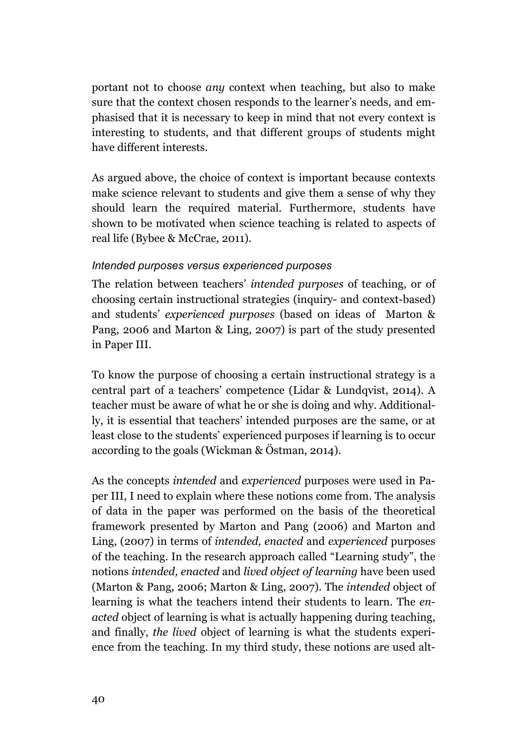portant not to choose *any* context when teaching, but also to make sure that the context chosen responds to the learner's needs, and emphasised that it is necessary to keep in mind that not every context is interesting to students, and that different groups of students might have different interests.

As argued above, the choice of context is important because contexts make science relevant to students and give them a sense of why they should learn the required material. Furthermore, students have shown to be motivated when science teaching is related to aspects of real life (Bybee & McCrae, 2011).

#### *Intended purposes versus experienced purposes*

The relation between teachers' *intended purposes* of teaching, or of choosing certain instructional strategies (inquiry- and context-based) and students' *experienced purposes* (based on ideas of Marton & Pang, 2006 and Marton & Ling, 2007) is part of the study presented in Paper III.

To know the purpose of choosing a certain instructional strategy is a central part of a teachers' competence (Lidar & Lundqvist, 2014). A teacher must be aware of what he or she is doing and why. Additionally, it is essential that teachers' intended purposes are the same, or at least close to the students' experienced purposes if learning is to occur according to the goals (Wickman & Östman, 2014).

As the concepts *intended* and *experienced* purposes were used in Paper III, I need to explain where these notions come from. The analysis of data in the paper was performed on the basis of the theoretical framework presented by Marton and Pang (2006) and Marton and Ling, (2007) in terms of *intended, enacted* and *experienced* purposes of the teaching. In the research approach called "Learning study", the notions *intended, enacted* and *lived object of learning* have been used (Marton & Pang, 2006; Marton & Ling, 2007). The *intended* object of learning is what the teachers intend their students to learn. The *enacted* object of learning is what is actually happening during teaching, and finally, *the lived* object of learning is what the students experience from the teaching. In my third study, these notions are used alt-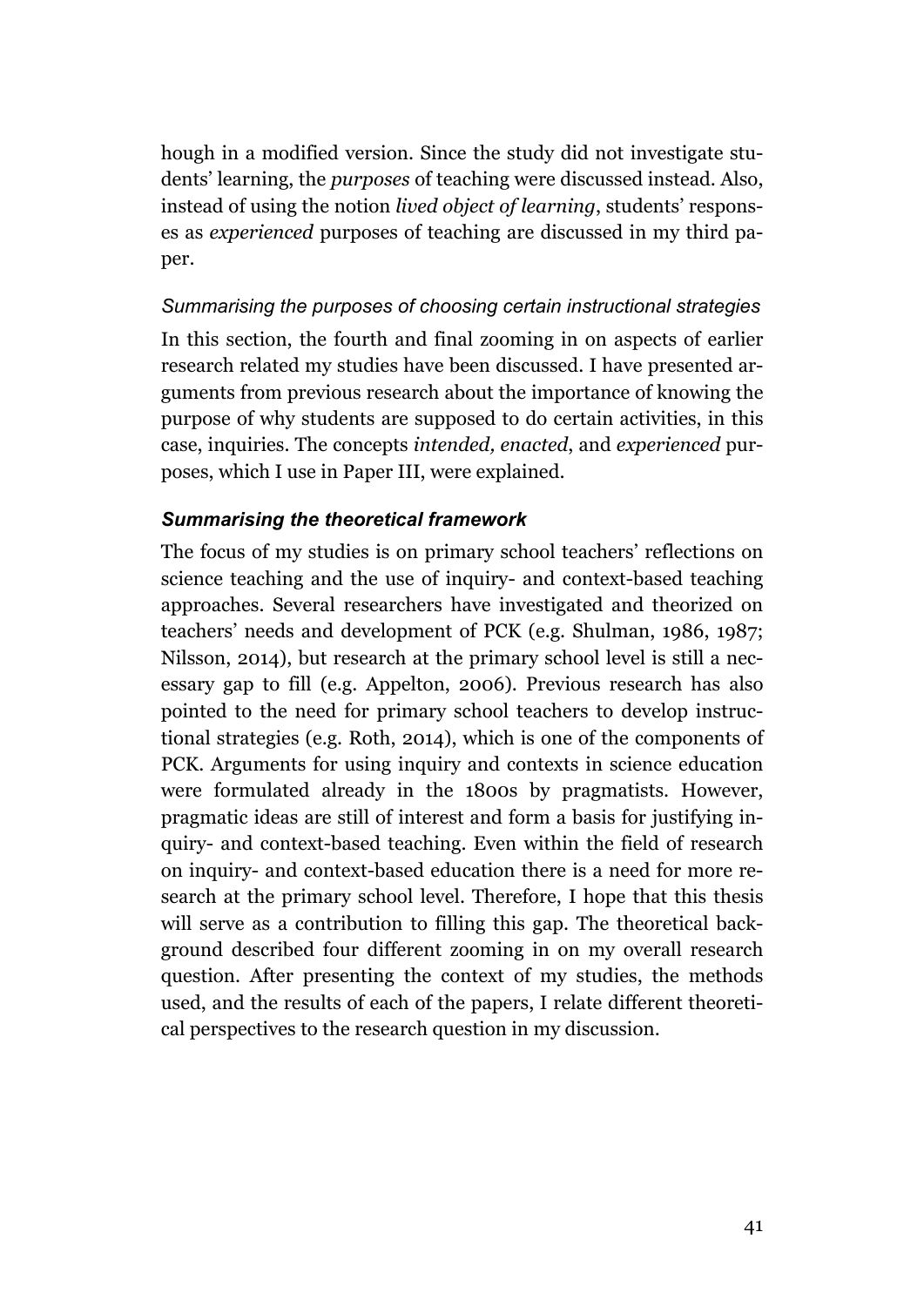hough in a modified version. Since the study did not investigate students' learning, the *purposes* of teaching were discussed instead. Also, instead of using the notion *lived object of learning*, students' responses as *experienced* purposes of teaching are discussed in my third paper.

#### *Summarising the purposes of choosing certain instructional strategies*

In this section, the fourth and final zooming in on aspects of earlier research related my studies have been discussed. I have presented arguments from previous research about the importance of knowing the purpose of why students are supposed to do certain activities, in this case, inquiries. The concepts *intended, enacted*, and *experienced* purposes, which I use in Paper III, were explained.

### ***Summarising the theoretical framework***

The focus of my studies is on primary school teachers' reflections on science teaching and the use of inquiry- and context-based teaching approaches. Several researchers have investigated and theorized on teachers' needs and development of PCK (e.g. Shulman, 1986, 1987; Nilsson, 2014), but research at the primary school level is still a necessary gap to fill (e.g. Appelton, 2006). Previous research has also pointed to the need for primary school teachers to develop instructional strategies (e.g. Roth, 2014), which is one of the components of PCK. Arguments for using inquiry and contexts in science education were formulated already in the 1800s by pragmatists. However, pragmatic ideas are still of interest and form a basis for justifying inquiry- and context-based teaching. Even within the field of research on inquiry- and context-based education there is a need for more research at the primary school level. Therefore, I hope that this thesis will serve as a contribution to filling this gap. The theoretical background described four different zooming in on my overall research question. After presenting the context of my studies, the methods used, and the results of each of the papers, I relate different theoretical perspectives to the research question in my discussion.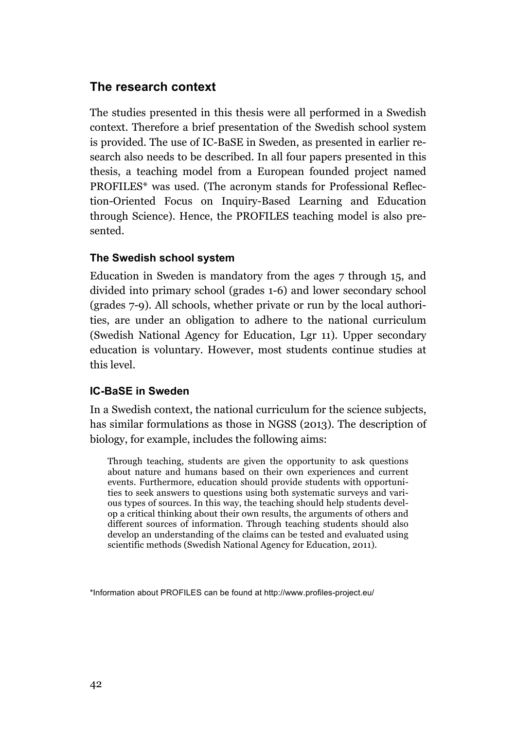## The research context

The studies presented in this thesis were all performed in a Swedish context. Therefore a brief presentation of the Swedish school system is provided. The use of IC-BaSE in Sweden, as presented in earlier research also needs to be described. In all four papers presented in this thesis, a teaching model from a European founded project named PROFILES* was used. (The acronym stands for Professional Reflection-Oriented Focus on Inquiry-Based Learning and Education through Science). Hence, the PROFILES teaching model is also presented.

### The Swedish school system

Education in Sweden is mandatory from the ages 7 through 15, and divided into primary school (grades 1-6) and lower secondary school (grades 7-9). All schools, whether private or run by the local authorities, are under an obligation to adhere to the national curriculum (Swedish National Agency for Education, Lgr 11). Upper secondary education is voluntary. However, most students continue studies at this level.

### IC-BaSE in Sweden

In a Swedish context, the national curriculum for the science subjects, has similar formulations as those in NGSS (2013). The description of biology, for example, includes the following aims:

> Through teaching, students are given the opportunity to ask questions about nature and humans based on their own experiences and current events. Furthermore, education should provide students with opportunities to seek answers to questions using both systematic surveys and various types of sources. In this way, the teaching should help students develop a critical thinking about their own results, the arguments of others and different sources of information. Through teaching students should also develop an understanding of the claims can be tested and evaluated using scientific methods (Swedish National Agency for Education, 2011).

*Information about PROFILES can be found at http://www.profiles-project.eu/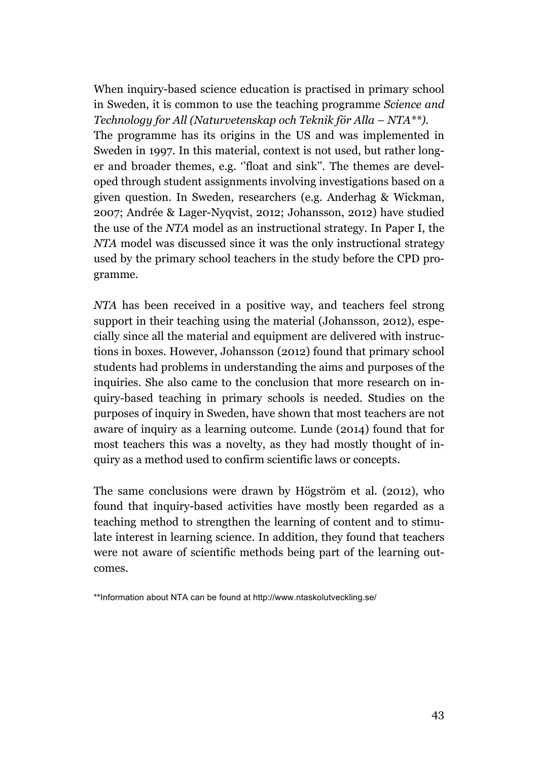When inquiry-based science education is practised in primary school in Sweden, it is common to use the teaching programme *Science and Technology for All (Naturvetenskap och Teknik för Alla – NTA\*\*)*. The programme has its origins in the US and was implemented in Sweden in 1997. In this material, context is not used, but rather longer and broader themes, e.g. ''float and sink''. The themes are developed through student assignments involving investigations based on a given question. In Sweden, researchers (e.g. Anderhag & Wickman, 2007; Andrée & Lager-Nyqvist, 2012; Johansson, 2012) have studied the use of the *NTA* model as an instructional strategy. In Paper I, the *NTA* model was discussed since it was the only instructional strategy used by the primary school teachers in the study before the CPD programme.

*NTA* has been received in a positive way, and teachers feel strong support in their teaching using the material (Johansson, 2012), especially since all the material and equipment are delivered with instructions in boxes. However, Johansson (2012) found that primary school students had problems in understanding the aims and purposes of the inquiries. She also came to the conclusion that more research on inquiry-based teaching in primary schools is needed. Studies on the purposes of inquiry in Sweden, have shown that most teachers are not aware of inquiry as a learning outcome. Lunde (2014) found that for most teachers this was a novelty, as they had mostly thought of inquiry as a method used to confirm scientific laws or concepts.

The same conclusions were drawn by Högström et al. (2012), who found that inquiry-based activities have mostly been regarded as a teaching method to strengthen the learning of content and to stimulate interest in learning science. In addition, they found that teachers were not aware of scientific methods being part of the learning outcomes.

\*\*Information about NTA can be found at http://www.ntaskolutveckling.se/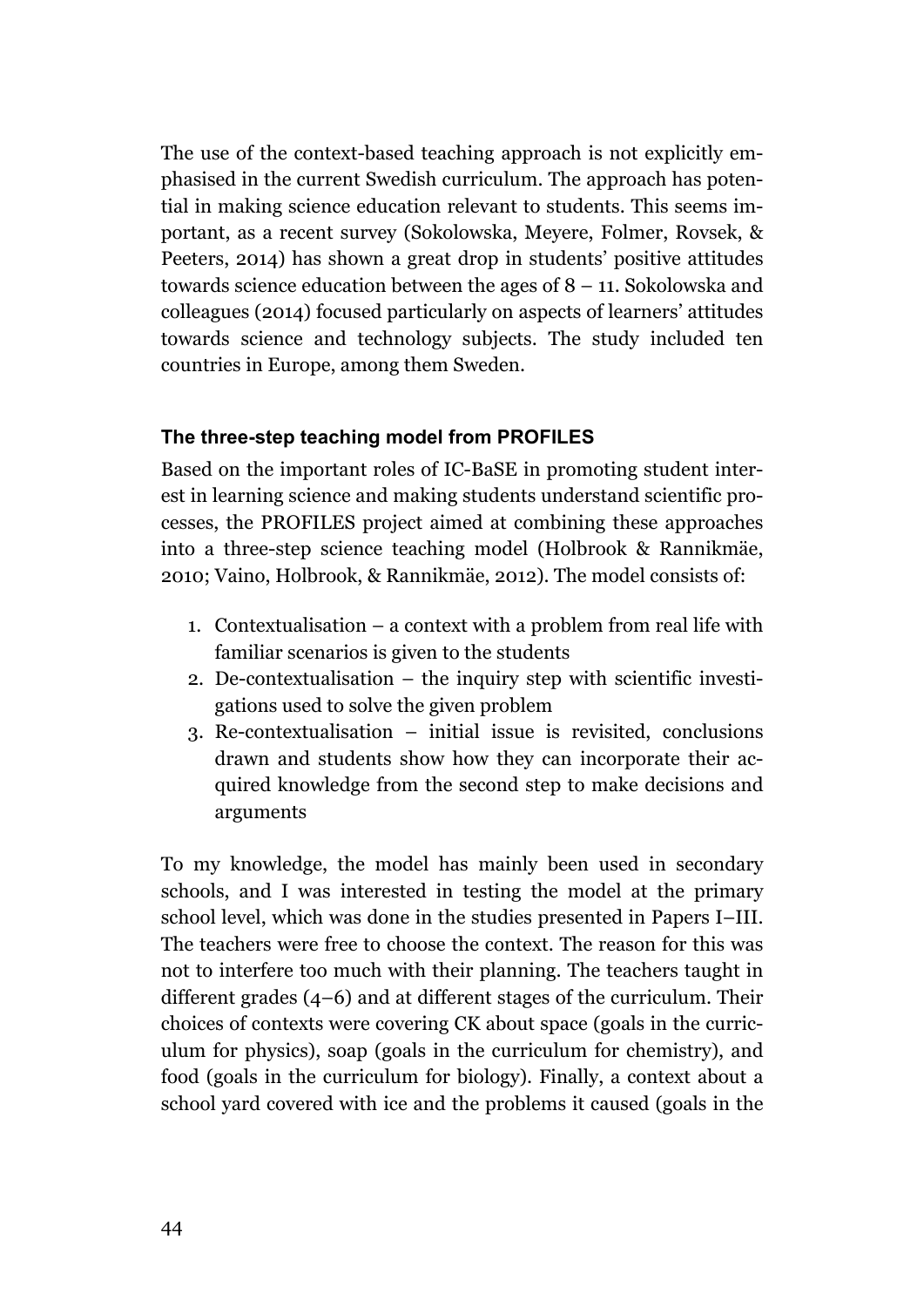The use of the context-based teaching approach is not explicitly emphasised in the current Swedish curriculum. The approach has potential in making science education relevant to students. This seems important, as a recent survey (Sokolowska, Meyere, Folmer, Rovsek, & Peeters, 2014) has shown a great drop in students' positive attitudes towards science education between the ages of 8 – 11. Sokolowska and colleagues (2014) focused particularly on aspects of learners' attitudes towards science and technology subjects. The study included ten countries in Europe, among them Sweden.

### The three-step teaching model from PROFILES

Based on the important roles of IC-BaSE in promoting student interest in learning science and making students understand scientific processes, the PROFILES project aimed at combining these approaches into a three-step science teaching model (Holbrook & Rannikmäe, 2010; Vaino, Holbrook, & Rannikmäe, 2012). The model consists of:

1. Contextualisation – a context with a problem from real life with familiar scenarios is given to the students
2. De-contextualisation – the inquiry step with scientific investigations used to solve the given problem
3. Re-contextualisation – initial issue is revisited, conclusions drawn and students show how they can incorporate their acquired knowledge from the second step to make decisions and arguments

To my knowledge, the model has mainly been used in secondary schools, and I was interested in testing the model at the primary school level, which was done in the studies presented in Papers I–III. The teachers were free to choose the context. The reason for this was not to interfere too much with their planning. The teachers taught in different grades (4–6) and at different stages of the curriculum. Their choices of contexts were covering CK about space (goals in the curriculum for physics), soap (goals in the curriculum for chemistry), and food (goals in the curriculum for biology). Finally, a context about a school yard covered with ice and the problems it caused (goals in the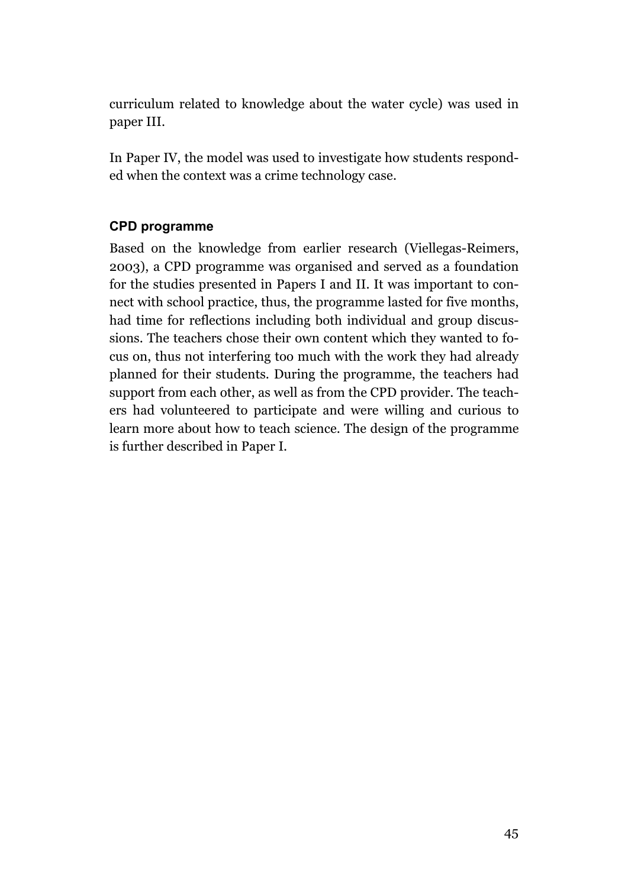curriculum related to knowledge about the water cycle) was used in paper III.

In Paper IV, the model was used to investigate how students responded when the context was a crime technology case.

### CPD programme

Based on the knowledge from earlier research (Viellegas-Reimers, 2003), a CPD programme was organised and served as a foundation for the studies presented in Papers I and II. It was important to connect with school practice, thus, the programme lasted for five months, had time for reflections including both individual and group discussions. The teachers chose their own content which they wanted to focus on, thus not interfering too much with the work they had already planned for their students. During the programme, the teachers had support from each other, as well as from the CPD provider. The teachers had volunteered to participate and were willing and curious to learn more about how to teach science. The design of the programme is further described in Paper I.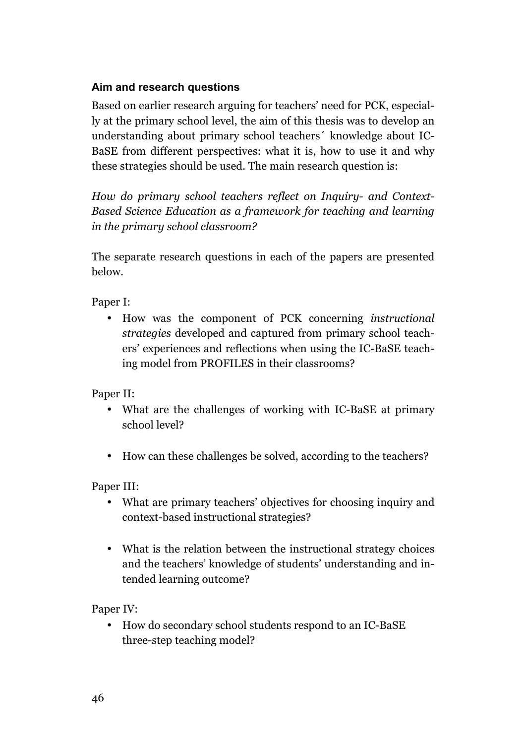### Aim and research questions

Based on earlier research arguing for teachers' need for PCK, especially at the primary school level, the aim of this thesis was to develop an understanding about primary school teachers´ knowledge about IC-BaSE from different perspectives: what it is, how to use it and why these strategies should be used. The main research question is:

*How do primary school teachers reflect on Inquiry- and Context-Based Science Education as a framework for teaching and learning in the primary school classroom?*

The separate research questions in each of the papers are presented below.

Paper I:

- How was the component of PCK concerning *instructional strategies* developed and captured from primary school teachers' experiences and reflections when using the IC-BaSE teaching model from PROFILES in their classrooms?

Paper II:

- What are the challenges of working with IC-BaSE at primary school level?
- How can these challenges be solved, according to the teachers?

Paper III:

- What are primary teachers' objectives for choosing inquiry and context-based instructional strategies?
- What is the relation between the instructional strategy choices and the teachers' knowledge of students' understanding and intended learning outcome?

Paper IV:

- How do secondary school students respond to an IC-BaSE three-step teaching model?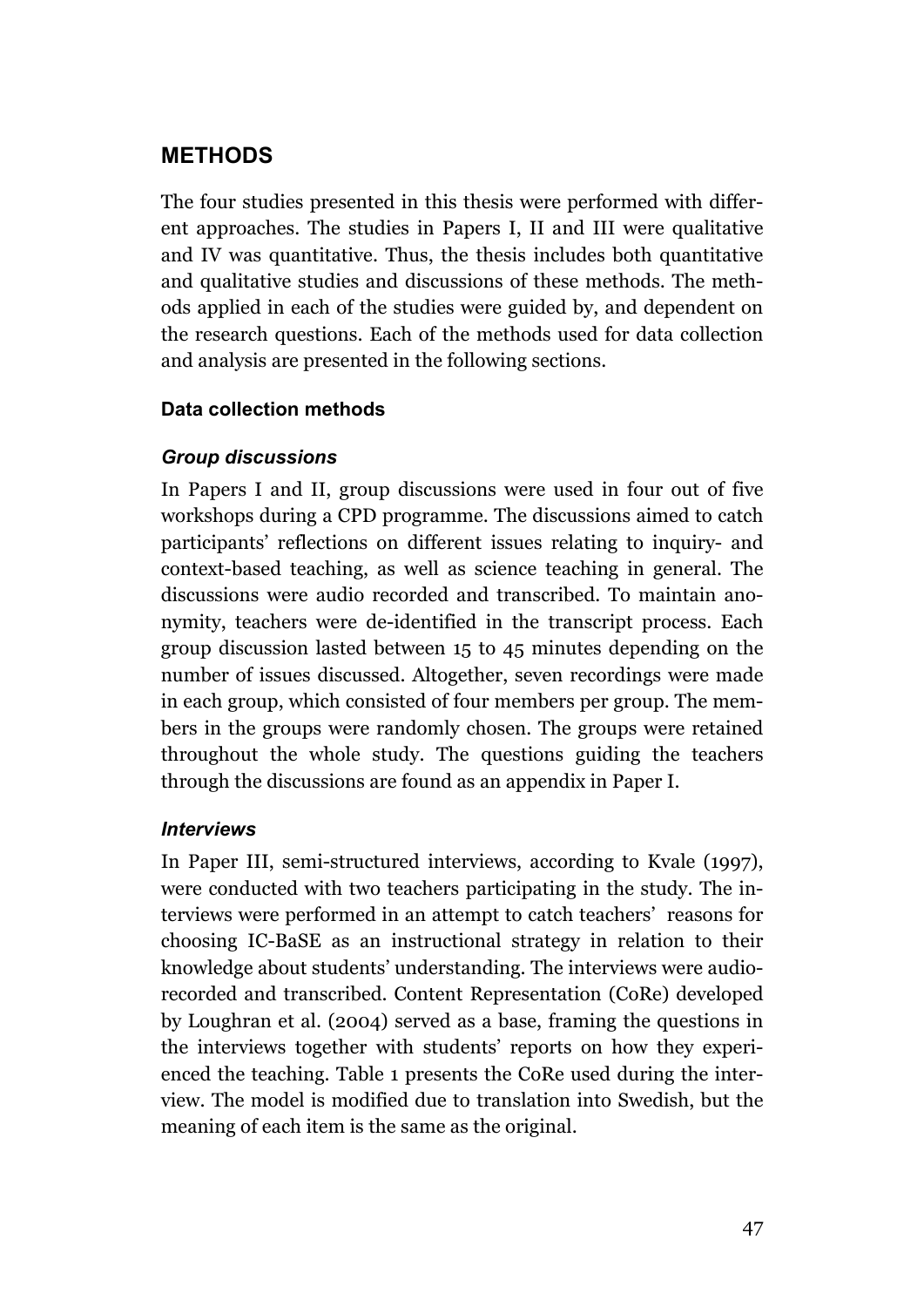# METHODS

The four studies presented in this thesis were performed with different approaches. The studies in Papers I, II and III were qualitative and IV was quantitative. Thus, the thesis includes both quantitative and qualitative studies and discussions of these methods. The methods applied in each of the studies were guided by, and dependent on the research questions. Each of the methods used for data collection and analysis are presented in the following sections.

## Data collection methods

### *Group discussions*

In Papers I and II, group discussions were used in four out of five workshops during a CPD programme. The discussions aimed to catch participants' reflections on different issues relating to inquiry- and context-based teaching, as well as science teaching in general. The discussions were audio recorded and transcribed. To maintain anonymity, teachers were de-identified in the transcript process. Each group discussion lasted between 15 to 45 minutes depending on the number of issues discussed. Altogether, seven recordings were made in each group, which consisted of four members per group. The members in the groups were randomly chosen. The groups were retained throughout the whole study. The questions guiding the teachers through the discussions are found as an appendix in Paper I.

### *Interviews*

In Paper III, semi-structured interviews, according to Kvale (1997), were conducted with two teachers participating in the study. The interviews were performed in an attempt to catch teachers' reasons for choosing IC-BaSE as an instructional strategy in relation to their knowledge about students' understanding. The interviews were audio-recorded and transcribed. Content Representation (CoRe) developed by Loughran et al. (2004) served as a base, framing the questions in the interviews together with students' reports on how they experienced the teaching. Table 1 presents the CoRe used during the interview. The model is modified due to translation into Swedish, but the meaning of each item is the same as the original.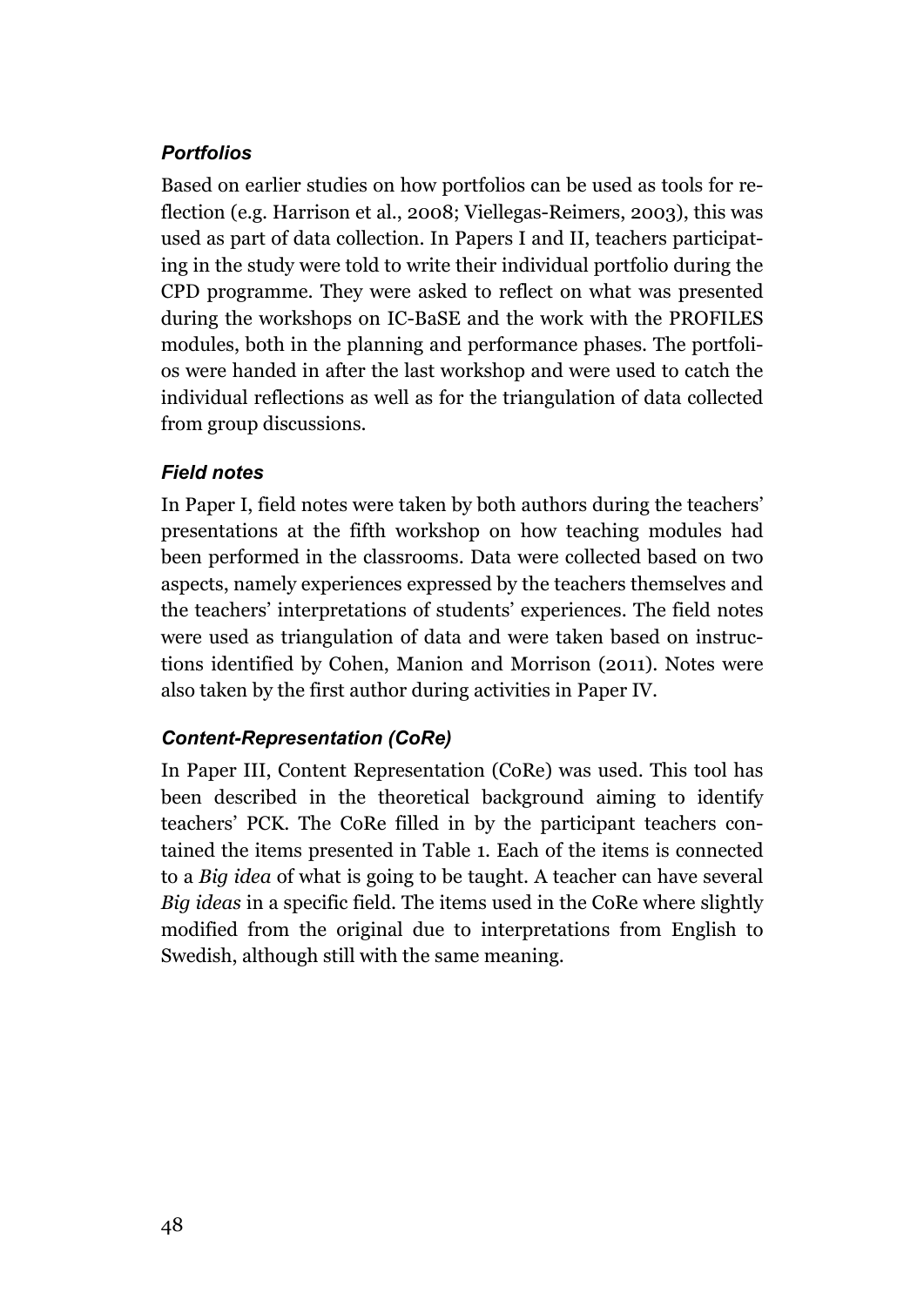### *Portfolios*

Based on earlier studies on how portfolios can be used as tools for reflection (e.g. Harrison et al., 2008; Viellegas-Reimers, 2003), this was used as part of data collection. In Papers I and II, teachers participating in the study were told to write their individual portfolio during the CPD programme. They were asked to reflect on what was presented during the workshops on IC-BaSE and the work with the PROFILES modules, both in the planning and performance phases. The portfolios were handed in after the last workshop and were used to catch the individual reflections as well as for the triangulation of data collected from group discussions.

### *Field notes*

In Paper I, field notes were taken by both authors during the teachers' presentations at the fifth workshop on how teaching modules had been performed in the classrooms. Data were collected based on two aspects, namely experiences expressed by the teachers themselves and the teachers' interpretations of students' experiences. The field notes were used as triangulation of data and were taken based on instructions identified by Cohen, Manion and Morrison (2011). Notes were also taken by the first author during activities in Paper IV.

### *Content-Representation (CoRe)*

In Paper III, Content Representation (CoRe) was used. This tool has been described in the theoretical background aiming to identify teachers' PCK. The CoRe filled in by the participant teachers contained the items presented in Table 1. Each of the items is connected to a *Big idea* of what is going to be taught. A teacher can have several *Big ideas* in a specific field. The items used in the CoRe where slightly modified from the original due to interpretations from English to Swedish, although still with the same meaning.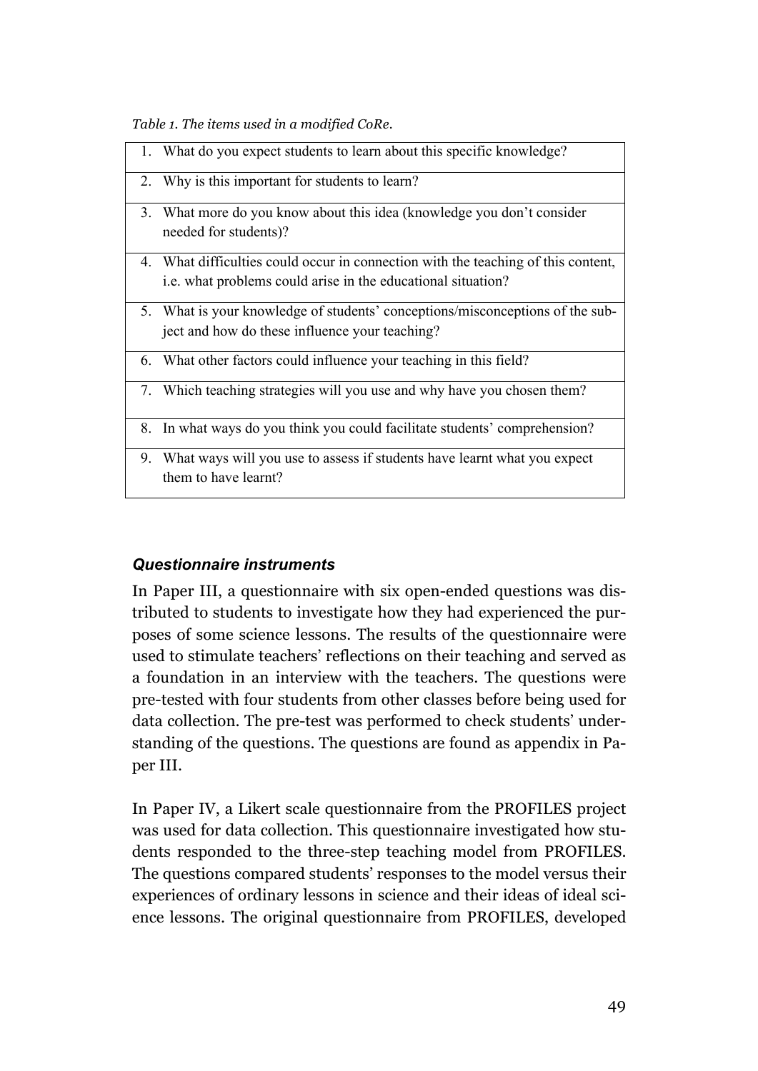*Table 1. The items used in a modified CoRe.*

| |
|---|
| 1. What do you expect students to learn about this specific knowledge? |
| 2. Why is this important for students to learn? |
| 3. What more do you know about this idea (knowledge you don't consider needed for students)? |
| 4. What difficulties could occur in connection with the teaching of this content, i.e. what problems could arise in the educational situation? |
| 5. What is your knowledge of students' conceptions/misconceptions of the subject and how do these influence your teaching? |
| 6. What other factors could influence your teaching in this field? |
| 7. Which teaching strategies will you use and why have you chosen them? |
| 8. In what ways do you think you could facilitate students' comprehension? |
| 9. What ways will you use to assess if students have learnt what you expect them to have learnt? |

### *Questionnaire instruments*

In Paper III, a questionnaire with six open-ended questions was distributed to students to investigate how they had experienced the purposes of some science lessons. The results of the questionnaire were used to stimulate teachers' reflections on their teaching and served as a foundation in an interview with the teachers. The questions were pre-tested with four students from other classes before being used for data collection. The pre-test was performed to check students' understanding of the questions. The questions are found as appendix in Paper III.

In Paper IV, a Likert scale questionnaire from the PROFILES project was used for data collection. This questionnaire investigated how students responded to the three-step teaching model from PROFILES. The questions compared students' responses to the model versus their experiences of ordinary lessons in science and their ideas of ideal science lessons. The original questionnaire from PROFILES, developed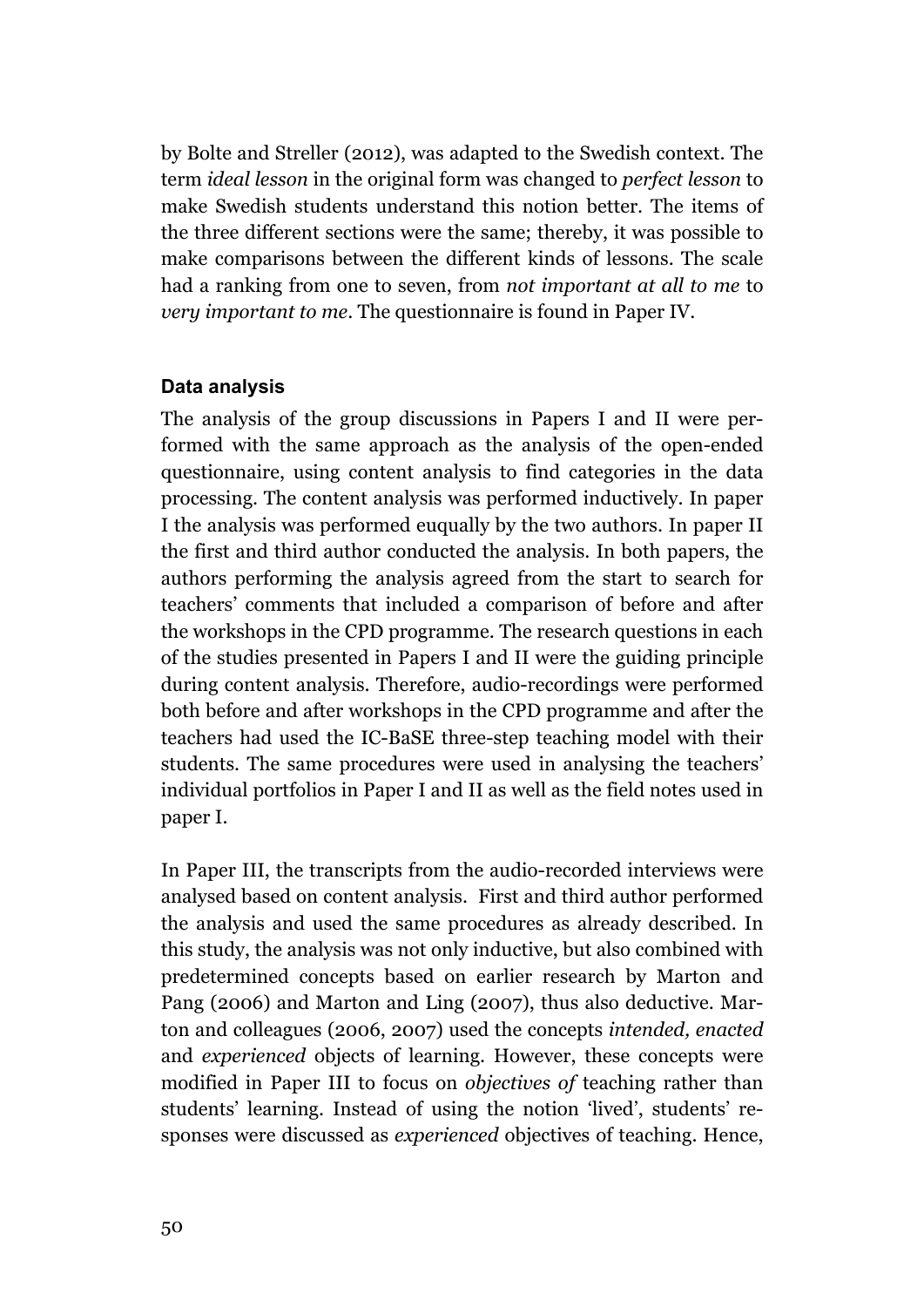by Bolte and Streller (2012), was adapted to the Swedish context. The term *ideal lesson* in the original form was changed to *perfect lesson* to make Swedish students understand this notion better. The items of the three different sections were the same; thereby, it was possible to make comparisons between the different kinds of lessons. The scale had a ranking from one to seven, from *not important at all to me* to *very important to me*. The questionnaire is found in Paper IV.

### Data analysis

The analysis of the group discussions in Papers I and II were performed with the same approach as the analysis of the open-ended questionnaire, using content analysis to find categories in the data processing. The content analysis was performed inductively. In paper I the analysis was performed euqually by the two authors. In paper II the first and third author conducted the analysis. In both papers, the authors performing the analysis agreed from the start to search for teachers' comments that included a comparison of before and after the workshops in the CPD programme. The research questions in each of the studies presented in Papers I and II were the guiding principle during content analysis. Therefore, audio-recordings were performed both before and after workshops in the CPD programme and after the teachers had used the IC-BaSE three-step teaching model with their students. The same procedures were used in analysing the teachers' individual portfolios in Paper I and II as well as the field notes used in paper I.

In Paper III, the transcripts from the audio-recorded interviews were analysed based on content analysis.  First and third author performed the analysis and used the same procedures as already described. In this study, the analysis was not only inductive, but also combined with predetermined concepts based on earlier research by Marton and Pang (2006) and Marton and Ling (2007), thus also deductive. Marton and colleagues (2006, 2007) used the concepts *intended, enacted* and *experienced* objects of learning. However, these concepts were modified in Paper III to focus on *objectives of* teaching rather than students' learning. Instead of using the notion 'lived', students' responses were discussed as *experienced* objectives of teaching. Hence,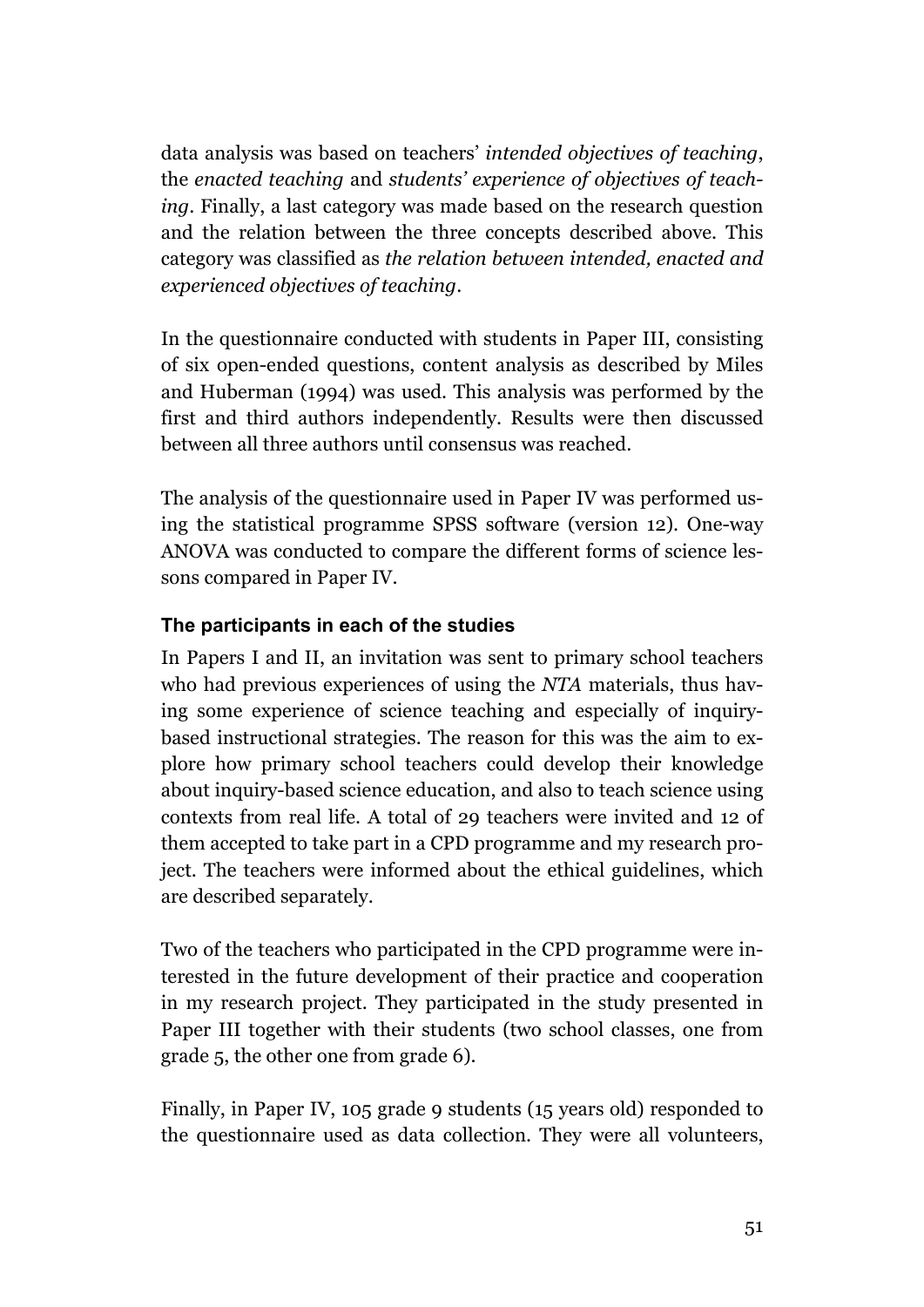data analysis was based on teachers' *intended objectives of teaching*, the *enacted teaching* and *students' experience of objectives of teaching*. Finally, a last category was made based on the research question and the relation between the three concepts described above. This category was classified as *the relation between intended, enacted and experienced objectives of teaching*.

In the questionnaire conducted with students in Paper III, consisting of six open-ended questions, content analysis as described by Miles and Huberman (1994) was used. This analysis was performed by the first and third authors independently. Results were then discussed between all three authors until consensus was reached.

The analysis of the questionnaire used in Paper IV was performed using the statistical programme SPSS software (version 12). One-way ANOVA was conducted to compare the different forms of science lessons compared in Paper IV.

#### The participants in each of the studies

In Papers I and II, an invitation was sent to primary school teachers who had previous experiences of using the *NTA* materials, thus having some experience of science teaching and especially of inquiry-based instructional strategies. The reason for this was the aim to explore how primary school teachers could develop their knowledge about inquiry-based science education, and also to teach science using contexts from real life. A total of 29 teachers were invited and 12 of them accepted to take part in a CPD programme and my research project. The teachers were informed about the ethical guidelines, which are described separately.

Two of the teachers who participated in the CPD programme were interested in the future development of their practice and cooperation in my research project. They participated in the study presented in Paper III together with their students (two school classes, one from grade 5, the other one from grade 6).

Finally, in Paper IV, 105 grade 9 students (15 years old) responded to the questionnaire used as data collection. They were all volunteers,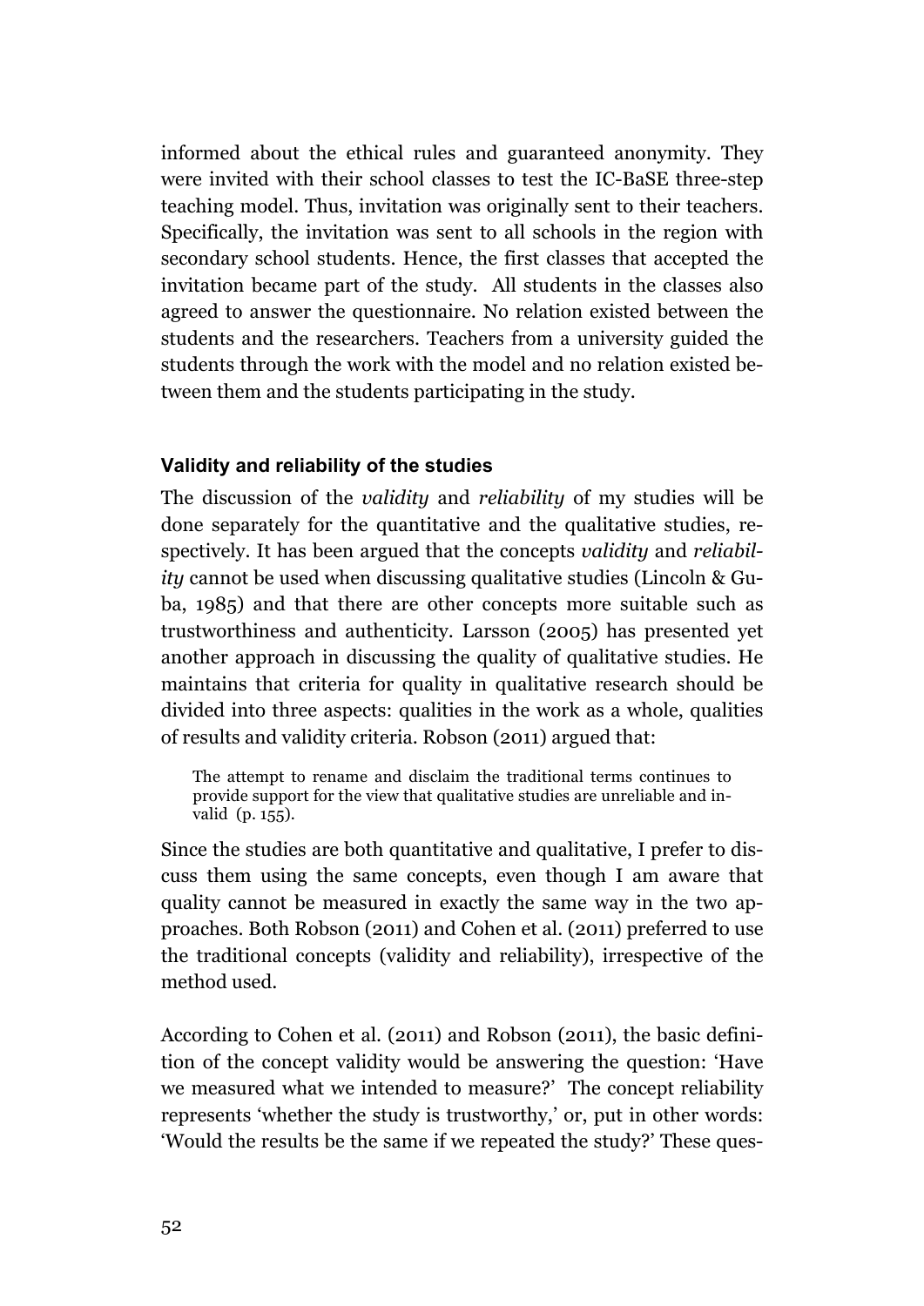informed about the ethical rules and guaranteed anonymity. They were invited with their school classes to test the IC-BaSE three-step teaching model. Thus, invitation was originally sent to their teachers. Specifically, the invitation was sent to all schools in the region with secondary school students. Hence, the first classes that accepted the invitation became part of the study. All students in the classes also agreed to answer the questionnaire. No relation existed between the students and the researchers. Teachers from a university guided the students through the work with the model and no relation existed between them and the students participating in the study.

### Validity and reliability of the studies

The discussion of the *validity* and *reliability* of my studies will be done separately for the quantitative and the qualitative studies, respectively. It has been argued that the concepts *validity* and *reliability* cannot be used when discussing qualitative studies (Lincoln & Guba, 1985) and that there are other concepts more suitable such as trustworthiness and authenticity. Larsson (2005) has presented yet another approach in discussing the quality of qualitative studies. He maintains that criteria for quality in qualitative research should be divided into three aspects: qualities in the work as a whole, qualities of results and validity criteria. Robson (2011) argued that:

> The attempt to rename and disclaim the traditional terms continues to provide support for the view that qualitative studies are unreliable and invalid (p. 155).

Since the studies are both quantitative and qualitative, I prefer to discuss them using the same concepts, even though I am aware that quality cannot be measured in exactly the same way in the two approaches. Both Robson (2011) and Cohen et al. (2011) preferred to use the traditional concepts (validity and reliability), irrespective of the method used.

According to Cohen et al. (2011) and Robson (2011), the basic definition of the concept validity would be answering the question: 'Have we measured what we intended to measure?' The concept reliability represents 'whether the study is trustworthy,' or, put in other words: 'Would the results be the same if we repeated the study?' These ques-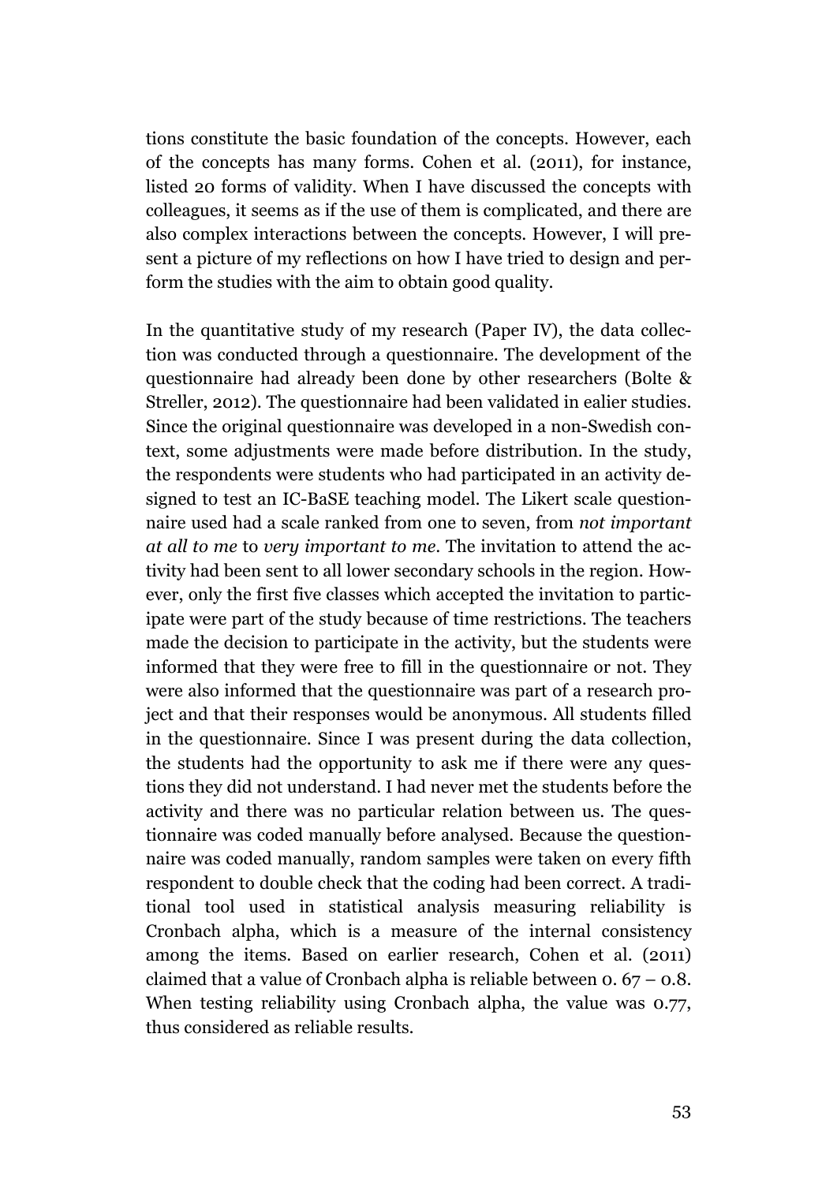tions constitute the basic foundation of the concepts. However, each of the concepts has many forms. Cohen et al. (2011), for instance, listed 20 forms of validity. When I have discussed the concepts with colleagues, it seems as if the use of them is complicated, and there are also complex interactions between the concepts. However, I will present a picture of my reflections on how I have tried to design and perform the studies with the aim to obtain good quality.

In the quantitative study of my research (Paper IV), the data collection was conducted through a questionnaire. The development of the questionnaire had already been done by other researchers (Bolte & Streller, 2012). The questionnaire had been validated in ealier studies. Since the original questionnaire was developed in a non-Swedish context, some adjustments were made before distribution. In the study, the respondents were students who had participated in an activity designed to test an IC-BaSE teaching model. The Likert scale questionnaire used had a scale ranked from one to seven, from *not important at all to me* to *very important to me*. The invitation to attend the activity had been sent to all lower secondary schools in the region. However, only the first five classes which accepted the invitation to participate were part of the study because of time restrictions. The teachers made the decision to participate in the activity, but the students were informed that they were free to fill in the questionnaire or not. They were also informed that the questionnaire was part of a research project and that their responses would be anonymous. All students filled in the questionnaire. Since I was present during the data collection, the students had the opportunity to ask me if there were any questions they did not understand. I had never met the students before the activity and there was no particular relation between us. The questionnaire was coded manually before analysed. Because the questionnaire was coded manually, random samples were taken on every fifth respondent to double check that the coding had been correct. A traditional tool used in statistical analysis measuring reliability is Cronbach alpha, which is a measure of the internal consistency among the items. Based on earlier research, Cohen et al. (2011) claimed that a value of Cronbach alpha is reliable between 0. 67 – 0.8. When testing reliability using Cronbach alpha, the value was 0.77, thus considered as reliable results.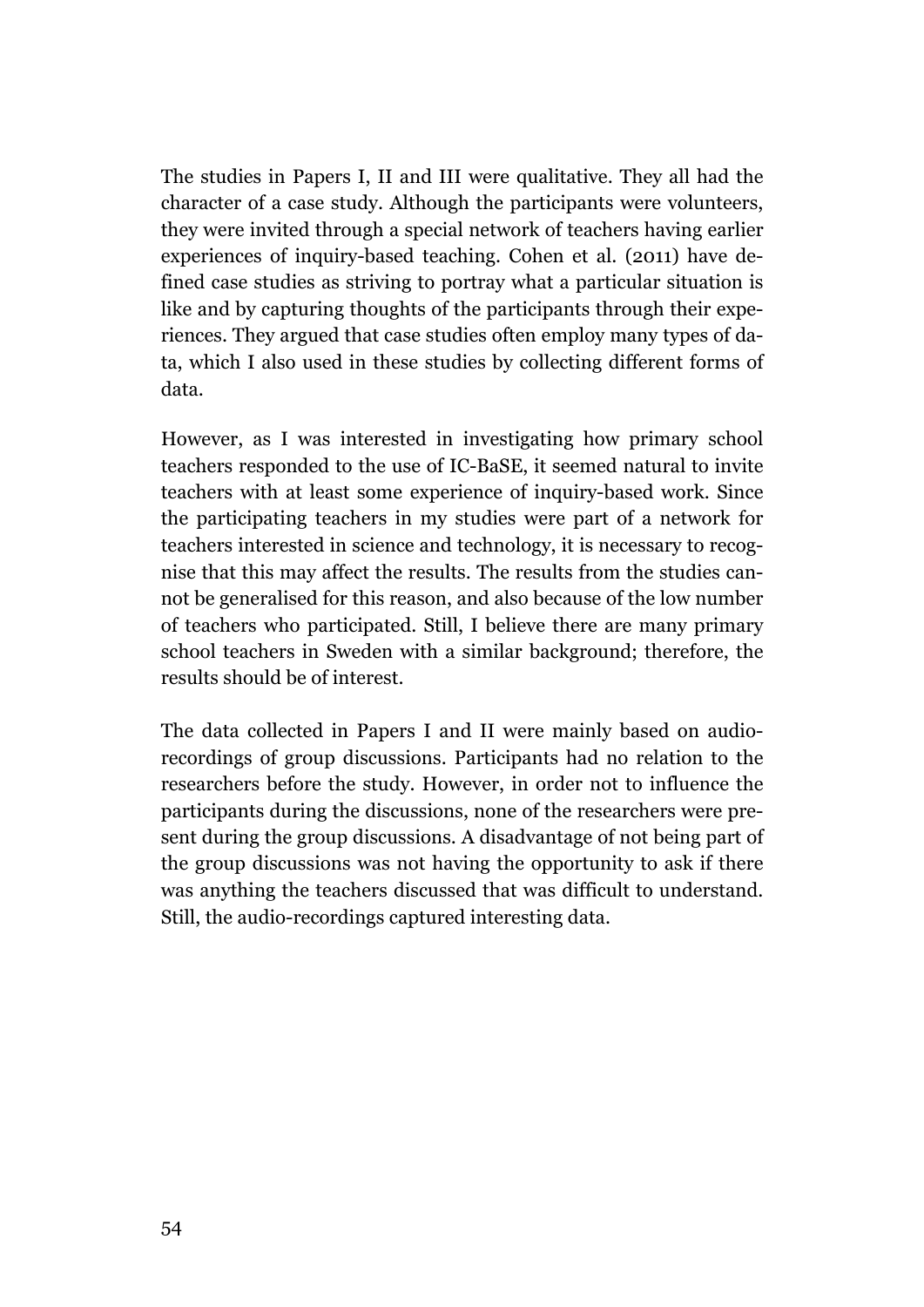The studies in Papers I, II and III were qualitative. They all had the character of a case study. Although the participants were volunteers, they were invited through a special network of teachers having earlier experiences of inquiry-based teaching. Cohen et al. (2011) have defined case studies as striving to portray what a particular situation is like and by capturing thoughts of the participants through their experiences. They argued that case studies often employ many types of data, which I also used in these studies by collecting different forms of data.

However, as I was interested in investigating how primary school teachers responded to the use of IC-BaSE, it seemed natural to invite teachers with at least some experience of inquiry-based work. Since the participating teachers in my studies were part of a network for teachers interested in science and technology, it is necessary to recognise that this may affect the results. The results from the studies cannot be generalised for this reason, and also because of the low number of teachers who participated. Still, I believe there are many primary school teachers in Sweden with a similar background; therefore, the results should be of interest.

The data collected in Papers I and II were mainly based on audio-recordings of group discussions. Participants had no relation to the researchers before the study. However, in order not to influence the participants during the discussions, none of the researchers were present during the group discussions. A disadvantage of not being part of the group discussions was not having the opportunity to ask if there was anything the teachers discussed that was difficult to understand. Still, the audio-recordings captured interesting data.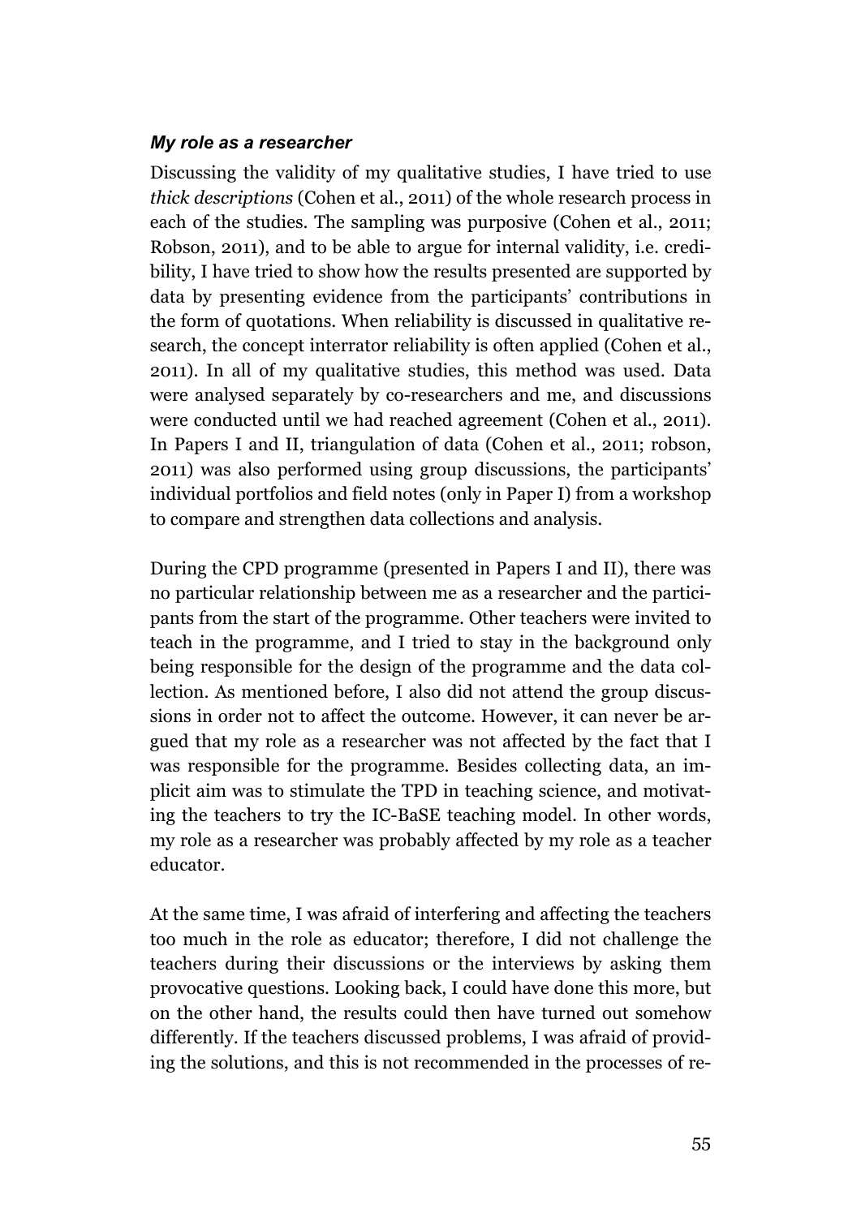### *My role as a researcher*

Discussing the validity of my qualitative studies, I have tried to use *thick descriptions* (Cohen et al., 2011) of the whole research process in each of the studies. The sampling was purposive (Cohen et al., 2011; Robson, 2011), and to be able to argue for internal validity, i.e. credibility, I have tried to show how the results presented are supported by data by presenting evidence from the participants' contributions in the form of quotations. When reliability is discussed in qualitative research, the concept interrator reliability is often applied (Cohen et al., 2011). In all of my qualitative studies, this method was used. Data were analysed separately by co-researchers and me, and discussions were conducted until we had reached agreement (Cohen et al., 2011). In Papers I and II, triangulation of data (Cohen et al., 2011; robson, 2011) was also performed using group discussions, the participants' individual portfolios and field notes (only in Paper I) from a workshop to compare and strengthen data collections and analysis.

During the CPD programme (presented in Papers I and II), there was no particular relationship between me as a researcher and the participants from the start of the programme. Other teachers were invited to teach in the programme, and I tried to stay in the background only being responsible for the design of the programme and the data collection. As mentioned before, I also did not attend the group discussions in order not to affect the outcome. However, it can never be argued that my role as a researcher was not affected by the fact that I was responsible for the programme. Besides collecting data, an implicit aim was to stimulate the TPD in teaching science, and motivating the teachers to try the IC-BaSE teaching model. In other words, my role as a researcher was probably affected by my role as a teacher educator.

At the same time, I was afraid of interfering and affecting the teachers too much in the role as educator; therefore, I did not challenge the teachers during their discussions or the interviews by asking them provocative questions. Looking back, I could have done this more, but on the other hand, the results could then have turned out somehow differently. If the teachers discussed problems, I was afraid of providing the solutions, and this is not recommended in the processes of re-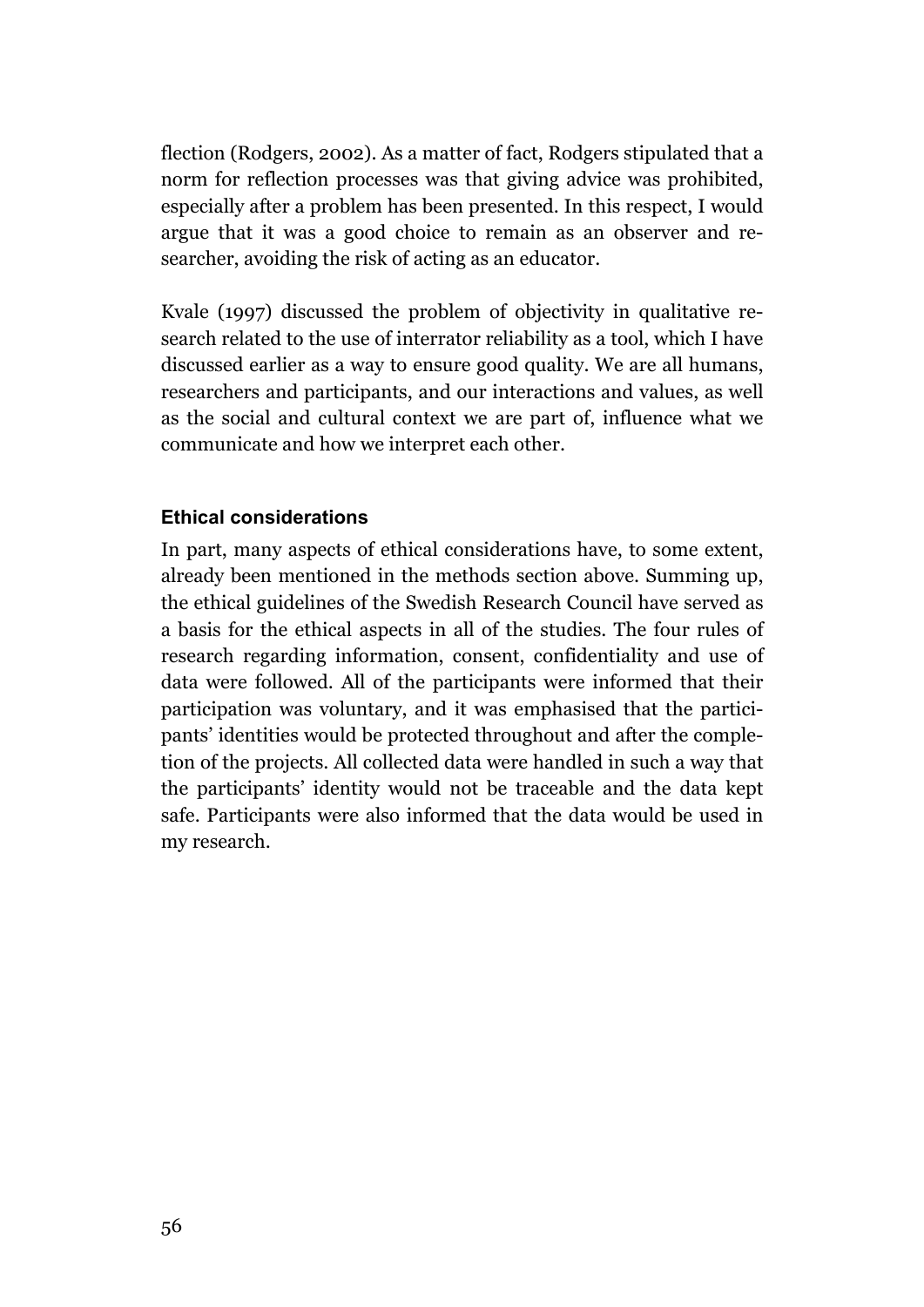flection (Rodgers, 2002). As a matter of fact, Rodgers stipulated that a norm for reflection processes was that giving advice was prohibited, especially after a problem has been presented. In this respect, I would argue that it was a good choice to remain as an observer and researcher, avoiding the risk of acting as an educator.

Kvale (1997) discussed the problem of objectivity in qualitative research related to the use of interrator reliability as a tool, which I have discussed earlier as a way to ensure good quality. We are all humans, researchers and participants, and our interactions and values, as well as the social and cultural context we are part of, influence what we communicate and how we interpret each other.

### Ethical considerations

In part, many aspects of ethical considerations have, to some extent, already been mentioned in the methods section above. Summing up, the ethical guidelines of the Swedish Research Council have served as a basis for the ethical aspects in all of the studies. The four rules of research regarding information, consent, confidentiality and use of data were followed. All of the participants were informed that their participation was voluntary, and it was emphasised that the participants' identities would be protected throughout and after the completion of the projects. All collected data were handled in such a way that the participants' identity would not be traceable and the data kept safe. Participants were also informed that the data would be used in my research.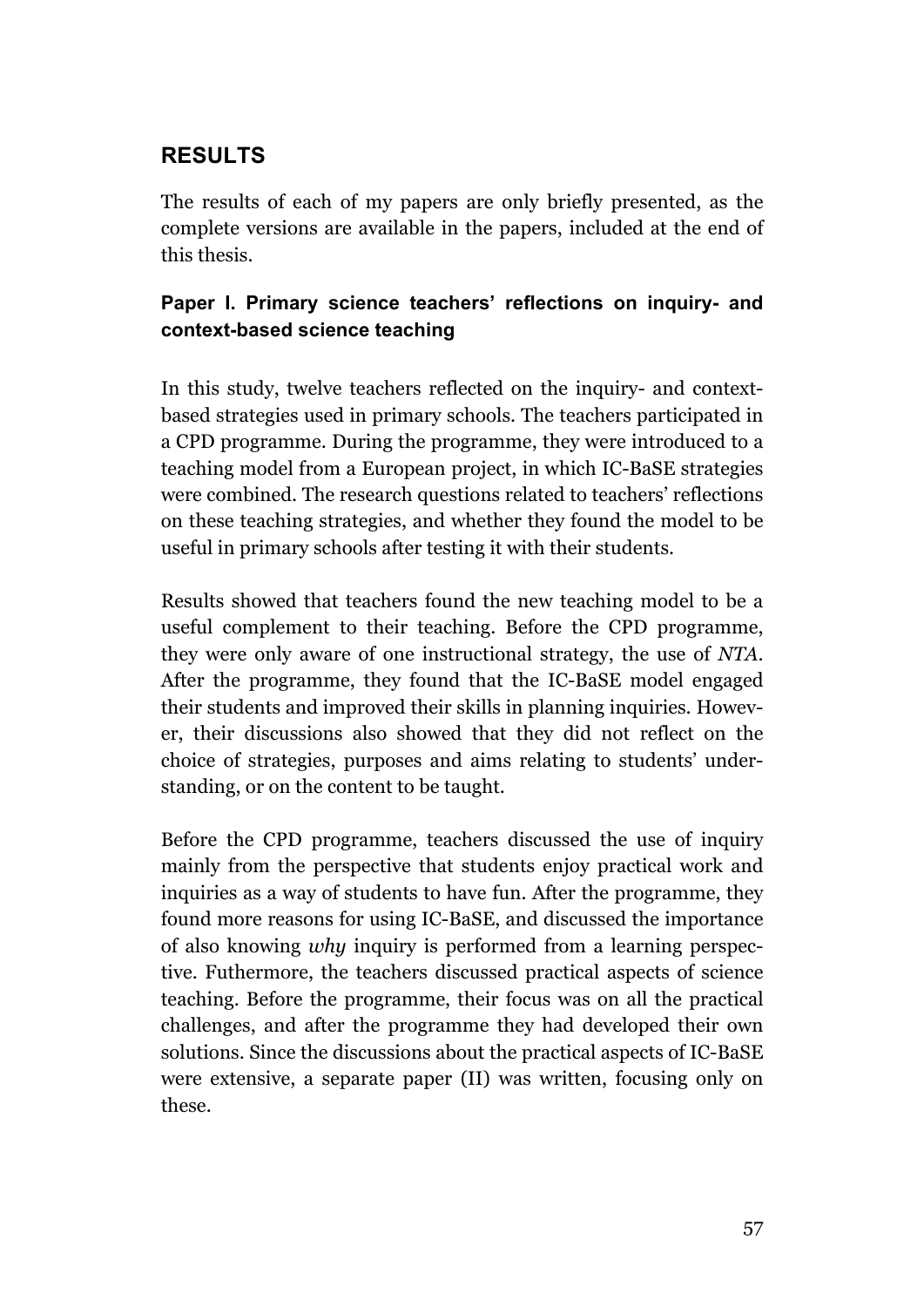## RESULTS

The results of each of my papers are only briefly presented, as the complete versions are available in the papers, included at the end of this thesis.

### Paper I. Primary science teachers' reflections on inquiry- and context-based science teaching

In this study, twelve teachers reflected on the inquiry- and context-based strategies used in primary schools. The teachers participated in a CPD programme. During the programme, they were introduced to a teaching model from a European project, in which IC-BaSE strategies were combined. The research questions related to teachers' reflections on these teaching strategies, and whether they found the model to be useful in primary schools after testing it with their students.

Results showed that teachers found the new teaching model to be a useful complement to their teaching. Before the CPD programme, they were only aware of one instructional strategy, the use of *NTA*. After the programme, they found that the IC-BaSE model engaged their students and improved their skills in planning inquiries. However, their discussions also showed that they did not reflect on the choice of strategies, purposes and aims relating to students' understanding, or on the content to be taught.

Before the CPD programme, teachers discussed the use of inquiry mainly from the perspective that students enjoy practical work and inquiries as a way of students to have fun. After the programme, they found more reasons for using IC-BaSE, and discussed the importance of also knowing *why* inquiry is performed from a learning perspective. Futhermore, the teachers discussed practical aspects of science teaching. Before the programme, their focus was on all the practical challenges, and after the programme they had developed their own solutions. Since the discussions about the practical aspects of IC-BaSE were extensive, a separate paper (II) was written, focusing only on these.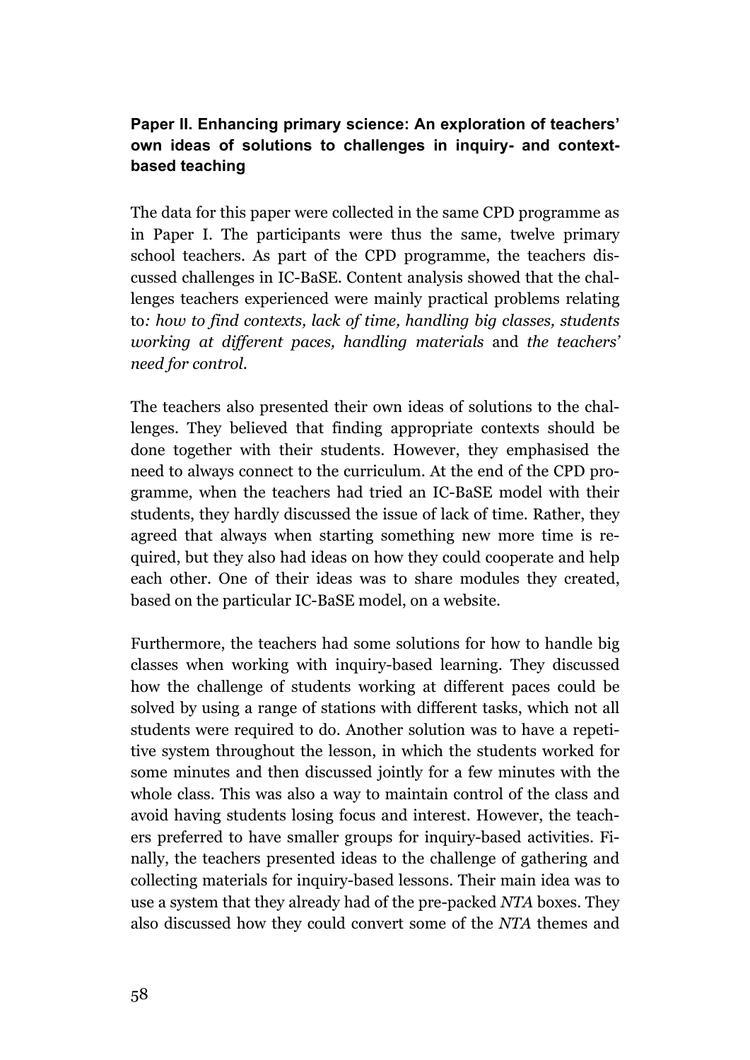### Paper II. Enhancing primary science: An exploration of teachers' own ideas of solutions to challenges in inquiry- and context-based teaching

The data for this paper were collected in the same CPD programme as in Paper I. The participants were thus the same, twelve primary school teachers. As part of the CPD programme, the teachers discussed challenges in IC-BaSE. Content analysis showed that the challenges teachers experienced were mainly practical problems relating to*: how to find contexts, lack of time, handling big classes, students working at different paces, handling materials* and *the teachers' need for control.*

The teachers also presented their own ideas of solutions to the challenges. They believed that finding appropriate contexts should be done together with their students. However, they emphasised the need to always connect to the curriculum. At the end of the CPD programme, when the teachers had tried an IC-BaSE model with their students, they hardly discussed the issue of lack of time. Rather, they agreed that always when starting something new more time is required, but they also had ideas on how they could cooperate and help each other. One of their ideas was to share modules they created, based on the particular IC-BaSE model, on a website.

Furthermore, the teachers had some solutions for how to handle big classes when working with inquiry-based learning. They discussed how the challenge of students working at different paces could be solved by using a range of stations with different tasks, which not all students were required to do. Another solution was to have a repetitive system throughout the lesson, in which the students worked for some minutes and then discussed jointly for a few minutes with the whole class. This was also a way to maintain control of the class and avoid having students losing focus and interest. However, the teachers preferred to have smaller groups for inquiry-based activities. Finally, the teachers presented ideas to the challenge of gathering and collecting materials for inquiry-based lessons. Their main idea was to use a system that they already had of the pre-packed *NTA* boxes. They also discussed how they could convert some of the *NTA* themes and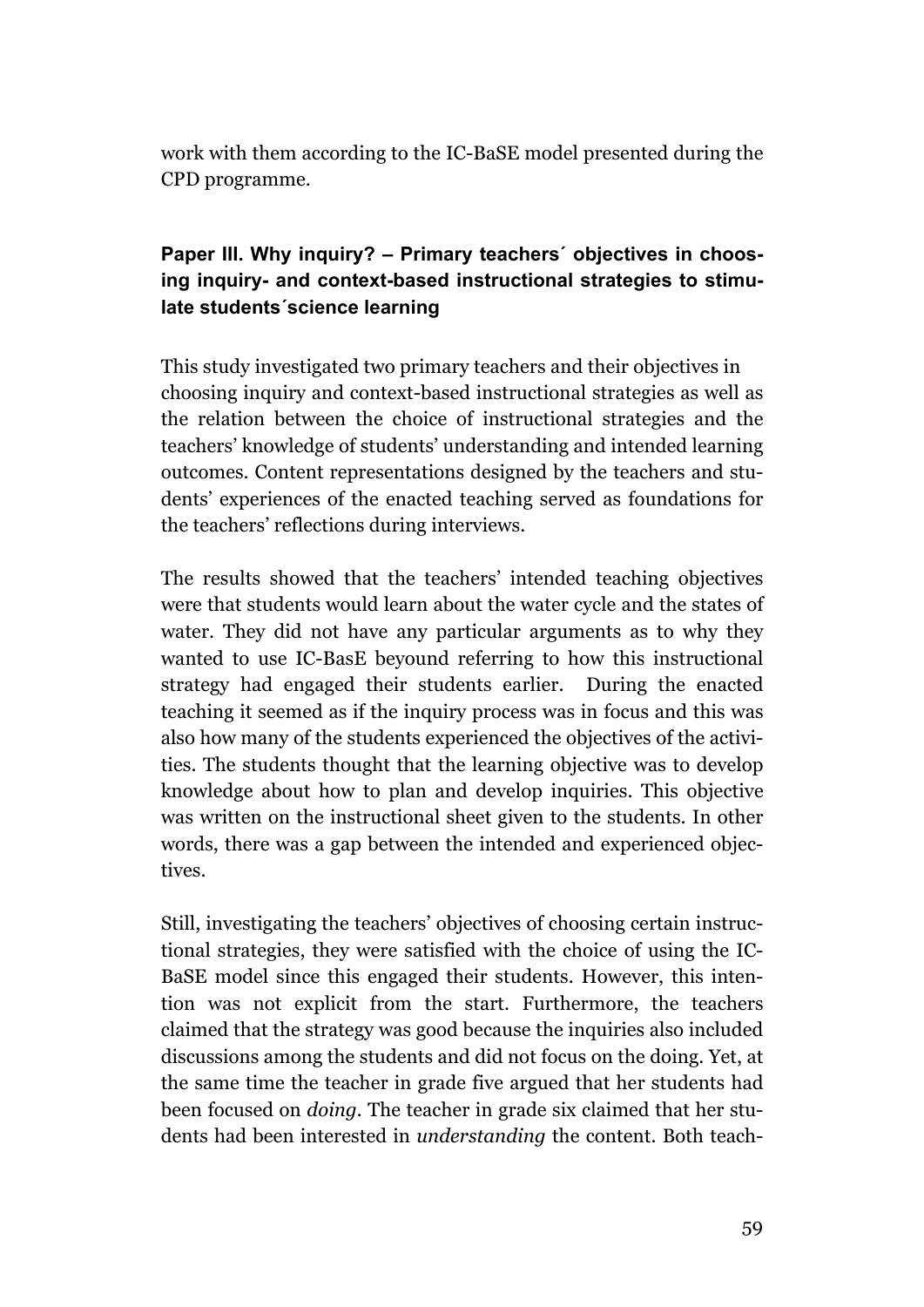work with them according to the IC-BaSE model presented during the CPD programme.

### Paper III. Why inquiry? – Primary teachers´ objectives in choosing inquiry- and context-based instructional strategies to stimulate students´science learning

This study investigated two primary teachers and their objectives in choosing inquiry and context-based instructional strategies as well as the relation between the choice of instructional strategies and the teachers' knowledge of students' understanding and intended learning outcomes. Content representations designed by the teachers and students' experiences of the enacted teaching served as foundations for the teachers' reflections during interviews.

The results showed that the teachers' intended teaching objectives were that students would learn about the water cycle and the states of water. They did not have any particular arguments as to why they wanted to use IC-BasE beyound referring to how this instructional strategy had engaged their students earlier. During the enacted teaching it seemed as if the inquiry process was in focus and this was also how many of the students experienced the objectives of the activities. The students thought that the learning objective was to develop knowledge about how to plan and develop inquiries. This objective was written on the instructional sheet given to the students. In other words, there was a gap between the intended and experienced objectives.

Still, investigating the teachers' objectives of choosing certain instructional strategies, they were satisfied with the choice of using the IC-BaSE model since this engaged their students. However, this intention was not explicit from the start. Furthermore, the teachers claimed that the strategy was good because the inquiries also included discussions among the students and did not focus on the doing. Yet, at the same time the teacher in grade five argued that her students had been focused on *doing*. The teacher in grade six claimed that her students had been interested in *understanding* the content. Both teach-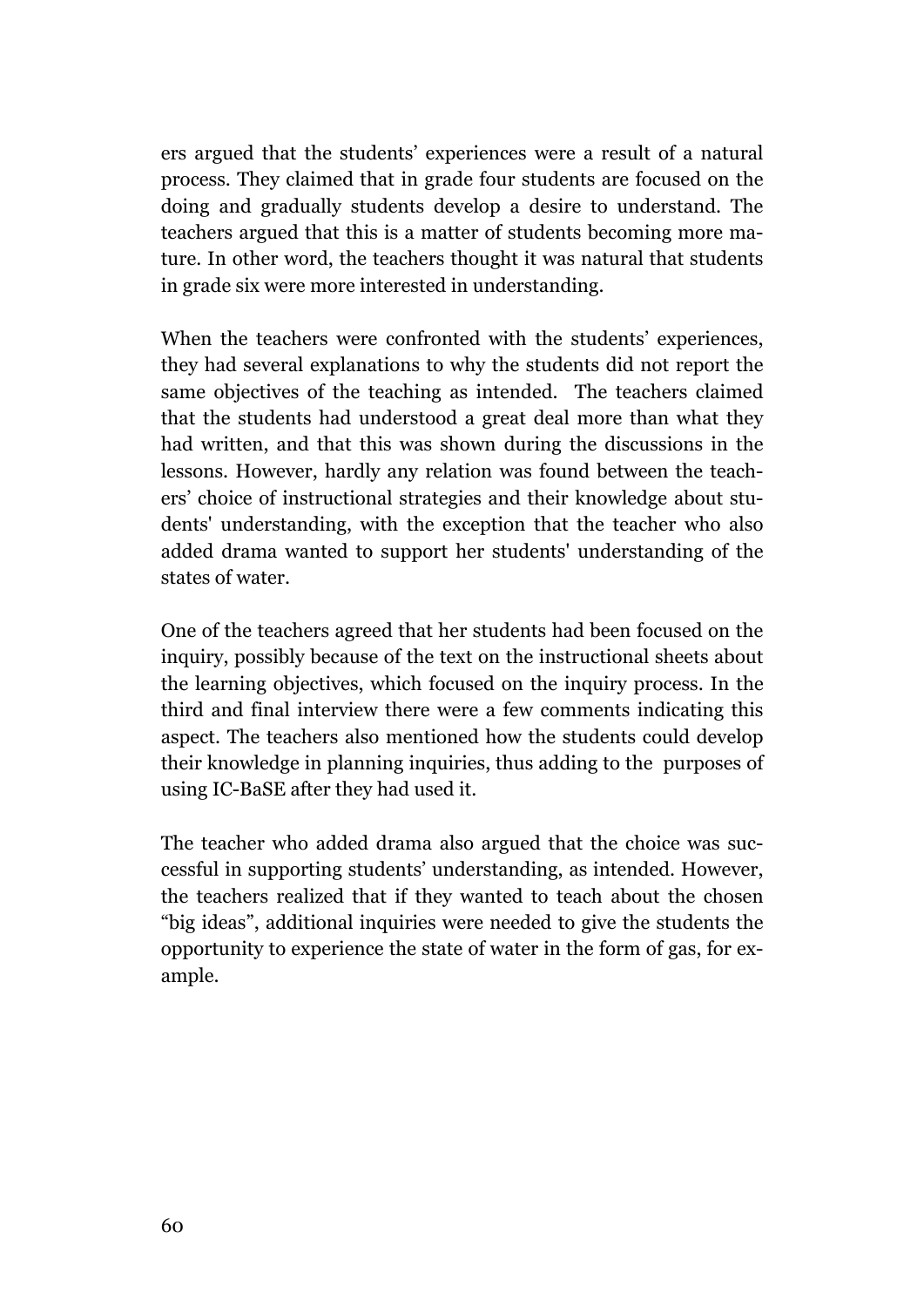ers argued that the students' experiences were a result of a natural process. They claimed that in grade four students are focused on the doing and gradually students develop a desire to understand. The teachers argued that this is a matter of students becoming more mature. In other word, the teachers thought it was natural that students in grade six were more interested in understanding.

When the teachers were confronted with the students' experiences, they had several explanations to why the students did not report the same objectives of the teaching as intended. The teachers claimed that the students had understood a great deal more than what they had written, and that this was shown during the discussions in the lessons. However, hardly any relation was found between the teachers' choice of instructional strategies and their knowledge about students' understanding, with the exception that the teacher who also added drama wanted to support her students' understanding of the states of water.

One of the teachers agreed that her students had been focused on the inquiry, possibly because of the text on the instructional sheets about the learning objectives, which focused on the inquiry process. In the third and final interview there were a few comments indicating this aspect. The teachers also mentioned how the students could develop their knowledge in planning inquiries, thus adding to the purposes of using IC-BaSE after they had used it.

The teacher who added drama also argued that the choice was successful in supporting students' understanding, as intended. However, the teachers realized that if they wanted to teach about the chosen "big ideas", additional inquiries were needed to give the students the opportunity to experience the state of water in the form of gas, for example.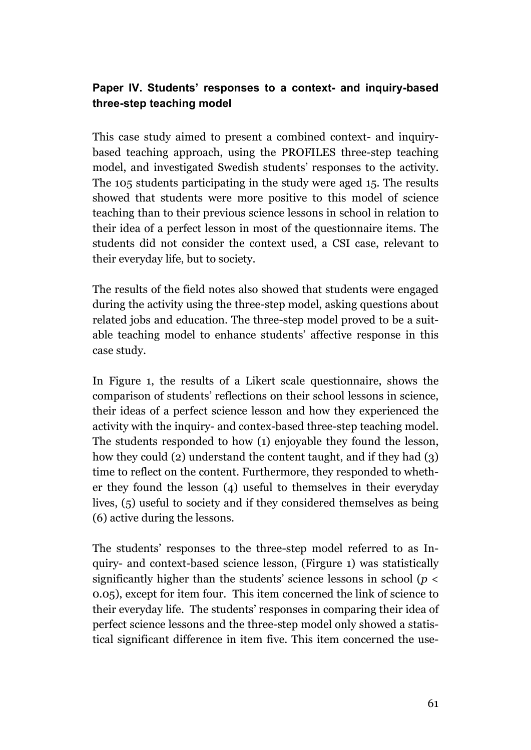### Paper IV. Students' responses to a context- and inquiry-based three-step teaching model

This case study aimed to present a combined context- and inquiry-based teaching approach, using the PROFILES three-step teaching model, and investigated Swedish students' responses to the activity. The 105 students participating in the study were aged 15. The results showed that students were more positive to this model of science teaching than to their previous science lessons in school in relation to their idea of a perfect lesson in most of the questionnaire items. The students did not consider the context used, a CSI case, relevant to their everyday life, but to society.

The results of the field notes also showed that students were engaged during the activity using the three-step model, asking questions about related jobs and education. The three-step model proved to be a suitable teaching model to enhance students' affective response in this case study.

In Figure 1, the results of a Likert scale questionnaire, shows the comparison of students' reflections on their school lessons in science, their ideas of a perfect science lesson and how they experienced the activity with the inquiry- and contex-based three-step teaching model. The students responded to how (1) enjoyable they found the lesson, how they could (2) understand the content taught, and if they had (3) time to reflect on the content. Furthermore, they responded to whether they found the lesson (4) useful to themselves in their everyday lives, (5) useful to society and if they considered themselves as being (6) active during the lessons.

The students' responses to the three-step model referred to as Inquiry- and context-based science lesson, (Firgure 1) was statistically significantly higher than the students' science lessons in school ($p < 0.05$), except for item four. This item concerned the link of science to their everyday life. The students' responses in comparing their idea of perfect science lessons and the three-step model only showed a statistical significant difference in item five. This item concerned the use-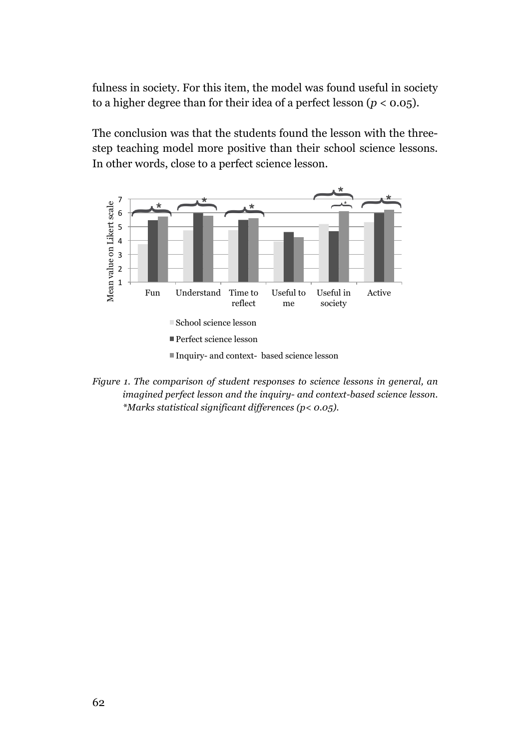fulness in society. For this item, the model was found useful in society to a higher degree than for their idea of a perfect lesson ($p < 0.05$).

The conclusion was that the students found the lesson with the three-step teaching model more positive than their school science lessons. In other words, close to a perfect science lesson.

*Figure 1. The comparison of student responses to science lessons in general, an imagined perfect lesson and the inquiry- and context-based science lesson. \*Marks statistical significant differences (p< 0.05).*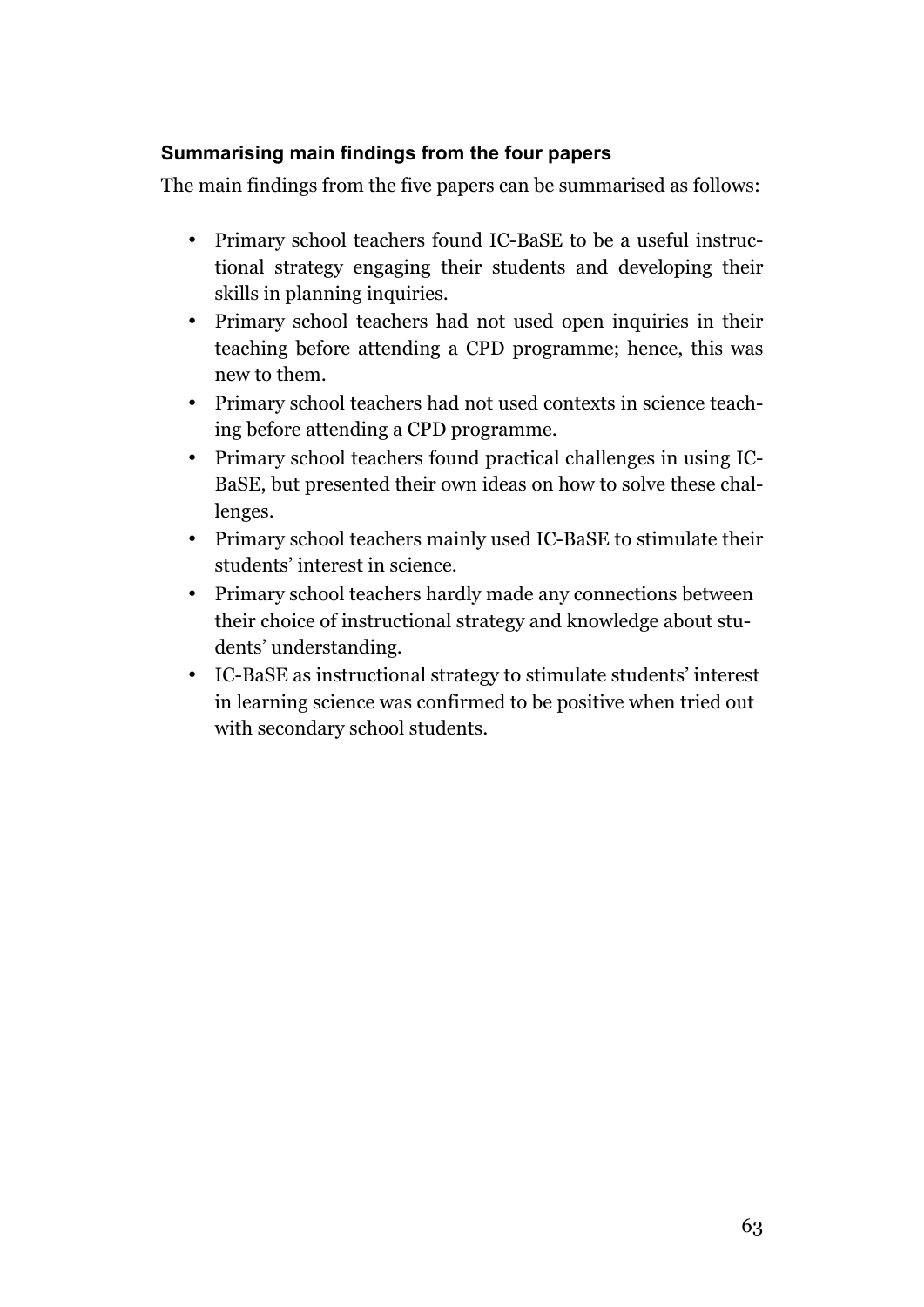### Summarising main findings from the four papers

The main findings from the five papers can be summarised as follows:

- Primary school teachers found IC-BaSE to be a useful instructional strategy engaging their students and developing their skills in planning inquiries.
- Primary school teachers had not used open inquiries in their teaching before attending a CPD programme; hence, this was new to them.
- Primary school teachers had not used contexts in science teaching before attending a CPD programme.
- Primary school teachers found practical challenges in using IC-BaSE, but presented their own ideas on how to solve these challenges.
- Primary school teachers mainly used IC-BaSE to stimulate their students' interest in science.
- Primary school teachers hardly made any connections between their choice of instructional strategy and knowledge about students' understanding.
- IC-BaSE as instructional strategy to stimulate students' interest in learning science was confirmed to be positive when tried out with secondary school students.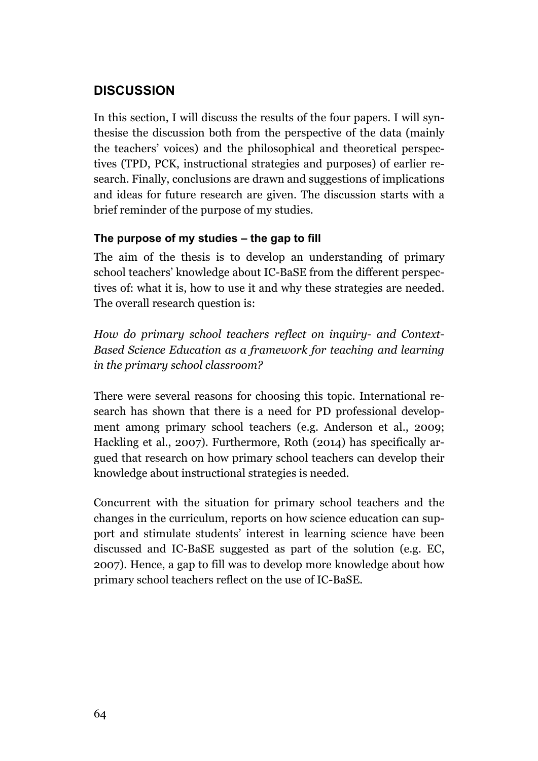## DISCUSSION

In this section, I will discuss the results of the four papers. I will synthesise the discussion both from the perspective of the data (mainly the teachers' voices) and the philosophical and theoretical perspectives (TPD, PCK, instructional strategies and purposes) of earlier research. Finally, conclusions are drawn and suggestions of implications and ideas for future research are given. The discussion starts with a brief reminder of the purpose of my studies.

### The purpose of my studies – the gap to fill

The aim of the thesis is to develop an understanding of primary school teachers' knowledge about IC-BaSE from the different perspectives of: what it is, how to use it and why these strategies are needed. The overall research question is:

*How do primary school teachers reflect on inquiry- and Context-Based Science Education as a framework for teaching and learning in the primary school classroom?*

There were several reasons for choosing this topic. International research has shown that there is a need for PD professional development among primary school teachers (e.g. Anderson et al., 2009; Hackling et al., 2007). Furthermore, Roth (2014) has specifically argued that research on how primary school teachers can develop their knowledge about instructional strategies is needed.

Concurrent with the situation for primary school teachers and the changes in the curriculum, reports on how science education can support and stimulate students' interest in learning science have been discussed and IC-BaSE suggested as part of the solution (e.g. EC, 2007). Hence, a gap to fill was to develop more knowledge about how primary school teachers reflect on the use of IC-BaSE.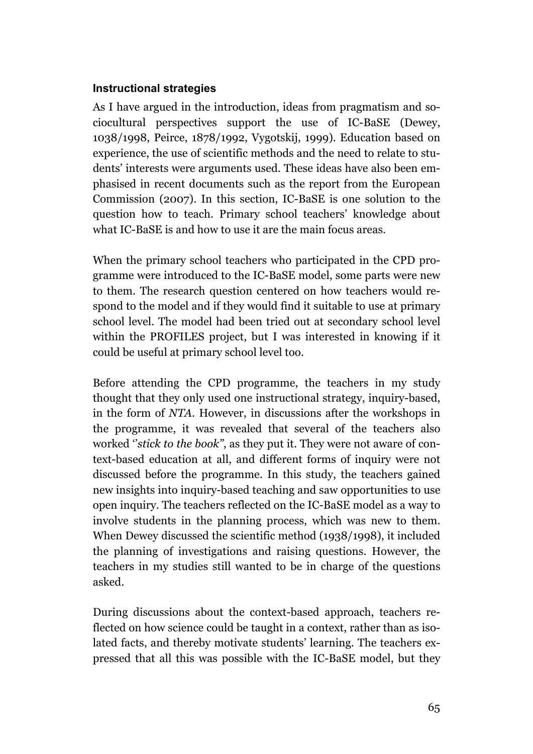### Instructional strategies

As I have argued in the introduction, ideas from pragmatism and sociocultural perspectives support the use of IC-BaSE (Dewey, 1038/1998, Peirce, 1878/1992, Vygotskij, 1999). Education based on experience, the use of scientific methods and the need to relate to students' interests were arguments used. These ideas have also been emphasised in recent documents such as the report from the European Commission (2007). In this section, IC-BaSE is one solution to the question how to teach. Primary school teachers' knowledge about what IC-BaSE is and how to use it are the main focus areas.

When the primary school teachers who participated in the CPD programme were introduced to the IC-BaSE model, some parts were new to them. The research question centered on how teachers would respond to the model and if they would find it suitable to use at primary school level. The model had been tried out at secondary school level within the PROFILES project, but I was interested in knowing if it could be useful at primary school level too.

Before attending the CPD programme, the teachers in my study thought that they only used one instructional strategy, inquiry-based, in the form of *NTA*. However, in discussions after the workshops in the programme, it was revealed that several of the teachers also worked ''*stick to the book"*, as they put it. They were not aware of context-based education at all, and different forms of inquiry were not discussed before the programme. In this study, the teachers gained new insights into inquiry-based teaching and saw opportunities to use open inquiry. The teachers reflected on the IC-BaSE model as a way to involve students in the planning process, which was new to them. When Dewey discussed the scientific method (1938/1998), it included the planning of investigations and raising questions. However, the teachers in my studies still wanted to be in charge of the questions asked.

During discussions about the context-based approach, teachers reflected on how science could be taught in a context, rather than as isolated facts, and thereby motivate students' learning. The teachers expressed that all this was possible with the IC-BaSE model, but they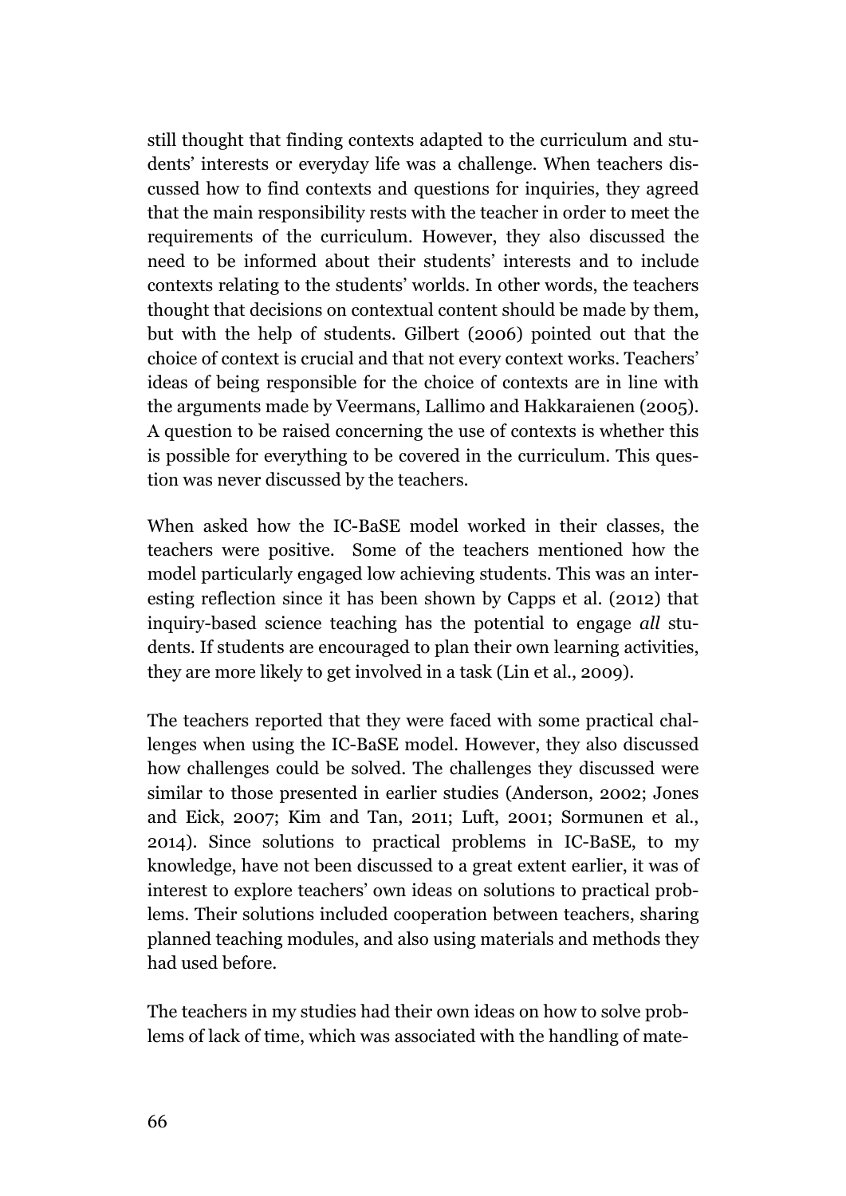still thought that finding contexts adapted to the curriculum and students' interests or everyday life was a challenge. When teachers discussed how to find contexts and questions for inquiries, they agreed that the main responsibility rests with the teacher in order to meet the requirements of the curriculum. However, they also discussed the need to be informed about their students' interests and to include contexts relating to the students' worlds. In other words, the teachers thought that decisions on contextual content should be made by them, but with the help of students. Gilbert (2006) pointed out that the choice of context is crucial and that not every context works. Teachers' ideas of being responsible for the choice of contexts are in line with the arguments made by Veermans, Lallimo and Hakkaraienen (2005). A question to be raised concerning the use of contexts is whether this is possible for everything to be covered in the curriculum. This question was never discussed by the teachers.

When asked how the IC-BaSE model worked in their classes, the teachers were positive. Some of the teachers mentioned how the model particularly engaged low achieving students. This was an interesting reflection since it has been shown by Capps et al. (2012) that inquiry-based science teaching has the potential to engage *all* students. If students are encouraged to plan their own learning activities, they are more likely to get involved in a task (Lin et al., 2009).

The teachers reported that they were faced with some practical challenges when using the IC-BaSE model. However, they also discussed how challenges could be solved. The challenges they discussed were similar to those presented in earlier studies (Anderson, 2002; Jones and Eick, 2007; Kim and Tan, 2011; Luft, 2001; Sormunen et al., 2014). Since solutions to practical problems in IC-BaSE, to my knowledge, have not been discussed to a great extent earlier, it was of interest to explore teachers' own ideas on solutions to practical problems. Their solutions included cooperation between teachers, sharing planned teaching modules, and also using materials and methods they had used before.

The teachers in my studies had their own ideas on how to solve problems of lack of time, which was associated with the handling of mate-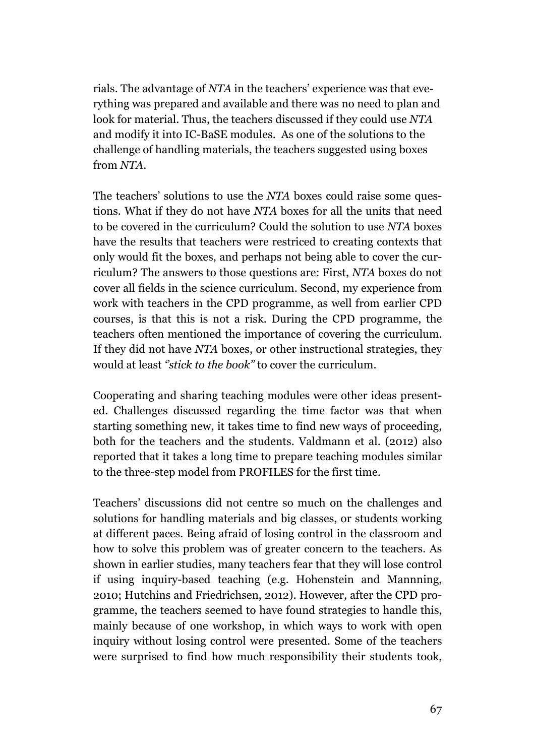rials. The advantage of *NTA* in the teachers' experience was that everything was prepared and available and there was no need to plan and look for material. Thus, the teachers discussed if they could use *NTA* and modify it into IC-BaSE modules. As one of the solutions to the challenge of handling materials, the teachers suggested using boxes from *NTA*.

The teachers' solutions to use the *NTA* boxes could raise some questions. What if they do not have *NTA* boxes for all the units that need to be covered in the curriculum? Could the solution to use *NTA* boxes have the results that teachers were restriced to creating contexts that only would fit the boxes, and perhaps not being able to cover the curriculum? The answers to those questions are: First, *NTA* boxes do not cover all fields in the science curriculum. Second, my experience from work with teachers in the CPD programme, as well from earlier CPD courses, is that this is not a risk. During the CPD programme, the teachers often mentioned the importance of covering the curriculum. If they did not have *NTA* boxes, or other instructional strategies, they would at least *"stick to the book"* to cover the curriculum.

Cooperating and sharing teaching modules were other ideas presented. Challenges discussed regarding the time factor was that when starting something new, it takes time to find new ways of proceeding, both for the teachers and the students. Valdmann et al. (2012) also reported that it takes a long time to prepare teaching modules similar to the three-step model from PROFILES for the first time.

Teachers' discussions did not centre so much on the challenges and solutions for handling materials and big classes, or students working at different paces. Being afraid of losing control in the classroom and how to solve this problem was of greater concern to the teachers. As shown in earlier studies, many teachers fear that they will lose control if using inquiry-based teaching (e.g. Hohenstein and Mannning, 2010; Hutchins and Friedrichsen, 2012). However, after the CPD programme, the teachers seemed to have found strategies to handle this, mainly because of one workshop, in which ways to work with open inquiry without losing control were presented. Some of the teachers were surprised to find how much responsibility their students took,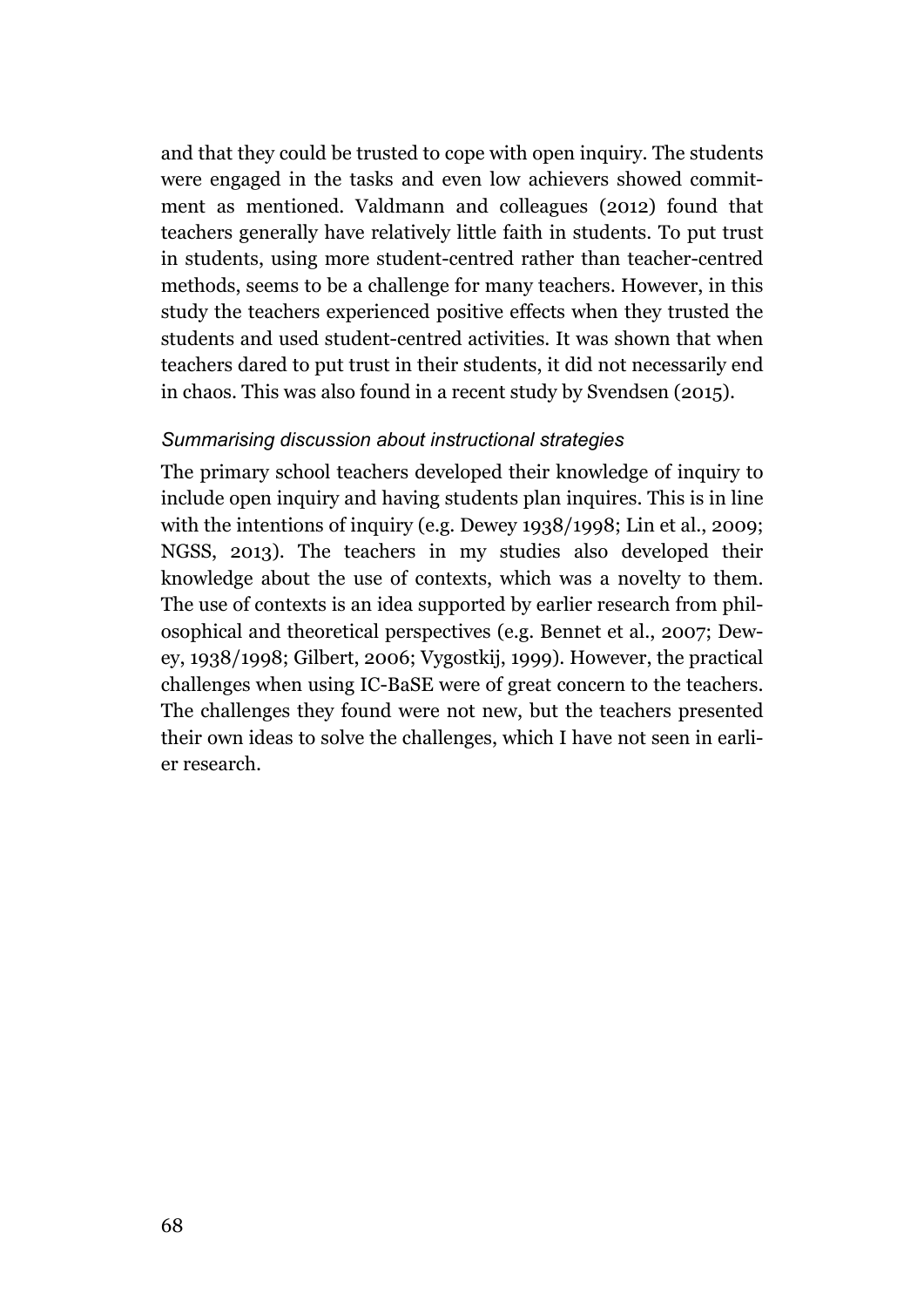and that they could be trusted to cope with open inquiry. The students were engaged in the tasks and even low achievers showed commitment as mentioned. Valdmann and colleagues (2012) found that teachers generally have relatively little faith in students. To put trust in students, using more student-centred rather than teacher-centred methods, seems to be a challenge for many teachers. However, in this study the teachers experienced positive effects when they trusted the students and used student-centred activities. It was shown that when teachers dared to put trust in their students, it did not necessarily end in chaos. This was also found in a recent study by Svendsen (2015).

#### *Summarising discussion about instructional strategies*

The primary school teachers developed their knowledge of inquiry to include open inquiry and having students plan inquires. This is in line with the intentions of inquiry (e.g. Dewey 1938/1998; Lin et al., 2009; NGSS, 2013). The teachers in my studies also developed their knowledge about the use of contexts, which was a novelty to them. The use of contexts is an idea supported by earlier research from philosophical and theoretical perspectives (e.g. Bennet et al., 2007; Dewey, 1938/1998; Gilbert, 2006; Vygostkij, 1999). However, the practical challenges when using IC-BaSE were of great concern to the teachers. The challenges they found were not new, but the teachers presented their own ideas to solve the challenges, which I have not seen in earlier research.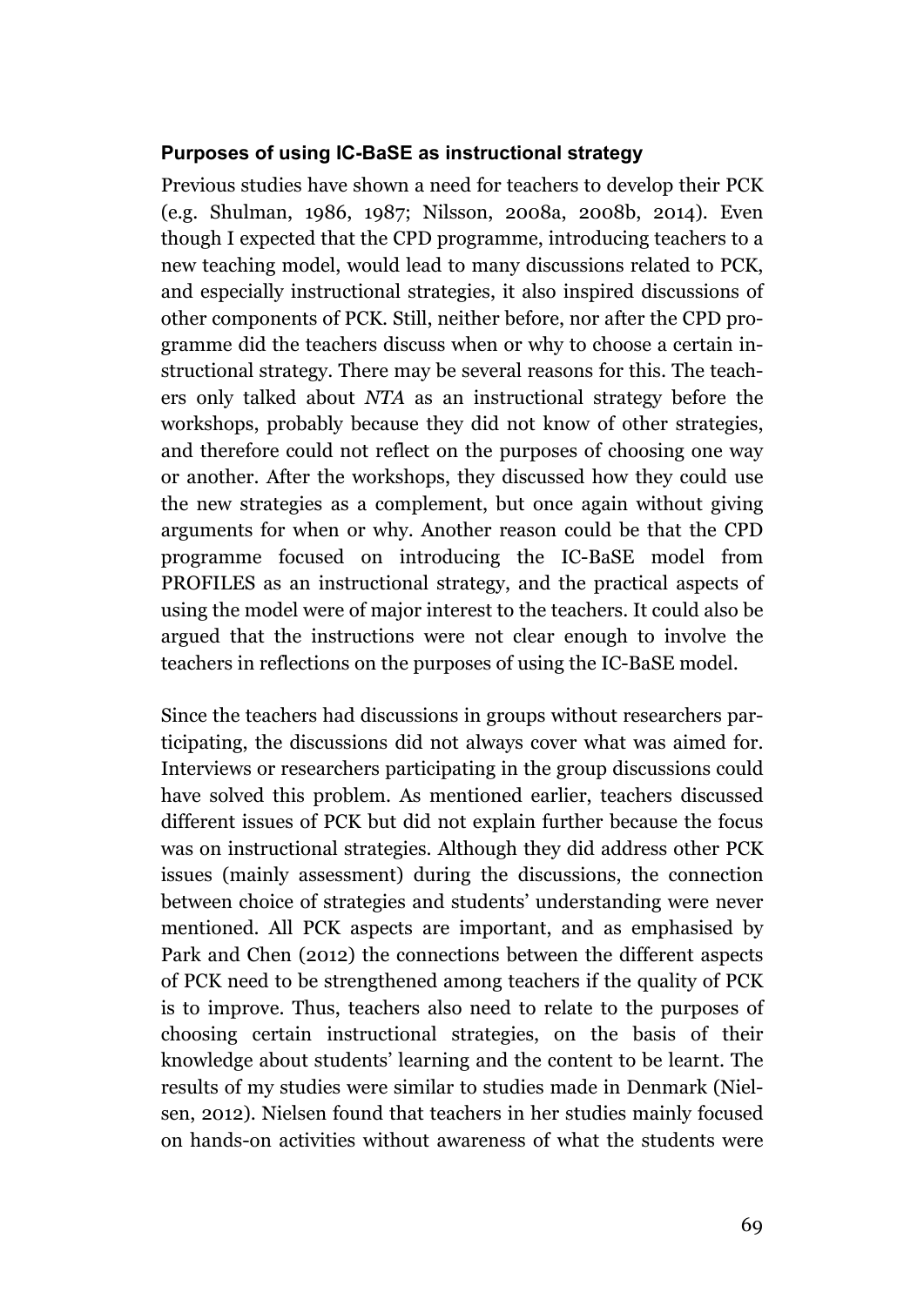### Purposes of using IC-BaSE as instructional strategy

Previous studies have shown a need for teachers to develop their PCK (e.g. Shulman, 1986, 1987; Nilsson, 2008a, 2008b, 2014). Even though I expected that the CPD programme, introducing teachers to a new teaching model, would lead to many discussions related to PCK, and especially instructional strategies, it also inspired discussions of other components of PCK. Still, neither before, nor after the CPD programme did the teachers discuss when or why to choose a certain instructional strategy. There may be several reasons for this. The teachers only talked about *NTA* as an instructional strategy before the workshops, probably because they did not know of other strategies, and therefore could not reflect on the purposes of choosing one way or another. After the workshops, they discussed how they could use the new strategies as a complement, but once again without giving arguments for when or why. Another reason could be that the CPD programme focused on introducing the IC-BaSE model from PROFILES as an instructional strategy, and the practical aspects of using the model were of major interest to the teachers. It could also be argued that the instructions were not clear enough to involve the teachers in reflections on the purposes of using the IC-BaSE model.

Since the teachers had discussions in groups without researchers participating, the discussions did not always cover what was aimed for. Interviews or researchers participating in the group discussions could have solved this problem. As mentioned earlier, teachers discussed different issues of PCK but did not explain further because the focus was on instructional strategies. Although they did address other PCK issues (mainly assessment) during the discussions, the connection between choice of strategies and students' understanding were never mentioned. All PCK aspects are important, and as emphasised by Park and Chen (2012) the connections between the different aspects of PCK need to be strengthened among teachers if the quality of PCK is to improve. Thus, teachers also need to relate to the purposes of choosing certain instructional strategies, on the basis of their knowledge about students' learning and the content to be learnt. The results of my studies were similar to studies made in Denmark (Nielsen, 2012). Nielsen found that teachers in her studies mainly focused on hands-on activities without awareness of what the students were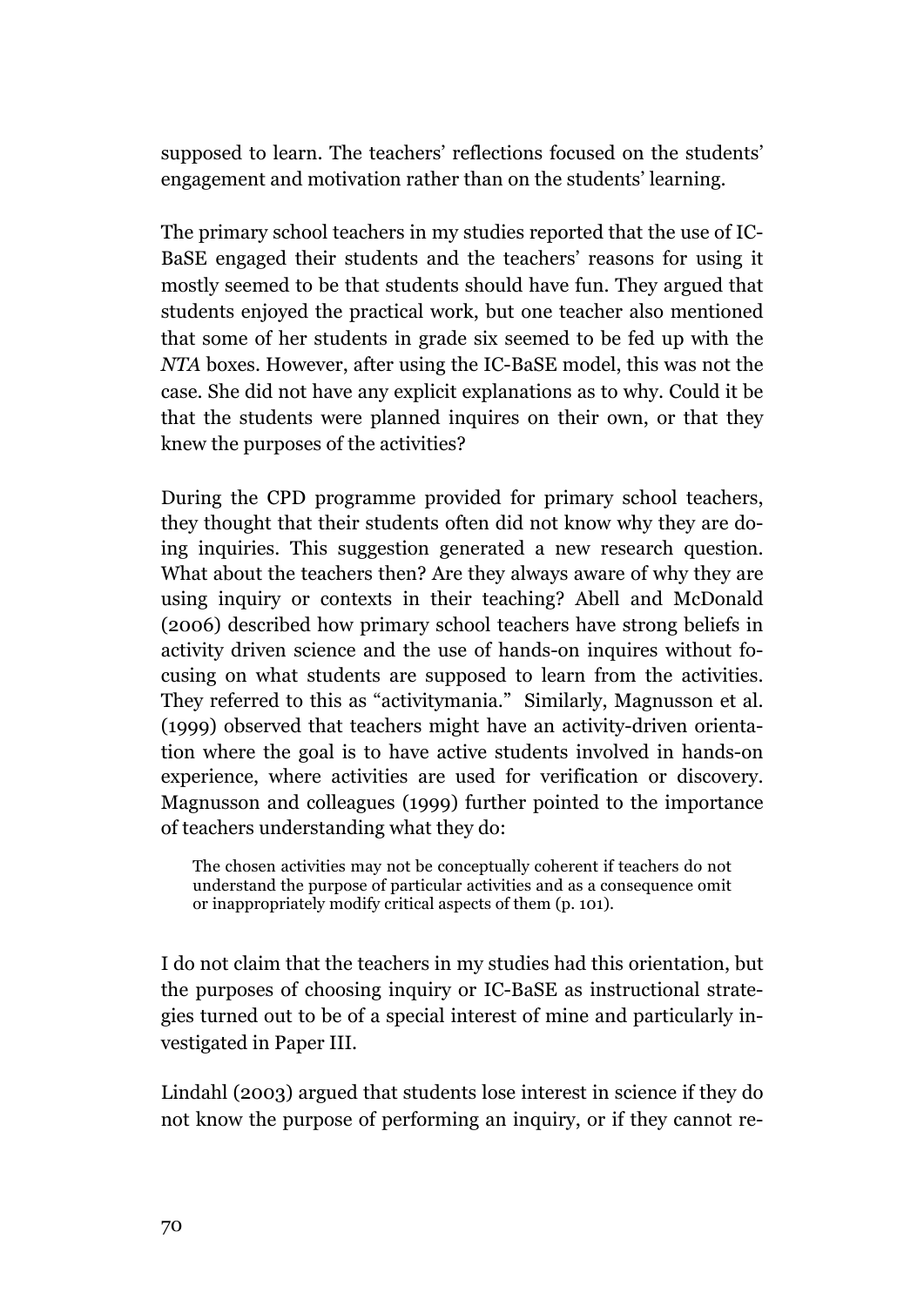supposed to learn. The teachers' reflections focused on the students' engagement and motivation rather than on the students' learning.

The primary school teachers in my studies reported that the use of IC-BaSE engaged their students and the teachers' reasons for using it mostly seemed to be that students should have fun. They argued that students enjoyed the practical work, but one teacher also mentioned that some of her students in grade six seemed to be fed up with the *NTA* boxes. However, after using the IC-BaSE model, this was not the case. She did not have any explicit explanations as to why. Could it be that the students were planned inquires on their own, or that they knew the purposes of the activities?

During the CPD programme provided for primary school teachers, they thought that their students often did not know why they are doing inquiries. This suggestion generated a new research question. What about the teachers then? Are they always aware of why they are using inquiry or contexts in their teaching? Abell and McDonald (2006) described how primary school teachers have strong beliefs in activity driven science and the use of hands-on inquires without focusing on what students are supposed to learn from the activities. They referred to this as "activitymania." Similarly, Magnusson et al. (1999) observed that teachers might have an activity-driven orientation where the goal is to have active students involved in hands-on experience, where activities are used for verification or discovery. Magnusson and colleagues (1999) further pointed to the importance of teachers understanding what they do:

> The chosen activities may not be conceptually coherent if teachers do not understand the purpose of particular activities and as a consequence omit or inappropriately modify critical aspects of them (p. 101).

I do not claim that the teachers in my studies had this orientation, but the purposes of choosing inquiry or IC-BaSE as instructional strategies turned out to be of a special interest of mine and particularly investigated in Paper III.

Lindahl (2003) argued that students lose interest in science if they do not know the purpose of performing an inquiry, or if they cannot re-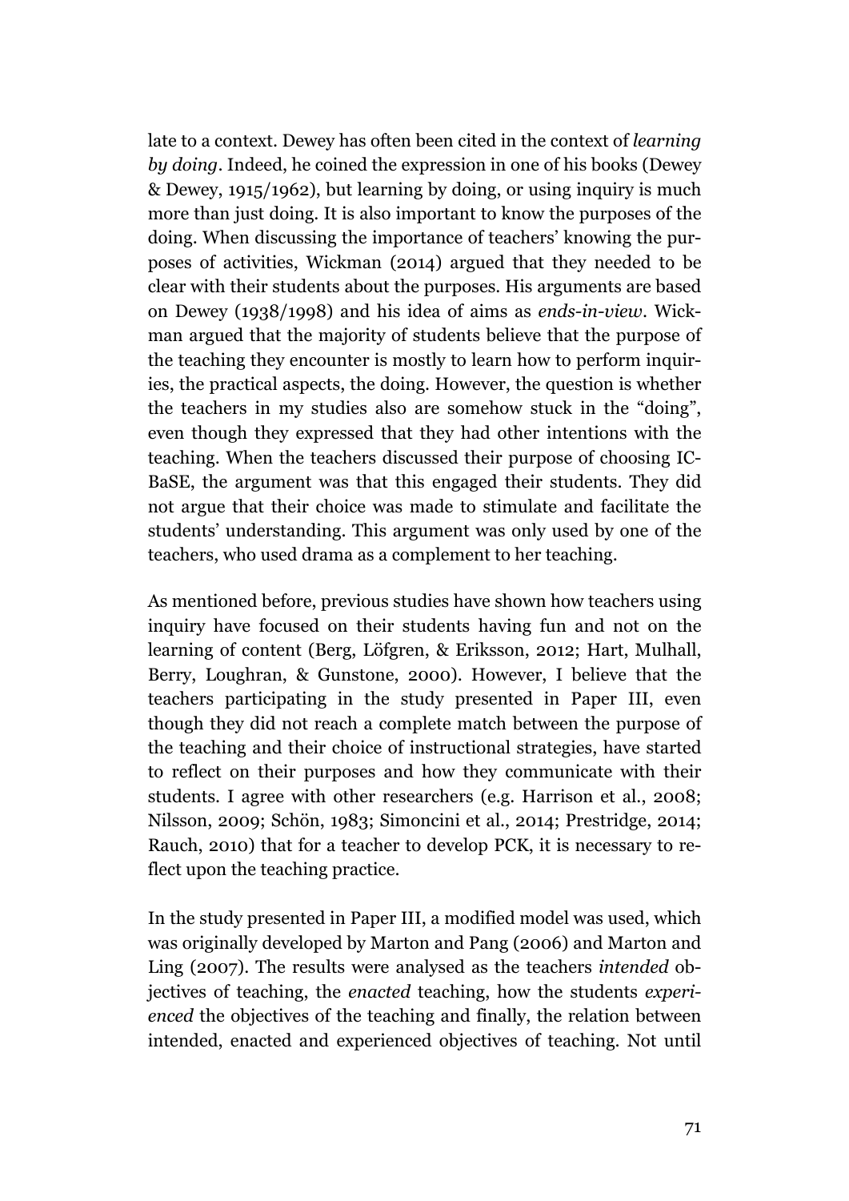late to a context. Dewey has often been cited in the context of *learning by doing*. Indeed, he coined the expression in one of his books (Dewey & Dewey, 1915/1962), but learning by doing, or using inquiry is much more than just doing. It is also important to know the purposes of the doing. When discussing the importance of teachers' knowing the purposes of activities, Wickman (2014) argued that they needed to be clear with their students about the purposes. His arguments are based on Dewey (1938/1998) and his idea of aims as *ends-in-view*. Wickman argued that the majority of students believe that the purpose of the teaching they encounter is mostly to learn how to perform inquiries, the practical aspects, the doing. However, the question is whether the teachers in my studies also are somehow stuck in the "doing", even though they expressed that they had other intentions with the teaching. When the teachers discussed their purpose of choosing IC-BaSE, the argument was that this engaged their students. They did not argue that their choice was made to stimulate and facilitate the students' understanding. This argument was only used by one of the teachers, who used drama as a complement to her teaching.

As mentioned before, previous studies have shown how teachers using inquiry have focused on their students having fun and not on the learning of content (Berg, Löfgren, & Eriksson, 2012; Hart, Mulhall, Berry, Loughran, & Gunstone, 2000). However, I believe that the teachers participating in the study presented in Paper III, even though they did not reach a complete match between the purpose of the teaching and their choice of instructional strategies, have started to reflect on their purposes and how they communicate with their students. I agree with other researchers (e.g. Harrison et al., 2008; Nilsson, 2009; Schön, 1983; Simoncini et al., 2014; Prestridge, 2014; Rauch, 2010) that for a teacher to develop PCK, it is necessary to reflect upon the teaching practice.

In the study presented in Paper III, a modified model was used, which was originally developed by Marton and Pang (2006) and Marton and Ling (2007). The results were analysed as the teachers *intended* objectives of teaching, the *enacted* teaching, how the students *experienced* the objectives of the teaching and finally, the relation between intended, enacted and experienced objectives of teaching. Not until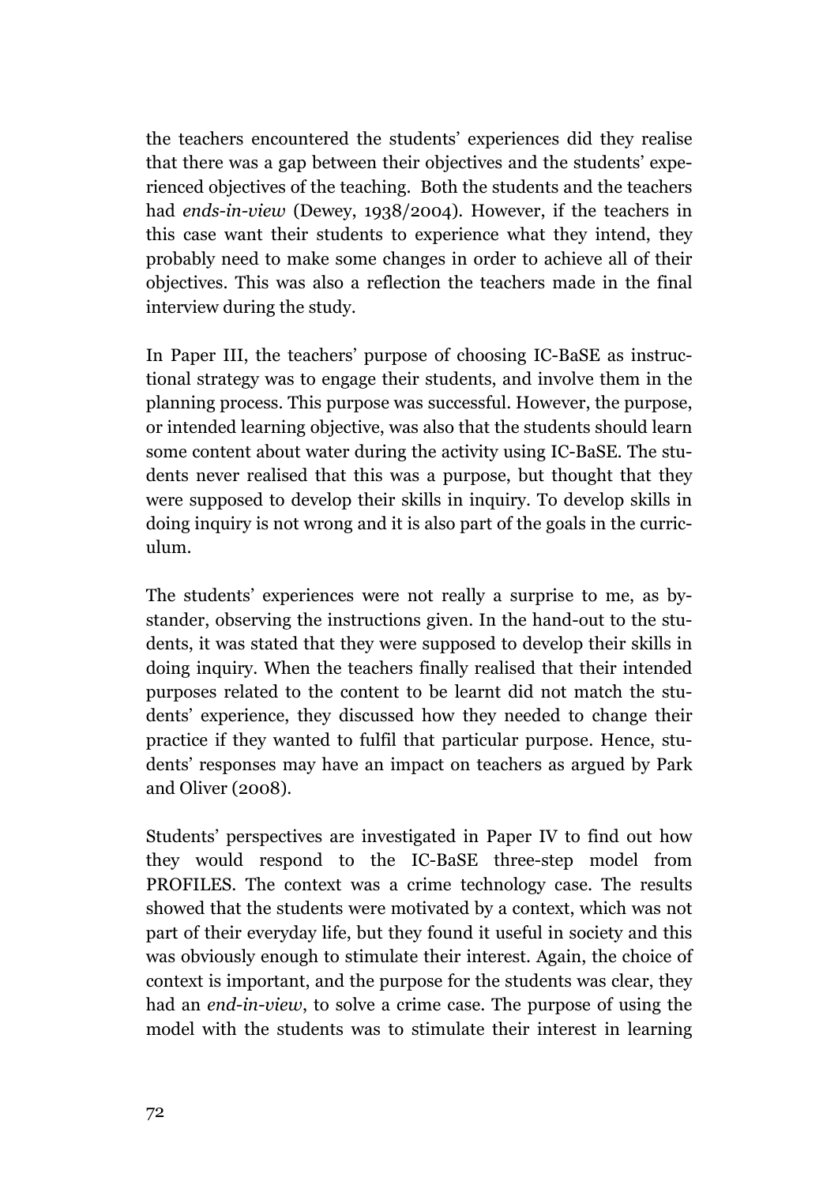the teachers encountered the students' experiences did they realise that there was a gap between their objectives and the students' experienced objectives of the teaching. Both the students and the teachers had *ends-in-view* (Dewey, 1938/2004). However, if the teachers in this case want their students to experience what they intend, they probably need to make some changes in order to achieve all of their objectives. This was also a reflection the teachers made in the final interview during the study.

In Paper III, the teachers' purpose of choosing IC-BaSE as instructional strategy was to engage their students, and involve them in the planning process. This purpose was successful. However, the purpose, or intended learning objective, was also that the students should learn some content about water during the activity using IC-BaSE. The students never realised that this was a purpose, but thought that they were supposed to develop their skills in inquiry. To develop skills in doing inquiry is not wrong and it is also part of the goals in the curriculum.

The students' experiences were not really a surprise to me, as bystander, observing the instructions given. In the hand-out to the students, it was stated that they were supposed to develop their skills in doing inquiry. When the teachers finally realised that their intended purposes related to the content to be learnt did not match the students' experience, they discussed how they needed to change their practice if they wanted to fulfil that particular purpose. Hence, students' responses may have an impact on teachers as argued by Park and Oliver (2008).

Students' perspectives are investigated in Paper IV to find out how they would respond to the IC-BaSE three-step model from PROFILES. The context was a crime technology case. The results showed that the students were motivated by a context, which was not part of their everyday life, but they found it useful in society and this was obviously enough to stimulate their interest. Again, the choice of context is important, and the purpose for the students was clear, they had an *end-in-view*, to solve a crime case. The purpose of using the model with the students was to stimulate their interest in learning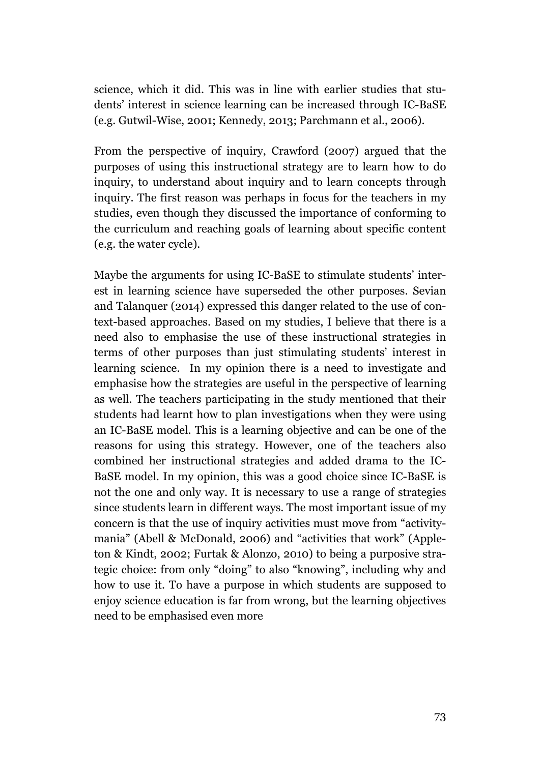science, which it did. This was in line with earlier studies that students' interest in science learning can be increased through IC-BaSE (e.g. Gutwil-Wise, 2001; Kennedy, 2013; Parchmann et al., 2006).

From the perspective of inquiry, Crawford (2007) argued that the purposes of using this instructional strategy are to learn how to do inquiry, to understand about inquiry and to learn concepts through inquiry. The first reason was perhaps in focus for the teachers in my studies, even though they discussed the importance of conforming to the curriculum and reaching goals of learning about specific content (e.g. the water cycle).

Maybe the arguments for using IC-BaSE to stimulate students' interest in learning science have superseded the other purposes. Sevian and Talanquer (2014) expressed this danger related to the use of context-based approaches. Based on my studies, I believe that there is a need also to emphasise the use of these instructional strategies in terms of other purposes than just stimulating students' interest in learning science. In my opinion there is a need to investigate and emphasise how the strategies are useful in the perspective of learning as well. The teachers participating in the study mentioned that their students had learnt how to plan investigations when they were using an IC-BaSE model. This is a learning objective and can be one of the reasons for using this strategy. However, one of the teachers also combined her instructional strategies and added drama to the IC-BaSE model. In my opinion, this was a good choice since IC-BaSE is not the one and only way. It is necessary to use a range of strategies since students learn in different ways. The most important issue of my concern is that the use of inquiry activities must move from "activity-mania" (Abell & McDonald, 2006) and "activities that work" (Appleton & Kindt, 2002; Furtak & Alonzo, 2010) to being a purposive strategic choice: from only "doing" to also "knowing", including why and how to use it. To have a purpose in which students are supposed to enjoy science education is far from wrong, but the learning objectives need to be emphasised even more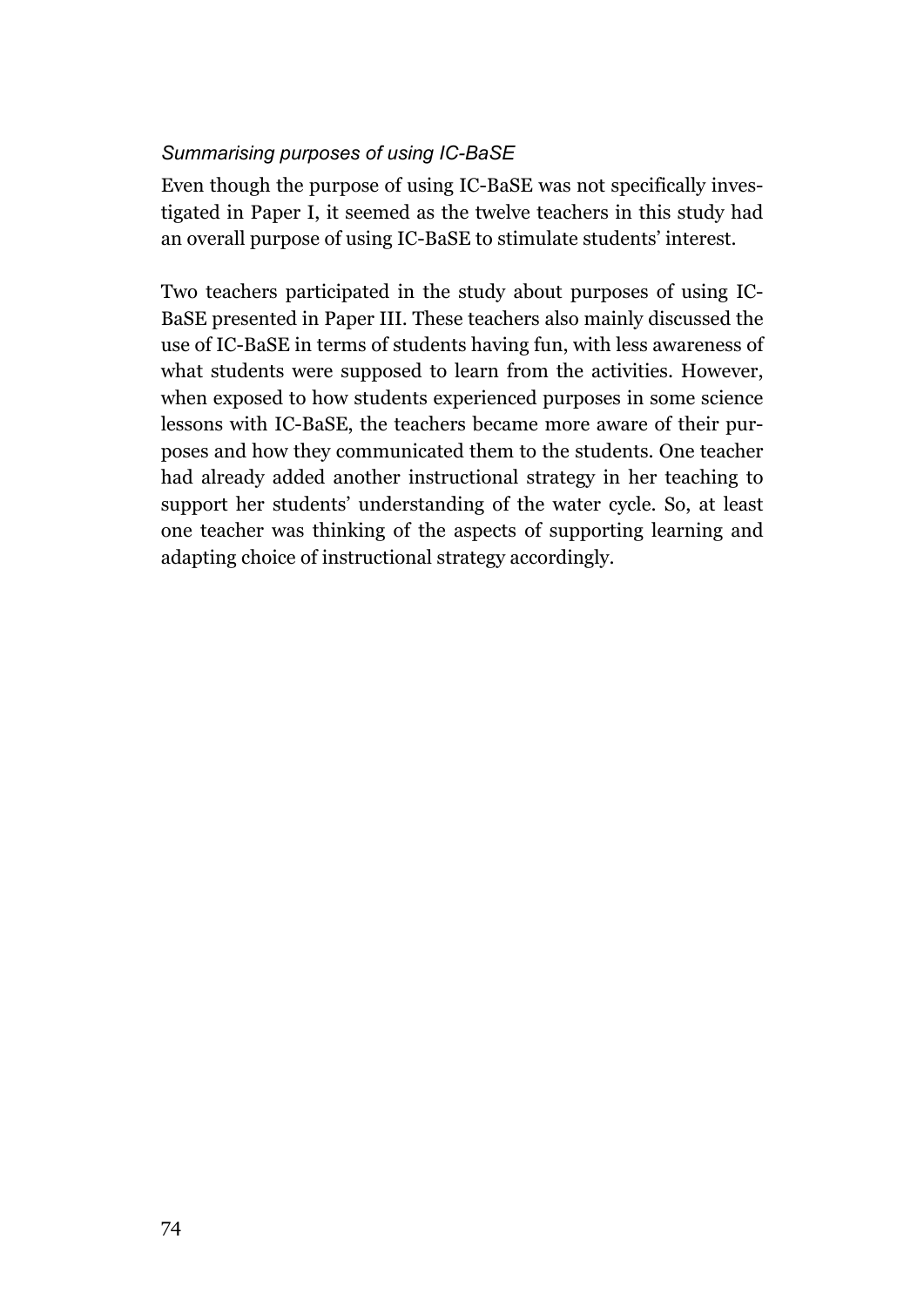#### *Summarising purposes of using IC-BaSE*

Even though the purpose of using IC-BaSE was not specifically investigated in Paper I, it seemed as the twelve teachers in this study had an overall purpose of using IC-BaSE to stimulate students' interest.

Two teachers participated in the study about purposes of using IC-BaSE presented in Paper III. These teachers also mainly discussed the use of IC-BaSE in terms of students having fun, with less awareness of what students were supposed to learn from the activities. However, when exposed to how students experienced purposes in some science lessons with IC-BaSE, the teachers became more aware of their purposes and how they communicated them to the students. One teacher had already added another instructional strategy in her teaching to support her students' understanding of the water cycle. So, at least one teacher was thinking of the aspects of supporting learning and adapting choice of instructional strategy accordingly.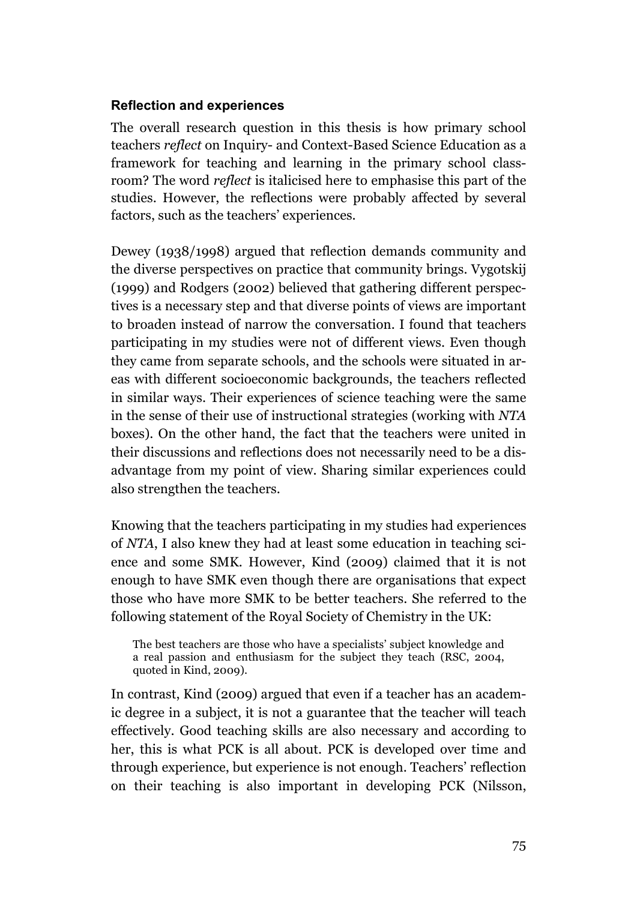### Reflection and experiences

The overall research question in this thesis is how primary school teachers *reflect* on Inquiry- and Context-Based Science Education as a framework for teaching and learning in the primary school classroom? The word *reflect* is italicised here to emphasise this part of the studies. However, the reflections were probably affected by several factors, such as the teachers' experiences.

Dewey (1938/1998) argued that reflection demands community and the diverse perspectives on practice that community brings. Vygotskij (1999) and Rodgers (2002) believed that gathering different perspectives is a necessary step and that diverse points of views are important to broaden instead of narrow the conversation. I found that teachers participating in my studies were not of different views. Even though they came from separate schools, and the schools were situated in areas with different socioeconomic backgrounds, the teachers reflected in similar ways. Their experiences of science teaching were the same in the sense of their use of instructional strategies (working with *NTA* boxes). On the other hand, the fact that the teachers were united in their discussions and reflections does not necessarily need to be a disadvantage from my point of view. Sharing similar experiences could also strengthen the teachers.

Knowing that the teachers participating in my studies had experiences of *NTA*, I also knew they had at least some education in teaching science and some SMK. However, Kind (2009) claimed that it is not enough to have SMK even though there are organisations that expect those who have more SMK to be better teachers. She referred to the following statement of the Royal Society of Chemistry in the UK:

> The best teachers are those who have a specialists' subject knowledge and a real passion and enthusiasm for the subject they teach (RSC, 2004, quoted in Kind, 2009).

In contrast, Kind (2009) argued that even if a teacher has an academic degree in a subject, it is not a guarantee that the teacher will teach effectively. Good teaching skills are also necessary and according to her, this is what PCK is all about. PCK is developed over time and through experience, but experience is not enough. Teachers' reflection on their teaching is also important in developing PCK (Nilsson,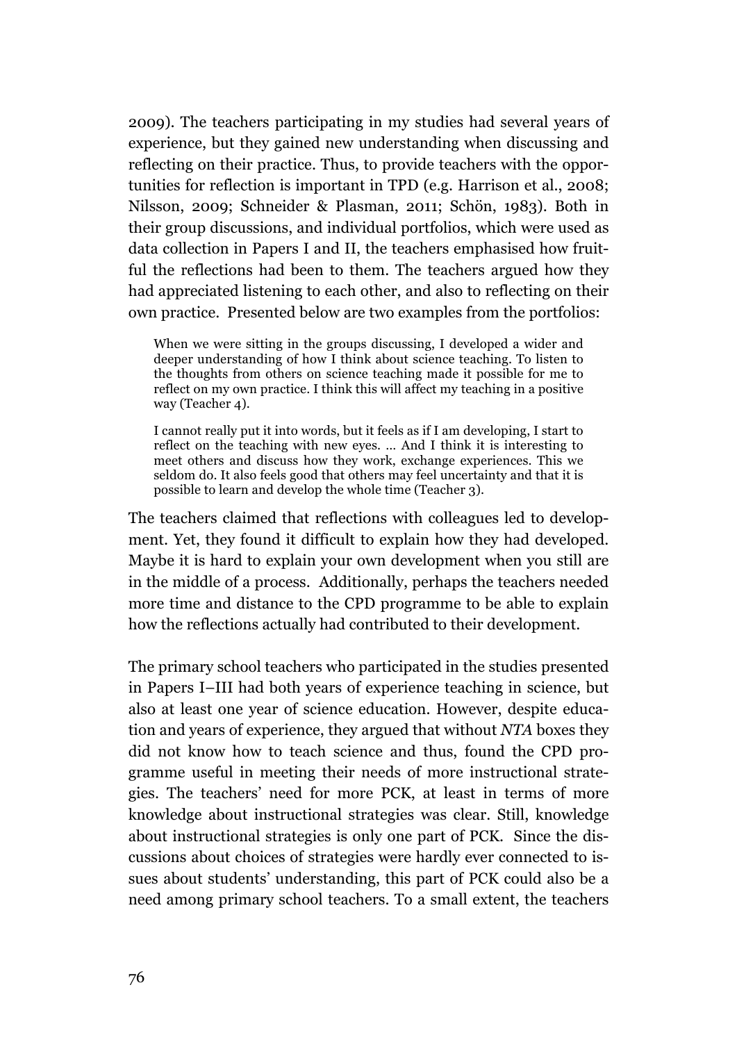2009). The teachers participating in my studies had several years of experience, but they gained new understanding when discussing and reflecting on their practice. Thus, to provide teachers with the opportunities for reflection is important in TPD (e.g. Harrison et al., 2008; Nilsson, 2009; Schneider & Plasman, 2011; Schön, 1983). Both in their group discussions, and individual portfolios, which were used as data collection in Papers I and II, the teachers emphasised how fruitful the reflections had been to them. The teachers argued how they had appreciated listening to each other, and also to reflecting on their own practice. Presented below are two examples from the portfolios:

> When we were sitting in the groups discussing, I developed a wider and deeper understanding of how I think about science teaching. To listen to the thoughts from others on science teaching made it possible for me to reflect on my own practice. I think this will affect my teaching in a positive way (Teacher 4).

> I cannot really put it into words, but it feels as if I am developing, I start to reflect on the teaching with new eyes. … And I think it is interesting to meet others and discuss how they work, exchange experiences. This we seldom do. It also feels good that others may feel uncertainty and that it is possible to learn and develop the whole time (Teacher 3).

The teachers claimed that reflections with colleagues led to development. Yet, they found it difficult to explain how they had developed. Maybe it is hard to explain your own development when you still are in the middle of a process. Additionally, perhaps the teachers needed more time and distance to the CPD programme to be able to explain how the reflections actually had contributed to their development.

The primary school teachers who participated in the studies presented in Papers I–III had both years of experience teaching in science, but also at least one year of science education. However, despite education and years of experience, they argued that without *NTA* boxes they did not know how to teach science and thus, found the CPD programme useful in meeting their needs of more instructional strategies. The teachers' need for more PCK, at least in terms of more knowledge about instructional strategies was clear. Still, knowledge about instructional strategies is only one part of PCK. Since the discussions about choices of strategies were hardly ever connected to issues about students' understanding, this part of PCK could also be a need among primary school teachers. To a small extent, the teachers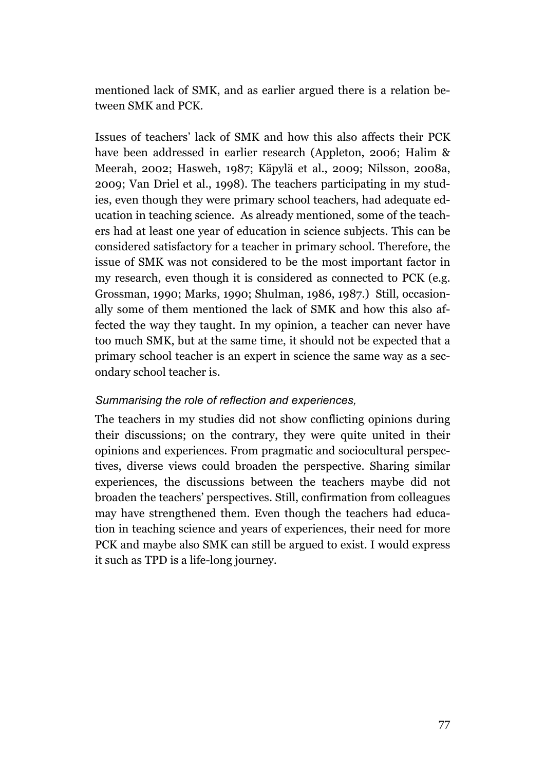mentioned lack of SMK, and as earlier argued there is a relation between SMK and PCK.

Issues of teachers' lack of SMK and how this also affects their PCK have been addressed in earlier research (Appleton, 2006; Halim & Meerah, 2002; Hasweh, 1987; Käpylä et al., 2009; Nilsson, 2008a, 2009; Van Driel et al., 1998). The teachers participating in my studies, even though they were primary school teachers, had adequate education in teaching science. As already mentioned, some of the teachers had at least one year of education in science subjects. This can be considered satisfactory for a teacher in primary school. Therefore, the issue of SMK was not considered to be the most important factor in my research, even though it is considered as connected to PCK (e.g. Grossman, 1990; Marks, 1990; Shulman, 1986, 1987.) Still, occasionally some of them mentioned the lack of SMK and how this also affected the way they taught. In my opinion, a teacher can never have too much SMK, but at the same time, it should not be expected that a primary school teacher is an expert in science the same way as a secondary school teacher is.

*Summarising the role of reflection and experiences,*

The teachers in my studies did not show conflicting opinions during their discussions; on the contrary, they were quite united in their opinions and experiences. From pragmatic and sociocultural perspectives, diverse views could broaden the perspective. Sharing similar experiences, the discussions between the teachers maybe did not broaden the teachers' perspectives. Still, confirmation from colleagues may have strengthened them. Even though the teachers had education in teaching science and years of experiences, their need for more PCK and maybe also SMK can still be argued to exist. I would express it such as TPD is a life-long journey.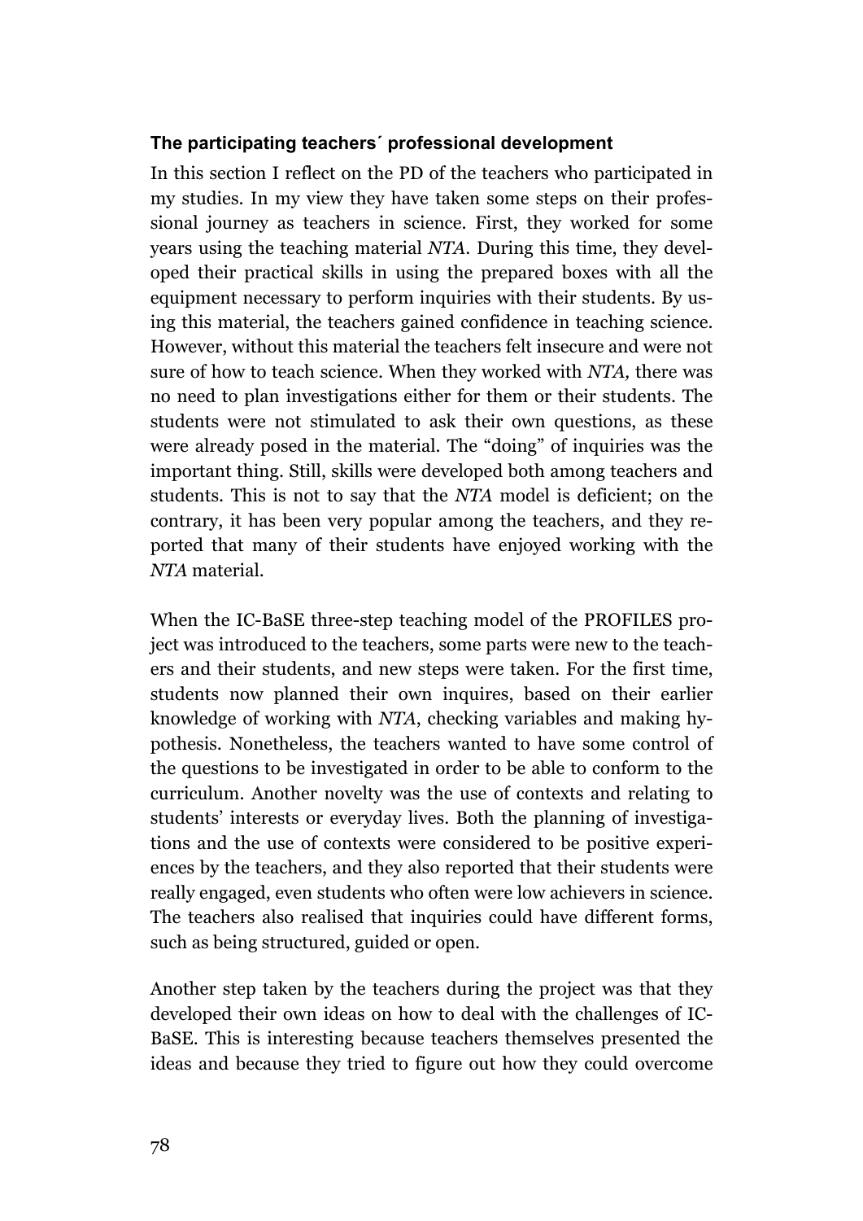### The participating teachers´ professional development

In this section I reflect on the PD of the teachers who participated in my studies. In my view they have taken some steps on their professional journey as teachers in science. First, they worked for some years using the teaching material *NTA*. During this time, they developed their practical skills in using the prepared boxes with all the equipment necessary to perform inquiries with their students. By using this material, the teachers gained confidence in teaching science. However, without this material the teachers felt insecure and were not sure of how to teach science. When they worked with *NTA,* there was no need to plan investigations either for them or their students. The students were not stimulated to ask their own questions, as these were already posed in the material. The "doing" of inquiries was the important thing. Still, skills were developed both among teachers and students. This is not to say that the *NTA* model is deficient; on the contrary, it has been very popular among the teachers, and they reported that many of their students have enjoyed working with the *NTA* material.

When the IC-BaSE three-step teaching model of the PROFILES project was introduced to the teachers, some parts were new to the teachers and their students, and new steps were taken. For the first time, students now planned their own inquires, based on their earlier knowledge of working with *NTA*, checking variables and making hypothesis. Nonetheless, the teachers wanted to have some control of the questions to be investigated in order to be able to conform to the curriculum. Another novelty was the use of contexts and relating to students' interests or everyday lives. Both the planning of investigations and the use of contexts were considered to be positive experiences by the teachers, and they also reported that their students were really engaged, even students who often were low achievers in science. The teachers also realised that inquiries could have different forms, such as being structured, guided or open.

Another step taken by the teachers during the project was that they developed their own ideas on how to deal with the challenges of IC-BaSE. This is interesting because teachers themselves presented the ideas and because they tried to figure out how they could overcome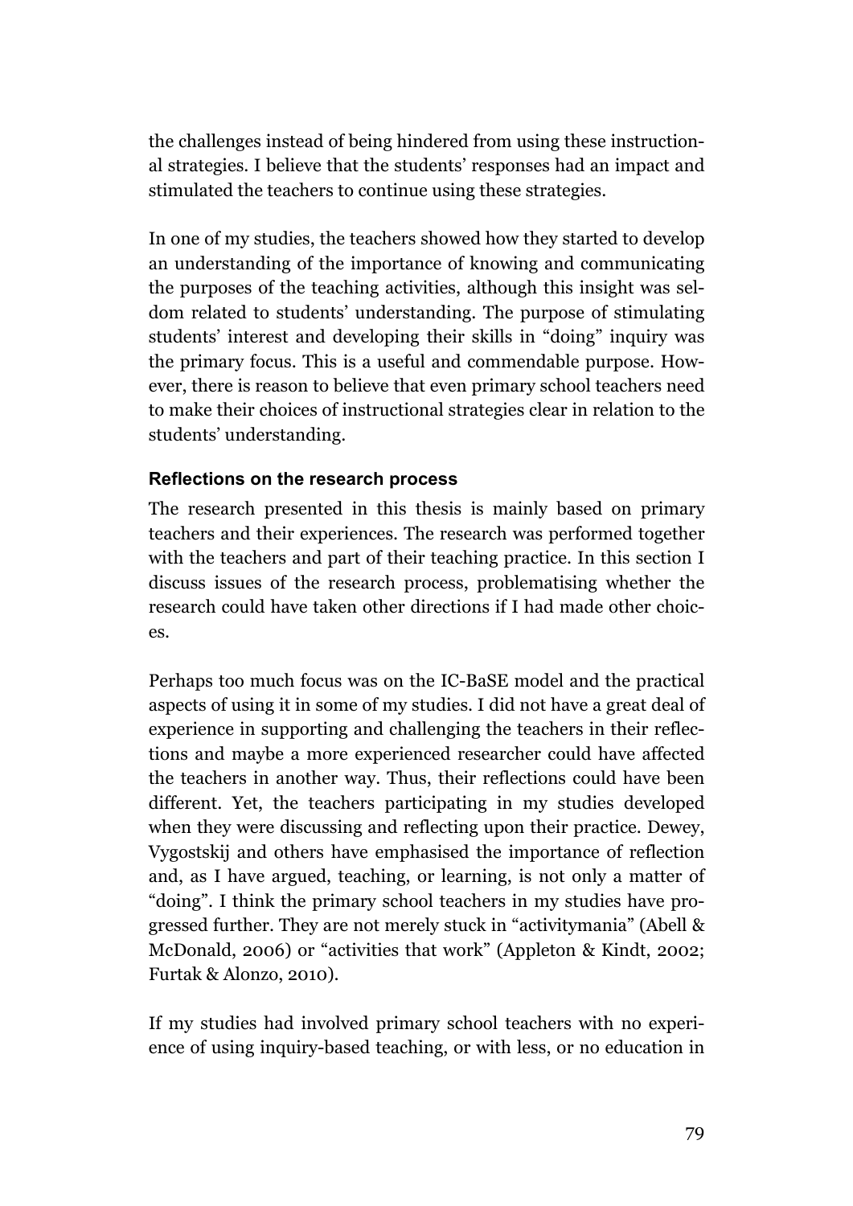the challenges instead of being hindered from using these instructional strategies. I believe that the students' responses had an impact and stimulated the teachers to continue using these strategies.

In one of my studies, the teachers showed how they started to develop an understanding of the importance of knowing and communicating the purposes of the teaching activities, although this insight was seldom related to students' understanding. The purpose of stimulating students' interest and developing their skills in "doing" inquiry was the primary focus. This is a useful and commendable purpose. However, there is reason to believe that even primary school teachers need to make their choices of instructional strategies clear in relation to the students' understanding.

### Reflections on the research process

The research presented in this thesis is mainly based on primary teachers and their experiences. The research was performed together with the teachers and part of their teaching practice. In this section I discuss issues of the research process, problematising whether the research could have taken other directions if I had made other choices.

Perhaps too much focus was on the IC-BaSE model and the practical aspects of using it in some of my studies. I did not have a great deal of experience in supporting and challenging the teachers in their reflections and maybe a more experienced researcher could have affected the teachers in another way. Thus, their reflections could have been different. Yet, the teachers participating in my studies developed when they were discussing and reflecting upon their practice. Dewey, Vygostskij and others have emphasised the importance of reflection and, as I have argued, teaching, or learning, is not only a matter of "doing". I think the primary school teachers in my studies have progressed further. They are not merely stuck in "activitymania" (Abell & McDonald, 2006) or "activities that work" (Appleton & Kindt, 2002; Furtak & Alonzo, 2010).

If my studies had involved primary school teachers with no experience of using inquiry-based teaching, or with less, or no education in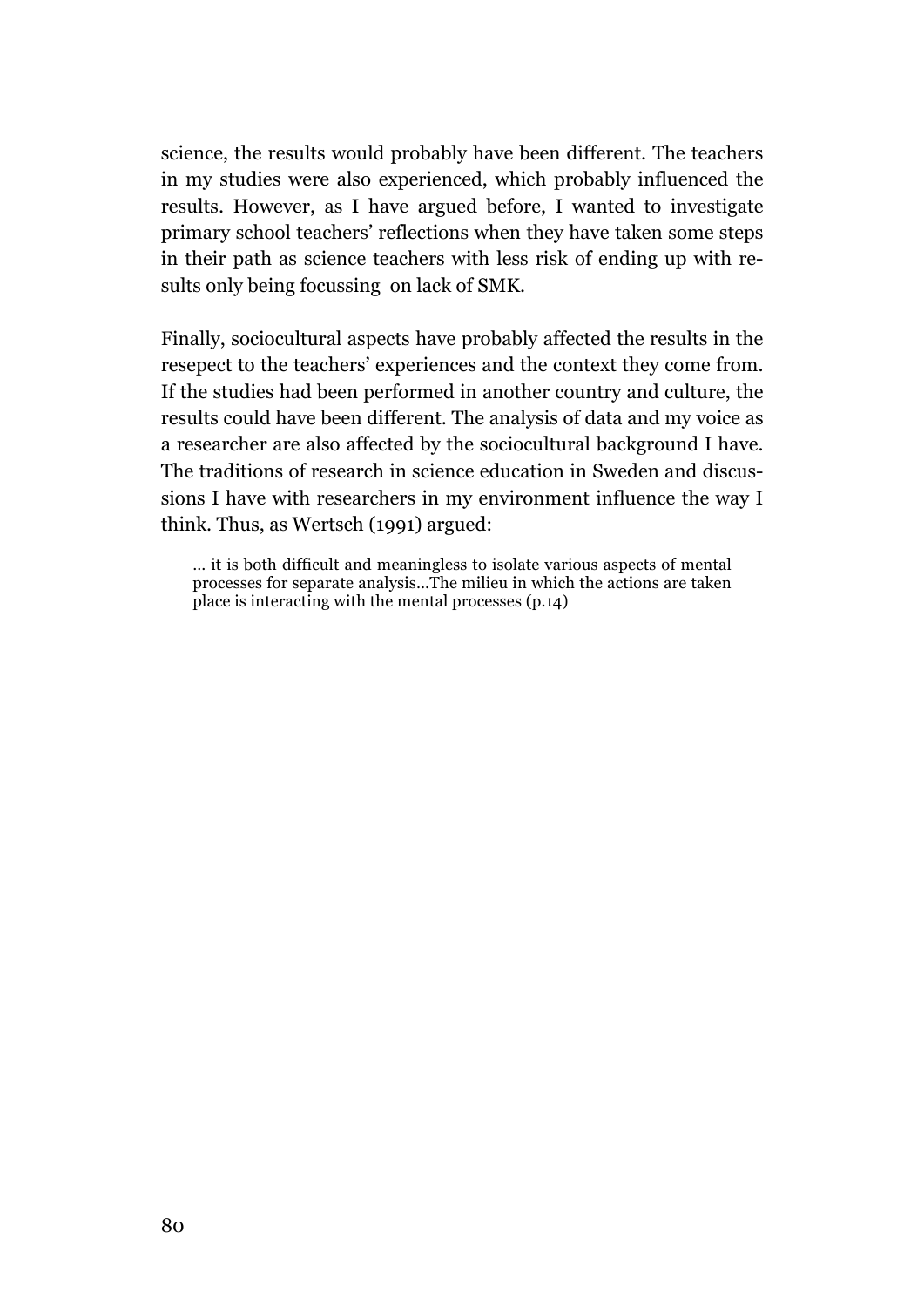science, the results would probably have been different. The teachers in my studies were also experienced, which probably influenced the results. However, as I have argued before, I wanted to investigate primary school teachers' reflections when they have taken some steps in their path as science teachers with less risk of ending up with results only being focussing on lack of SMK.

Finally, sociocultural aspects have probably affected the results in the resepect to the teachers' experiences and the context they come from. If the studies had been performed in another country and culture, the results could have been different. The analysis of data and my voice as a researcher are also affected by the sociocultural background I have. The traditions of research in science education in Sweden and discussions I have with researchers in my environment influence the way I think. Thus, as Wertsch (1991) argued:

> … it is both difficult and meaningless to isolate various aspects of mental processes for separate analysis…The milieu in which the actions are taken place is interacting with the mental processes (p.14)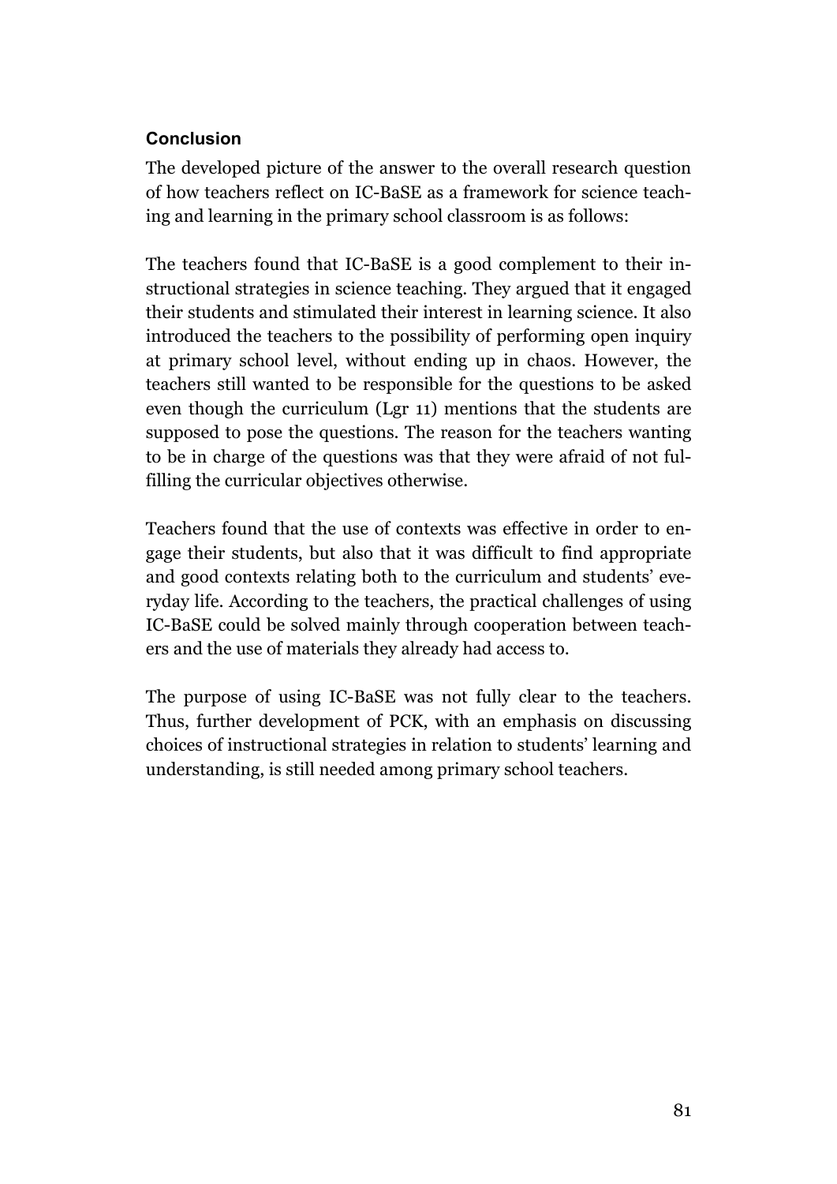### Conclusion

The developed picture of the answer to the overall research question of how teachers reflect on IC-BaSE as a framework for science teaching and learning in the primary school classroom is as follows:

The teachers found that IC-BaSE is a good complement to their instructional strategies in science teaching. They argued that it engaged their students and stimulated their interest in learning science. It also introduced the teachers to the possibility of performing open inquiry at primary school level, without ending up in chaos. However, the teachers still wanted to be responsible for the questions to be asked even though the curriculum (Lgr 11) mentions that the students are supposed to pose the questions. The reason for the teachers wanting to be in charge of the questions was that they were afraid of not fulfilling the curricular objectives otherwise.

Teachers found that the use of contexts was effective in order to engage their students, but also that it was difficult to find appropriate and good contexts relating both to the curriculum and students' everyday life. According to the teachers, the practical challenges of using IC-BaSE could be solved mainly through cooperation between teachers and the use of materials they already had access to.

The purpose of using IC-BaSE was not fully clear to the teachers. Thus, further development of PCK, with an emphasis on discussing choices of instructional strategies in relation to students' learning and understanding, is still needed among primary school teachers.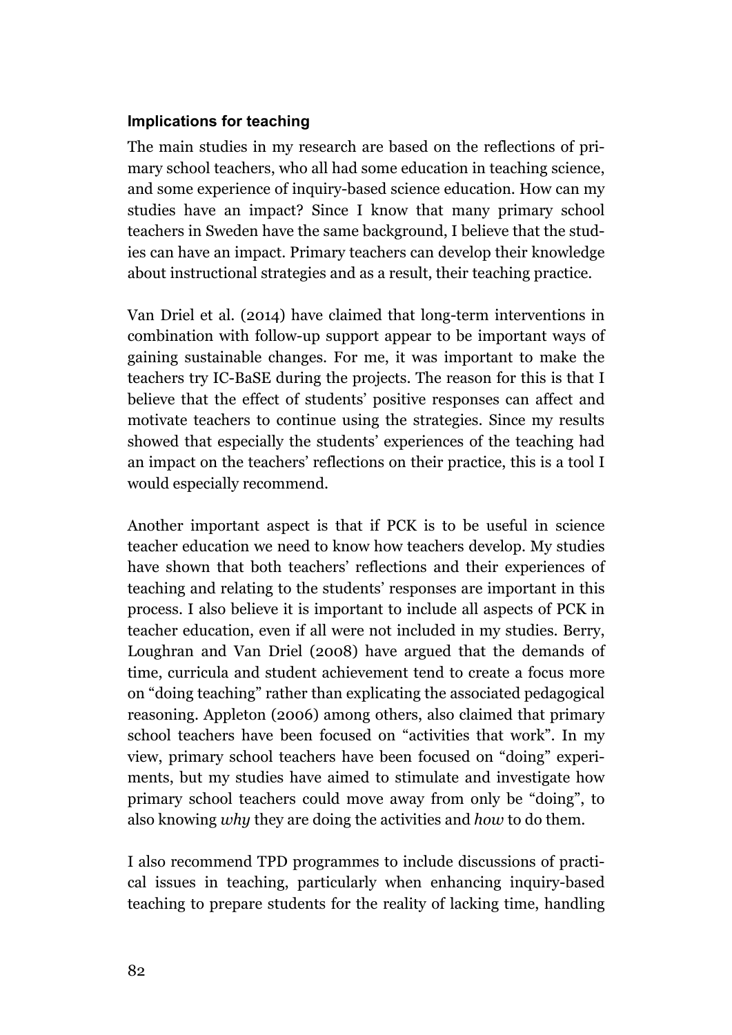### Implications for teaching

The main studies in my research are based on the reflections of primary school teachers, who all had some education in teaching science, and some experience of inquiry-based science education. How can my studies have an impact? Since I know that many primary school teachers in Sweden have the same background, I believe that the studies can have an impact. Primary teachers can develop their knowledge about instructional strategies and as a result, their teaching practice.

Van Driel et al. (2014) have claimed that long-term interventions in combination with follow-up support appear to be important ways of gaining sustainable changes. For me, it was important to make the teachers try IC-BaSE during the projects. The reason for this is that I believe that the effect of students' positive responses can affect and motivate teachers to continue using the strategies. Since my results showed that especially the students' experiences of the teaching had an impact on the teachers' reflections on their practice, this is a tool I would especially recommend.

Another important aspect is that if PCK is to be useful in science teacher education we need to know how teachers develop. My studies have shown that both teachers' reflections and their experiences of teaching and relating to the students' responses are important in this process. I also believe it is important to include all aspects of PCK in teacher education, even if all were not included in my studies. Berry, Loughran and Van Driel (2008) have argued that the demands of time, curricula and student achievement tend to create a focus more on "doing teaching" rather than explicating the associated pedagogical reasoning. Appleton (2006) among others, also claimed that primary school teachers have been focused on "activities that work". In my view, primary school teachers have been focused on "doing" experiments, but my studies have aimed to stimulate and investigate how primary school teachers could move away from only be "doing", to also knowing *why* they are doing the activities and *how* to do them.

I also recommend TPD programmes to include discussions of practical issues in teaching, particularly when enhancing inquiry-based teaching to prepare students for the reality of lacking time, handling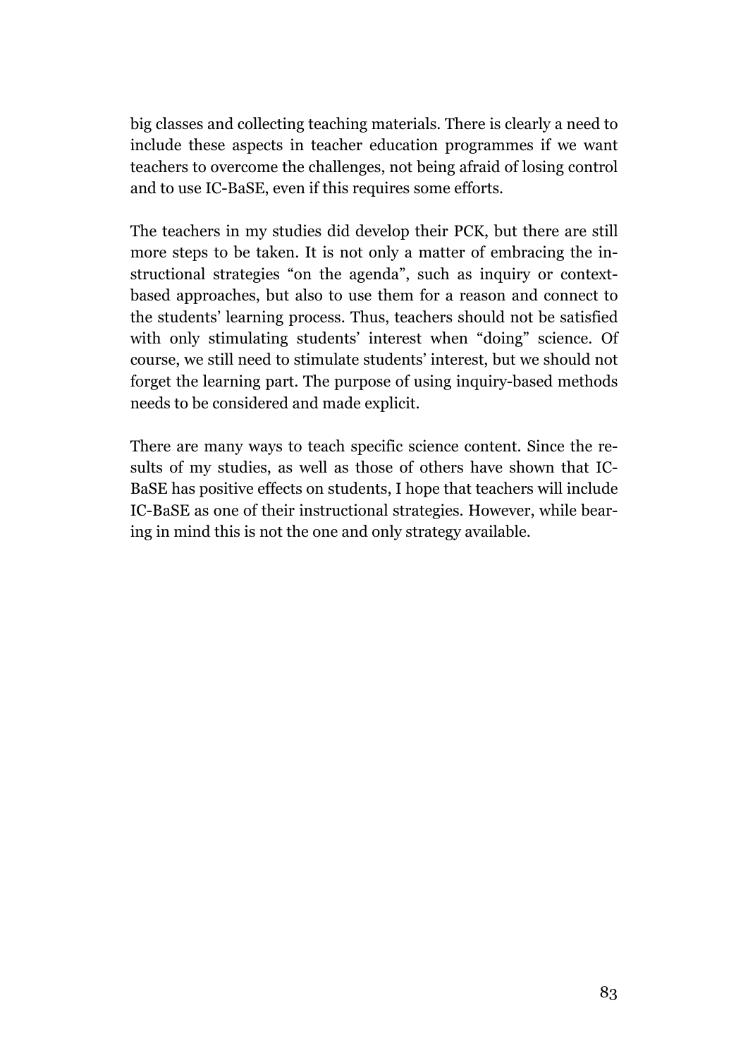big classes and collecting teaching materials. There is clearly a need to include these aspects in teacher education programmes if we want teachers to overcome the challenges, not being afraid of losing control and to use IC-BaSE, even if this requires some efforts.

The teachers in my studies did develop their PCK, but there are still more steps to be taken. It is not only a matter of embracing the instructional strategies "on the agenda", such as inquiry or context-based approaches, but also to use them for a reason and connect to the students' learning process. Thus, teachers should not be satisfied with only stimulating students' interest when "doing" science. Of course, we still need to stimulate students' interest, but we should not forget the learning part. The purpose of using inquiry-based methods needs to be considered and made explicit.

There are many ways to teach specific science content. Since the results of my studies, as well as those of others have shown that IC-BaSE has positive effects on students, I hope that teachers will include IC-BaSE as one of their instructional strategies. However, while bearing in mind this is not the one and only strategy available.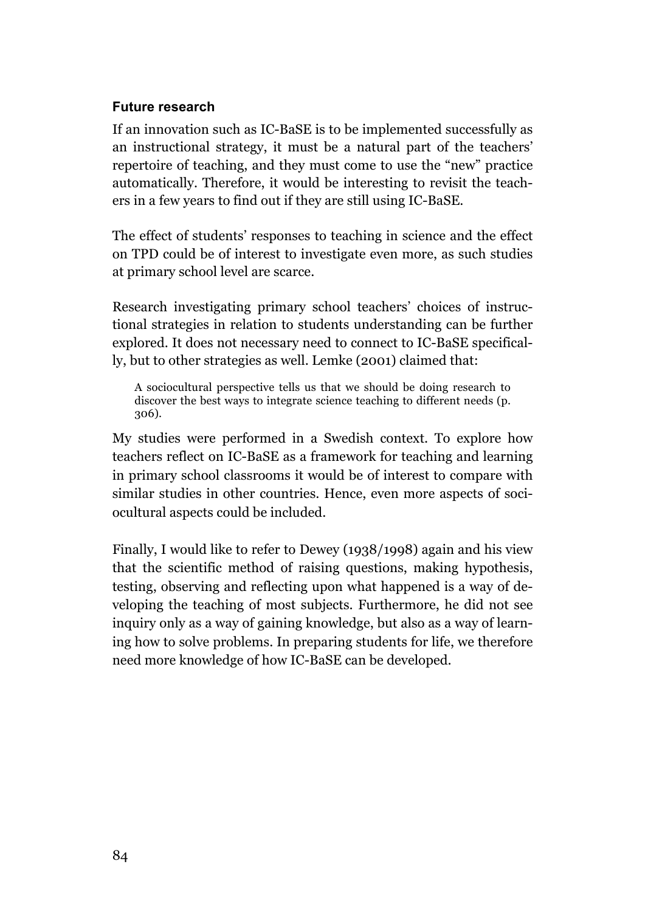### Future research

If an innovation such as IC-BaSE is to be implemented successfully as an instructional strategy, it must be a natural part of the teachers' repertoire of teaching, and they must come to use the "new" practice automatically. Therefore, it would be interesting to revisit the teachers in a few years to find out if they are still using IC-BaSE.

The effect of students' responses to teaching in science and the effect on TPD could be of interest to investigate even more, as such studies at primary school level are scarce.

Research investigating primary school teachers' choices of instructional strategies in relation to students understanding can be further explored. It does not necessary need to connect to IC-BaSE specifically, but to other strategies as well. Lemke (2001) claimed that:

> A sociocultural perspective tells us that we should be doing research to discover the best ways to integrate science teaching to different needs (p. 306).

My studies were performed in a Swedish context. To explore how teachers reflect on IC-BaSE as a framework for teaching and learning in primary school classrooms it would be of interest to compare with similar studies in other countries. Hence, even more aspects of sociocultural aspects could be included.

Finally, I would like to refer to Dewey (1938/1998) again and his view that the scientific method of raising questions, making hypothesis, testing, observing and reflecting upon what happened is a way of developing the teaching of most subjects. Furthermore, he did not see inquiry only as a way of gaining knowledge, but also as a way of learning how to solve problems. In preparing students for life, we therefore need more knowledge of how IC-BaSE can be developed.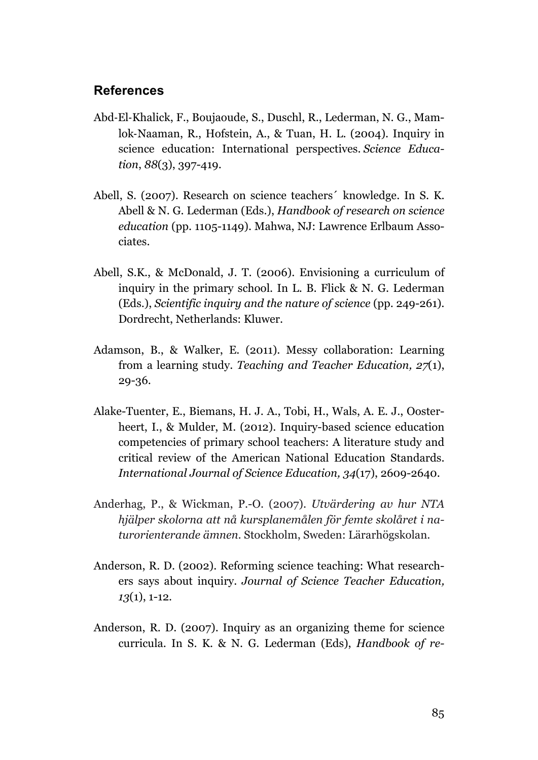## References

Abd-El-Khalick, F., Boujaoude, S., Duschl, R., Lederman, N. G., Mamlok-Naaman, R., Hofstein, A., & Tuan, H. L. (2004). Inquiry in science education: International perspectives. *Science Education*, *88*(3), 397-419.

Abell, S. (2007). Research on science teachers´ knowledge. In S. K. Abell & N. G. Lederman (Eds.), *Handbook of research on science education* (pp. 1105-1149). Mahwa, NJ: Lawrence Erlbaum Associates.

Abell, S.K., & McDonald, J. T. (2006). Envisioning a curriculum of inquiry in the primary school. In L. B. Flick & N. G. Lederman (Eds.), *Scientific inquiry and the nature of science* (pp. 249-261). Dordrecht, Netherlands: Kluwer.

Adamson, B., & Walker, E. (2011). Messy collaboration: Learning from a learning study. *Teaching and Teacher Education, 27*(1), 29-36.

Alake-Tuenter, E., Biemans, H. J. A., Tobi, H., Wals, A. E. J., Oosterheert, I., & Mulder, M. (2012). Inquiry-based science education competencies of primary school teachers: A literature study and critical review of the American National Education Standards. *International Journal of Science Education, 34*(17), 2609-2640.

Anderhag, P., & Wickman, P.-O. (2007). *Utvärdering av hur NTA hjälper skolorna att nå kursplanemålen för femte skolåret i naturorienterande ämnen*. Stockholm, Sweden: Lärarhögskolan.

Anderson, R. D. (2002). Reforming science teaching: What researchers says about inquiry. *Journal of Science Teacher Education, 13*(1), 1-12.

Anderson, R. D. (2007). Inquiry as an organizing theme for science curricula. In S. K. & N. G. Lederman (Eds), *Handbook of re-*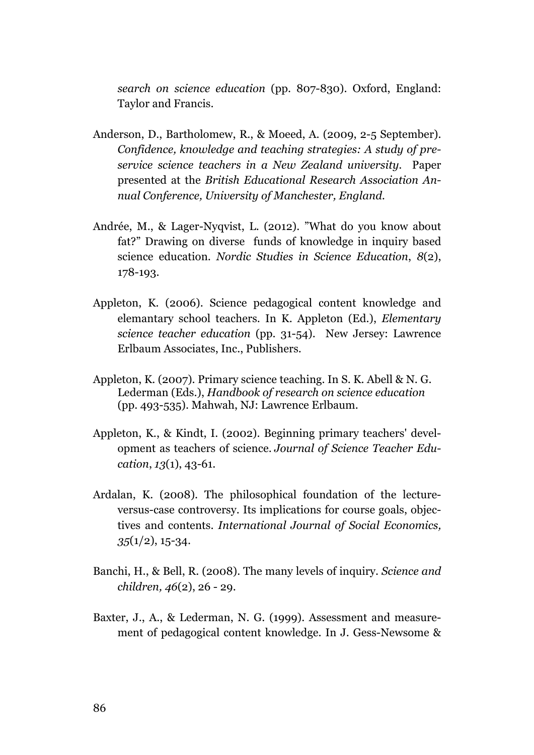*search on science education* (pp. 807-830). Oxford, England: Taylor and Francis.

Anderson, D., Bartholomew, R., & Moeed, A. (2009, 2-5 September). *Confidence, knowledge and teaching strategies: A study of pre-service science teachers in a New Zealand university*. Paper presented at the *British Educational Research Association Annual Conference, University of Manchester, England.*

Andrée, M., & Lager-Nyqvist, L. (2012). "What do you know about fat?" Drawing on diverse funds of knowledge in inquiry based science education. *Nordic Studies in Science Education*, *8*(2), 178-193.

Appleton, K. (2006). Science pedagogical content knowledge and elemantary school teachers. In K. Appleton (Ed.), *Elementary science teacher education* (pp. 31-54). New Jersey: Lawrence Erlbaum Associates, Inc., Publishers.

Appleton, K. (2007). Primary science teaching. In S. K. Abell & N. G. Lederman (Eds.), *Handbook of research on science education* (pp. 493-535). Mahwah, NJ: Lawrence Erlbaum.

Appleton, K., & Kindt, I. (2002). Beginning primary teachers' development as teachers of science. *Journal of Science Teacher Education*, *13*(1), 43-61.

Ardalan, K. (2008). The philosophical foundation of the lecture-versus-case controversy. Its implications for course goals, objectives and contents. *International Journal of Social Economics, 35*(1/2), 15-34.

Banchi, H., & Bell, R. (2008). The many levels of inquiry. *Science and children, 46*(2), 26 - 29.

Baxter, J., A., & Lederman, N. G. (1999). Assessment and measurement of pedagogical content knowledge. In J. Gess-Newsome &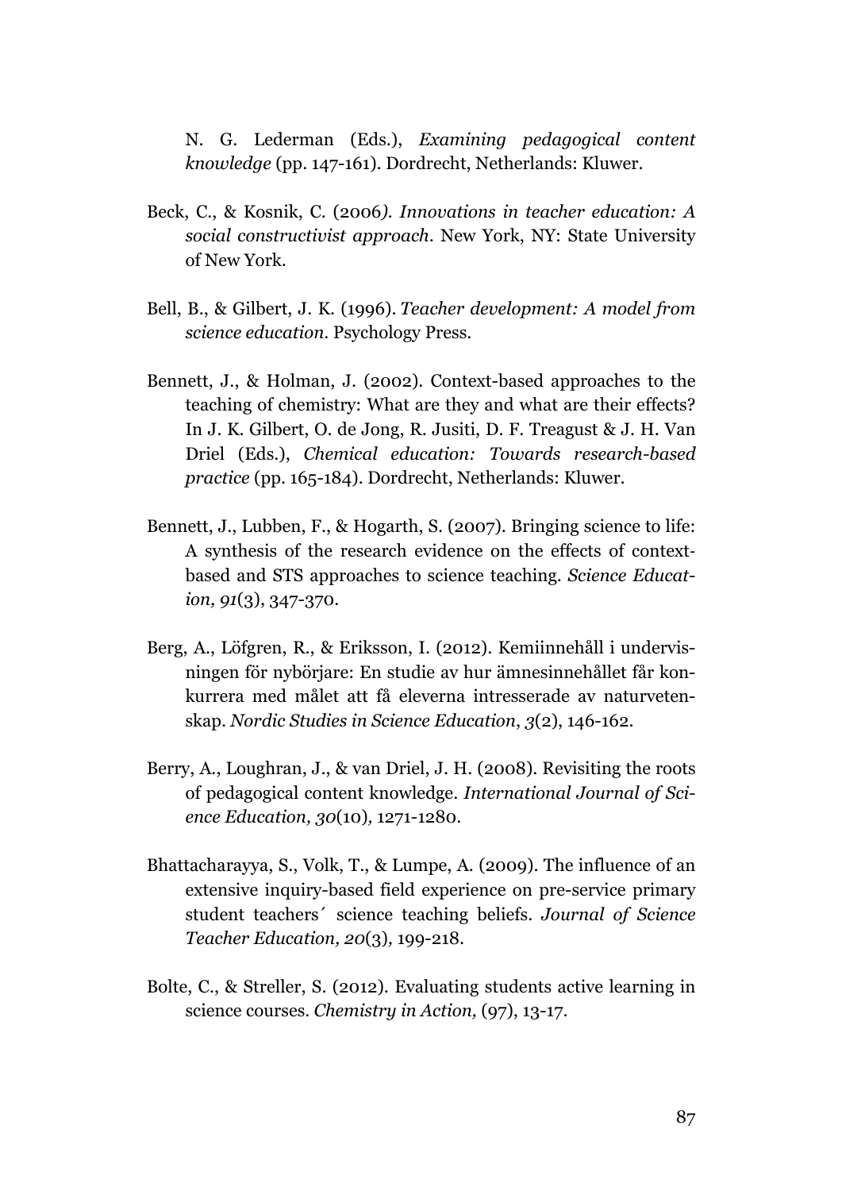N. G. Lederman (Eds.), *Examining pedagogical content knowledge* (pp. 147-161). Dordrecht, Netherlands: Kluwer.

Beck, C., & Kosnik, C. (2006). *Innovations in teacher education: A social constructivist approach*. New York, NY: State University of New York.

Bell, B., & Gilbert, J. K. (1996). *Teacher development: A model from science education*. Psychology Press.

Bennett, J., & Holman, J. (2002). Context-based approaches to the teaching of chemistry: What are they and what are their effects? In J. K. Gilbert, O. de Jong, R. Jusiti, D. F. Treagust & J. H. Van Driel (Eds.), *Chemical education: Towards research-based practice* (pp. 165-184). Dordrecht, Netherlands: Kluwer.

Bennett, J., Lubben, F., & Hogarth, S. (2007). Bringing science to life: A synthesis of the research evidence on the effects of context-based and STS approaches to science teaching. *Science Education, 91*(3), 347-370.

Berg, A., Löfgren, R., & Eriksson, I. (2012). Kemiinnehåll i undervisningen för nybörjare: En studie av hur ämnesinnehållet får konkurrera med målet att få eleverna intresserade av naturvetenskap. *Nordic Studies in Science Education*, *3*(2), 146-162.

Berry, A., Loughran, J., & van Driel, J. H. (2008). Revisiting the roots of pedagogical content knowledge. *International Journal of Science Education, 30*(10)*,* 1271-1280.

Bhattacharayya, S., Volk, T., & Lumpe, A. (2009). The influence of an extensive inquiry-based field experience on pre-service primary student teachers´ science teaching beliefs. *Journal of Science Teacher Education, 20*(3)*,* 199-218.

Bolte, C., & Streller, S. (2012). Evaluating students active learning in science courses. *Chemistry in Action,* (97), 13-17.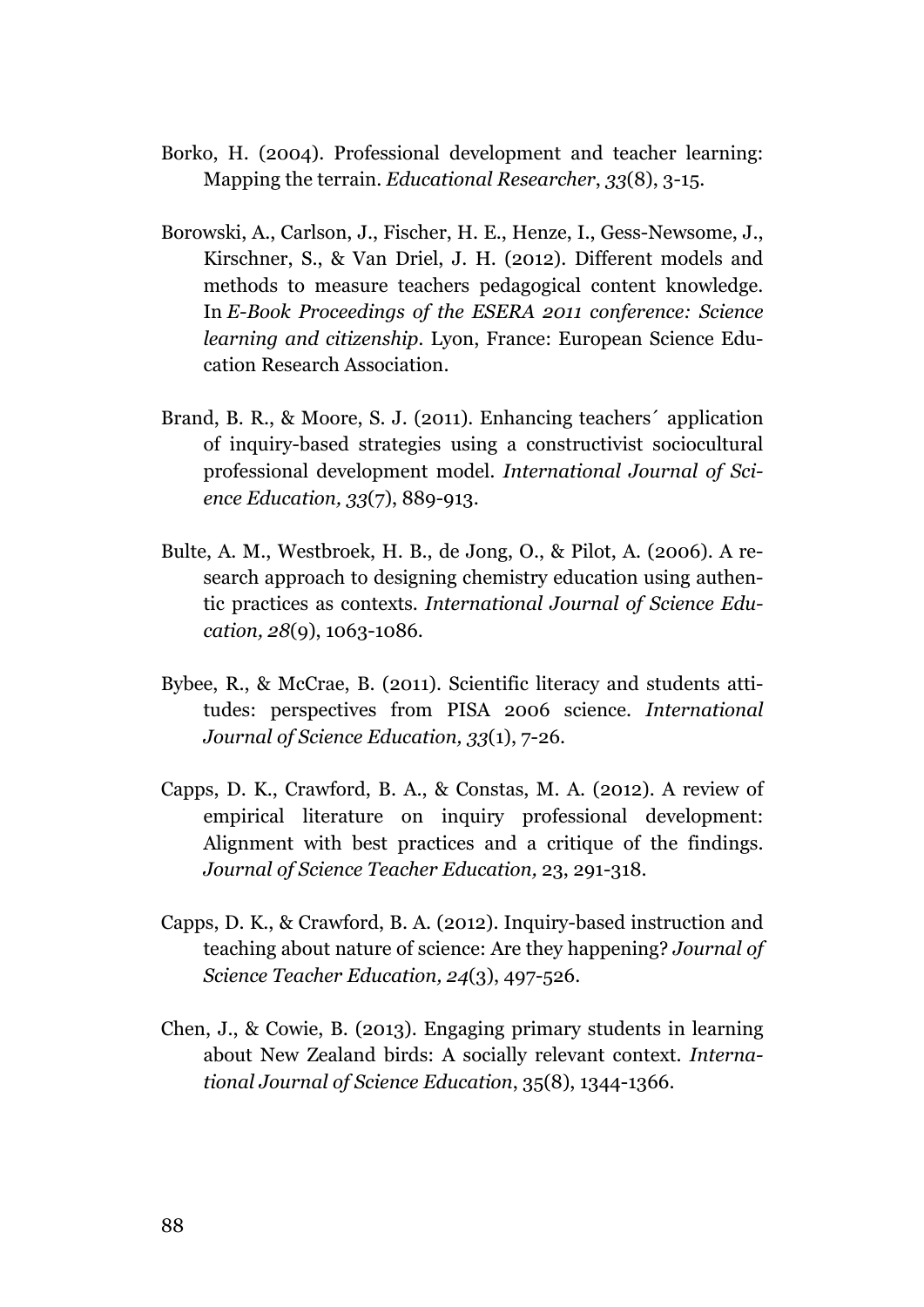Borko, H. (2004). Professional development and teacher learning: Mapping the terrain. *Educational Researcher*, *33*(8), 3-15.

Borowski, A., Carlson, J., Fischer, H. E., Henze, I., Gess-Newsome, J., Kirschner, S., & Van Driel, J. H. (2012). Different models and methods to measure teachers pedagogical content knowledge. In *E-Book Proceedings of the ESERA 2011 conference: Science learning and citizenship*. Lyon, France: European Science Education Research Association.

Brand, B. R., & Moore, S. J. (2011). Enhancing teachers´ application of inquiry-based strategies using a constructivist sociocultural professional development model. *International Journal of Science Education, 33*(7), 889-913.

Bulte, A. M., Westbroek, H. B., de Jong, O., & Pilot, A. (2006). A research approach to designing chemistry education using authentic practices as contexts. *International Journal of Science Education, 28*(9), 1063-1086.

Bybee, R., & McCrae, B. (2011). Scientific literacy and students attitudes: perspectives from PISA 2006 science. *International Journal of Science Education, 33*(1), 7-26.

Capps, D. K., Crawford, B. A., & Constas, M. A. (2012). A review of empirical literature on inquiry professional development: Alignment with best practices and a critique of the findings. *Journal of Science Teacher Education,* 23, 291-318.

Capps, D. K., & Crawford, B. A. (2012). Inquiry-based instruction and teaching about nature of science: Are they happening? *Journal of Science Teacher Education, 24*(3), 497-526.

Chen, J., & Cowie, B. (2013). Engaging primary students in learning about New Zealand birds: A socially relevant context. *International Journal of Science Education*, 35(8), 1344-1366.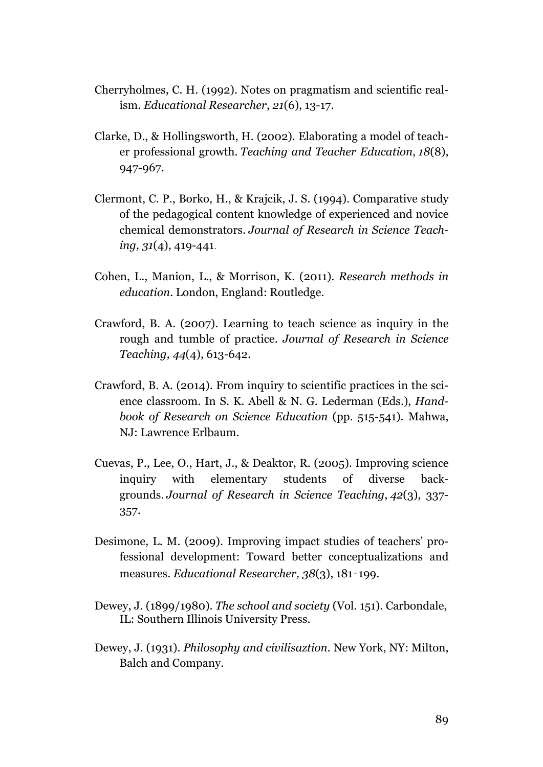Cherryholmes, C. H. (1992). Notes on pragmatism and scientific realism. *Educational Researcher*, *21*(6), 13-17.

Clarke, D., & Hollingsworth, H. (2002). Elaborating a model of teacher professional growth. *Teaching and Teacher Education*, *18*(8), 947-967.

Clermont, C. P., Borko, H., & Krajcik, J. S. (1994). Comparative study of the pedagogical content knowledge of experienced and novice chemical demonstrators. *Journal of Research in Science Teaching, 31*(4), 419-441.

Cohen, L., Manion, L., & Morrison, K. (2011). *Research methods in education*. London, England: Routledge.

Crawford, B. A. (2007). Learning to teach science as inquiry in the rough and tumble of practice. *Journal of Research in Science Teaching, 44*(4), 613-642.

Crawford, B. A. (2014). From inquiry to scientific practices in the science classroom. In S. K. Abell & N. G. Lederman (Eds.), *Handbook of Research on Science Education* (pp. 515-541). Mahwa, NJ: Lawrence Erlbaum.

Cuevas, P., Lee, O., Hart, J., & Deaktor, R. (2005). Improving science inquiry with elementary students of diverse backgrounds. *Journal of Research in Science Teaching*, *42*(3), 337-357.

Desimone, L. M. (2009). Improving impact studies of teachers' professional development: Toward better conceptualizations and measures. *Educational Researcher, 38*(3), 181-199.

Dewey, J. (1899/1980). *The school and society* (Vol. 151). Carbondale, IL: Southern Illinois University Press.

Dewey, J. (1931). *Philosophy and civilisaztion*. New York, NY: Milton, Balch and Company.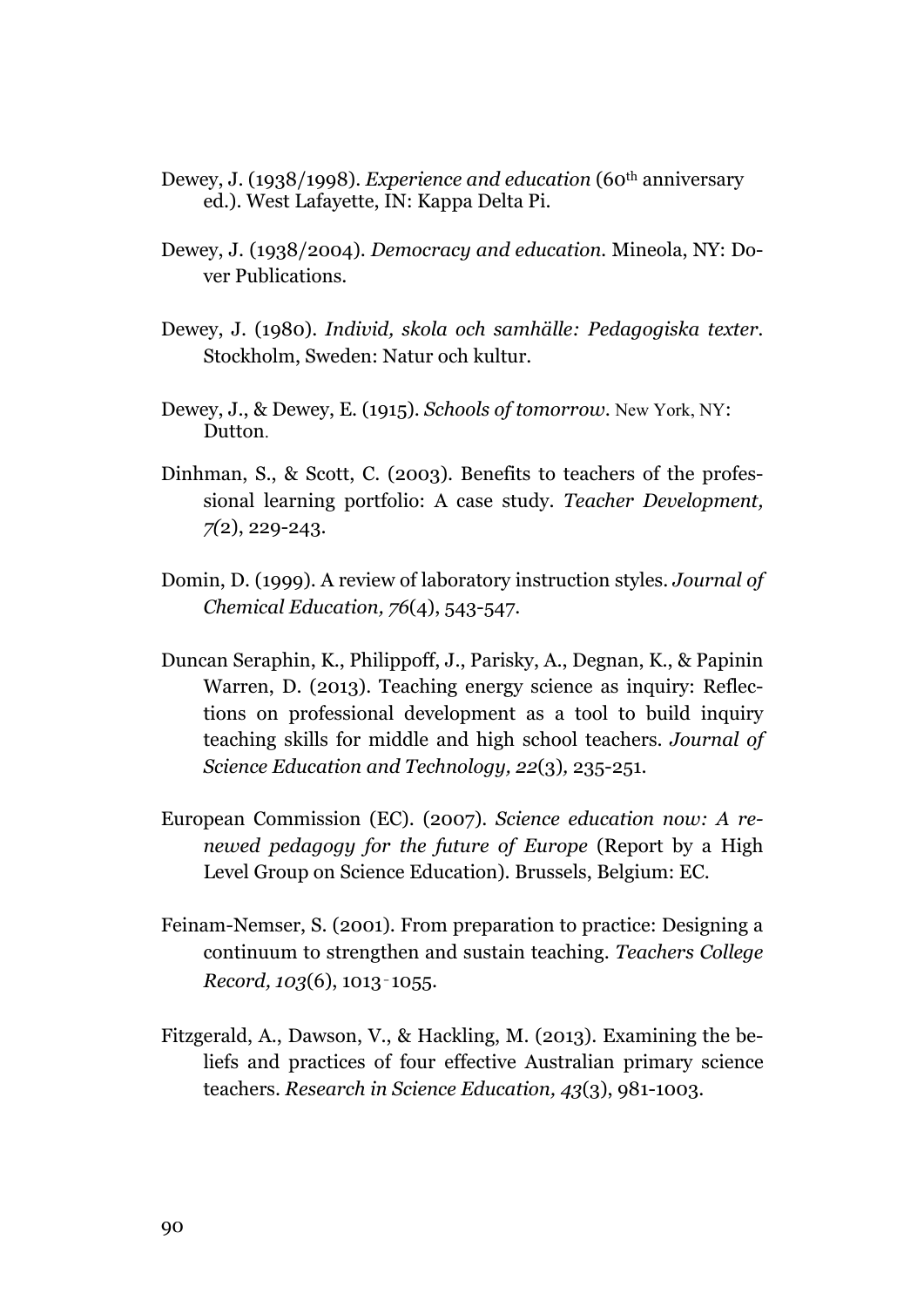Dewey, J. (1938/1998). *Experience and education* (60th anniversary ed.). West Lafayette, IN: Kappa Delta Pi.

Dewey, J. (1938/2004). *Democracy and education.* Mineola, NY: Dover Publications.

Dewey, J. (1980). *Individ, skola och samhälle: Pedagogiska texter.* Stockholm, Sweden: Natur och kultur.

Dewey, J., & Dewey, E. (1915). *Schools of tomorrow.* New York, NY: Dutton.

Dinhman, S., & Scott, C. (2003). Benefits to teachers of the professional learning portfolio: A case study. *Teacher Development, 7*(2), 229-243.

Domin, D. (1999). A review of laboratory instruction styles. *Journal of Chemical Education, 76*(4), 543-547.

Duncan Seraphin, K., Philippoff, J., Parisky, A., Degnan, K., & Papinin Warren, D. (2013). Teaching energy science as inquiry: Reflections on professional development as a tool to build inquiry teaching skills for middle and high school teachers. *Journal of Science Education and Technology, 22*(3), 235-251.

European Commission (EC). (2007). *Science education now: A renewed pedagogy for the future of Europe* (Report by a High Level Group on Science Education). Brussels, Belgium: EC.

Feinam-Nemser, S. (2001). From preparation to practice: Designing a continuum to strengthen and sustain teaching. *Teachers College Record, 103*(6), 1013‐1055.

Fitzgerald, A., Dawson, V., & Hackling, M. (2013). Examining the beliefs and practices of four effective Australian primary science teachers. *Research in Science Education, 43*(3), 981-1003.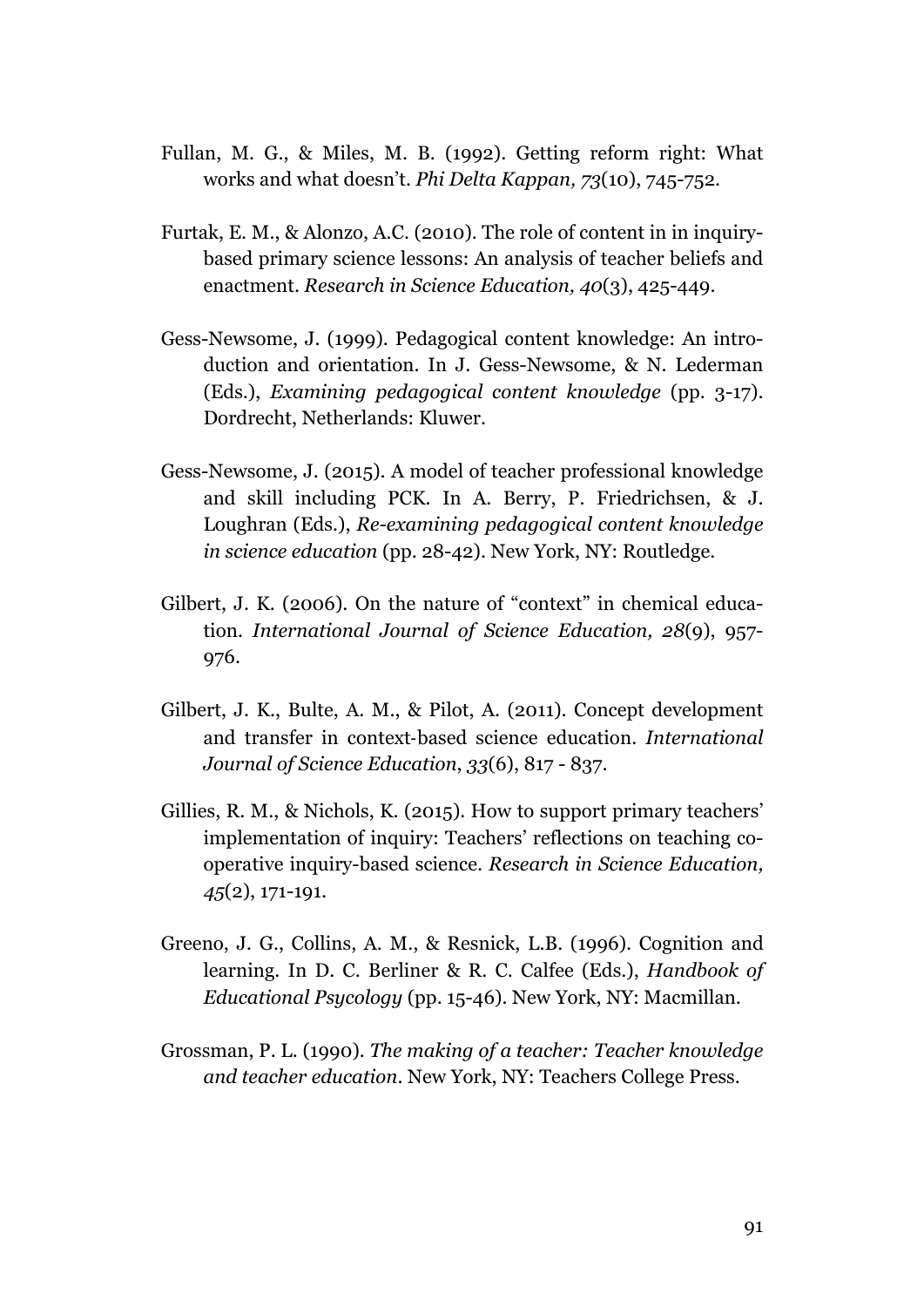Fullan, M. G., & Miles, M. B. (1992). Getting reform right: What works and what doesn't. *Phi Delta Kappan, 73*(10), 745-752.

Furtak, E. M., & Alonzo, A.C. (2010). The role of content in in inquiry-based primary science lessons: An analysis of teacher beliefs and enactment. *Research in Science Education, 40*(3), 425-449.

Gess-Newsome, J. (1999). Pedagogical content knowledge: An introduction and orientation. In J. Gess-Newsome, & N. Lederman (Eds.), *Examining pedagogical content knowledge* (pp. 3-17). Dordrecht, Netherlands: Kluwer.

Gess-Newsome, J. (2015). A model of teacher professional knowledge and skill including PCK. In A. Berry, P. Friedrichsen, & J. Loughran (Eds.), *Re-examining pedagogical content knowledge in science education* (pp. 28-42). New York, NY: Routledge.

Gilbert, J. K. (2006). On the nature of "context" in chemical education. *International Journal of Science Education, 28*(9), 957-976.

Gilbert, J. K., Bulte, A. M., & Pilot, A. (2011). Concept development and transfer in context-based science education. *International Journal of Science Education*, *33*(6), 817 - 837.

Gillies, R. M., & Nichols, K. (2015). How to support primary teachers' implementation of inquiry: Teachers' reflections on teaching cooperative inquiry-based science. *Research in Science Education, 45*(2), 171-191.

Greeno, J. G., Collins, A. M., & Resnick, L.B. (1996). Cognition and learning. In D. C. Berliner & R. C. Calfee (Eds.), *Handbook of Educational Psycology* (pp. 15-46). New York, NY: Macmillan.

Grossman, P. L. (1990). *The making of a teacher: Teacher knowledge and teacher education*. New York, NY: Teachers College Press.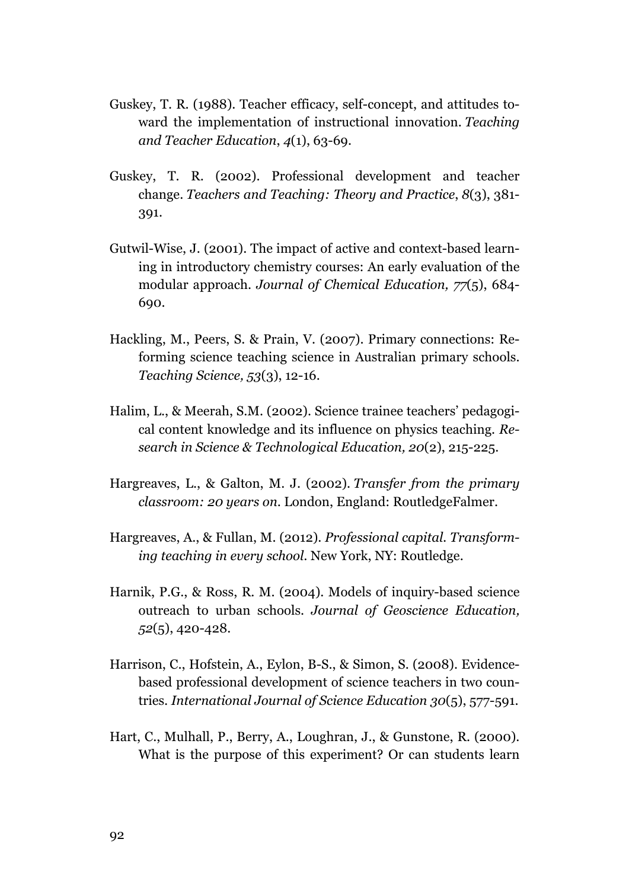Guskey, T. R. (1988). Teacher efficacy, self-concept, and attitudes toward the implementation of instructional innovation. *Teaching and Teacher Education*, *4*(1), 63-69.

Guskey, T. R. (2002). Professional development and teacher change. *Teachers and Teaching: Theory and Practice*, *8*(3), 381-391.

Gutwil-Wise, J. (2001). The impact of active and context-based learning in introductory chemistry courses: An early evaluation of the modular approach. *Journal of Chemical Education, 77*(5), 684-690.

Hackling, M., Peers, S. & Prain, V. (2007). Primary connections: Reforming science teaching science in Australian primary schools. *Teaching Science, 53*(3), 12-16.

Halim, L., & Meerah, S.M. (2002). Science trainee teachers' pedagogical content knowledge and its influence on physics teaching. *Research in Science & Technological Education, 20*(2), 215-225.

Hargreaves, L., & Galton, M. J. (2002). *Transfer from the primary classroom: 20 years on*. London, England: RoutledgeFalmer.

Hargreaves, A., & Fullan, M. (2012). *Professional capital. Transforming teaching in every school*. New York, NY: Routledge.

Harnik, P.G., & Ross, R. M. (2004). Models of inquiry-based science outreach to urban schools. *Journal of Geoscience Education, 52*(5), 420-428.

Harrison, C., Hofstein, A., Eylon, B-S., & Simon, S. (2008). Evidence-based professional development of science teachers in two countries. *International Journal of Science Education 30*(5), 577-591.

Hart, C., Mulhall, P., Berry, A., Loughran, J., & Gunstone, R. (2000). What is the purpose of this experiment? Or can students learn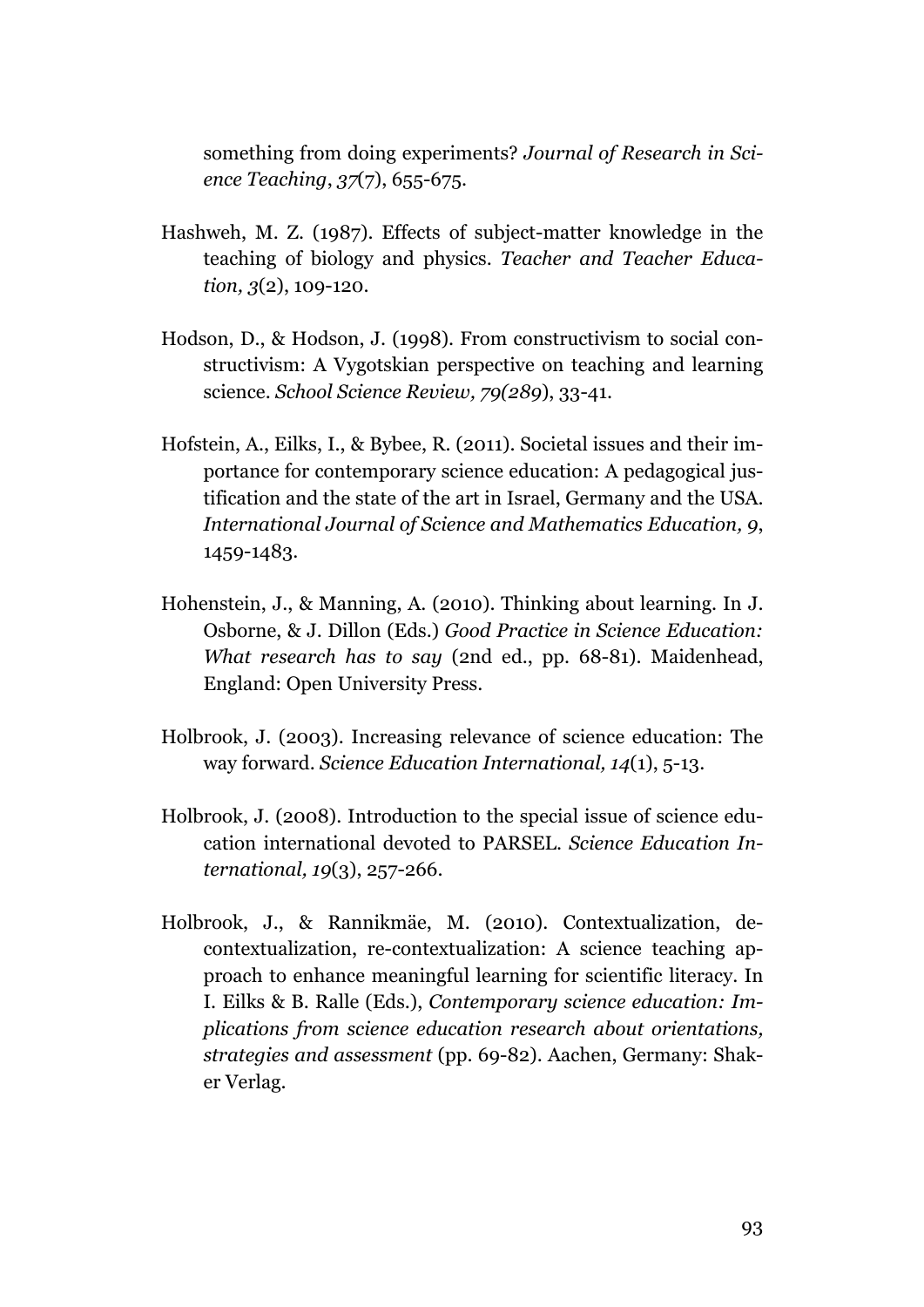something from doing experiments? *Journal of Research in Science Teaching*, *37*(7), 655-675.

Hashweh, M. Z. (1987). Effects of subject-matter knowledge in the teaching of biology and physics. *Teacher and Teacher Education, 3*(2), 109-120.

Hodson, D., & Hodson, J. (1998). From constructivism to social constructivism: A Vygotskian perspective on teaching and learning science. *School Science Review, 79(289*), 33-41.

Hofstein, A., Eilks, I., & Bybee, R. (2011). Societal issues and their importance for contemporary science education: A pedagogical justification and the state of the art in Israel, Germany and the USA. *International Journal of Science and Mathematics Education, 9*, 1459-1483.

Hohenstein, J., & Manning, A. (2010). Thinking about learning. In J. Osborne, & J. Dillon (Eds.) *Good Practice in Science Education: What research has to say* (2nd ed., pp. 68-81). Maidenhead, England: Open University Press.

Holbrook, J. (2003). Increasing relevance of science education: The way forward. *Science Education International, 14*(1), 5-13.

Holbrook, J. (2008). Introduction to the special issue of science education international devoted to PARSEL. *Science Education International, 19*(3), 257-266.

Holbrook, J., & Rannikmäe, M. (2010). Contextualization, decontextualization, re-contextualization: A science teaching approach to enhance meaningful learning for scientific literacy. In I. Eilks & B. Ralle (Eds.), *Contemporary science education: Implications from science education research about orientations, strategies and assessment* (pp. 69-82). Aachen, Germany: Shaker Verlag.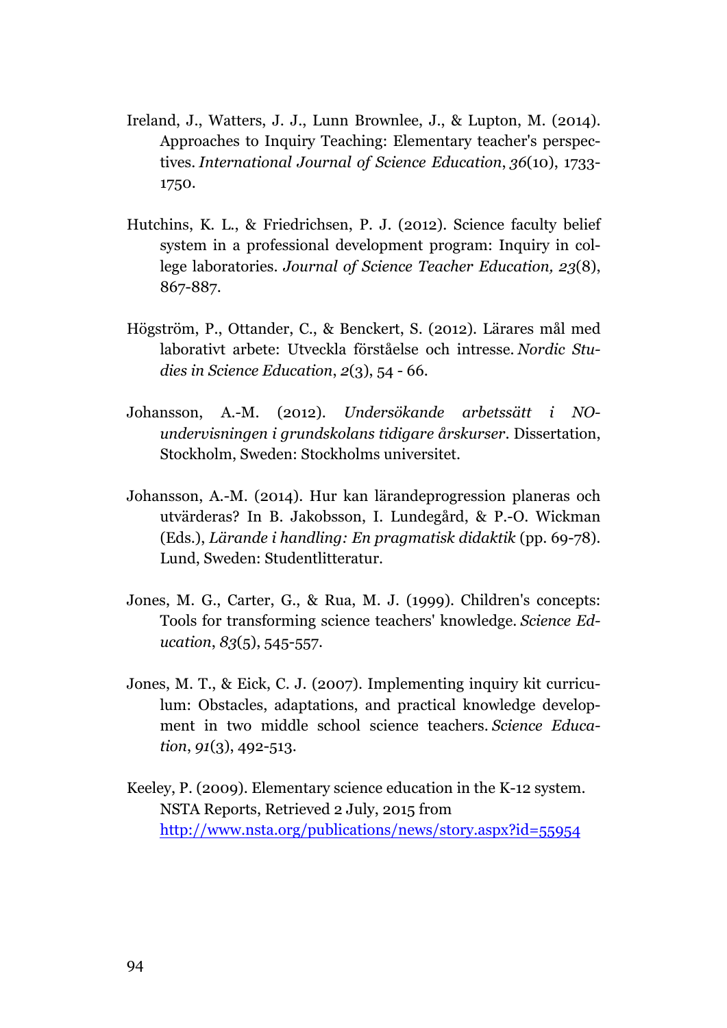Ireland, J., Watters, J. J., Lunn Brownlee, J., & Lupton, M. (2014). Approaches to Inquiry Teaching: Elementary teacher's perspectives. *International Journal of Science Education*, *36*(10), 1733-1750.

Hutchins, K. L., & Friedrichsen, P. J. (2012). Science faculty belief system in a professional development program: Inquiry in college laboratories. *Journal of Science Teacher Education, 23*(8), 867-887.

Högström, P., Ottander, C., & Benckert, S. (2012). Lärares mål med laborativt arbete: Utveckla förståelse och intresse. *Nordic Studies in Science Education*, *2*(3), 54 - 66.

Johansson, A.-M. (2012). *Undersökande arbetssätt i NO-undervisningen i grundskolans tidigare årskurser*. Dissertation, Stockholm, Sweden: Stockholms universitet.

Johansson, A.-M. (2014). Hur kan lärandeprogression planeras och utvärderas? In B. Jakobsson, I. Lundegård, & P.-O. Wickman (Eds.), *Lärande i handling: En pragmatisk didaktik* (pp. 69-78). Lund, Sweden: Studentlitteratur.

Jones, M. G., Carter, G., & Rua, M. J. (1999). Children's concepts: Tools for transforming science teachers' knowledge. *Science Education*, *83*(5), 545-557.

Jones, M. T., & Eick, C. J. (2007). Implementing inquiry kit curriculum: Obstacles, adaptations, and practical knowledge development in two middle school science teachers. *Science Education*, *91*(3), 492-513.

Keeley, P. (2009). Elementary science education in the K-12 system. NSTA Reports, Retrieved 2 July, 2015 from http://www.nsta.org/publications/news/story.aspx?id=55954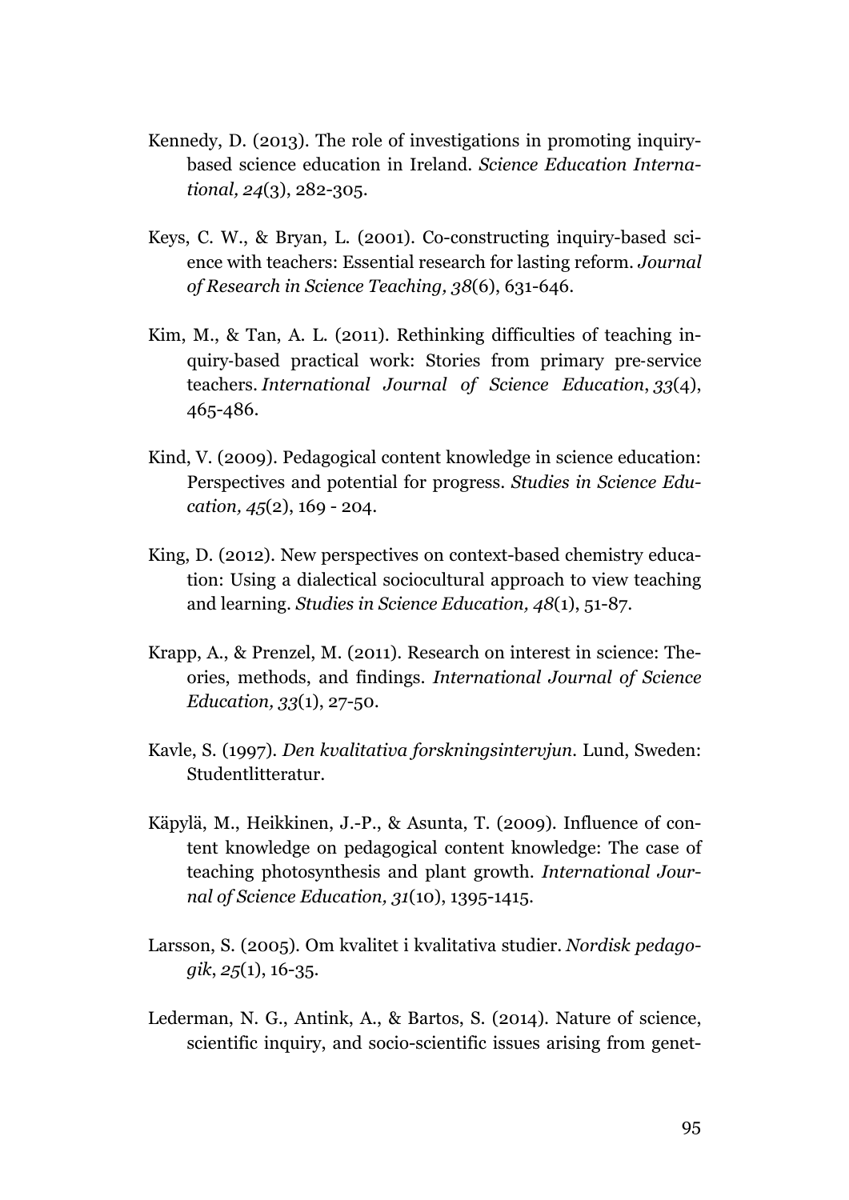Kennedy, D. (2013). The role of investigations in promoting inquiry-based science education in Ireland. *Science Education International, 24*(3), 282-305.

Keys, C. W., & Bryan, L. (2001). Co-constructing inquiry-based science with teachers: Essential research for lasting reform. *Journal of Research in Science Teaching, 38*(6), 631-646.

Kim, M., & Tan, A. L. (2011). Rethinking difficulties of teaching inquiry-based practical work: Stories from primary pre-service teachers. *International Journal of Science Education*, *33*(4), 465-486.

Kind, V. (2009). Pedagogical content knowledge in science education: Perspectives and potential for progress. *Studies in Science Education, 45*(2), 169 - 204.

King, D. (2012). New perspectives on context-based chemistry education: Using a dialectical sociocultural approach to view teaching and learning. *Studies in Science Education, 48*(1), 51-87.

Krapp, A., & Prenzel, M. (2011). Research on interest in science: Theories, methods, and findings. *International Journal of Science Education, 33*(1), 27-50.

Kavle, S. (1997). *Den kvalitativa forskningsintervjun.* Lund, Sweden: Studentlitteratur.

Käpylä, M., Heikkinen, J.-P., & Asunta, T. (2009). Influence of content knowledge on pedagogical content knowledge: The case of teaching photosynthesis and plant growth. *International Journal of Science Education, 31*(10), 1395-1415.

Larsson, S. (2005). Om kvalitet i kvalitativa studier. *Nordisk pedagogik*, *25*(1), 16-35.

Lederman, N. G., Antink, A., & Bartos, S. (2014). Nature of science, scientific inquiry, and socio-scientific issues arising from genet-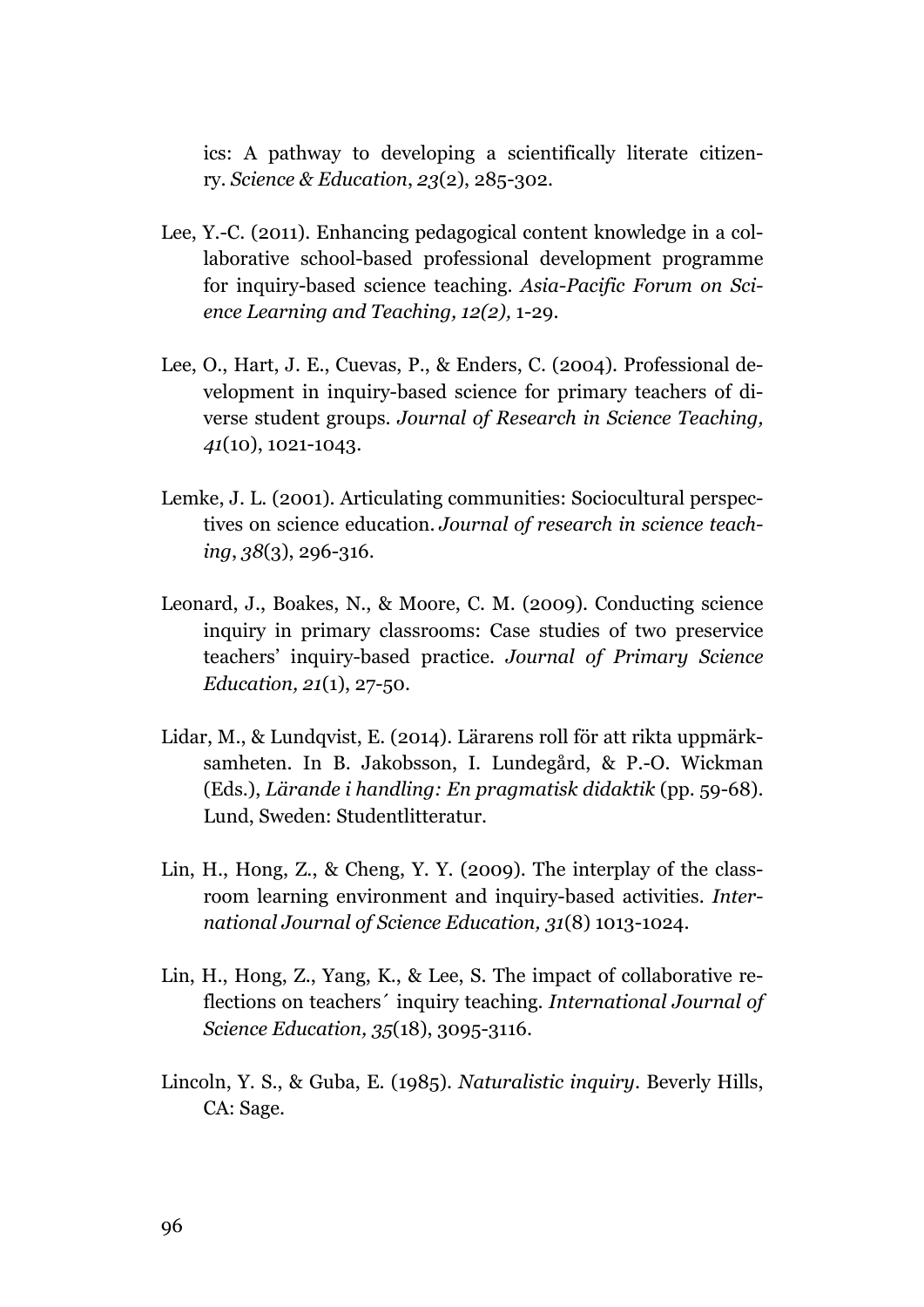ics: A pathway to developing a scientifically literate citizenry. *Science & Education*, *23*(2), 285-302.

Lee, Y.-C. (2011). Enhancing pedagogical content knowledge in a collaborative school-based professional development programme for inquiry-based science teaching. *Asia-Pacific Forum on Science Learning and Teaching, 12(2),* 1-29.

Lee, O., Hart, J. E., Cuevas, P., & Enders, C. (2004). Professional development in inquiry-based science for primary teachers of diverse student groups. *Journal of Research in Science Teaching, 41*(10), 1021-1043.

Lemke, J. L. (2001). Articulating communities: Sociocultural perspectives on science education. *Journal of research in science teaching*, *38*(3), 296-316.

Leonard, J., Boakes, N., & Moore, C. M. (2009). Conducting science inquiry in primary classrooms: Case studies of two preservice teachers' inquiry-based practice. *Journal of Primary Science Education, 21*(1), 27-50.

Lidar, M., & Lundqvist, E. (2014). Lärarens roll för att rikta uppmärksamheten. In B. Jakobsson, I. Lundegård, & P.-O. Wickman (Eds.), *Lärande i handling: En pragmatisk didaktik* (pp. 59-68). Lund, Sweden: Studentlitteratur.

Lin, H., Hong, Z., & Cheng, Y. Y. (2009). The interplay of the classroom learning environment and inquiry-based activities. *International Journal of Science Education, 31*(8) 1013-1024.

Lin, H., Hong, Z., Yang, K., & Lee, S. The impact of collaborative reflections on teachers´ inquiry teaching. *International Journal of Science Education, 35*(18), 3095-3116.

Lincoln, Y. S., & Guba, E. (1985). *Naturalistic inquiry*. Beverly Hills, CA: Sage.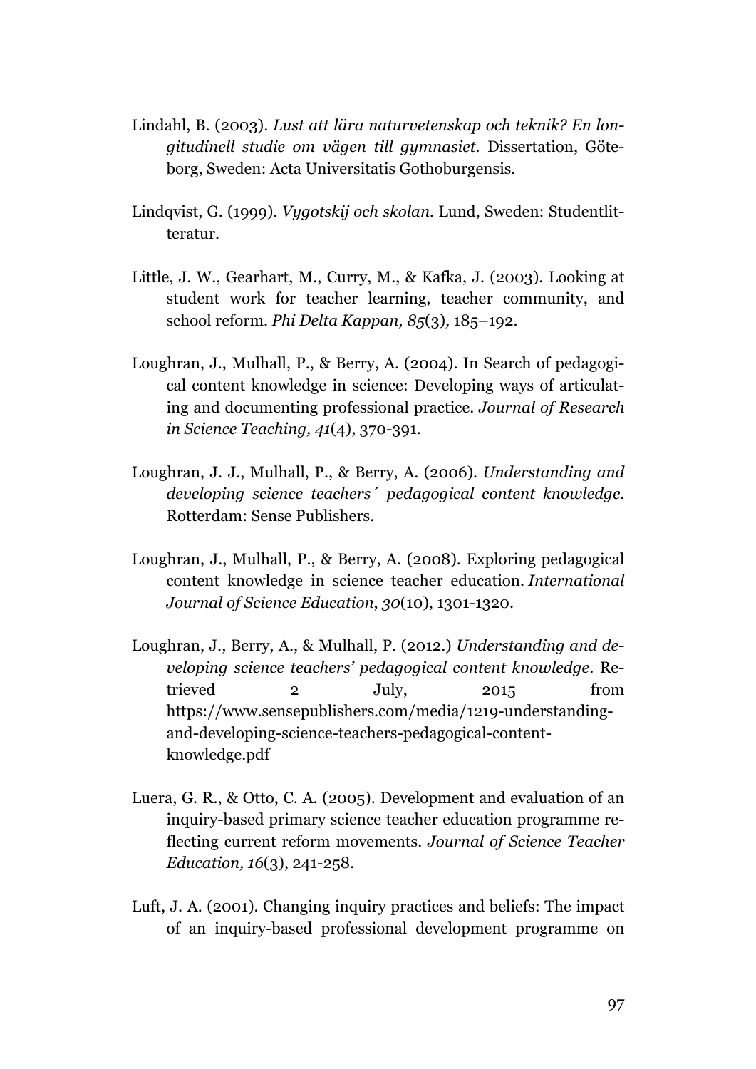Lindahl, B. (2003). *Lust att lära naturvetenskap och teknik? En longitudinell studie om vägen till gymnasiet.* Dissertation, Göteborg, Sweden: Acta Universitatis Gothoburgensis.

Lindqvist, G. (1999). *Vygotskij och skolan.* Lund, Sweden: Studentlitteratur.

Little, J. W., Gearhart, M., Curry, M., & Kafka, J. (2003). Looking at student work for teacher learning, teacher community, and school reform. *Phi Delta Kappan, 85*(3), 185–192.

Loughran, J., Mulhall, P., & Berry, A. (2004). In Search of pedagogical content knowledge in science: Developing ways of articulating and documenting professional practice. *Journal of Research in Science Teaching, 41*(4), 370-391.

Loughran, J. J., Mulhall, P., & Berry, A. (2006). *Understanding and developing science teachers´ pedagogical content knowledge.* Rotterdam: Sense Publishers.

Loughran, J., Mulhall, P., & Berry, A. (2008). Exploring pedagogical content knowledge in science teacher education. *International Journal of Science Education*, *30*(10), 1301-1320.

Loughran, J., Berry, A., & Mulhall, P. (2012.) *Understanding and developing science teachers' pedagogical content knowledge*. Retrieved 2 July, 2015 from https://www.sensepublishers.com/media/1219-understanding-and-developing-science-teachers-pedagogical-content-knowledge.pdf

Luera, G. R., & Otto, C. A. (2005). Development and evaluation of an inquiry-based primary science teacher education programme reflecting current reform movements. *Journal of Science Teacher Education, 16*(3), 241-258.

Luft, J. A. (2001). Changing inquiry practices and beliefs: The impact of an inquiry-based professional development programme on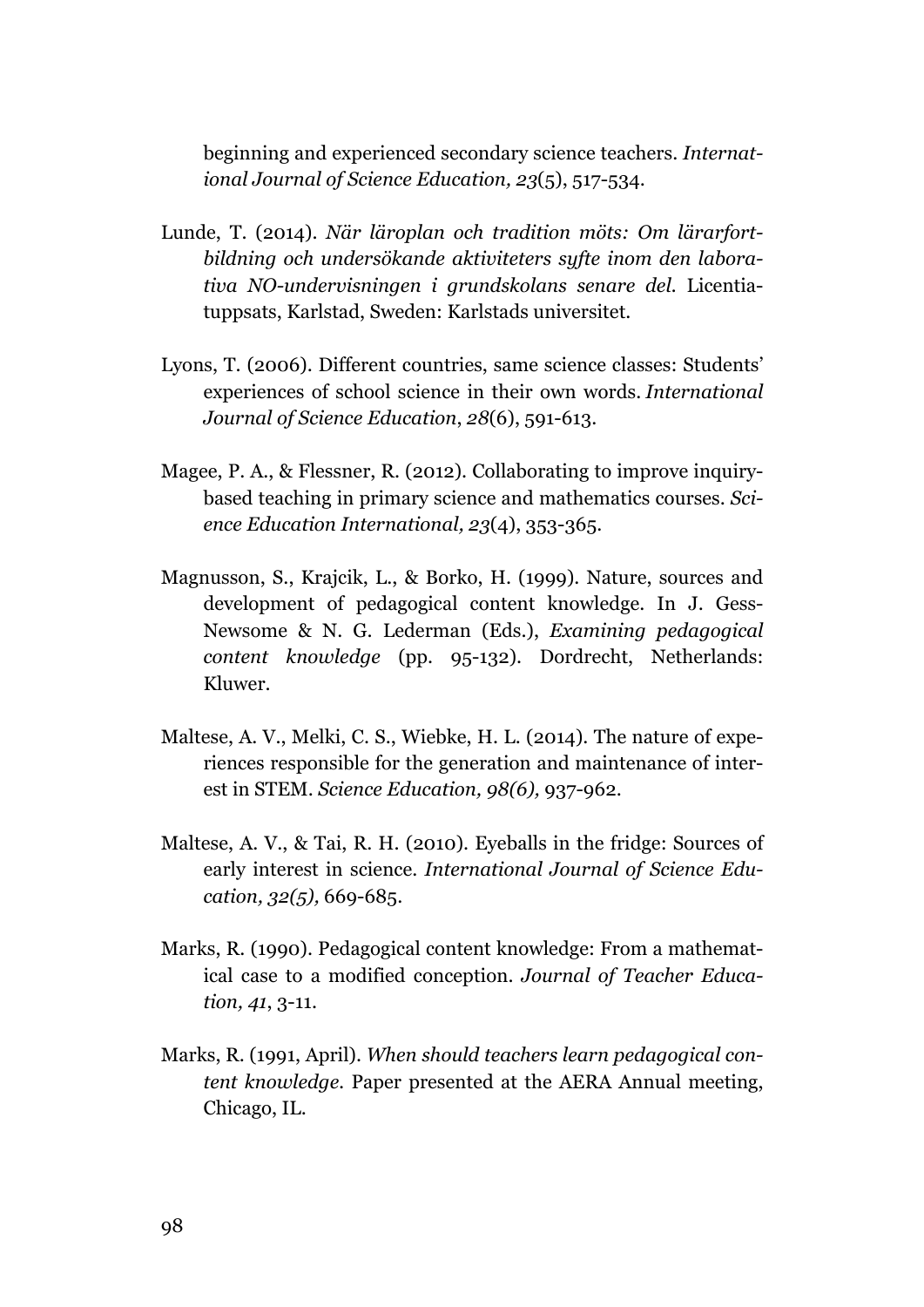beginning and experienced secondary science teachers. *International Journal of Science Education, 23*(5), 517-534.

Lunde, T. (2014). *När läroplan och tradition möts: Om lärarfortbildning och undersökande aktiviteters syfte inom den laborativa NO-undervisningen i grundskolans senare del.* Licentiatuppsats, Karlstad, Sweden: Karlstads universitet.

Lyons, T. (2006). Different countries, same science classes: Students' experiences of school science in their own words. *International Journal of Science Education*, *28*(6), 591-613.

Magee, P. A., & Flessner, R. (2012). Collaborating to improve inquiry-based teaching in primary science and mathematics courses. *Science Education International, 23*(4), 353-365.

Magnusson, S., Krajcik, L., & Borko, H. (1999). Nature, sources and development of pedagogical content knowledge. In J. Gess-Newsome & N. G. Lederman (Eds.), *Examining pedagogical content knowledge* (pp. 95-132). Dordrecht, Netherlands: Kluwer.

Maltese, A. V., Melki, C. S., Wiebke, H. L. (2014). The nature of experiences responsible for the generation and maintenance of interest in STEM. *Science Education, 98(6),* 937-962.

Maltese, A. V., & Tai, R. H. (2010). Eyeballs in the fridge: Sources of early interest in science. *International Journal of Science Education, 32(5),* 669-685.

Marks, R. (1990). Pedagogical content knowledge: From a mathematical case to a modified conception. *Journal of Teacher Education, 41*, 3-11.

Marks, R. (1991, April). *When should teachers learn pedagogical content knowledge.* Paper presented at the AERA Annual meeting, Chicago, IL.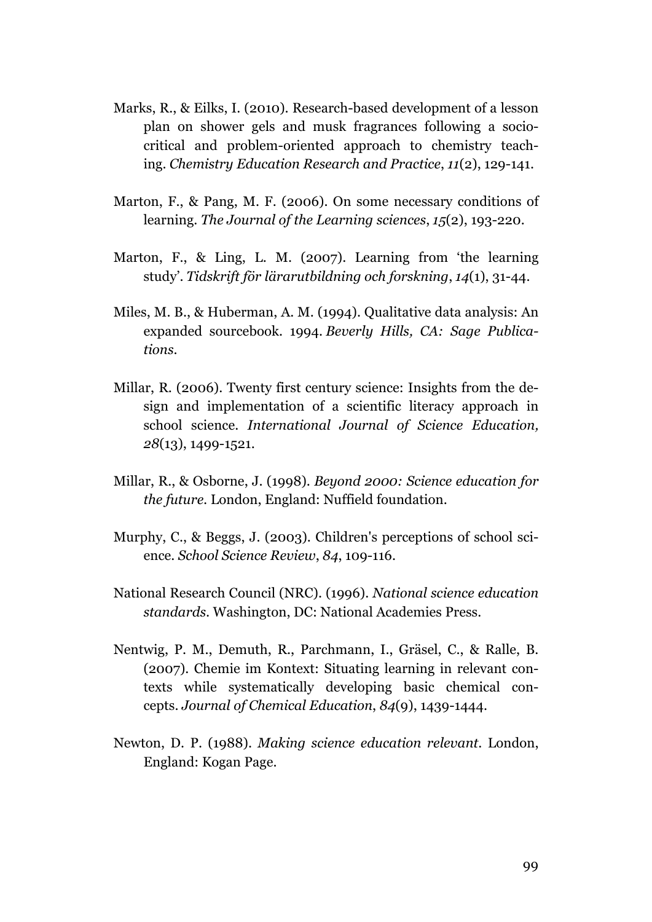Marks, R., & Eilks, I. (2010). Research-based development of a lesson plan on shower gels and musk fragrances following a socio-critical and problem-oriented approach to chemistry teaching. *Chemistry Education Research and Practice*, *11*(2), 129-141.

Marton, F., & Pang, M. F. (2006). On some necessary conditions of learning. *The Journal of the Learning sciences*, *15*(2), 193-220.

Marton, F., & Ling, L. M. (2007). Learning from 'the learning study'. *Tidskrift för lärarutbildning och forskning*, *14*(1), 31-44.

Miles, M. B., & Huberman, A. M. (1994). Qualitative data analysis: An expanded sourcebook. 1994. *Beverly Hills, CA: Sage Publications.*

Millar, R. (2006). Twenty first century science: Insights from the design and implementation of a scientific literacy approach in school science. *International Journal of Science Education, 28*(13), 1499-1521.

Millar, R., & Osborne, J. (1998). *Beyond 2000: Science education for the future.* London, England: Nuffield foundation.

Murphy, C., & Beggs, J. (2003). Children's perceptions of school science. *School Science Review*, *84*, 109-116.

National Research Council (NRC). (1996). *National science education standards.* Washington, DC: National Academies Press.

Nentwig, P. M., Demuth, R., Parchmann, I., Gräsel, C., & Ralle, B. (2007). Chemie im Kontext: Situating learning in relevant contexts while systematically developing basic chemical concepts. *Journal of Chemical Education*, *84*(9), 1439-1444.

Newton, D. P. (1988). *Making science education relevant.* London, England: Kogan Page.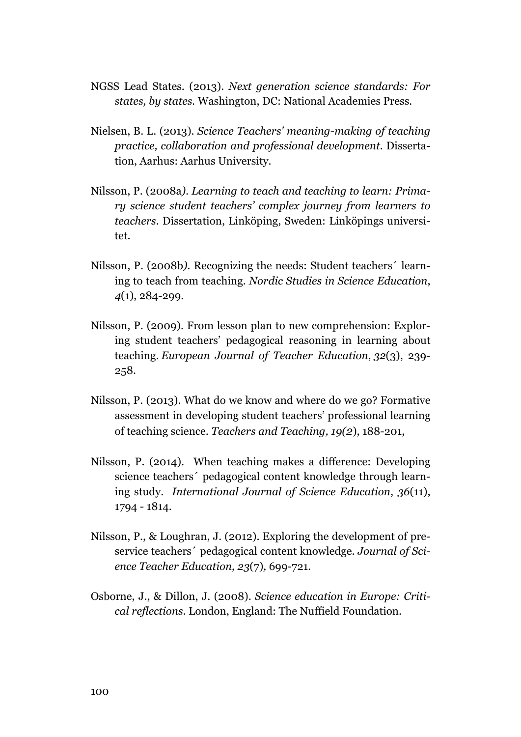NGSS Lead States. (2013). *Next generation science standards: For states, by states*. Washington, DC: National Academies Press.

Nielsen, B. L. (2013). *Science Teachers' meaning-making of teaching practice, collaboration and professional development*. Dissertation, Aarhus: Aarhus University.

Nilsson, P. (2008a*). Learning to teach and teaching to learn: Primary science student teachers' complex journey from learners to teachers*. Dissertation, Linköping, Sweden: Linköpings universitet.

Nilsson, P. (2008b*).* Recognizing the needs: Student teachers´ learning to teach from teaching. *Nordic Studies in Science Education*, *4*(1), 284-299.

Nilsson, P. (2009). From lesson plan to new comprehension: Exploring student teachers' pedagogical reasoning in learning about teaching. *European Journal of Teacher Education*, *32*(3), 239-258.

Nilsson, P. (2013). What do we know and where do we go? Formative assessment in developing student teachers' professional learning of teaching science. *Teachers and Teaching, 19(2*), 188-201,

Nilsson, P. (2014). When teaching makes a difference: Developing science teachers´ pedagogical content knowledge through learning study. *International Journal of Science Education*, *36*(11), 1794 - 1814.

Nilsson, P., & Loughran, J. (2012). Exploring the development of pre-service teachers´ pedagogical content knowledge. *Journal of Science Teacher Education, 23*(7)*,* 699-721.

Osborne, J., & Dillon, J. (2008). *Science education in Europe: Critical reflections*. London, England: The Nuffield Foundation.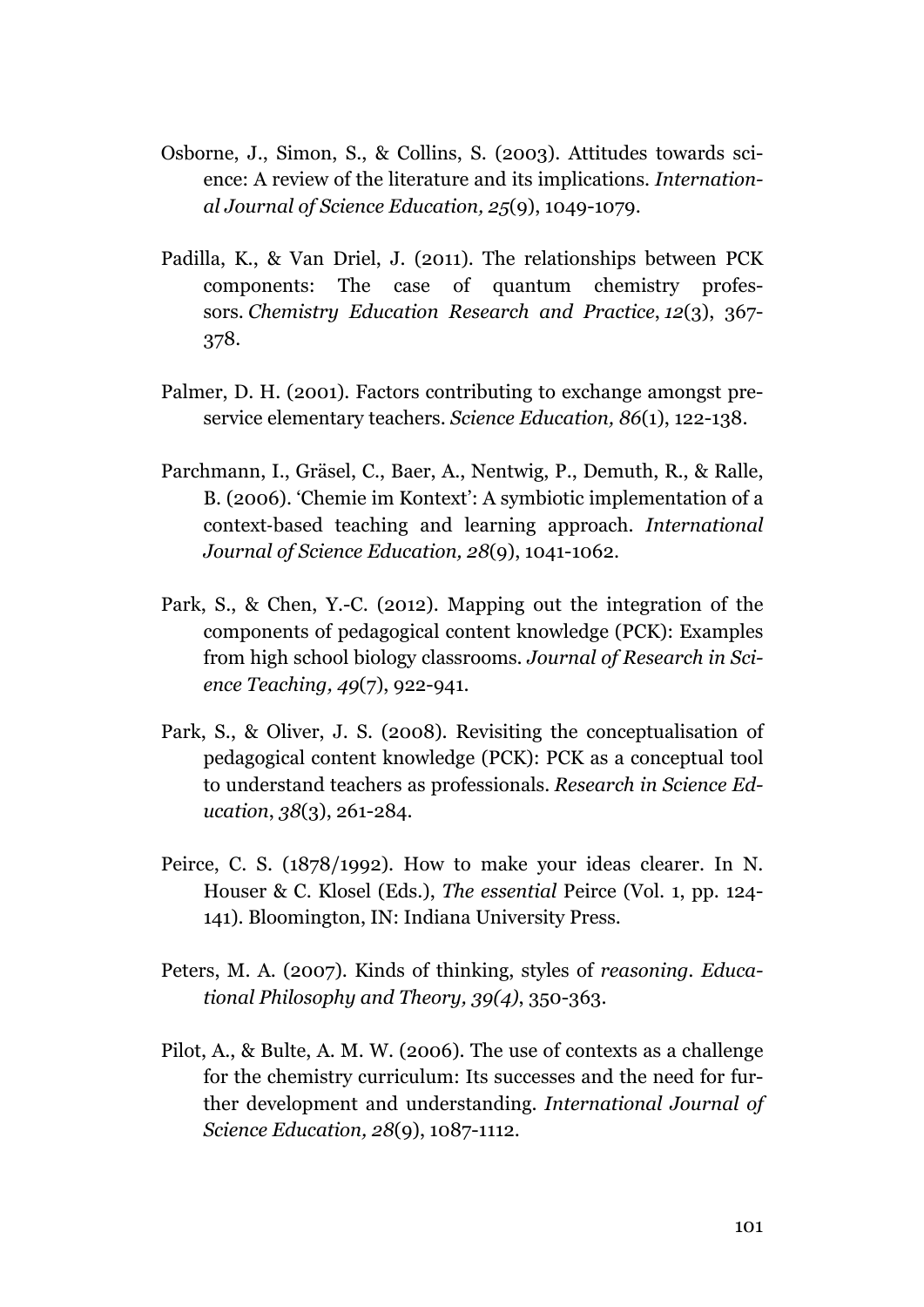Osborne, J., Simon, S., & Collins, S. (2003). Attitudes towards science: A review of the literature and its implications. *International Journal of Science Education, 25*(9), 1049-1079.

Padilla, K., & Van Driel, J. (2011). The relationships between PCK components: The case of quantum chemistry professors. *Chemistry Education Research and Practice*, *12*(3), 367-378.

Palmer, D. H. (2001). Factors contributing to exchange amongst preservice elementary teachers. *Science Education, 86*(1), 122-138.

Parchmann, I., Gräsel, C., Baer, A., Nentwig, P., Demuth, R., & Ralle, B. (2006). 'Chemie im Kontext': A symbiotic implementation of a context-based teaching and learning approach. *International Journal of Science Education, 28*(9), 1041-1062.

Park, S., & Chen, Y.-C. (2012). Mapping out the integration of the components of pedagogical content knowledge (PCK): Examples from high school biology classrooms. *Journal of Research in Science Teaching, 49*(7), 922-941.

Park, S., & Oliver, J. S. (2008). Revisiting the conceptualisation of pedagogical content knowledge (PCK): PCK as a conceptual tool to understand teachers as professionals. *Research in Science Education*, *38*(3), 261-284.

Peirce, C. S. (1878/1992). How to make your ideas clearer. In N. Houser & C. Klosel (Eds.), *The essential* Peirce (Vol. 1, pp. 124-141). Bloomington, IN: Indiana University Press.

Peters, M. A. (2007). Kinds of thinking, styles of *reasoning*. *Educational Philosophy and Theory, 39(4)*, 350-363.

Pilot, A., & Bulte, A. M. W. (2006). The use of contexts as a challenge for the chemistry curriculum: Its successes and the need for further development and understanding. *International Journal of Science Education, 28*(9), 1087-1112.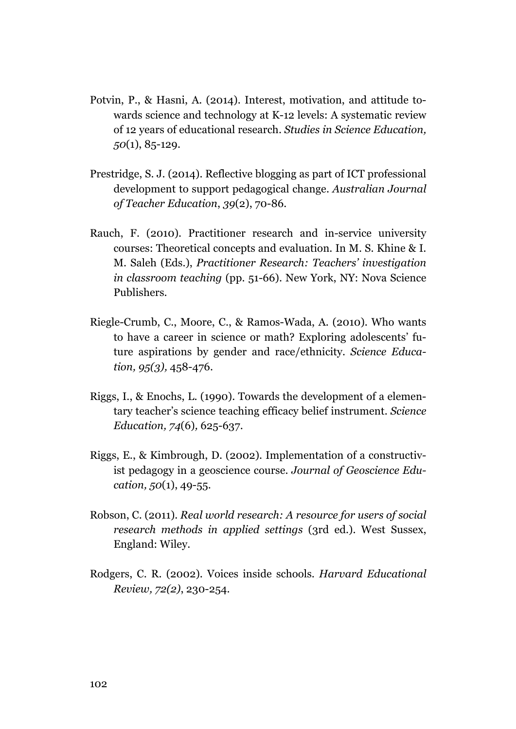Potvin, P., & Hasni, A. (2014). Interest, motivation, and attitude towards science and technology at K-12 levels: A systematic review of 12 years of educational research. *Studies in Science Education, 50*(1), 85-129.

Prestridge, S. J. (2014). Reflective blogging as part of ICT professional development to support pedagogical change. *Australian Journal of Teacher Education*, *39*(2), 70-86.

Rauch, F. (2010). Practitioner research and in-service university courses: Theoretical concepts and evaluation. In M. S. Khine & I. M. Saleh (Eds.), *Practitioner Research: Teachers' investigation in classroom teaching* (pp. 51-66). New York, NY: Nova Science Publishers.

Riegle-Crumb, C., Moore, C., & Ramos-Wada, A. (2010). Who wants to have a career in science or math? Exploring adolescents' future aspirations by gender and race/ethnicity. *Science Education, 95(3),* 458-476.

Riggs, I., & Enochs, L. (1990). Towards the development of a elementary teacher's science teaching efficacy belief instrument. *Science Education, 74*(6)*,* 625-637.

Riggs, E., & Kimbrough, D. (2002). Implementation of a constructivist pedagogy in a geoscience course. *Journal of Geoscience Education, 50*(1), 49-55.

Robson, C. (2011). *Real world research: A resource for users of social research methods in applied settings* (3rd ed.). West Sussex, England: Wiley.

Rodgers, C. R. (2002). Voices inside schools. *Harvard Educational Review, 72(2)*, 230-254.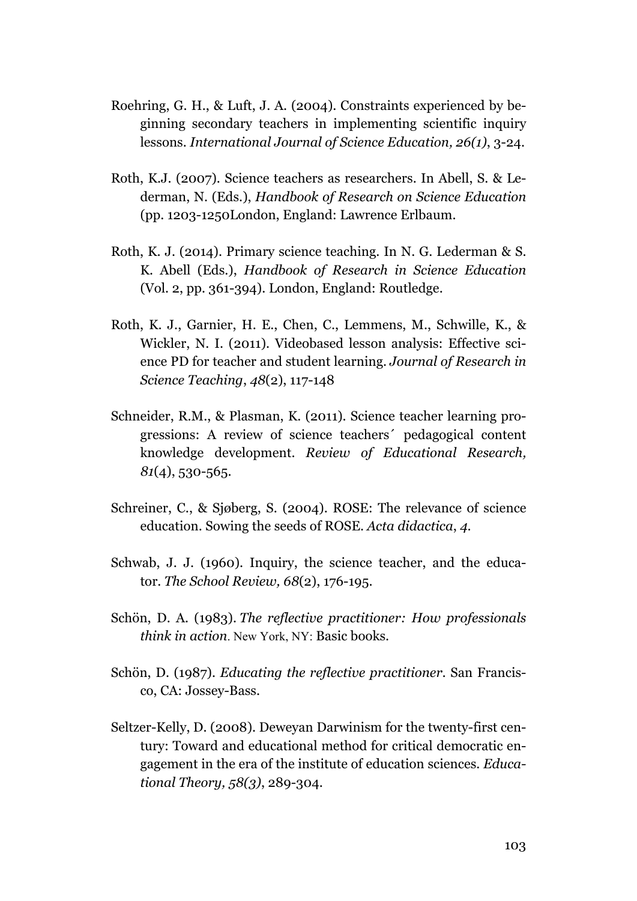Roehring, G. H., & Luft, J. A. (2004). Constraints experienced by beginning secondary teachers in implementing scientific inquiry lessons. *International Journal of Science Education, 26(1)*, 3-24.

Roth, K.J. (2007). Science teachers as researchers. In Abell, S. & Lederman, N. (Eds.), *Handbook of Research on Science Education* (pp. 1203-1250London, England: Lawrence Erlbaum.

Roth, K. J. (2014). Primary science teaching. In N. G. Lederman & S. K. Abell (Eds.), *Handbook of Research in Science Education* (Vol. 2, pp. 361-394). London, England: Routledge.

Roth, K. J., Garnier, H. E., Chen, C., Lemmens, M., Schwille, K., & Wickler, N. I. (2011). Videobased lesson analysis: Effective science PD for teacher and student learning. *Journal of Research in Science Teaching*, *48*(2), 117-148

Schneider, R.M., & Plasman, K. (2011). Science teacher learning progressions: A review of science teachers´ pedagogical content knowledge development. *Review of Educational Research, 81*(4), 530-565.

Schreiner, C., & Sjøberg, S. (2004). ROSE: The relevance of science education. Sowing the seeds of ROSE. *Acta didactica*, *4*.

Schwab, J. J. (1960). Inquiry, the science teacher, and the educator. *The School Review, 68*(2), 176-195.

Schön, D. A. (1983). *The reflective practitioner: How professionals think in action*. New York, NY: Basic books.

Schön, D. (1987). *Educating the reflective practitioner*. San Francisco, CA: Jossey-Bass.

Seltzer-Kelly, D. (2008). Deweyan Darwinism for the twenty-first century: Toward and educational method for critical democratic engagement in the era of the institute of education sciences. *Educational Theory, 58(3)*, 289-304.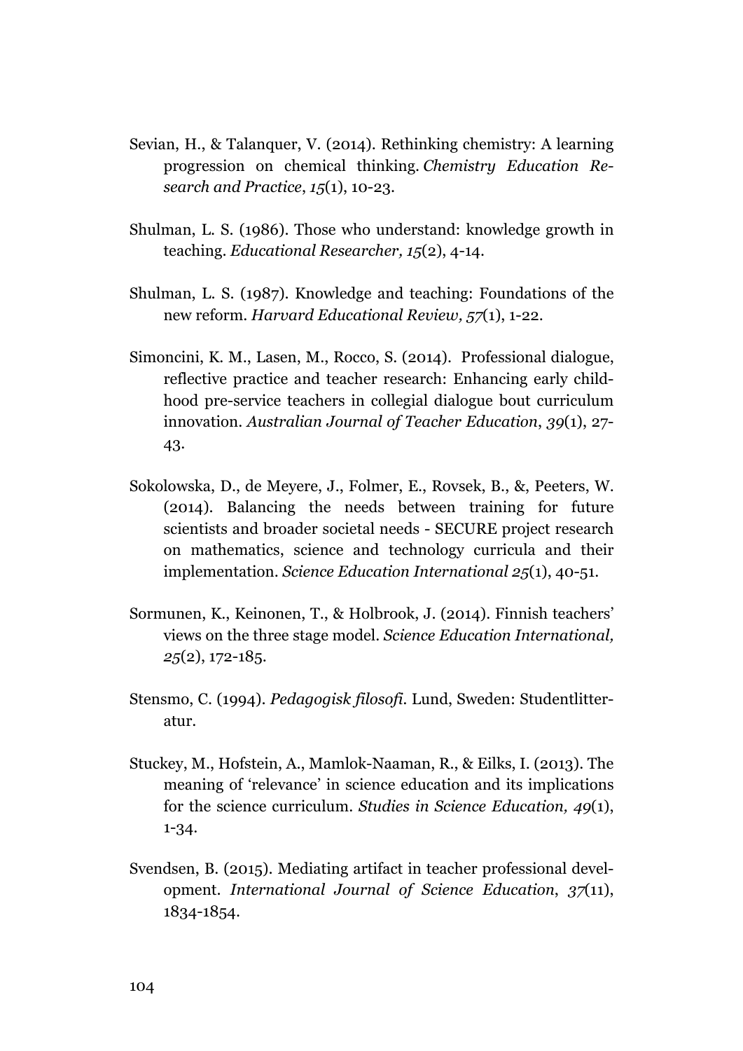Sevian, H., & Talanquer, V. (2014). Rethinking chemistry: A learning progression on chemical thinking. *Chemistry Education Research and Practice*, *15*(1), 10-23.

Shulman, L. S. (1986). Those who understand: knowledge growth in teaching. *Educational Researcher, 15*(2), 4-14.

Shulman, L. S. (1987). Knowledge and teaching: Foundations of the new reform. *Harvard Educational Review, 57*(1), 1-22.

Simoncini, K. M., Lasen, M., Rocco, S. (2014). Professional dialogue, reflective practice and teacher research: Enhancing early childhood pre-service teachers in collegial dialogue bout curriculum innovation. *Australian Journal of Teacher Education*, *39*(1), 27-43.

Sokolowska, D., de Meyere, J., Folmer, E., Rovsek, B., &, Peeters, W. (2014). Balancing the needs between training for future scientists and broader societal needs - SECURE project research on mathematics, science and technology curricula and their implementation. *Science Education International 25*(1), 40-51.

Sormunen, K., Keinonen, T., & Holbrook, J. (2014). Finnish teachers' views on the three stage model. *Science Education International, 25*(2), 172-185.

Stensmo, C. (1994). *Pedagogisk filosofi.* Lund, Sweden: Studentlitteratur.

Stuckey, M., Hofstein, A., Mamlok-Naaman, R., & Eilks, I. (2013). The meaning of 'relevance' in science education and its implications for the science curriculum. *Studies in Science Education, 49*(1), 1-34.

Svendsen, B. (2015). Mediating artifact in teacher professional development. *International Journal of Science Education*, *37*(11), 1834-1854.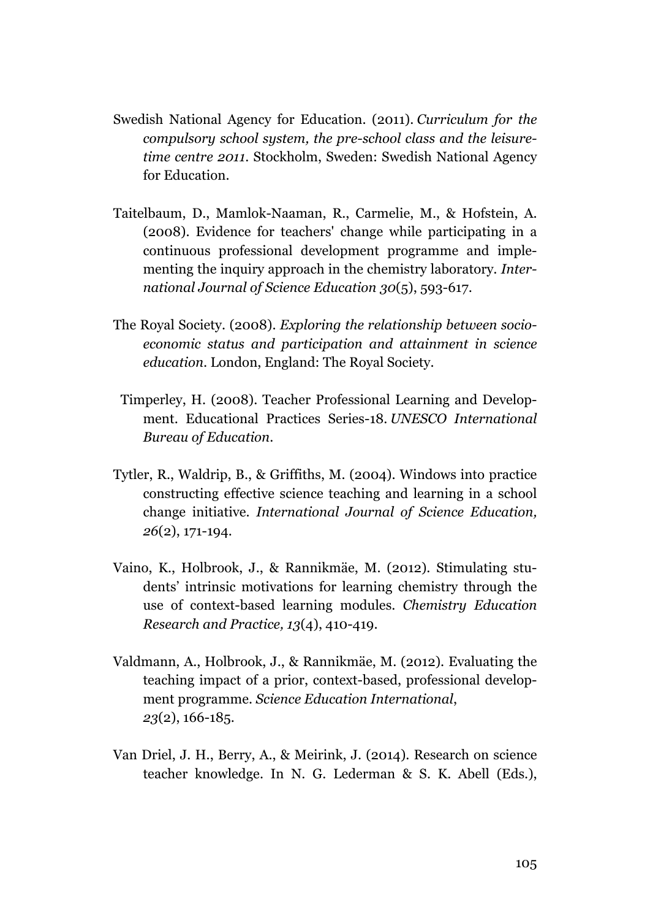Swedish National Agency for Education. (2011). *Curriculum for the compulsory school system, the pre-school class and the leisure-time centre 2011*. Stockholm, Sweden: Swedish National Agency for Education.

Taitelbaum, D., Mamlok-Naaman, R., Carmelie, M., & Hofstein, A. (2008). Evidence for teachers' change while participating in a continuous professional development programme and implementing the inquiry approach in the chemistry laboratory. *International Journal of Science Education 30*(5), 593-617.

The Royal Society. (2008). *Exploring the relationship between socio-economic status and participation and attainment in science education*. London, England: The Royal Society.

Timperley, H. (2008). Teacher Professional Learning and Development. Educational Practices Series-18. *UNESCO International Bureau of Education*.

Tytler, R., Waldrip, B., & Griffiths, M. (2004). Windows into practice constructing effective science teaching and learning in a school change initiative. *International Journal of Science Education, 26*(2), 171-194.

Vaino, K., Holbrook, J., & Rannikmäe, M. (2012). Stimulating students' intrinsic motivations for learning chemistry through the use of context-based learning modules. *Chemistry Education Research and Practice, 13*(4), 410-419.

Valdmann, A., Holbrook, J., & Rannikmäe, M. (2012). Evaluating the teaching impact of a prior, context-based, professional development programme. *Science Education International*, *23*(2), 166-185.

Van Driel, J. H., Berry, A., & Meirink, J. (2014). Research on science teacher knowledge. In N. G. Lederman & S. K. Abell (Eds.),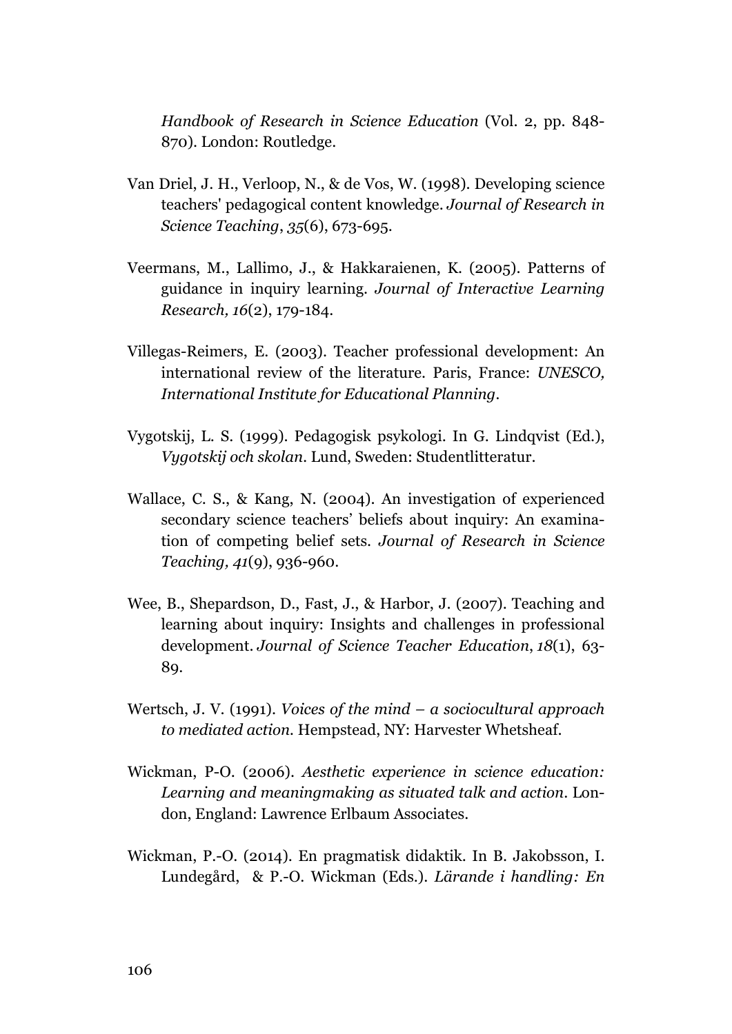*Handbook of Research in Science Education* (Vol. 2, pp. 848-870). London: Routledge.

Van Driel, J. H., Verloop, N., & de Vos, W. (1998). Developing science teachers' pedagogical content knowledge. *Journal of Research in Science Teaching*, *35*(6), 673-695.

Veermans, M., Lallimo, J., & Hakkaraienen, K. (2005). Patterns of guidance in inquiry learning. *Journal of Interactive Learning Research, 16*(2), 179-184.

Villegas-Reimers, E. (2003). Teacher professional development: An international review of the literature. Paris, France: *UNESCO, International Institute for Educational Planning*.

Vygotskij, L. S. (1999). Pedagogisk psykologi. In G. Lindqvist (Ed.), *Vygotskij och skolan*. Lund, Sweden: Studentlitteratur.

Wallace, C. S., & Kang, N. (2004). An investigation of experienced secondary science teachers' beliefs about inquiry: An examination of competing belief sets. *Journal of Research in Science Teaching, 41*(9), 936-960.

Wee, B., Shepardson, D., Fast, J., & Harbor, J. (2007). Teaching and learning about inquiry: Insights and challenges in professional development. *Journal of Science Teacher Education*, *18*(1), 63-89.

Wertsch, J. V. (1991). *Voices of the mind – a sociocultural approach to mediated action*. Hempstead, NY: Harvester Whetsheaf.

Wickman, P-O. (2006). *Aesthetic experience in science education: Learning and meaningmaking as situated talk and action*. London, England: Lawrence Erlbaum Associates.

Wickman, P.-O. (2014). En pragmatisk didaktik. In B. Jakobsson, I. Lundegård, & P.-O. Wickman (Eds.). *Lärande i handling: En*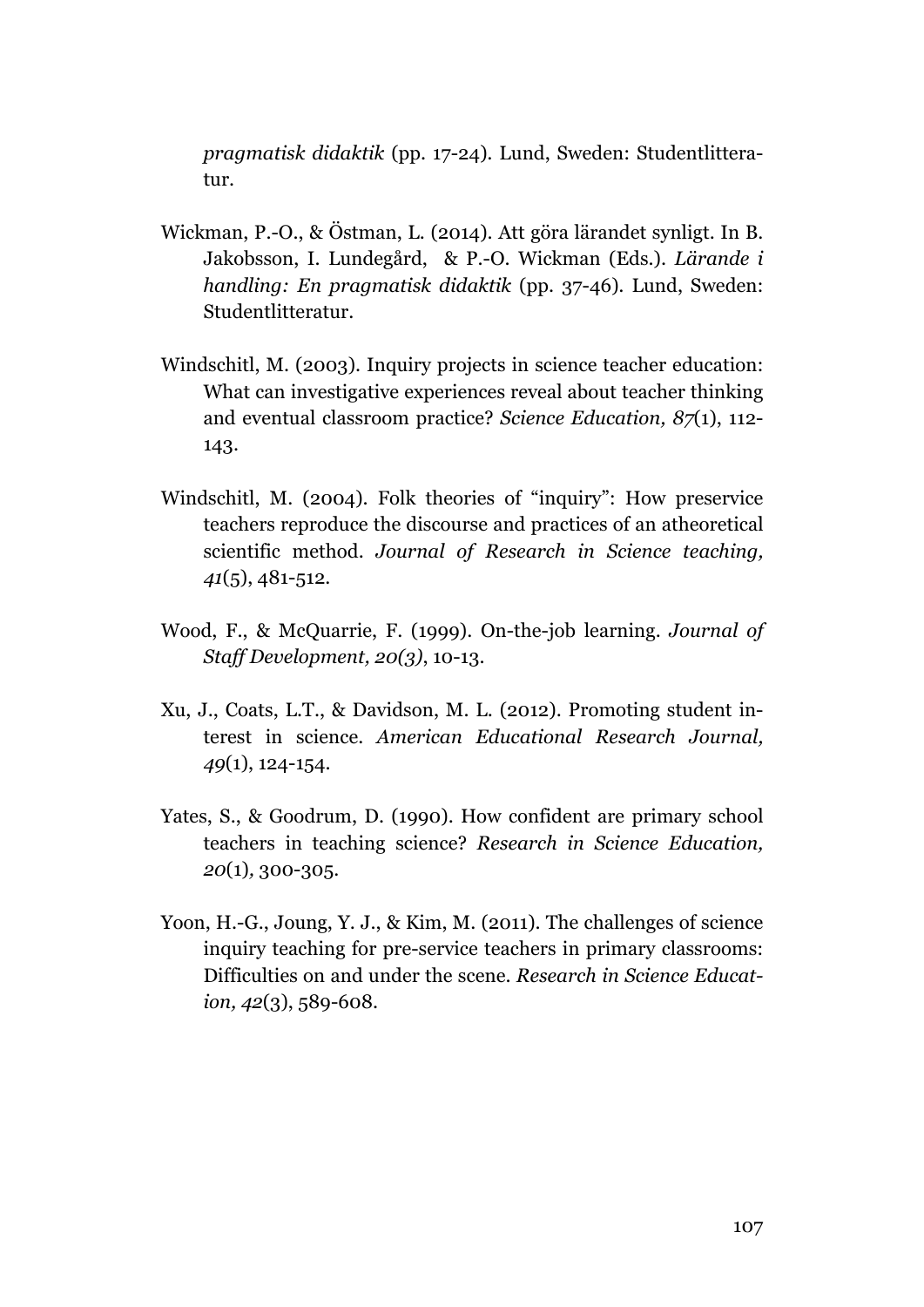*pragmatisk didaktik* (pp. 17-24). Lund, Sweden: Studentlitteratur.

Wickman, P.-O., & Östman, L. (2014). Att göra lärandet synligt. In B. Jakobsson, I. Lundegård, & P.-O. Wickman (Eds.). *Lärande i handling: En pragmatisk didaktik* (pp. 37-46). Lund, Sweden: Studentlitteratur.

Windschitl, M. (2003). Inquiry projects in science teacher education: What can investigative experiences reveal about teacher thinking and eventual classroom practice? *Science Education, 87*(1), 112-143.

Windschitl, M. (2004). Folk theories of "inquiry": How preservice teachers reproduce the discourse and practices of an atheoretical scientific method. *Journal of Research in Science teaching, 41*(5), 481-512.

Wood, F., & McQuarrie, F. (1999). On-the-job learning. *Journal of Staff Development, 20(3)*, 10-13.

Xu, J., Coats, L.T., & Davidson, M. L. (2012). Promoting student interest in science. *American Educational Research Journal, 49*(1), 124-154.

Yates, S., & Goodrum, D. (1990). How confident are primary school teachers in teaching science? *Research in Science Education, 20*(1), 300-305.

Yoon, H.-G., Joung, Y. J., & Kim, M. (2011). The challenges of science inquiry teaching for pre-service teachers in primary classrooms: Difficulties on and under the scene. *Research in Science Education, 42*(3), 589-608.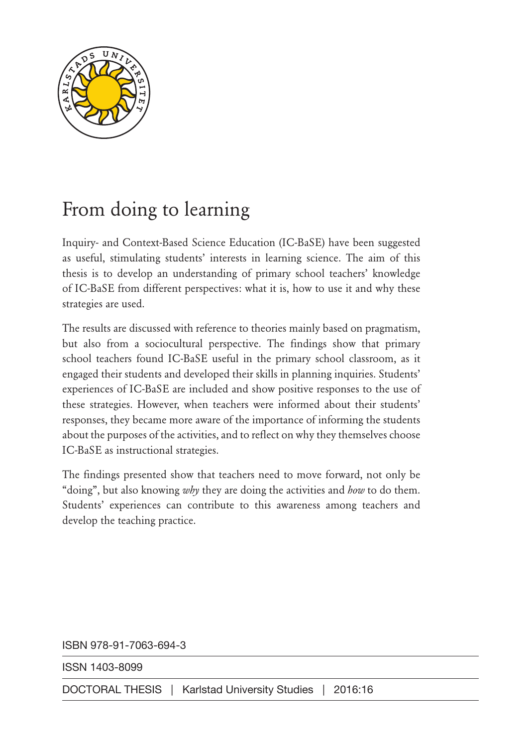# From doing to learning

Inquiry- and Context-Based Science Education (IC-BaSE) have been suggested as useful, stimulating students' interests in learning science. The aim of this thesis is to develop an understanding of primary school teachers' knowledge of IC-BaSE from different perspectives: what it is, how to use it and why these strategies are used.

The results are discussed with reference to theories mainly based on pragmatism, but also from a sociocultural perspective. The findings show that primary school teachers found IC-BaSE useful in the primary school classroom, as it engaged their students and developed their skills in planning inquiries. Students' experiences of IC-BaSE are included and show positive responses to the use of these strategies. However, when teachers were informed about their students' responses, they became more aware of the importance of informing the students about the purposes of the activities, and to reflect on why they themselves choose IC-BaSE as instructional strategies.

The findings presented show that teachers need to move forward, not only be "doing", but also knowing *why* they are doing the activities and *how* to do them. Students' experiences can contribute to this awareness among teachers and develop the teaching practice.

ISBN 978-91-7063-694-3

ISSN 1403-8099

DOCTORAL THESIS | Karlstad University Studies | 2016:16